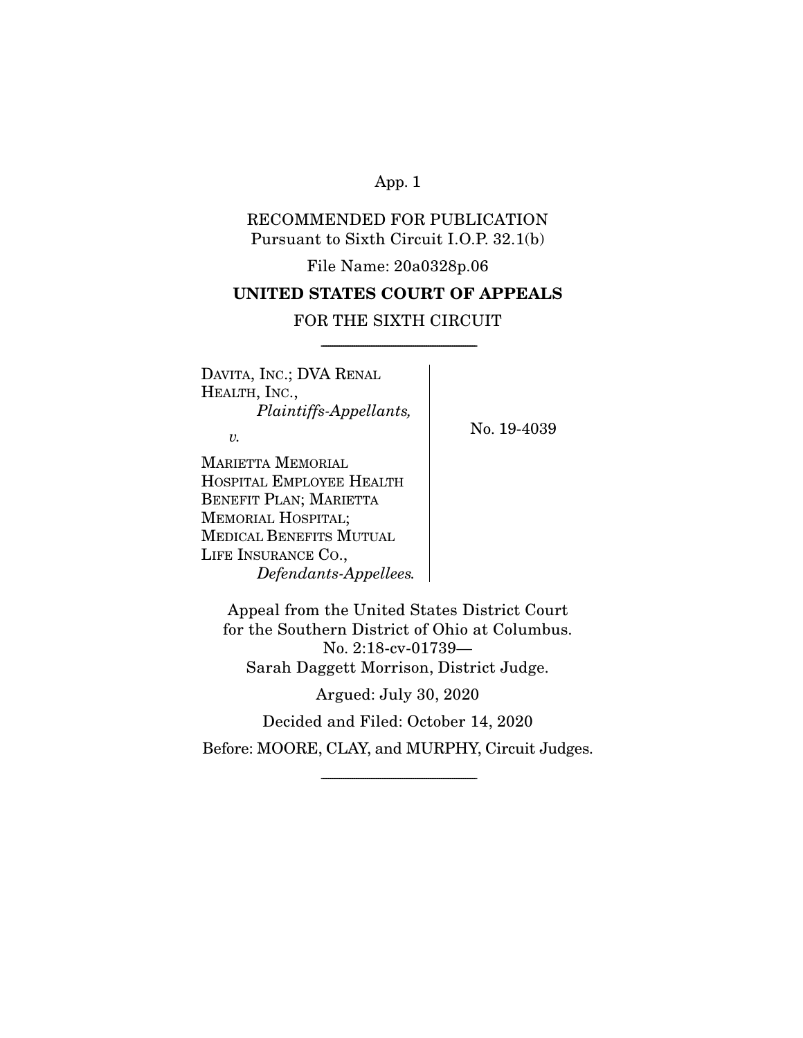RECOMMENDED FOR PUBLICATION
Pursuant to Sixth Circuit I.O.P. 32.1(b)

File Name: 20a0328p.06

**UNITED STATES COURT OF APPEALS**

FOR THE SIXTH CIRCUIT

---

DAVITA, INC.; DVA RENAL HEALTH, INC.,
*Plaintiffs-Appellants,*

*v.*

MARIETTA MEMORIAL HOSPITAL EMPLOYEE HEALTH BENEFIT PLAN; MARIETTA MEMORIAL HOSPITAL; MEDICAL BENEFITS MUTUAL LIFE INSURANCE CO.,
*Defendants-Appellees.*

No. 19-4039

Appeal from the United States District Court for the Southern District of Ohio at Columbus.
No. 2:18-cv-01739—
Sarah Daggett Morrison, District Judge.

Argued: July 30, 2020

Decided and Filed: October 14, 2020

Before: MOORE, CLAY, and MURPHY, Circuit Judges.

---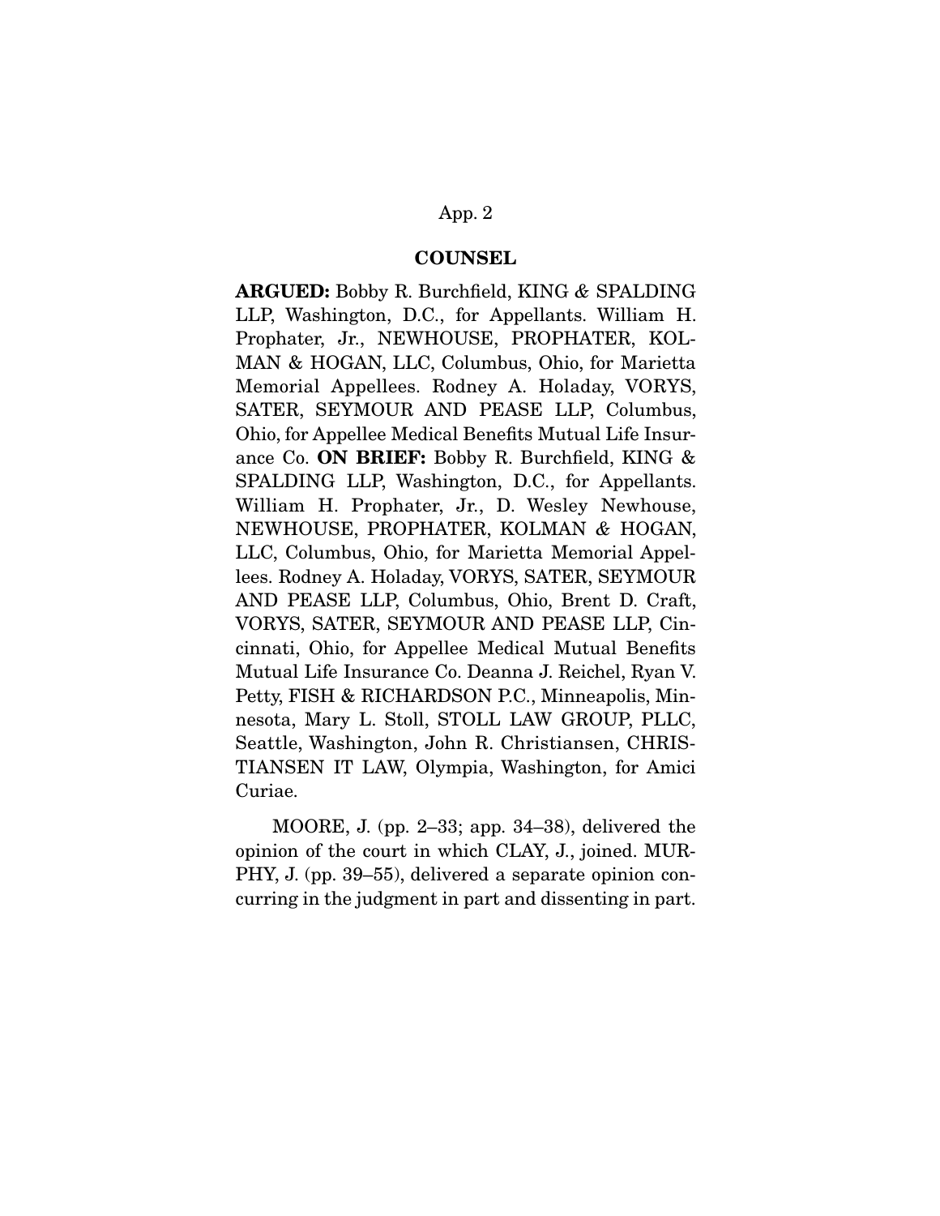## COUNSEL

**ARGUED:** Bobby R. Burchfield, KING & SPALDING LLP, Washington, D.C., for Appellants. William H. Prophater, Jr., NEWHOUSE, PROPHATER, KOLMAN & HOGAN, LLC, Columbus, Ohio, for Marietta Memorial Appellees. Rodney A. Holaday, VORYS, SATER, SEYMOUR AND PEASE LLP, Columbus, Ohio, for Appellee Medical Benefits Mutual Life Insurance Co. **ON BRIEF:** Bobby R. Burchfield, KING & SPALDING LLP, Washington, D.C., for Appellants. William H. Prophater, Jr., D. Wesley Newhouse, NEWHOUSE, PROPHATER, KOLMAN & HOGAN, LLC, Columbus, Ohio, for Marietta Memorial Appellees. Rodney A. Holaday, VORYS, SATER, SEYMOUR AND PEASE LLP, Columbus, Ohio, Brent D. Craft, VORYS, SATER, SEYMOUR AND PEASE LLP, Cincinnati, Ohio, for Appellee Medical Mutual Benefits Mutual Life Insurance Co. Deanna J. Reichel, Ryan V. Petty, FISH & RICHARDSON P.C., Minneapolis, Minnesota, Mary L. Stoll, STOLL LAW GROUP, PLLC, Seattle, Washington, John R. Christiansen, CHRISTIANSEN IT LAW, Olympia, Washington, for Amici Curiae.

MOORE, J. (pp. 2–33; app. 34–38), delivered the opinion of the court in which CLAY, J., joined. MURPHY, J. (pp. 39–55), delivered a separate opinion concurring in the judgment in part and dissenting in part.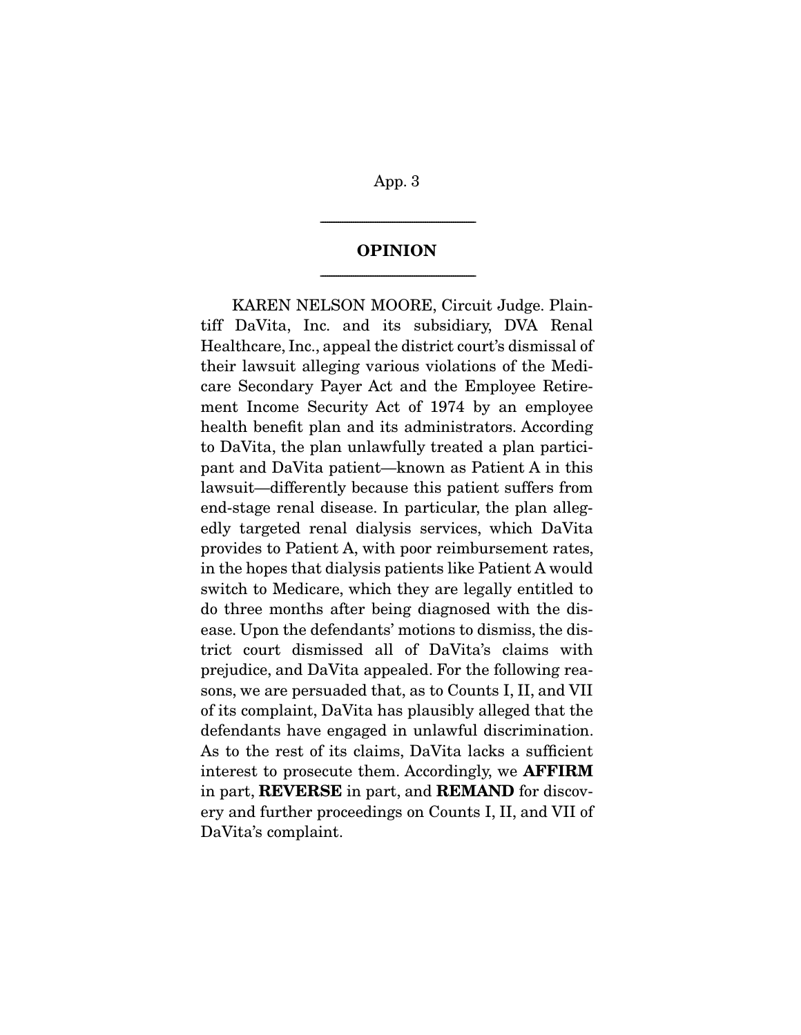## OPINION

KAREN NELSON MOORE, Circuit Judge. Plaintiff DaVita, Inc. and its subsidiary, DVA Renal Healthcare, Inc., appeal the district court's dismissal of their lawsuit alleging various violations of the Medicare Secondary Payer Act and the Employee Retirement Income Security Act of 1974 by an employee health benefit plan and its administrators. According to DaVita, the plan unlawfully treated a plan participant and DaVita patient—known as Patient A in this lawsuit—differently because this patient suffers from end-stage renal disease. In particular, the plan allegedly targeted renal dialysis services, which DaVita provides to Patient A, with poor reimbursement rates, in the hopes that dialysis patients like Patient A would switch to Medicare, which they are legally entitled to do three months after being diagnosed with the disease. Upon the defendants' motions to dismiss, the district court dismissed all of DaVita's claims with prejudice, and DaVita appealed. For the following reasons, we are persuaded that, as to Counts I, II, and VII of its complaint, DaVita has plausibly alleged that the defendants have engaged in unlawful discrimination. As to the rest of its claims, DaVita lacks a sufficient interest to prosecute them. Accordingly, we **AFFIRM** in part, **REVERSE** in part, and **REMAND** for discovery and further proceedings on Counts I, II, and VII of DaVita's complaint.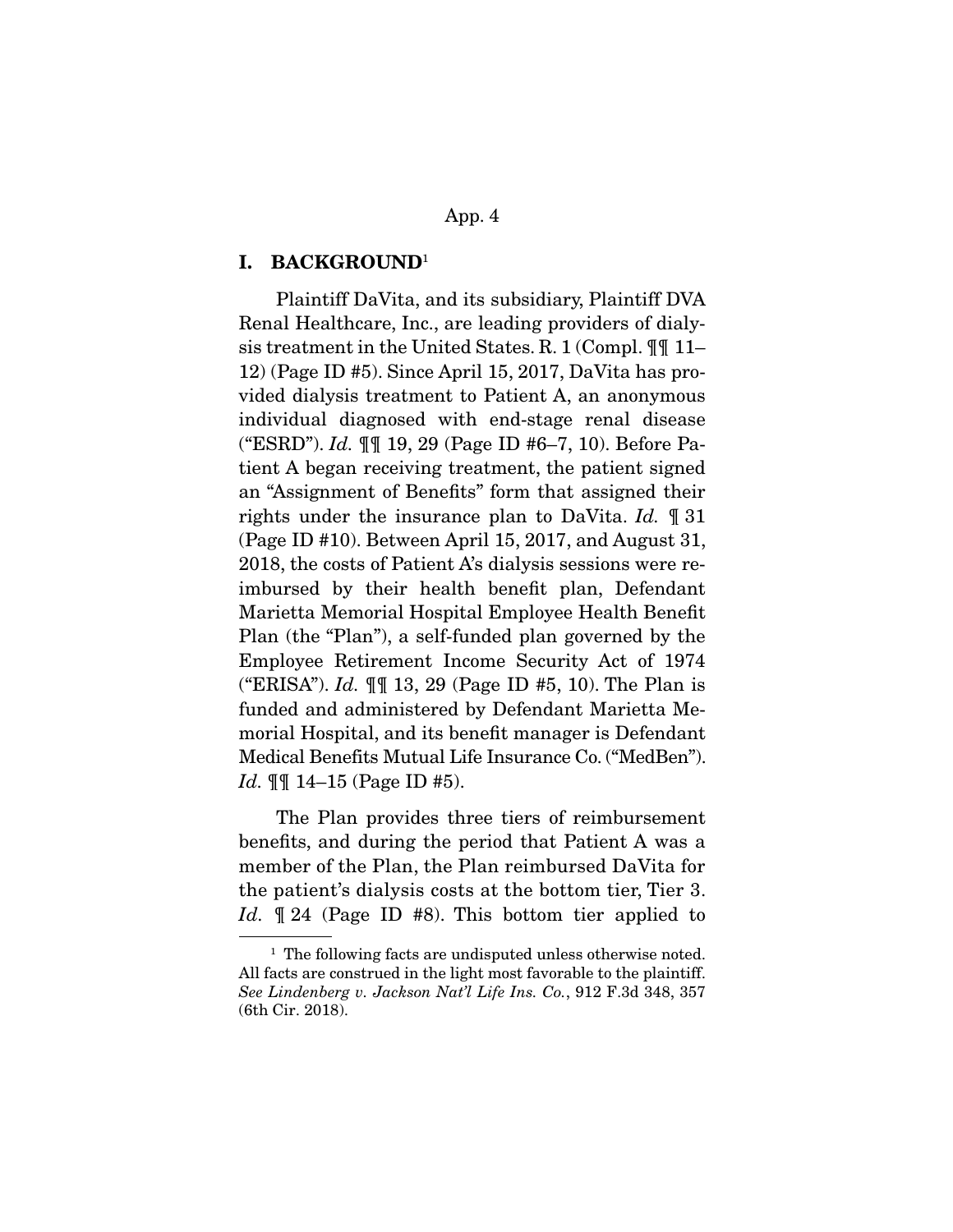## I. BACKGROUND[1]

Plaintiff DaVita, and its subsidiary, Plaintiff DVA Renal Healthcare, Inc., are leading providers of dialysis treatment in the United States. R. 1 (Compl. ¶¶ 11–12) (Page ID #5). Since April 15, 2017, DaVita has provided dialysis treatment to Patient A, an anonymous individual diagnosed with end-stage renal disease ("ESRD"). *Id.* ¶¶ 19, 29 (Page ID #6–7, 10). Before Patient A began receiving treatment, the patient signed an "Assignment of Benefits" form that assigned their rights under the insurance plan to DaVita. *Id.* ¶ 31 (Page ID #10). Between April 15, 2017, and August 31, 2018, the costs of Patient A's dialysis sessions were reimbursed by their health benefit plan, Defendant Marietta Memorial Hospital Employee Health Benefit Plan (the "Plan"), a self-funded plan governed by the Employee Retirement Income Security Act of 1974 ("ERISA"). *Id.* ¶¶ 13, 29 (Page ID #5, 10). The Plan is funded and administered by Defendant Marietta Memorial Hospital, and its benefit manager is Defendant Medical Benefits Mutual Life Insurance Co. ("MedBen"). *Id.* ¶¶ 14–15 (Page ID #5).

The Plan provides three tiers of reimbursement benefits, and during the period that Patient A was a member of the Plan, the Plan reimbursed DaVita for the patient's dialysis costs at the bottom tier, Tier 3. *Id.* ¶ 24 (Page ID #8). This bottom tier applied to

---

[1] The following facts are undisputed unless otherwise noted. All facts are construed in the light most favorable to the plaintiff. *See Lindenberg v. Jackson Nat'l Life Ins. Co.*, 912 F.3d 348, 357 (6th Cir. 2018).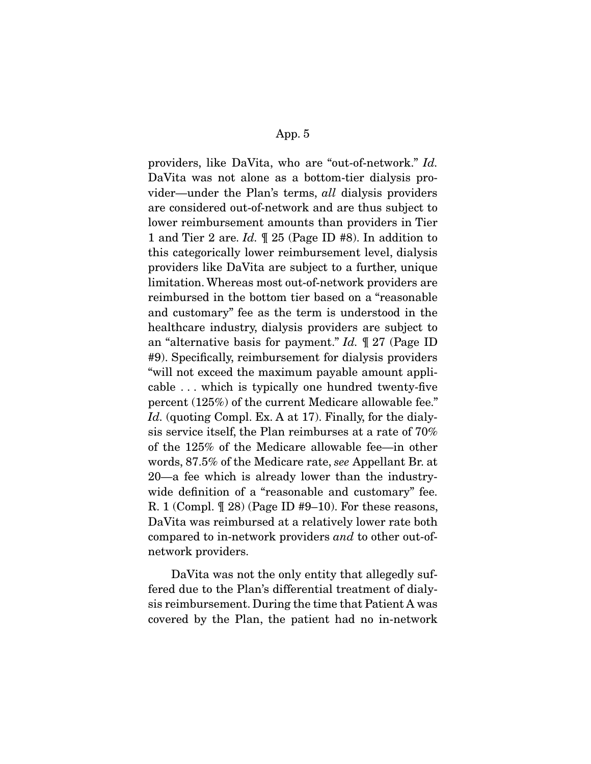providers, like DaVita, who are "out-of-network." *Id.* DaVita was not alone as a bottom-tier dialysis provider—under the Plan's terms, *all* dialysis providers are considered out-of-network and are thus subject to lower reimbursement amounts than providers in Tier 1 and Tier 2 are. *Id.* ¶ 25 (Page ID #8). In addition to this categorically lower reimbursement level, dialysis providers like DaVita are subject to a further, unique limitation. Whereas most out-of-network providers are reimbursed in the bottom tier based on a "reasonable and customary" fee as the term is understood in the healthcare industry, dialysis providers are subject to an "alternative basis for payment." *Id.* ¶ 27 (Page ID #9). Specifically, reimbursement for dialysis providers "will not exceed the maximum payable amount applicable . . . which is typically one hundred twenty-five percent (125%) of the current Medicare allowable fee." *Id.* (quoting Compl. Ex. A at 17). Finally, for the dialysis service itself, the Plan reimburses at a rate of 70% of the 125% of the Medicare allowable fee—in other words, 87.5% of the Medicare rate, *see* Appellant Br. at 20—a fee which is already lower than the industry-wide definition of a "reasonable and customary" fee. R. 1 (Compl. ¶ 28) (Page ID #9–10). For these reasons, DaVita was reimbursed at a relatively lower rate both compared to in-network providers *and* to other out-of-network providers.

DaVita was not the only entity that allegedly suffered due to the Plan's differential treatment of dialysis reimbursement. During the time that Patient A was covered by the Plan, the patient had no in-network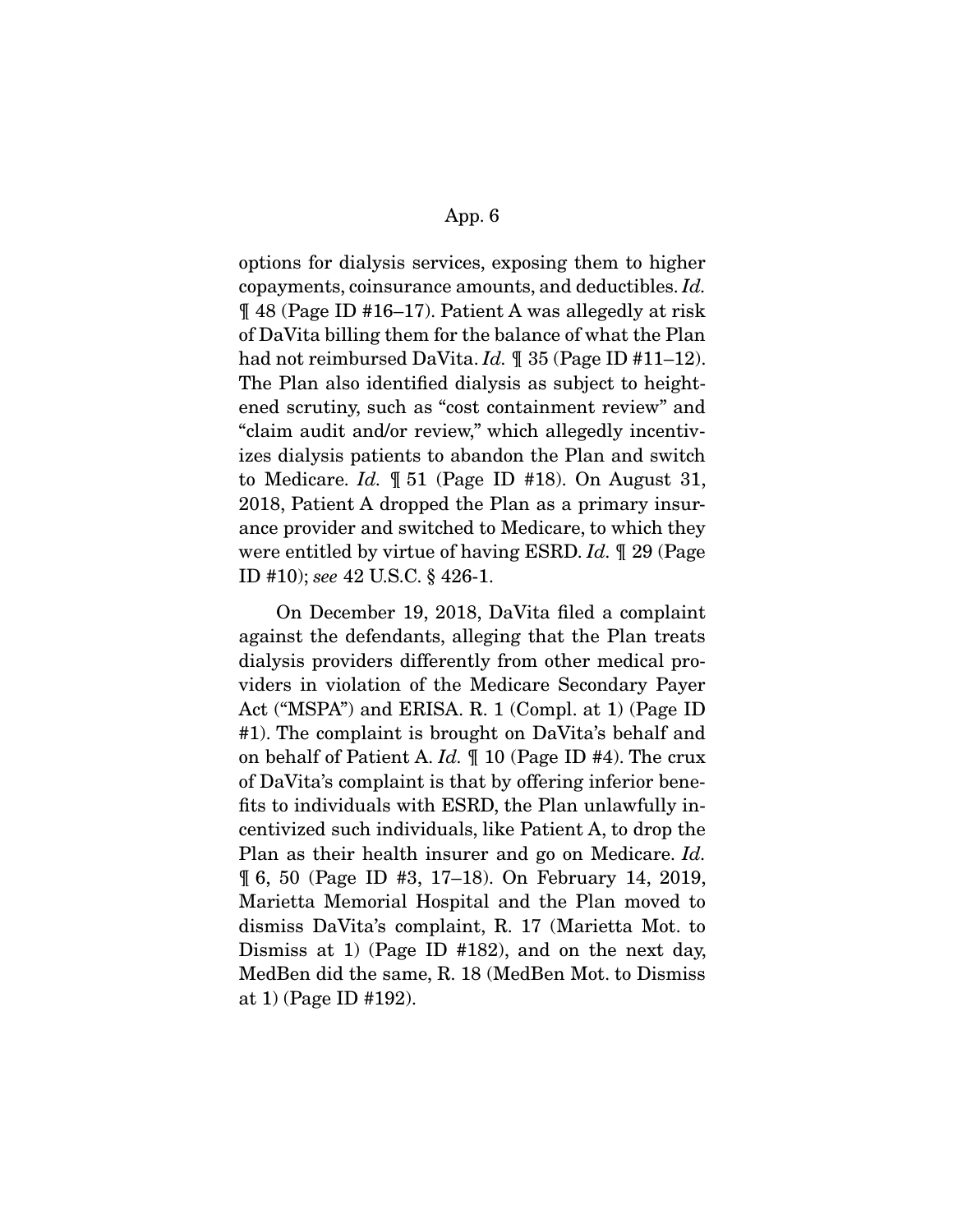options for dialysis services, exposing them to higher copayments, coinsurance amounts, and deductibles. *Id.* ¶ 48 (Page ID #16–17). Patient A was allegedly at risk of DaVita billing them for the balance of what the Plan had not reimbursed DaVita. *Id.* ¶ 35 (Page ID #11–12). The Plan also identified dialysis as subject to heightened scrutiny, such as "cost containment review" and "claim audit and/or review," which allegedly incentivizes dialysis patients to abandon the Plan and switch to Medicare. *Id.* ¶ 51 (Page ID #18). On August 31, 2018, Patient A dropped the Plan as a primary insurance provider and switched to Medicare, to which they were entitled by virtue of having ESRD. *Id.* ¶ 29 (Page ID #10); *see* 42 U.S.C. § 426-1.

On December 19, 2018, DaVita filed a complaint against the defendants, alleging that the Plan treats dialysis providers differently from other medical providers in violation of the Medicare Secondary Payer Act ("MSPA") and ERISA. R. 1 (Compl. at 1) (Page ID #1). The complaint is brought on DaVita's behalf and on behalf of Patient A. *Id.* ¶ 10 (Page ID #4). The crux of DaVita's complaint is that by offering inferior benefits to individuals with ESRD, the Plan unlawfully incentivized such individuals, like Patient A, to drop the Plan as their health insurer and go on Medicare. *Id.* ¶ 6, 50 (Page ID #3, 17–18). On February 14, 2019, Marietta Memorial Hospital and the Plan moved to dismiss DaVita's complaint, R. 17 (Marietta Mot. to Dismiss at 1) (Page ID #182), and on the next day, MedBen did the same, R. 18 (MedBen Mot. to Dismiss at 1) (Page ID #192).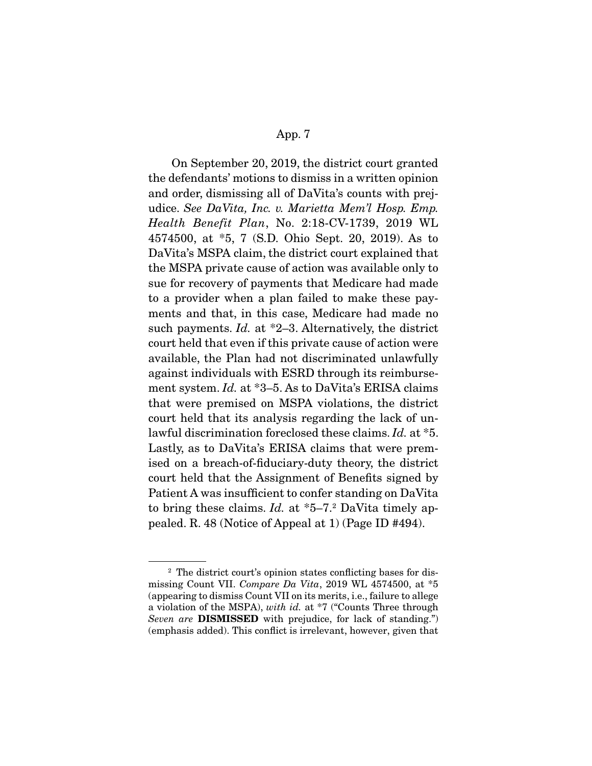On September 20, 2019, the district court granted the defendants' motions to dismiss in a written opinion and order, dismissing all of DaVita's counts with prejudice. *See DaVita, Inc. v. Marietta Mem'l Hosp. Emp. Health Benefit Plan*, No. 2:18-CV-1739, 2019 WL 4574500, at *5, 7 (S.D. Ohio Sept. 20, 2019). As to DaVita's MSPA claim, the district court explained that the MSPA private cause of action was available only to sue for recovery of payments that Medicare had made to a provider when a plan failed to make these payments and that, in this case, Medicare had made no such payments. *Id.* at *2–3. Alternatively, the district court held that even if this private cause of action were available, the Plan had not discriminated unlawfully against individuals with ESRD through its reimbursement system. *Id.* at *3–5. As to DaVita's ERISA claims that were premised on MSPA violations, the district court held that its analysis regarding the lack of unlawful discrimination foreclosed these claims. *Id.* at *5. Lastly, as to DaVita's ERISA claims that were premised on a breach-of-fiduciary-duty theory, the district court held that the Assignment of Benefits signed by Patient A was insufficient to confer standing on DaVita to bring these claims. *Id.* at *5–7.[2] DaVita timely appealed. R. 48 (Notice of Appeal at 1) (Page ID #494).

---

[2] The district court's opinion states conflicting bases for dismissing Count VII. *Compare Da Vita*, 2019 WL 4574500, at *5 (appearing to dismiss Count VII on its merits, i.e., failure to allege a violation of the MSPA), *with id.* at *7 ("Counts Three through *Seven are* **DISMISSED** with prejudice, for lack of standing.") (emphasis added). This conflict is irrelevant, however, given that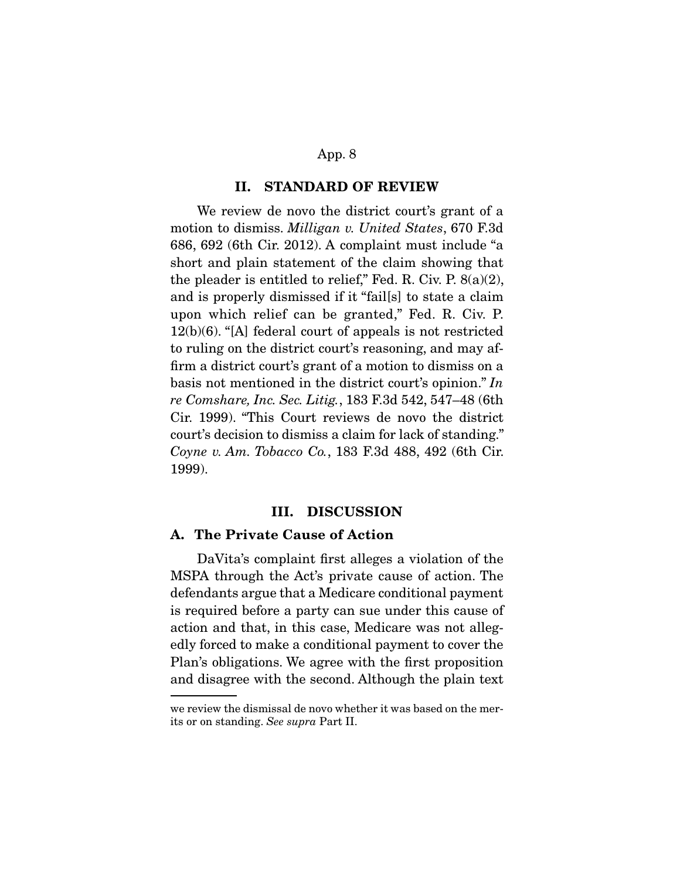## II. STANDARD OF REVIEW

We review de novo the district court's grant of a motion to dismiss. *Milligan v. United States*, 670 F.3d 686, 692 (6th Cir. 2012). A complaint must include "a short and plain statement of the claim showing that the pleader is entitled to relief," Fed. R. Civ. P. 8(a)(2), and is properly dismissed if it "fail[s] to state a claim upon which relief can be granted," Fed. R. Civ. P. 12(b)(6). "[A] federal court of appeals is not restricted to ruling on the district court's reasoning, and may affirm a district court's grant of a motion to dismiss on a basis not mentioned in the district court's opinion." *In re Comshare, Inc. Sec. Litig.*, 183 F.3d 542, 547–48 (6th Cir. 1999). "This Court reviews de novo the district court's decision to dismiss a claim for lack of standing." *Coyne v. Am. Tobacco Co.*, 183 F.3d 488, 492 (6th Cir. 1999).

## III. DISCUSSION

### A. The Private Cause of Action

DaVita's complaint first alleges a violation of the MSPA through the Act's private cause of action. The defendants argue that a Medicare conditional payment is required before a party can sue under this cause of action and that, in this case, Medicare was not allegedly forced to make a conditional payment to cover the Plan's obligations. We agree with the first proposition and disagree with the second. Although the plain text

---

we review the dismissal de novo whether it was based on the merits or on standing. *See supra* Part II.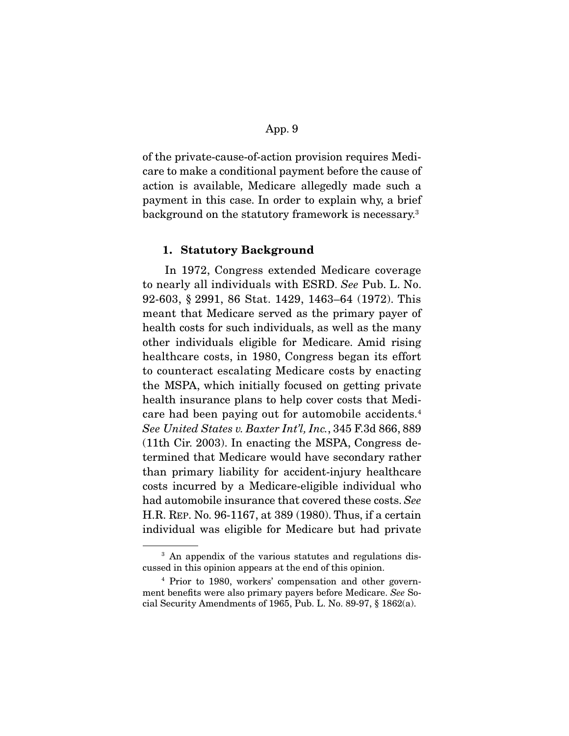of the private-cause-of-action provision requires Medicare to make a conditional payment before the cause of action is available, Medicare allegedly made such a payment in this case. In order to explain why, a brief background on the statutory framework is necessary.[3]

### 1. Statutory Background

In 1972, Congress extended Medicare coverage to nearly all individuals with ESRD. *See* Pub. L. No. 92-603, § 2991, 86 Stat. 1429, 1463–64 (1972). This meant that Medicare served as the primary payer of health costs for such individuals, as well as the many other individuals eligible for Medicare. Amid rising healthcare costs, in 1980, Congress began its effort to counteract escalating Medicare costs by enacting the MSPA, which initially focused on getting private health insurance plans to help cover costs that Medicare had been paying out for automobile accidents.[4] *See United States v. Baxter Int'l, Inc.*, 345 F.3d 866, 889 (11th Cir. 2003). In enacting the MSPA, Congress determined that Medicare would have secondary rather than primary liability for accident-injury healthcare costs incurred by a Medicare-eligible individual who had automobile insurance that covered these costs. *See* H.R. REP. No. 96-1167, at 389 (1980). Thus, if a certain individual was eligible for Medicare but had private

---

[3] An appendix of the various statutes and regulations discussed in this opinion appears at the end of this opinion.

[4] Prior to 1980, workers' compensation and other government benefits were also primary payers before Medicare. *See* Social Security Amendments of 1965, Pub. L. No. 89-97, § 1862(a).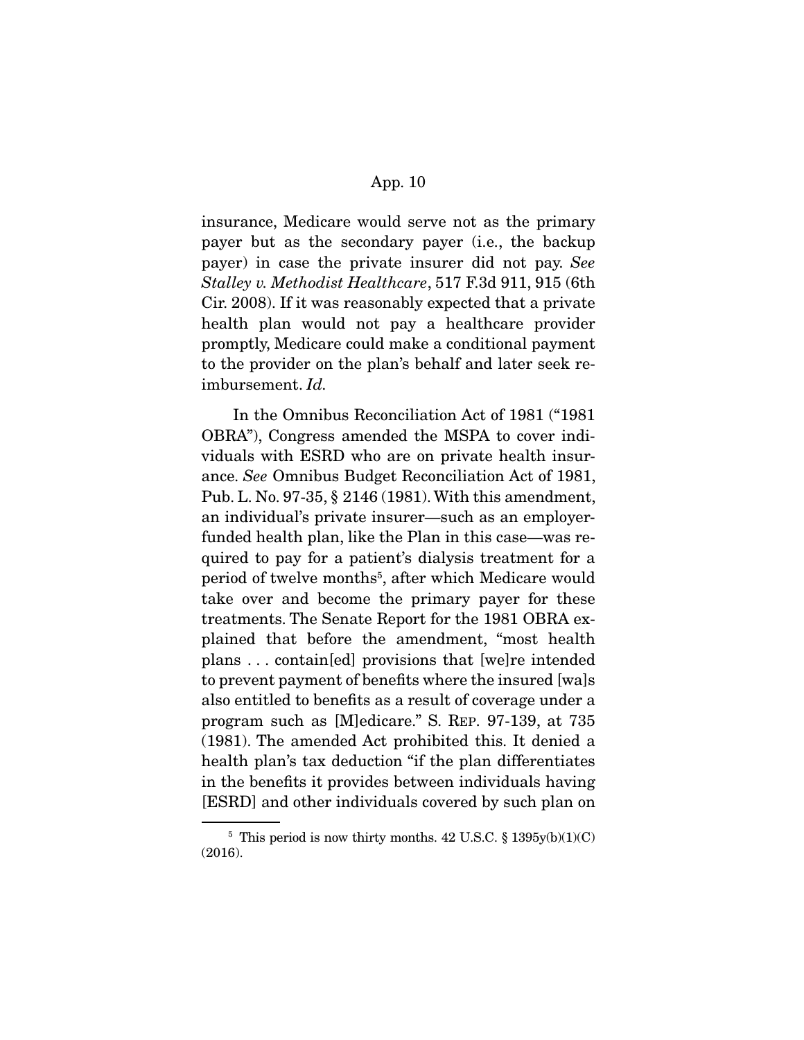insurance, Medicare would serve not as the primary payer but as the secondary payer (i.e., the backup payer) in case the private insurer did not pay. *See Stalley v. Methodist Healthcare*, 517 F.3d 911, 915 (6th Cir. 2008). If it was reasonably expected that a private health plan would not pay a healthcare provider promptly, Medicare could make a conditional payment to the provider on the plan's behalf and later seek reimbursement. *Id.*

In the Omnibus Reconciliation Act of 1981 ("1981 OBRA"), Congress amended the MSPA to cover individuals with ESRD who are on private health insurance. *See* Omnibus Budget Reconciliation Act of 1981, Pub. L. No. 97-35, § 2146 (1981). With this amendment, an individual's private insurer—such as an employer-funded health plan, like the Plan in this case—was required to pay for a patient's dialysis treatment for a period of twelve months[5], after which Medicare would take over and become the primary payer for these treatments. The Senate Report for the 1981 OBRA explained that before the amendment, "most health plans . . . contain[ed] provisions that [we]re intended to prevent payment of benefits where the insured [wa]s also entitled to benefits as a result of coverage under a program such as [M]edicare." S. REP. 97-139, at 735 (1981). The amended Act prohibited this. It denied a health plan's tax deduction "if the plan differentiates in the benefits it provides between individuals having [ESRD] and other individuals covered by such plan on

---

[5] This period is now thirty months. 42 U.S.C. § 1395y(b)(1)(C) (2016).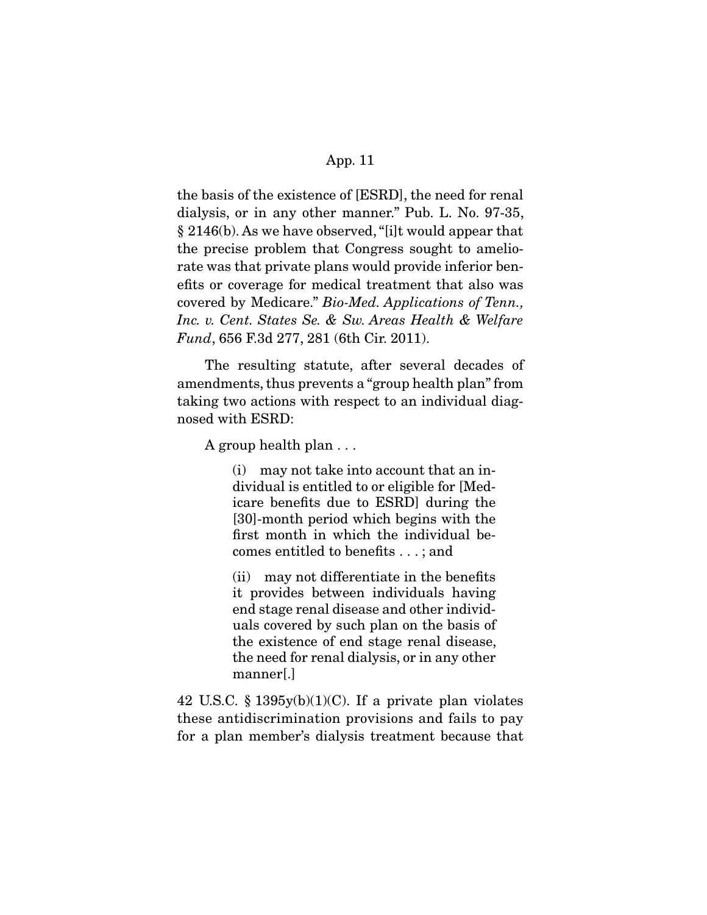the basis of the existence of [ESRD], the need for renal dialysis, or in any other manner." Pub. L. No. 97-35, § 2146(b). As we have observed, "[i]t would appear that the precise problem that Congress sought to ameliorate was that private plans would provide inferior benefits or coverage for medical treatment that also was covered by Medicare." *Bio-Med. Applications of Tenn., Inc. v. Cent. States Se. & Sw. Areas Health & Welfare Fund*, 656 F.3d 277, 281 (6th Cir. 2011).

The resulting statute, after several decades of amendments, thus prevents a "group health plan" from taking two actions with respect to an individual diagnosed with ESRD:

> A group health plan . . .
>
> > (i) may not take into account that an individual is entitled to or eligible for [Medicare benefits due to ESRD] during the [30]-month period which begins with the first month in which the individual becomes entitled to benefits . . . ; and
> >
> > (ii) may not differentiate in the benefits it provides between individuals having end stage renal disease and other individuals covered by such plan on the basis of the existence of end stage renal disease, the need for renal dialysis, or in any other manner[.]

42 U.S.C. § 1395y(b)(1)(C). If a private plan violates these antidiscrimination provisions and fails to pay for a plan member's dialysis treatment because that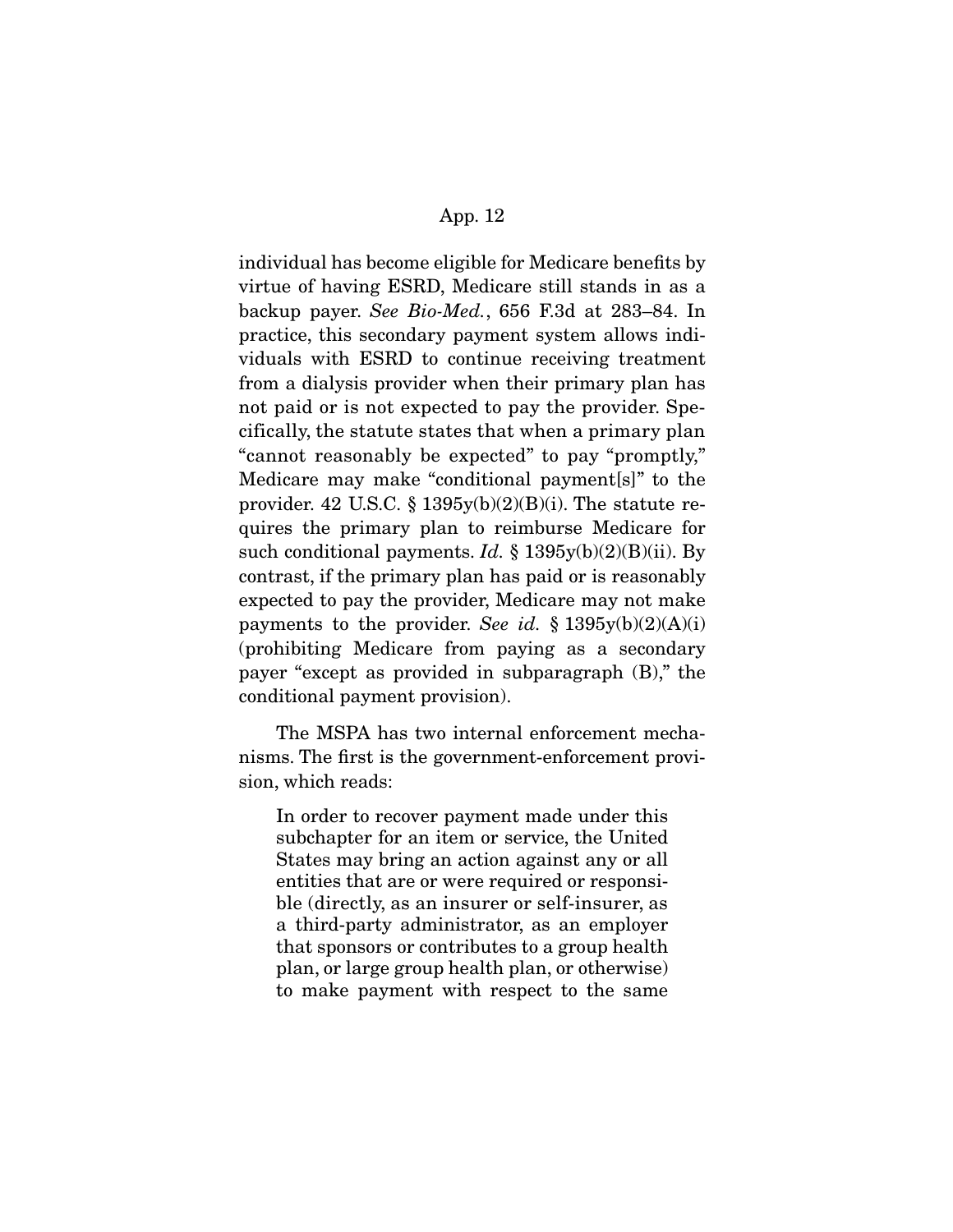individual has become eligible for Medicare benefits by virtue of having ESRD, Medicare still stands in as a backup payer. *See Bio-Med.*, 656 F.3d at 283–84. In practice, this secondary payment system allows individuals with ESRD to continue receiving treatment from a dialysis provider when their primary plan has not paid or is not expected to pay the provider. Specifically, the statute states that when a primary plan "cannot reasonably be expected" to pay "promptly," Medicare may make "conditional payment[s]" to the provider. 42 U.S.C. § 1395y(b)(2)(B)(i). The statute requires the primary plan to reimburse Medicare for such conditional payments. *Id.* § 1395y(b)(2)(B)(ii). By contrast, if the primary plan has paid or is reasonably expected to pay the provider, Medicare may not make payments to the provider. *See id.* § 1395y(b)(2)(A)(i) (prohibiting Medicare from paying as a secondary payer "except as provided in subparagraph (B)," the conditional payment provision).

The MSPA has two internal enforcement mechanisms. The first is the government-enforcement provision, which reads:

> In order to recover payment made under this subchapter for an item or service, the United States may bring an action against any or all entities that are or were required or responsible (directly, as an insurer or self-insurer, as a third-party administrator, as an employer that sponsors or contributes to a group health plan, or large group health plan, or otherwise) to make payment with respect to the same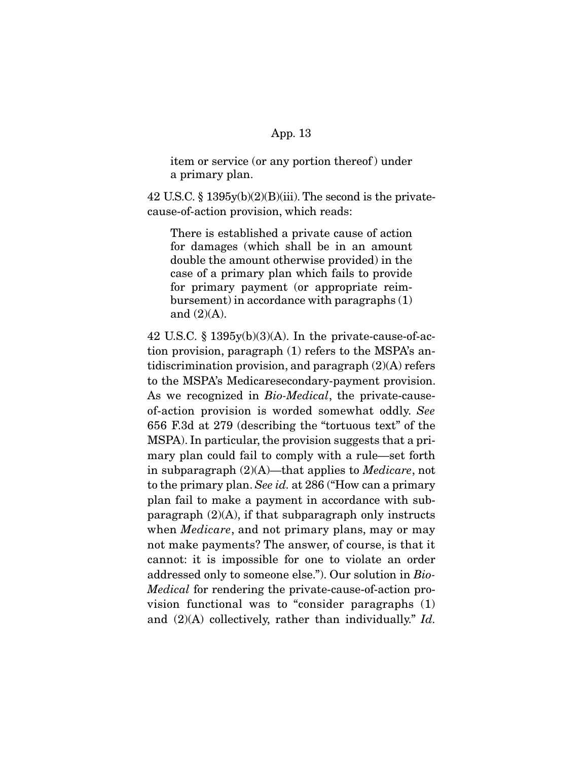item or service (or any portion thereof) under a primary plan.

42 U.S.C. § 1395y(b)(2)(B)(iii). The second is the private-cause-of-action provision, which reads:

> There is established a private cause of action for damages (which shall be in an amount double the amount otherwise provided) in the case of a primary plan which fails to provide for primary payment (or appropriate reimbursement) in accordance with paragraphs (1) and (2)(A).

42 U.S.C. § 1395y(b)(3)(A). In the private-cause-of-action provision, paragraph (1) refers to the MSPA's antidiscrimination provision, and paragraph (2)(A) refers to the MSPA's Medicaresecondary-payment provision. As we recognized in *Bio-Medical*, the private-cause-of-action provision is worded somewhat oddly. *See* 656 F.3d at 279 (describing the "tortuous text" of the MSPA). In particular, the provision suggests that a primary plan could fail to comply with a rule—set forth in subparagraph (2)(A)—that applies to *Medicare*, not to the primary plan. *See id.* at 286 ("How can a primary plan fail to make a payment in accordance with subparagraph (2)(A), if that subparagraph only instructs when *Medicare*, and not primary plans, may or may not make payments? The answer, of course, is that it cannot: it is impossible for one to violate an order addressed only to someone else."). Our solution in *Bio-Medical* for rendering the private-cause-of-action provision functional was to "consider paragraphs (1) and (2)(A) collectively, rather than individually." *Id.*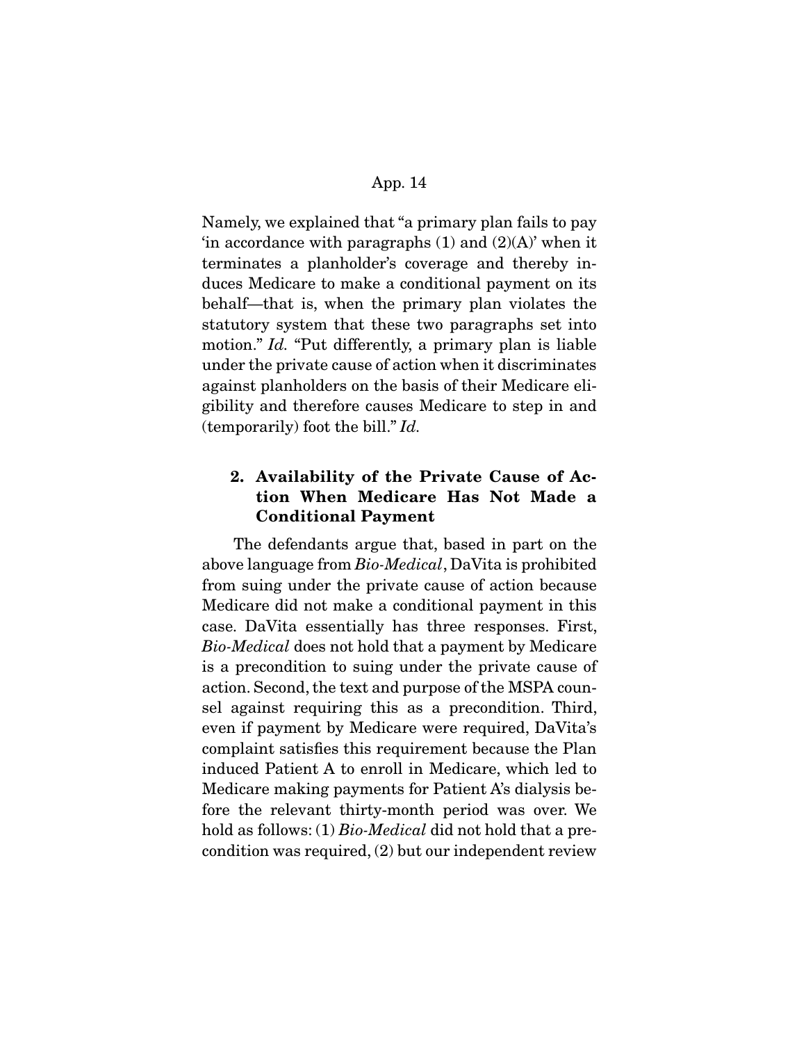Namely, we explained that "a primary plan fails to pay 'in accordance with paragraphs (1) and (2)(A)' when it terminates a planholder's coverage and thereby induces Medicare to make a conditional payment on its behalf—that is, when the primary plan violates the statutory system that these two paragraphs set into motion." *Id.* "Put differently, a primary plan is liable under the private cause of action when it discriminates against planholders on the basis of their Medicare eligibility and therefore causes Medicare to step in and (temporarily) foot the bill." *Id.*

### 2. Availability of the Private Cause of Action When Medicare Has Not Made a Conditional Payment

The defendants argue that, based in part on the above language from *Bio-Medical*, DaVita is prohibited from suing under the private cause of action because Medicare did not make a conditional payment in this case. DaVita essentially has three responses. First, *Bio-Medical* does not hold that a payment by Medicare is a precondition to suing under the private cause of action. Second, the text and purpose of the MSPA counsel against requiring this as a precondition. Third, even if payment by Medicare were required, DaVita's complaint satisfies this requirement because the Plan induced Patient A to enroll in Medicare, which led to Medicare making payments for Patient A's dialysis before the relevant thirty-month period was over. We hold as follows: (1) *Bio-Medical* did not hold that a precondition was required, (2) but our independent review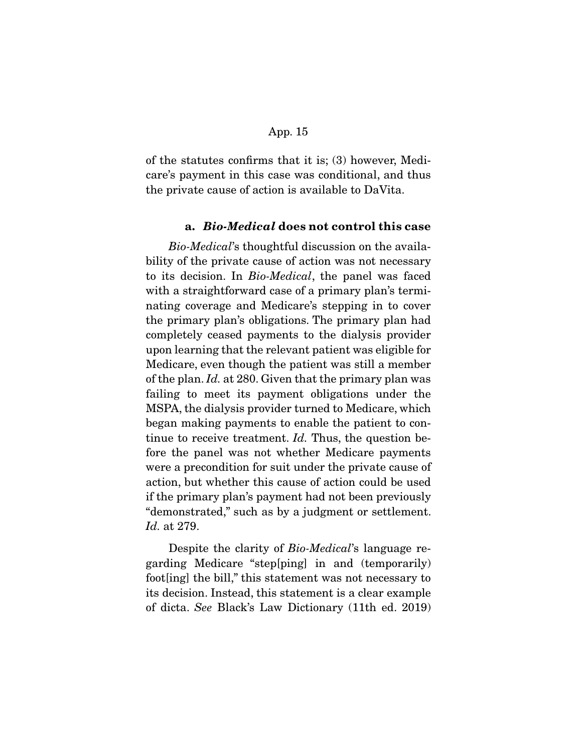of the statutes confirms that it is; (3) however, Medicare's payment in this case was conditional, and thus the private cause of action is available to DaVita.

#### a. *Bio-Medical* does not control this case

*Bio-Medical*'s thoughtful discussion on the availability of the private cause of action was not necessary to its decision. In *Bio-Medical*, the panel was faced with a straightforward case of a primary plan's terminating coverage and Medicare's stepping in to cover the primary plan's obligations. The primary plan had completely ceased payments to the dialysis provider upon learning that the relevant patient was eligible for Medicare, even though the patient was still a member of the plan. *Id.* at 280. Given that the primary plan was failing to meet its payment obligations under the MSPA, the dialysis provider turned to Medicare, which began making payments to enable the patient to continue to receive treatment. *Id.* Thus, the question before the panel was not whether Medicare payments were a precondition for suit under the private cause of action, but whether this cause of action could be used if the primary plan's payment had not been previously "demonstrated," such as by a judgment or settlement. *Id.* at 279.

Despite the clarity of *Bio-Medical*'s language regarding Medicare "step[ping] in and (temporarily) foot[ing] the bill," this statement was not necessary to its decision. Instead, this statement is a clear example of dicta. *See* Black's Law Dictionary (11th ed. 2019)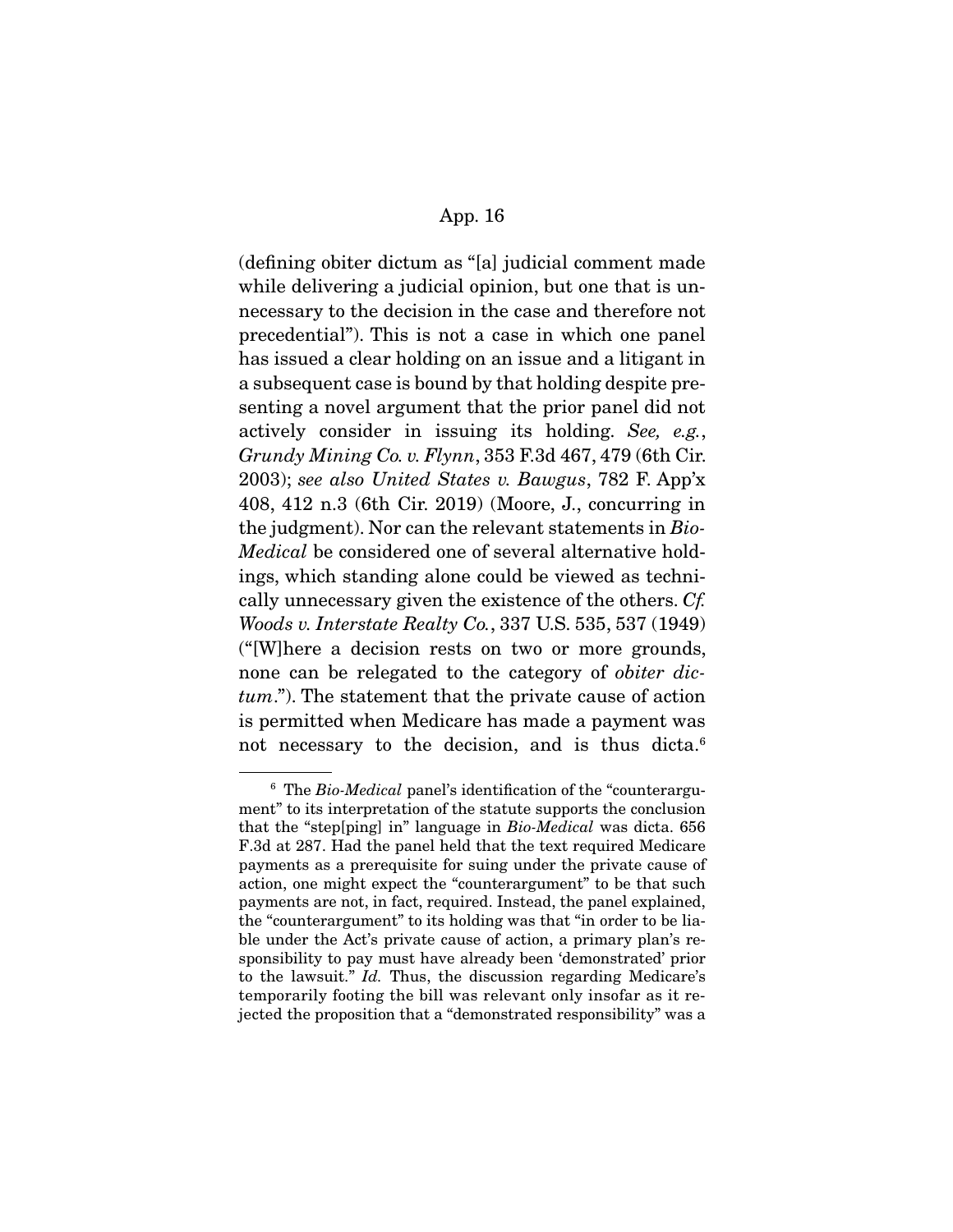(defining obiter dictum as "[a] judicial comment made while delivering a judicial opinion, but one that is unnecessary to the decision in the case and therefore not precedential"). This is not a case in which one panel has issued a clear holding on an issue and a litigant in a subsequent case is bound by that holding despite presenting a novel argument that the prior panel did not actively consider in issuing its holding. *See, e.g.*, *Grundy Mining Co. v. Flynn*, 353 F.3d 467, 479 (6th Cir. 2003); *see also United States v. Bawgus*, 782 F. App'x 408, 412 n.3 (6th Cir. 2019) (Moore, J., concurring in the judgment). Nor can the relevant statements in *Bio-Medical* be considered one of several alternative holdings, which standing alone could be viewed as technically unnecessary given the existence of the others. *Cf. Woods v. Interstate Realty Co.*, 337 U.S. 535, 537 (1949) ("[W]here a decision rests on two or more grounds, none can be relegated to the category of *obiter dictum*."). The statement that the private cause of action is permitted when Medicare has made a payment was not necessary to the decision, and is thus dicta.[6]

---

[6] The *Bio-Medical* panel's identification of the "counterargument" to its interpretation of the statute supports the conclusion that the "step[ping] in" language in *Bio-Medical* was dicta. 656 F.3d at 287. Had the panel held that the text required Medicare payments as a prerequisite for suing under the private cause of action, one might expect the "counterargument" to be that such payments are not, in fact, required. Instead, the panel explained, the "counterargument" to its holding was that "in order to be liable under the Act's private cause of action, a primary plan's responsibility to pay must have already been 'demonstrated' prior to the lawsuit." *Id.* Thus, the discussion regarding Medicare's temporarily footing the bill was relevant only insofar as it rejected the proposition that a "demonstrated responsibility" was a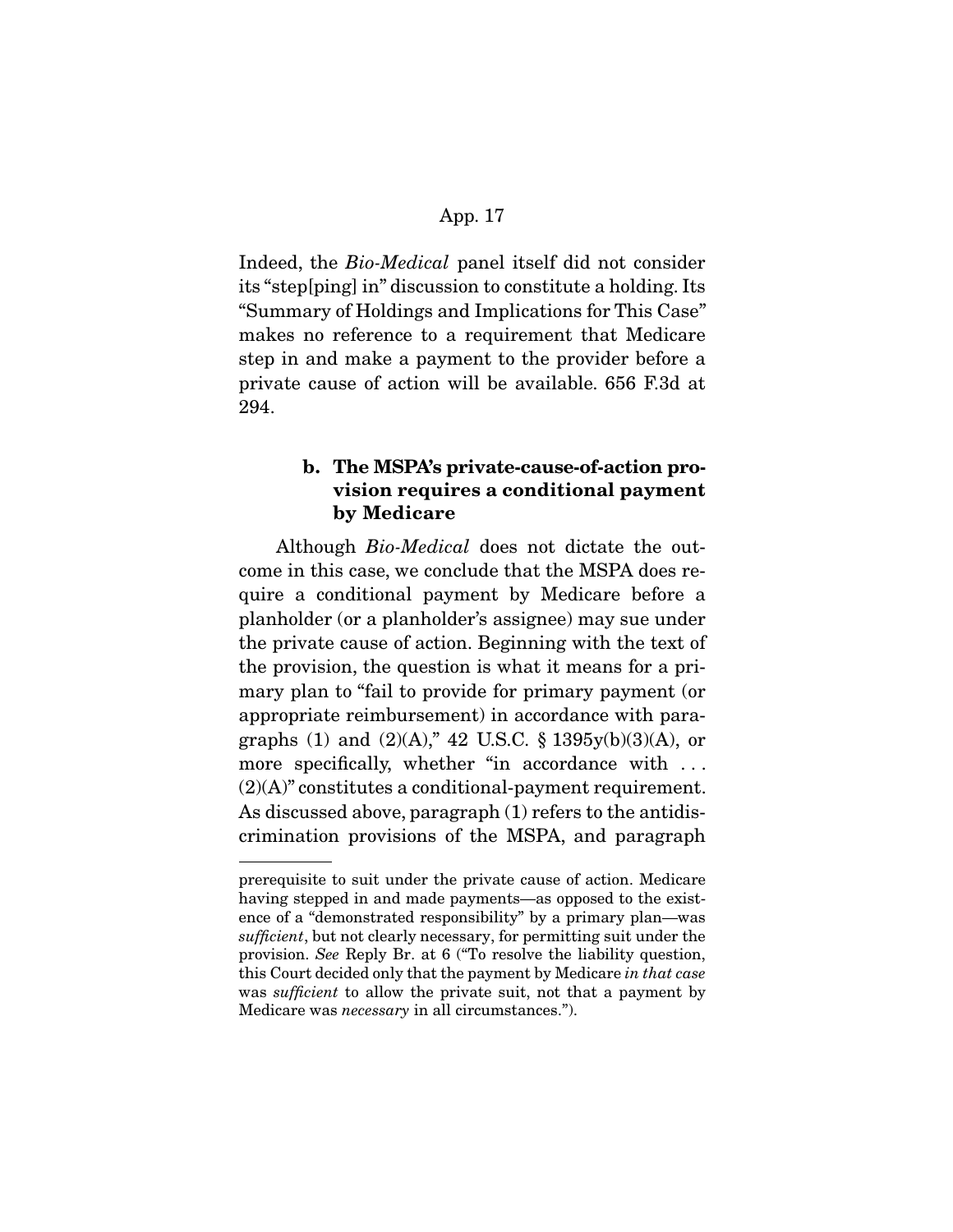Indeed, the *Bio-Medical* panel itself did not consider its "step[ping] in" discussion to constitute a holding. Its "Summary of Holdings and Implications for This Case" makes no reference to a requirement that Medicare step in and make a payment to the provider before a private cause of action will be available. 656 F.3d at 294.

### b. The MSPA's private-cause-of-action provision requires a conditional payment by Medicare

Although *Bio-Medical* does not dictate the outcome in this case, we conclude that the MSPA does require a conditional payment by Medicare before a planholder (or a planholder's assignee) may sue under the private cause of action. Beginning with the text of the provision, the question is what it means for a primary plan to "fail to provide for primary payment (or appropriate reimbursement) in accordance with paragraphs (1) and (2)(A)," 42 U.S.C. § 1395y(b)(3)(A), or more specifically, whether "in accordance with . . . (2)(A)" constitutes a conditional-payment requirement. As discussed above, paragraph (1) refers to the antidiscrimination provisions of the MSPA, and paragraph

---

prerequisite to suit under the private cause of action. Medicare having stepped in and made payments—as opposed to the existence of a "demonstrated responsibility" by a primary plan—was *sufficient*, but not clearly necessary, for permitting suit under the provision. *See* Reply Br. at 6 ("To resolve the liability question, this Court decided only that the payment by Medicare *in that case* was *sufficient* to allow the private suit, not that a payment by Medicare was *necessary* in all circumstances.").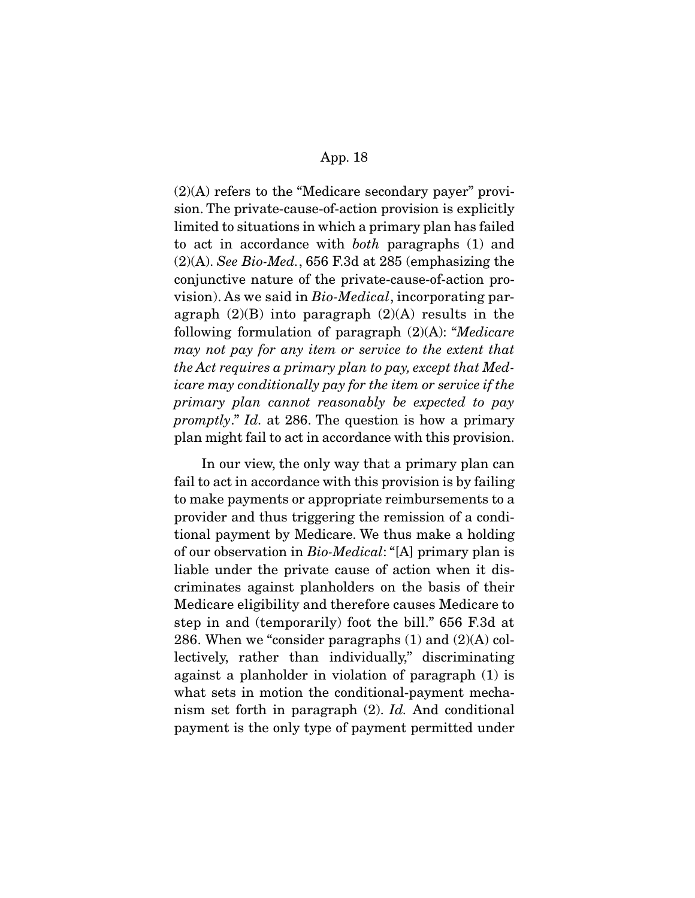(2)(A) refers to the "Medicare secondary payer" provision. The private-cause-of-action provision is explicitly limited to situations in which a primary plan has failed to act in accordance with *both* paragraphs (1) and (2)(A). *See Bio-Med.*, 656 F.3d at 285 (emphasizing the conjunctive nature of the private-cause-of-action provision). As we said in *Bio-Medical*, incorporating paragraph (2)(B) into paragraph (2)(A) results in the following formulation of paragraph (2)(A): "*Medicare may not pay for any item or service to the extent that the Act requires a primary plan to pay, except that Medicare may conditionally pay for the item or service if the primary plan cannot reasonably be expected to pay promptly*." *Id.* at 286. The question is how a primary plan might fail to act in accordance with this provision.

In our view, the only way that a primary plan can fail to act in accordance with this provision is by failing to make payments or appropriate reimbursements to a provider and thus triggering the remission of a conditional payment by Medicare. We thus make a holding of our observation in *Bio-Medical*: "[A] primary plan is liable under the private cause of action when it discriminates against planholders on the basis of their Medicare eligibility and therefore causes Medicare to step in and (temporarily) foot the bill." 656 F.3d at 286. When we "consider paragraphs (1) and (2)(A) collectively, rather than individually," discriminating against a planholder in violation of paragraph (1) is what sets in motion the conditional-payment mechanism set forth in paragraph (2). *Id.* And conditional payment is the only type of payment permitted under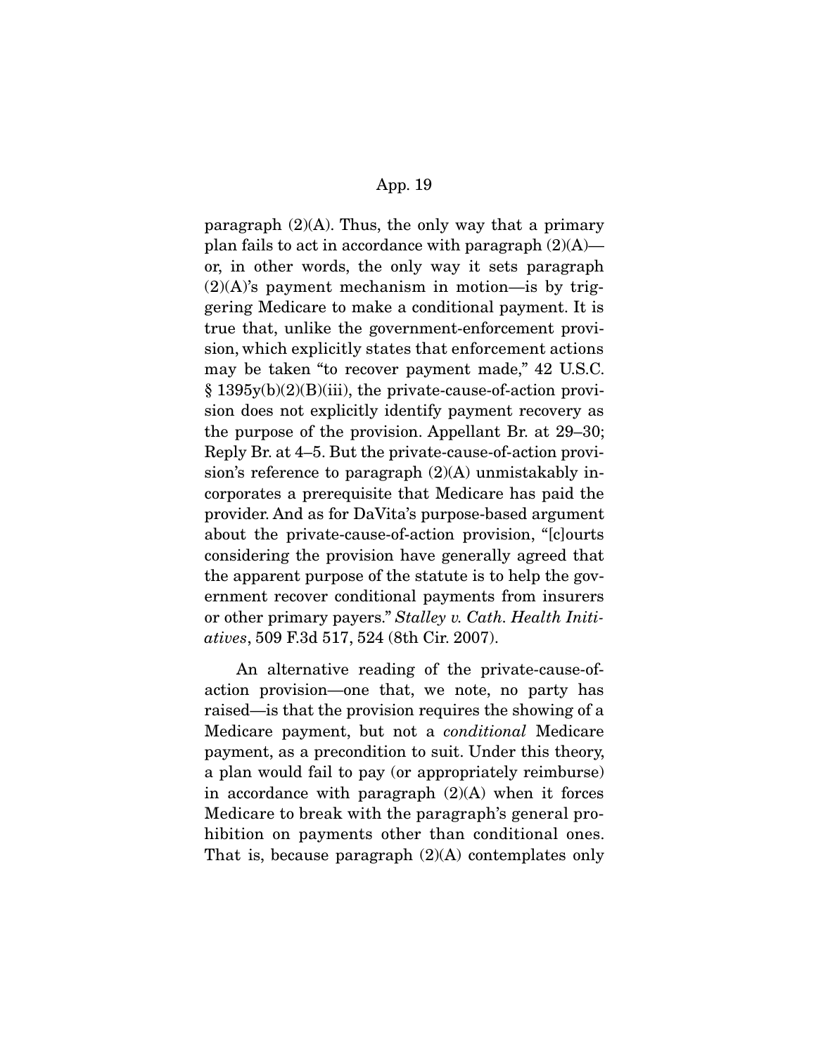paragraph (2)(A). Thus, the only way that a primary plan fails to act in accordance with paragraph (2)(A)—or, in other words, the only way it sets paragraph (2)(A)'s payment mechanism in motion—is by triggering Medicare to make a conditional payment. It is true that, unlike the government-enforcement provision, which explicitly states that enforcement actions may be taken "to recover payment made," 42 U.S.C. § 1395y(b)(2)(B)(iii), the private-cause-of-action provision does not explicitly identify payment recovery as the purpose of the provision. Appellant Br. at 29–30; Reply Br. at 4–5. But the private-cause-of-action provision's reference to paragraph (2)(A) unmistakably incorporates a prerequisite that Medicare has paid the provider. And as for DaVita's purpose-based argument about the private-cause-of-action provision, "[c]ourts considering the provision have generally agreed that the apparent purpose of the statute is to help the government recover conditional payments from insurers or other primary payers." *Stalley v. Cath. Health Initiatives*, 509 F.3d 517, 524 (8th Cir. 2007).

An alternative reading of the private-cause-of-action provision—one that, we note, no party has raised—is that the provision requires the showing of a Medicare payment, but not a *conditional* Medicare payment, as a precondition to suit. Under this theory, a plan would fail to pay (or appropriately reimburse) in accordance with paragraph (2)(A) when it forces Medicare to break with the paragraph's general prohibition on payments other than conditional ones. That is, because paragraph (2)(A) contemplates only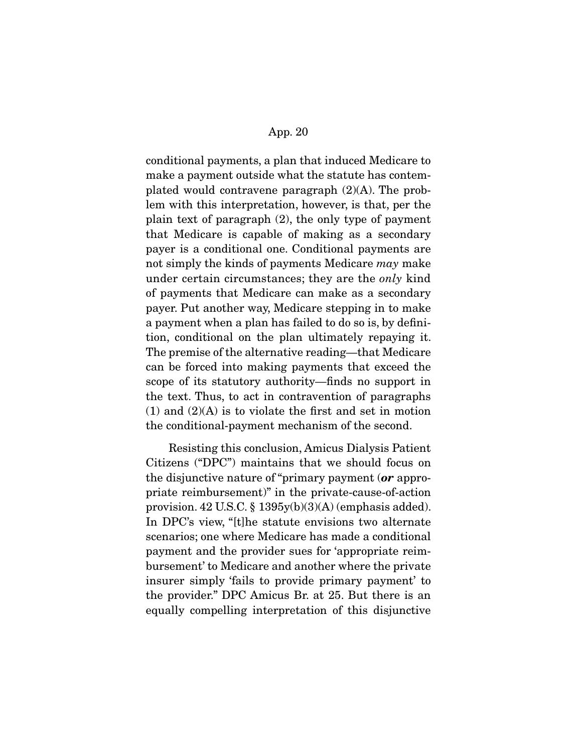conditional payments, a plan that induced Medicare to make a payment outside what the statute has contemplated would contravene paragraph (2)(A). The problem with this interpretation, however, is that, per the plain text of paragraph (2), the only type of payment that Medicare is capable of making as a secondary payer is a conditional one. Conditional payments are not simply the kinds of payments Medicare *may* make under certain circumstances; they are the *only* kind of payments that Medicare can make as a secondary payer. Put another way, Medicare stepping in to make a payment when a plan has failed to do so is, by definition, conditional on the plan ultimately repaying it. The premise of the alternative reading—that Medicare can be forced into making payments that exceed the scope of its statutory authority—finds no support in the text. Thus, to act in contravention of paragraphs (1) and (2)(A) is to violate the first and set in motion the conditional-payment mechanism of the second.

Resisting this conclusion, Amicus Dialysis Patient Citizens ("DPC") maintains that we should focus on the disjunctive nature of "primary payment (***or*** appropriate reimbursement)" in the private-cause-of-action provision. 42 U.S.C. § 1395y(b)(3)(A) (emphasis added). In DPC's view, "[t]he statute envisions two alternate scenarios; one where Medicare has made a conditional payment and the provider sues for 'appropriate reimbursement' to Medicare and another where the private insurer simply 'fails to provide primary payment' to the provider." DPC Amicus Br. at 25. But there is an equally compelling interpretation of this disjunctive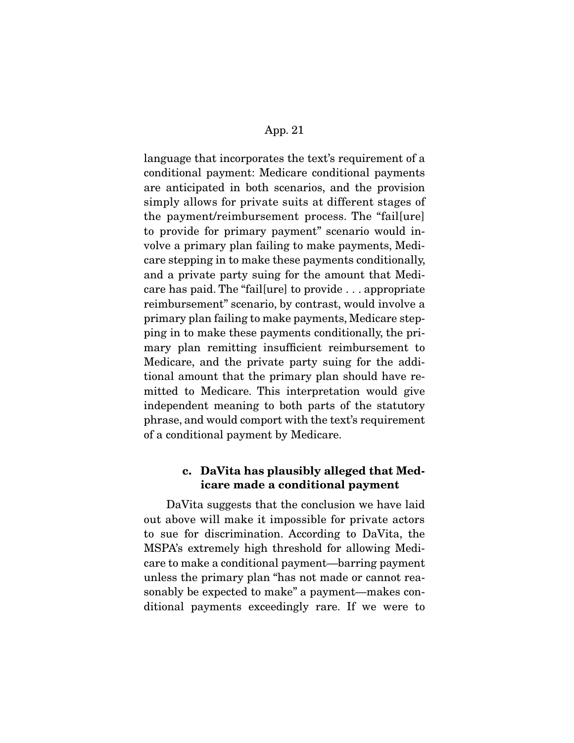language that incorporates the text's requirement of a conditional payment: Medicare conditional payments are anticipated in both scenarios, and the provision simply allows for private suits at different stages of the payment/reimbursement process. The "fail[ure] to provide for primary payment" scenario would involve a primary plan failing to make payments, Medicare stepping in to make these payments conditionally, and a private party suing for the amount that Medicare has paid. The "fail[ure] to provide . . . appropriate reimbursement" scenario, by contrast, would involve a primary plan failing to make payments, Medicare stepping in to make these payments conditionally, the primary plan remitting insufficient reimbursement to Medicare, and the private party suing for the additional amount that the primary plan should have remitted to Medicare. This interpretation would give independent meaning to both parts of the statutory phrase, and would comport with the text's requirement of a conditional payment by Medicare.

### c. DaVita has plausibly alleged that Medicare made a conditional payment

DaVita suggests that the conclusion we have laid out above will make it impossible for private actors to sue for discrimination. According to DaVita, the MSPA's extremely high threshold for allowing Medicare to make a conditional payment—barring payment unless the primary plan "has not made or cannot reasonably be expected to make" a payment—makes conditional payments exceedingly rare. If we were to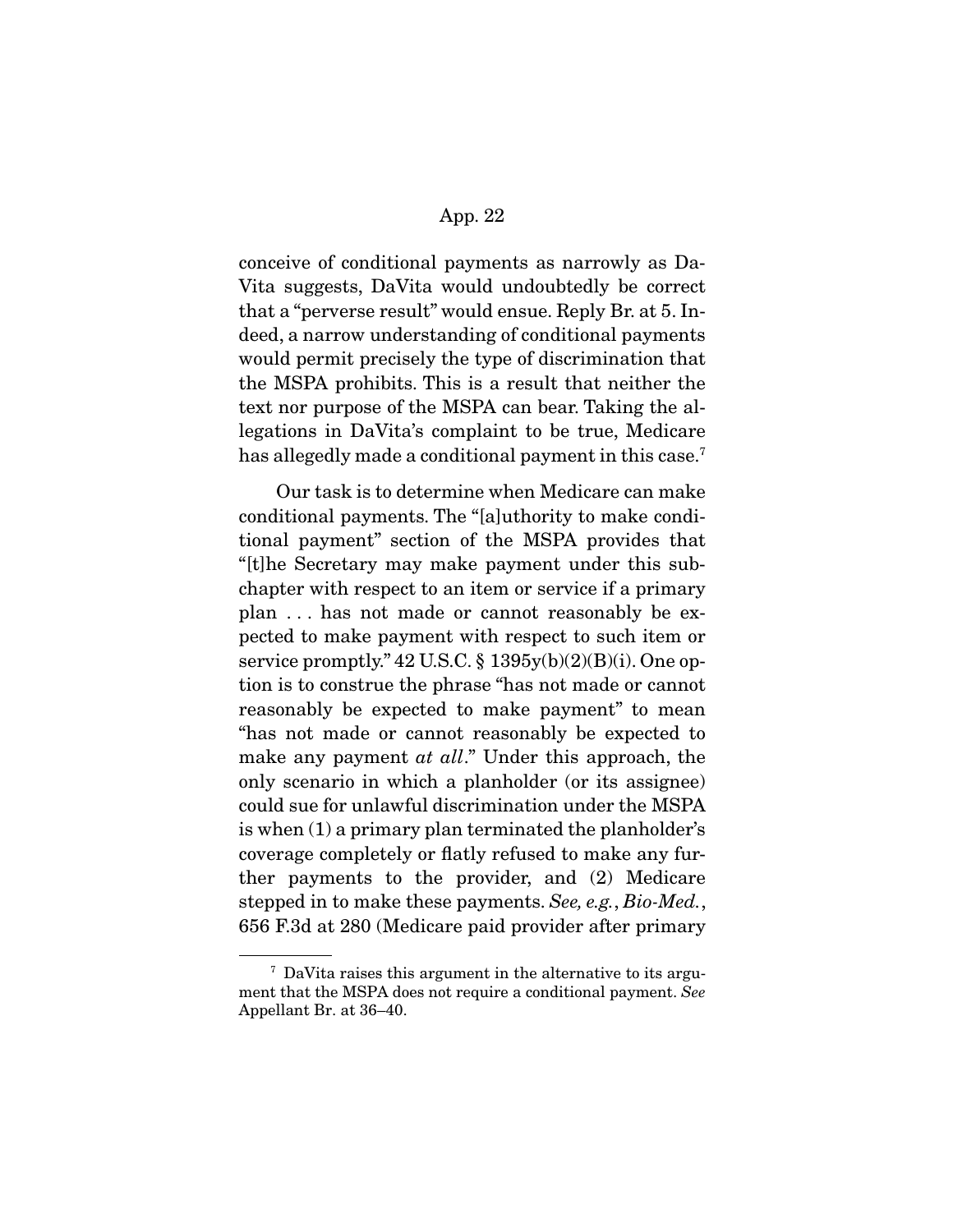conceive of conditional payments as narrowly as DaVita suggests, DaVita would undoubtedly be correct that a "perverse result" would ensue. Reply Br. at 5. Indeed, a narrow understanding of conditional payments would permit precisely the type of discrimination that the MSPA prohibits. This is a result that neither the text nor purpose of the MSPA can bear. Taking the allegations in DaVita's complaint to be true, Medicare has allegedly made a conditional payment in this case.[7]

Our task is to determine when Medicare can make conditional payments. The "[a]uthority to make conditional payment" section of the MSPA provides that "[t]he Secretary may make payment under this subchapter with respect to an item or service if a primary plan . . . has not made or cannot reasonably be expected to make payment with respect to such item or service promptly." 42 U.S.C. § 1395y(b)(2)(B)(i). One option is to construe the phrase "has not made or cannot reasonably be expected to make payment" to mean "has not made or cannot reasonably be expected to make any payment *at all*." Under this approach, the only scenario in which a planholder (or its assignee) could sue for unlawful discrimination under the MSPA is when (1) a primary plan terminated the planholder's coverage completely or flatly refused to make any further payments to the provider, and (2) Medicare stepped in to make these payments. *See, e.g.*, *Bio-Med.*, 656 F.3d at 280 (Medicare paid provider after primary

---

[7] DaVita raises this argument in the alternative to its argument that the MSPA does not require a conditional payment. *See* Appellant Br. at 36–40.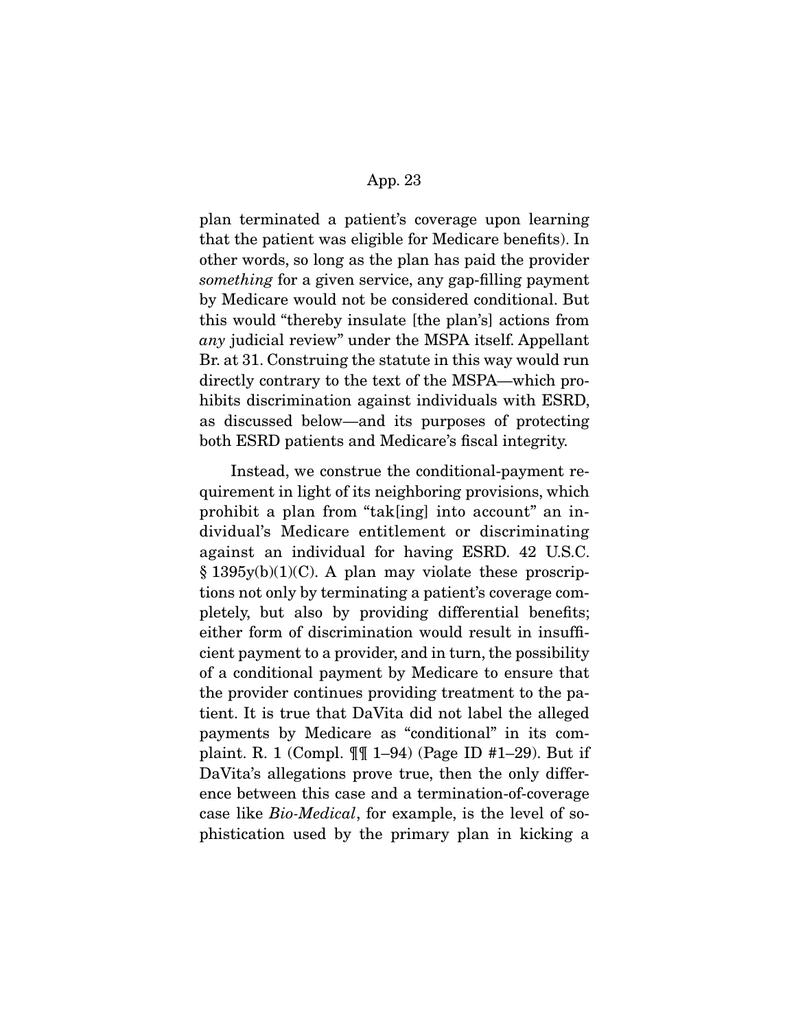plan terminated a patient's coverage upon learning that the patient was eligible for Medicare benefits). In other words, so long as the plan has paid the provider *something* for a given service, any gap-filling payment by Medicare would not be considered conditional. But this would "thereby insulate [the plan's] actions from *any* judicial review" under the MSPA itself. Appellant Br. at 31. Construing the statute in this way would run directly contrary to the text of the MSPA—which prohibits discrimination against individuals with ESRD, as discussed below—and its purposes of protecting both ESRD patients and Medicare's fiscal integrity.

Instead, we construe the conditional-payment requirement in light of its neighboring provisions, which prohibit a plan from "tak[ing] into account" an individual's Medicare entitlement or discriminating against an individual for having ESRD. 42 U.S.C. § 1395y(b)(1)(C). A plan may violate these proscriptions not only by terminating a patient's coverage completely, but also by providing differential benefits; either form of discrimination would result in insufficient payment to a provider, and in turn, the possibility of a conditional payment by Medicare to ensure that the provider continues providing treatment to the patient. It is true that DaVita did not label the alleged payments by Medicare as "conditional" in its complaint. R. 1 (Compl. ¶¶ 1–94) (Page ID #1–29). But if DaVita's allegations prove true, then the only difference between this case and a termination-of-coverage case like *Bio-Medical*, for example, is the level of sophistication used by the primary plan in kicking a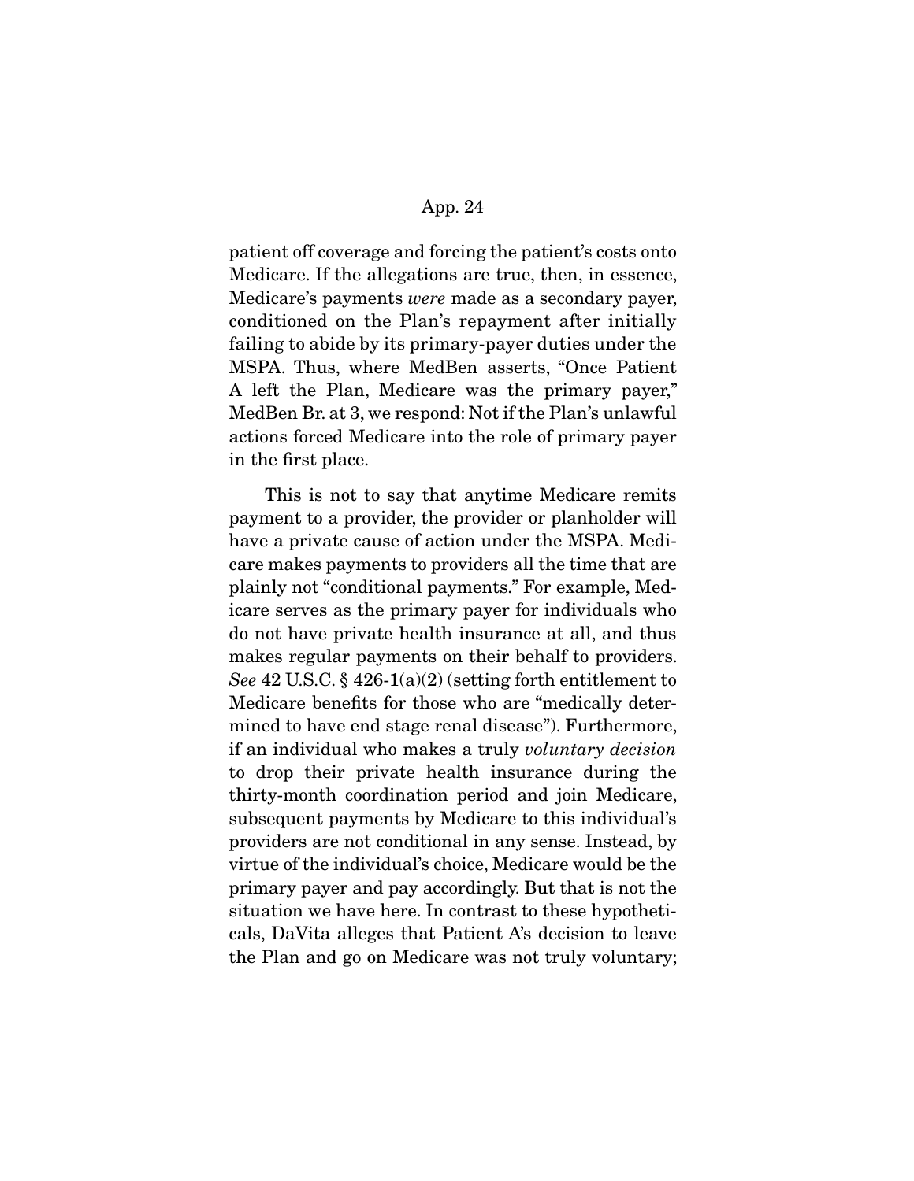patient off coverage and forcing the patient's costs onto Medicare. If the allegations are true, then, in essence, Medicare's payments *were* made as a secondary payer, conditioned on the Plan's repayment after initially failing to abide by its primary-payer duties under the MSPA. Thus, where MedBen asserts, "Once Patient A left the Plan, Medicare was the primary payer," MedBen Br. at 3, we respond: Not if the Plan's unlawful actions forced Medicare into the role of primary payer in the first place.

This is not to say that anytime Medicare remits payment to a provider, the provider or planholder will have a private cause of action under the MSPA. Medicare makes payments to providers all the time that are plainly not "conditional payments." For example, Medicare serves as the primary payer for individuals who do not have private health insurance at all, and thus makes regular payments on their behalf to providers. *See* 42 U.S.C. § 426-1(a)(2) (setting forth entitlement to Medicare benefits for those who are "medically determined to have end stage renal disease"). Furthermore, if an individual who makes a truly *voluntary decision* to drop their private health insurance during the thirty-month coordination period and join Medicare, subsequent payments by Medicare to this individual's providers are not conditional in any sense. Instead, by virtue of the individual's choice, Medicare would be the primary payer and pay accordingly. But that is not the situation we have here. In contrast to these hypotheticals, DaVita alleges that Patient A's decision to leave the Plan and go on Medicare was not truly voluntary;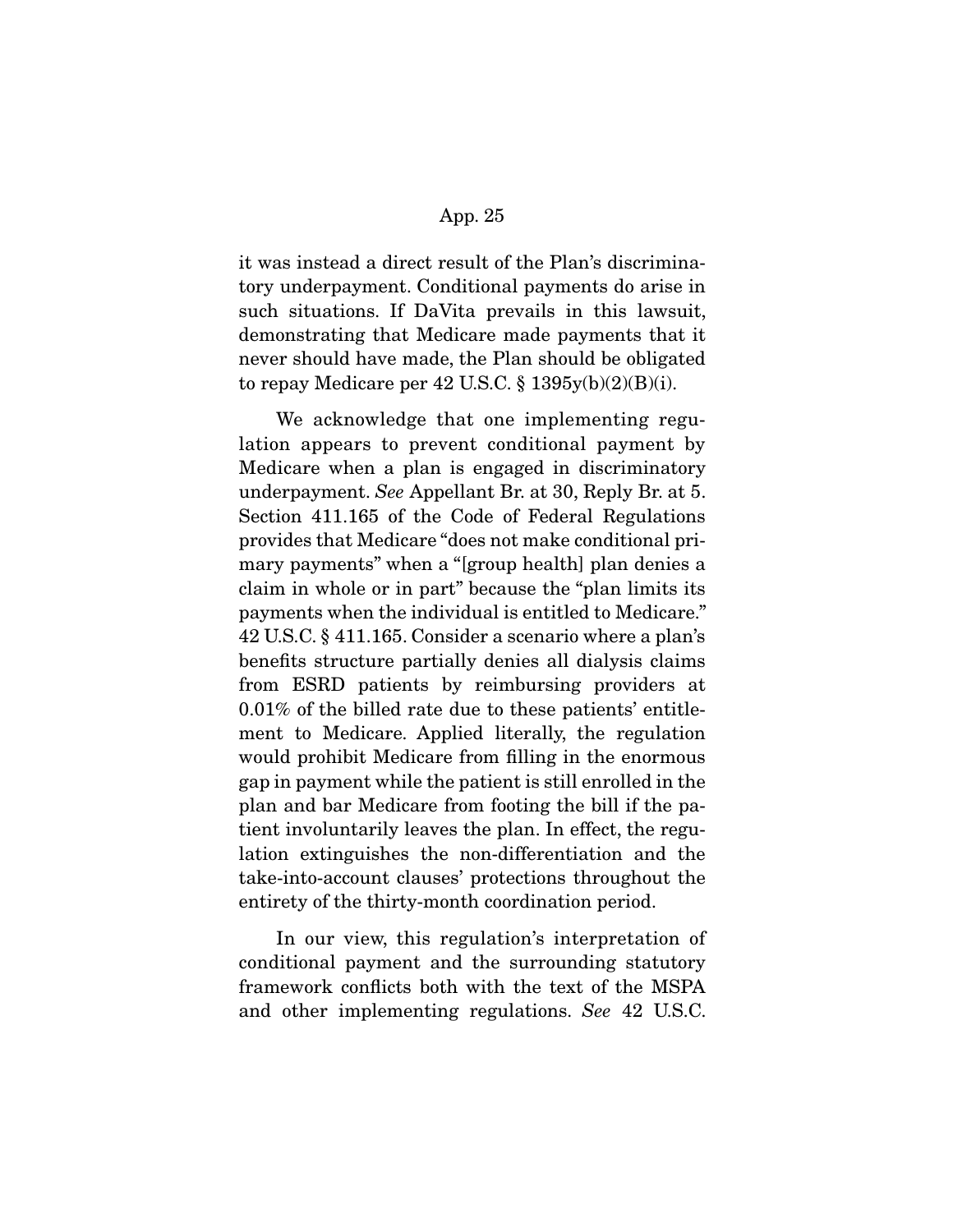it was instead a direct result of the Plan's discriminatory underpayment. Conditional payments do arise in such situations. If DaVita prevails in this lawsuit, demonstrating that Medicare made payments that it never should have made, the Plan should be obligated to repay Medicare per 42 U.S.C. § 1395y(b)(2)(B)(i).

We acknowledge that one implementing regulation appears to prevent conditional payment by Medicare when a plan is engaged in discriminatory underpayment. *See* Appellant Br. at 30, Reply Br. at 5. Section 411.165 of the Code of Federal Regulations provides that Medicare "does not make conditional primary payments" when a "[group health] plan denies a claim in whole or in part" because the "plan limits its payments when the individual is entitled to Medicare." 42 U.S.C. § 411.165. Consider a scenario where a plan's benefits structure partially denies all dialysis claims from ESRD patients by reimbursing providers at 0.01% of the billed rate due to these patients' entitlement to Medicare. Applied literally, the regulation would prohibit Medicare from filling in the enormous gap in payment while the patient is still enrolled in the plan and bar Medicare from footing the bill if the patient involuntarily leaves the plan. In effect, the regulation extinguishes the non-differentiation and the take-into-account clauses' protections throughout the entirety of the thirty-month coordination period.

In our view, this regulation's interpretation of conditional payment and the surrounding statutory framework conflicts both with the text of the MSPA and other implementing regulations. *See* 42 U.S.C.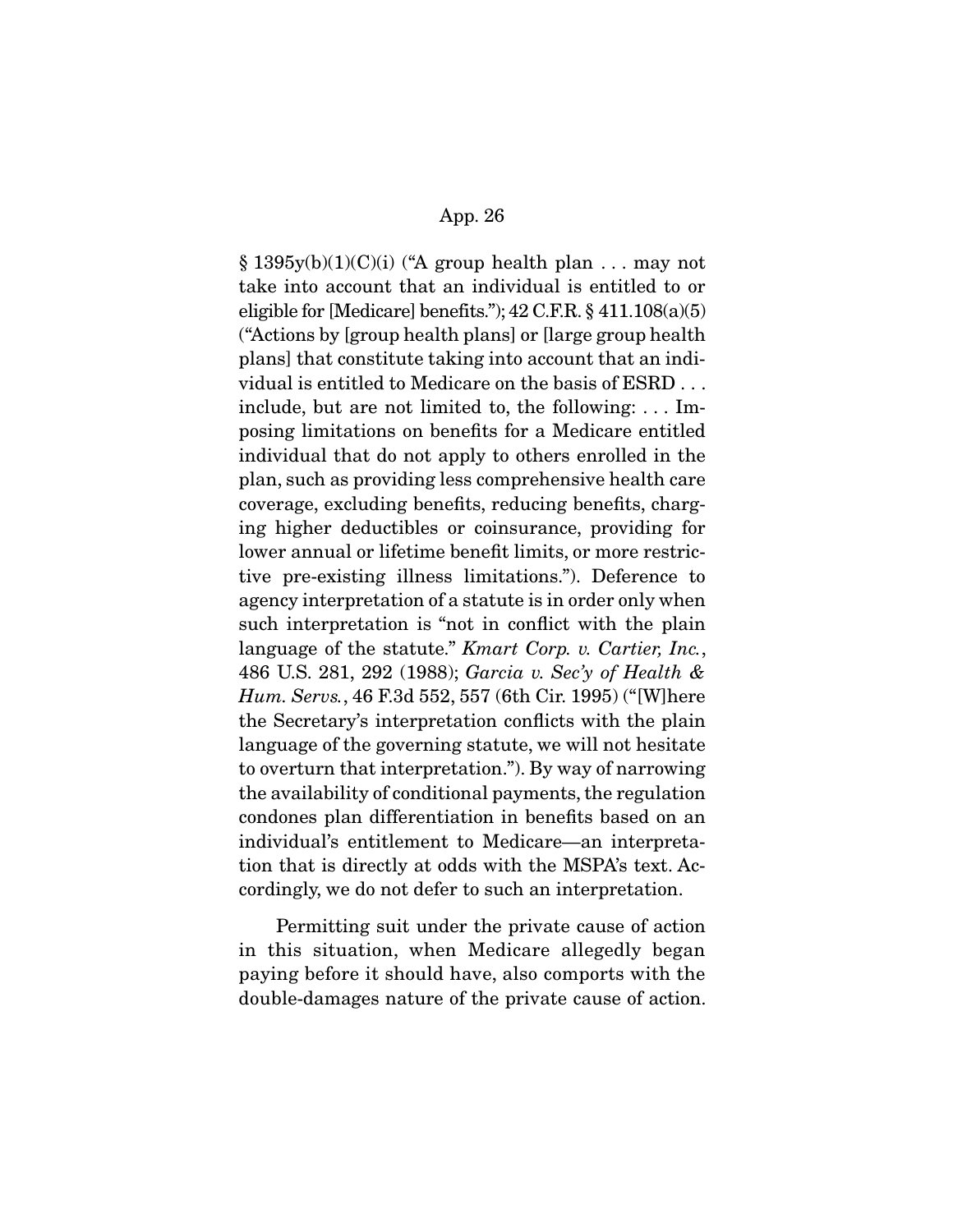§ 1395y(b)(1)(C)(i) ("A group health plan . . . may not take into account that an individual is entitled to or eligible for [Medicare] benefits."); 42 C.F.R. § 411.108(a)(5) ("Actions by [group health plans] or [large group health plans] that constitute taking into account that an individual is entitled to Medicare on the basis of ESRD . . . include, but are not limited to, the following: . . . Imposing limitations on benefits for a Medicare entitled individual that do not apply to others enrolled in the plan, such as providing less comprehensive health care coverage, excluding benefits, reducing benefits, charging higher deductibles or coinsurance, providing for lower annual or lifetime benefit limits, or more restrictive pre-existing illness limitations."). Deference to agency interpretation of a statute is in order only when such interpretation is "not in conflict with the plain language of the statute." *Kmart Corp. v. Cartier, Inc.*, 486 U.S. 281, 292 (1988); *Garcia v. Sec'y of Health & Hum. Servs.*, 46 F.3d 552, 557 (6th Cir. 1995) ("[W]here the Secretary's interpretation conflicts with the plain language of the governing statute, we will not hesitate to overturn that interpretation."). By way of narrowing the availability of conditional payments, the regulation condones plan differentiation in benefits based on an individual's entitlement to Medicare—an interpretation that is directly at odds with the MSPA's text. Accordingly, we do not defer to such an interpretation.

Permitting suit under the private cause of action in this situation, when Medicare allegedly began paying before it should have, also comports with the double-damages nature of the private cause of action.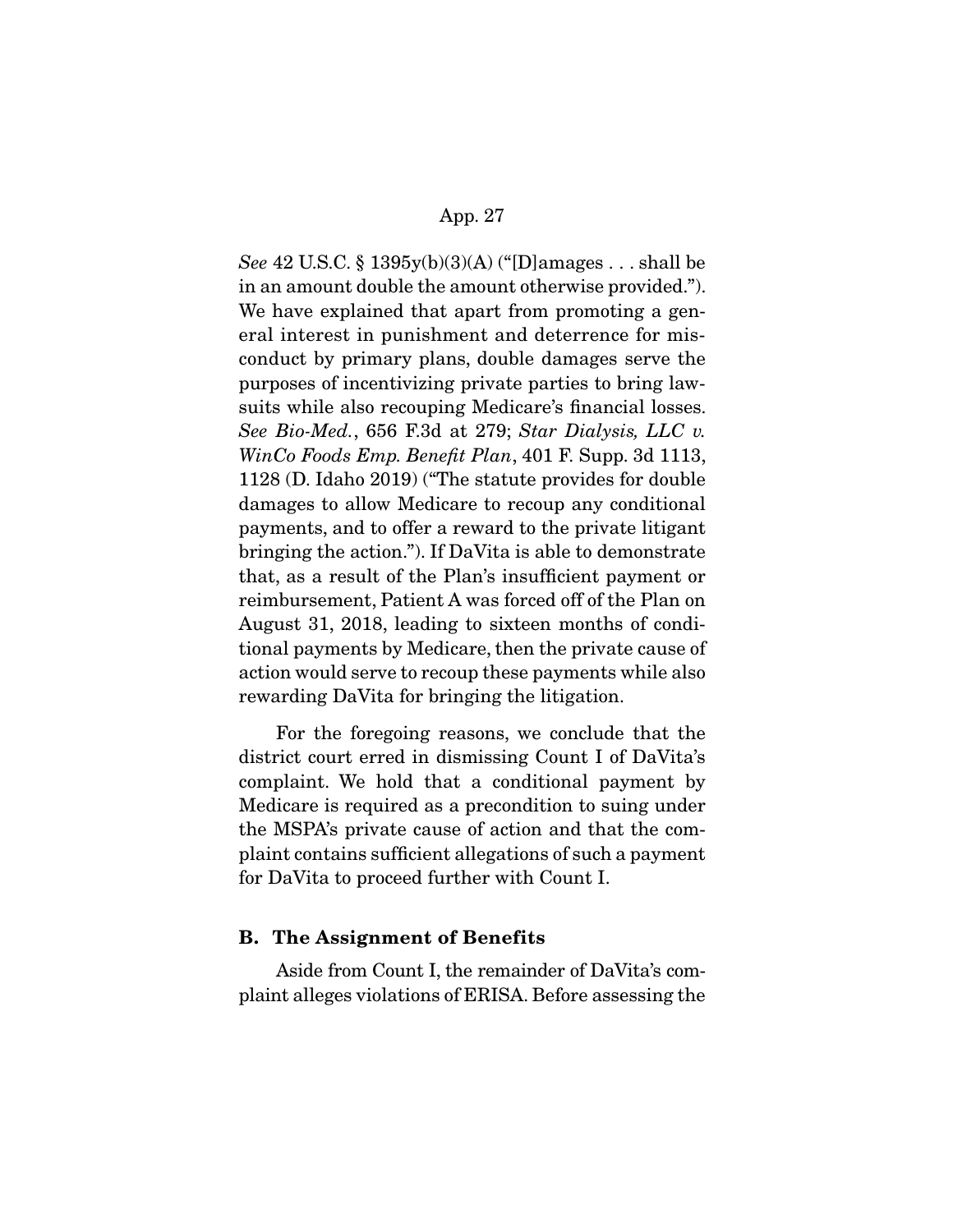*See* 42 U.S.C. § 1395y(b)(3)(A) ("[D]amages . . . shall be in an amount double the amount otherwise provided."). We have explained that apart from promoting a general interest in punishment and deterrence for misconduct by primary plans, double damages serve the purposes of incentivizing private parties to bring lawsuits while also recouping Medicare's financial losses. *See Bio-Med.*, 656 F.3d at 279; *Star Dialysis, LLC v. WinCo Foods Emp. Benefit Plan*, 401 F. Supp. 3d 1113, 1128 (D. Idaho 2019) ("The statute provides for double damages to allow Medicare to recoup any conditional payments, and to offer a reward to the private litigant bringing the action."). If DaVita is able to demonstrate that, as a result of the Plan's insufficient payment or reimbursement, Patient A was forced off of the Plan on August 31, 2018, leading to sixteen months of conditional payments by Medicare, then the private cause of action would serve to recoup these payments while also rewarding DaVita for bringing the litigation.

For the foregoing reasons, we conclude that the district court erred in dismissing Count I of DaVita's complaint. We hold that a conditional payment by Medicare is required as a precondition to suing under the MSPA's private cause of action and that the complaint contains sufficient allegations of such a payment for DaVita to proceed further with Count I.

### B. The Assignment of Benefits

Aside from Count I, the remainder of DaVita's complaint alleges violations of ERISA. Before assessing the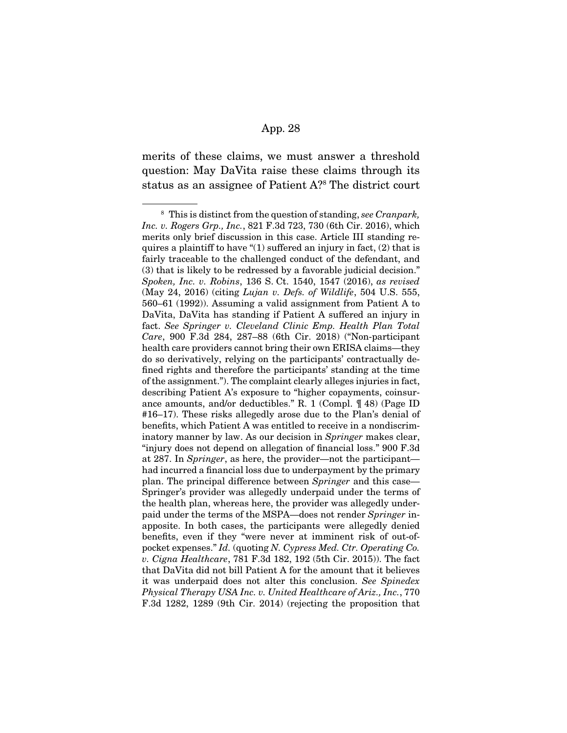merits of these claims, we must answer a threshold question: May DaVita raise these claims through its status as an assignee of Patient A?[8] The district court

---

[8] This is distinct from the question of standing, *see Cranpark, Inc. v. Rogers Grp., Inc.*, 821 F.3d 723, 730 (6th Cir. 2016), which merits only brief discussion in this case. Article III standing requires a plaintiff to have "(1) suffered an injury in fact, (2) that is fairly traceable to the challenged conduct of the defendant, and (3) that is likely to be redressed by a favorable judicial decision." *Spoken, Inc. v. Robins*, 136 S. Ct. 1540, 1547 (2016), *as revised* (May 24, 2016) (citing *Lujan v. Defs. of Wildlife*, 504 U.S. 555, 560–61 (1992)). Assuming a valid assignment from Patient A to DaVita, DaVita has standing if Patient A suffered an injury in fact. *See Springer v. Cleveland Clinic Emp. Health Plan Total Care*, 900 F.3d 284, 287–88 (6th Cir. 2018) ("Non-participant health care providers cannot bring their own ERISA claims—they do so derivatively, relying on the participants' contractually defined rights and therefore the participants' standing at the time of the assignment."). The complaint clearly alleges injuries in fact, describing Patient A's exposure to "higher copayments, coinsurance amounts, and/or deductibles." R. 1 (Compl. ¶ 48) (Page ID #16–17). These risks allegedly arose due to the Plan's denial of benefits, which Patient A was entitled to receive in a nondiscriminatory manner by law. As our decision in *Springer* makes clear, "injury does not depend on allegation of financial loss." 900 F.3d at 287. In *Springer*, as here, the provider—not the participant—had incurred a financial loss due to underpayment by the primary plan. The principal difference between *Springer* and this case—Springer's provider was allegedly underpaid under the terms of the health plan, whereas here, the provider was allegedly underpaid under the terms of the MSPA—does not render *Springer* inapposite. In both cases, the participants were allegedly denied benefits, even if they "were never at imminent risk of out-of-pocket expenses." *Id.* (quoting *N. Cypress Med. Ctr. Operating Co. v. Cigna Healthcare*, 781 F.3d 182, 192 (5th Cir. 2015)). The fact that DaVita did not bill Patient A for the amount that it believes it was underpaid does not alter this conclusion. *See Spinedex Physical Therapy USA Inc. v. United Healthcare of Ariz., Inc.*, 770 F.3d 1282, 1289 (9th Cir. 2014) (rejecting the proposition that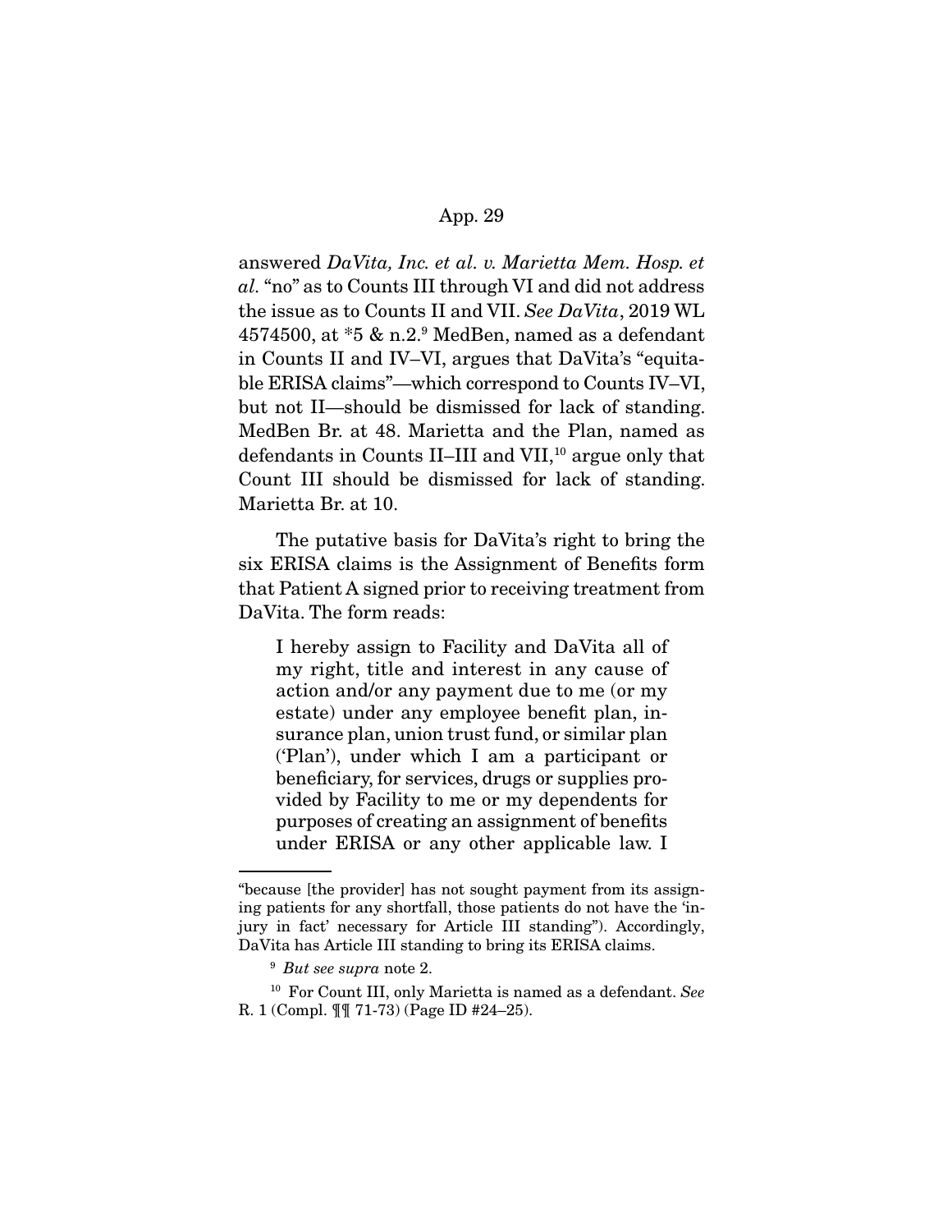answered *DaVita, Inc. et al. v. Marietta Mem. Hosp. et al.* "no" as to Counts III through VI and did not address the issue as to Counts II and VII. *See DaVita*, 2019 WL 4574500, at *5 & n.2.[9] MedBen, named as a defendant in Counts II and IV–VI, argues that DaVita's "equitable ERISA claims"—which correspond to Counts IV–VI, but not II—should be dismissed for lack of standing. MedBen Br. at 48. Marietta and the Plan, named as defendants in Counts II–III and VII,[10] argue only that Count III should be dismissed for lack of standing. Marietta Br. at 10.

The putative basis for DaVita's right to bring the six ERISA claims is the Assignment of Benefits form that Patient A signed prior to receiving treatment from DaVita. The form reads:

> I hereby assign to Facility and DaVita all of my right, title and interest in any cause of action and/or any payment due to me (or my estate) under any employee benefit plan, insurance plan, union trust fund, or similar plan ('Plan'), under which I am a participant or beneficiary, for services, drugs or supplies provided by Facility to me or my dependents for purposes of creating an assignment of benefits under ERISA or any other applicable law. I

---

"because [the provider] has not sought payment from its assigning patients for any shortfall, those patients do not have the 'injury in fact' necessary for Article III standing"). Accordingly, DaVita has Article III standing to bring its ERISA claims.

[9] *But see supra* note 2.

[10] For Count III, only Marietta is named as a defendant. *See* R. 1 (Compl. ¶¶ 71-73) (Page ID #24–25).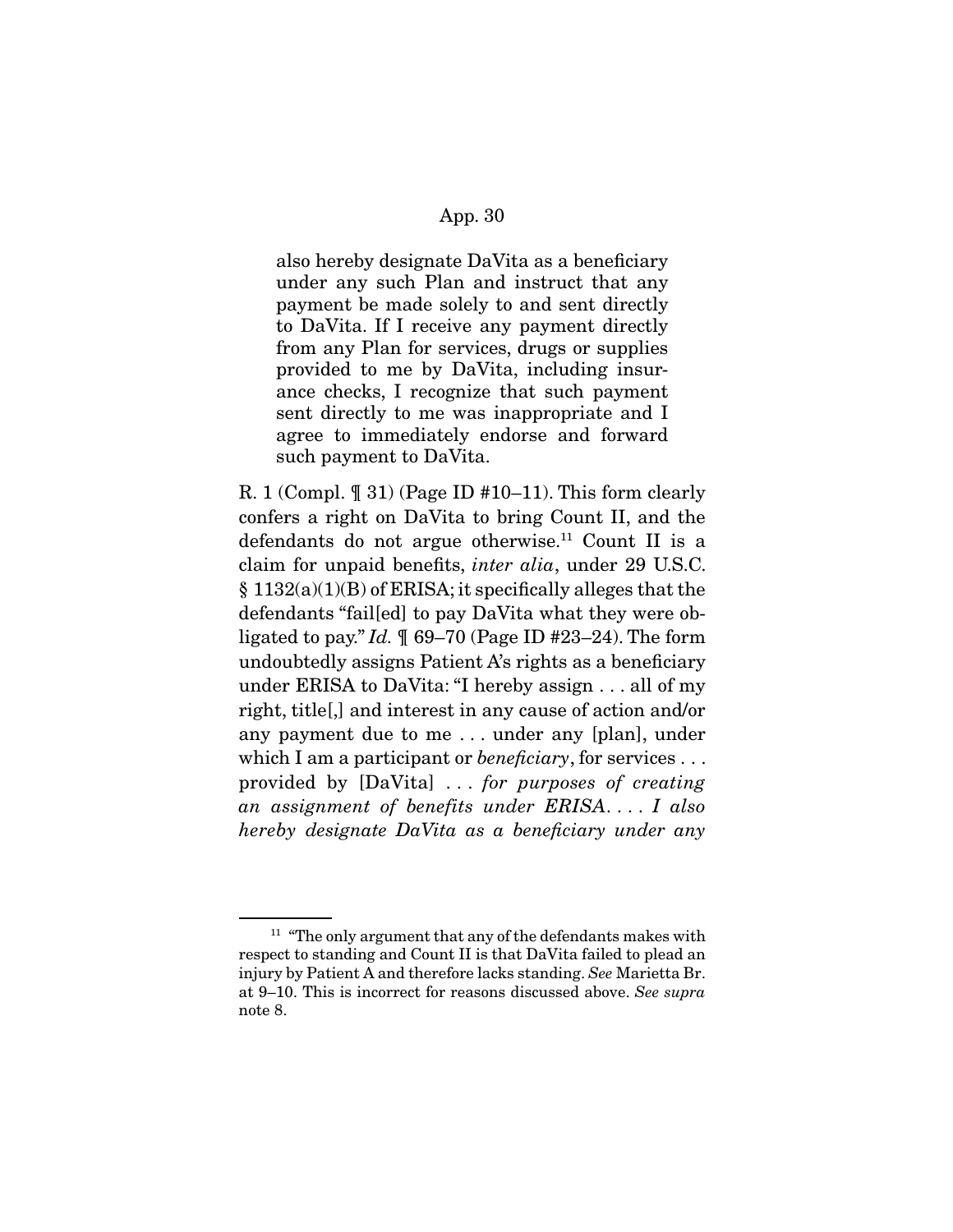> also hereby designate DaVita as a beneficiary under any such Plan and instruct that any payment be made solely to and sent directly to DaVita. If I receive any payment directly from any Plan for services, drugs or supplies provided to me by DaVita, including insurance checks, I recognize that such payment sent directly to me was inappropriate and I agree to immediately endorse and forward such payment to DaVita.

R. 1 (Compl. ¶ 31) (Page ID #10–11). This form clearly confers a right on DaVita to bring Count II, and the defendants do not argue otherwise.[11] Count II is a claim for unpaid benefits, *inter alia*, under 29 U.S.C. § 1132(a)(1)(B) of ERISA; it specifically alleges that the defendants "fail[ed] to pay DaVita what they were obligated to pay." *Id.* ¶ 69–70 (Page ID #23–24). The form undoubtedly assigns Patient A's rights as a beneficiary under ERISA to DaVita: "I hereby assign . . . all of my right, title[,] and interest in any cause of action and/or any payment due to me . . . under any [plan], under which I am a participant or *beneficiary*, for services . . . provided by [DaVita] . . . *for purposes of creating an assignment of benefits under ERISA*. . . . *I also hereby designate DaVita as a beneficiary under any*

---

[11] "The only argument that any of the defendants makes with respect to standing and Count II is that DaVita failed to plead an injury by Patient A and therefore lacks standing. *See* Marietta Br. at 9–10. This is incorrect for reasons discussed above. *See supra* note 8.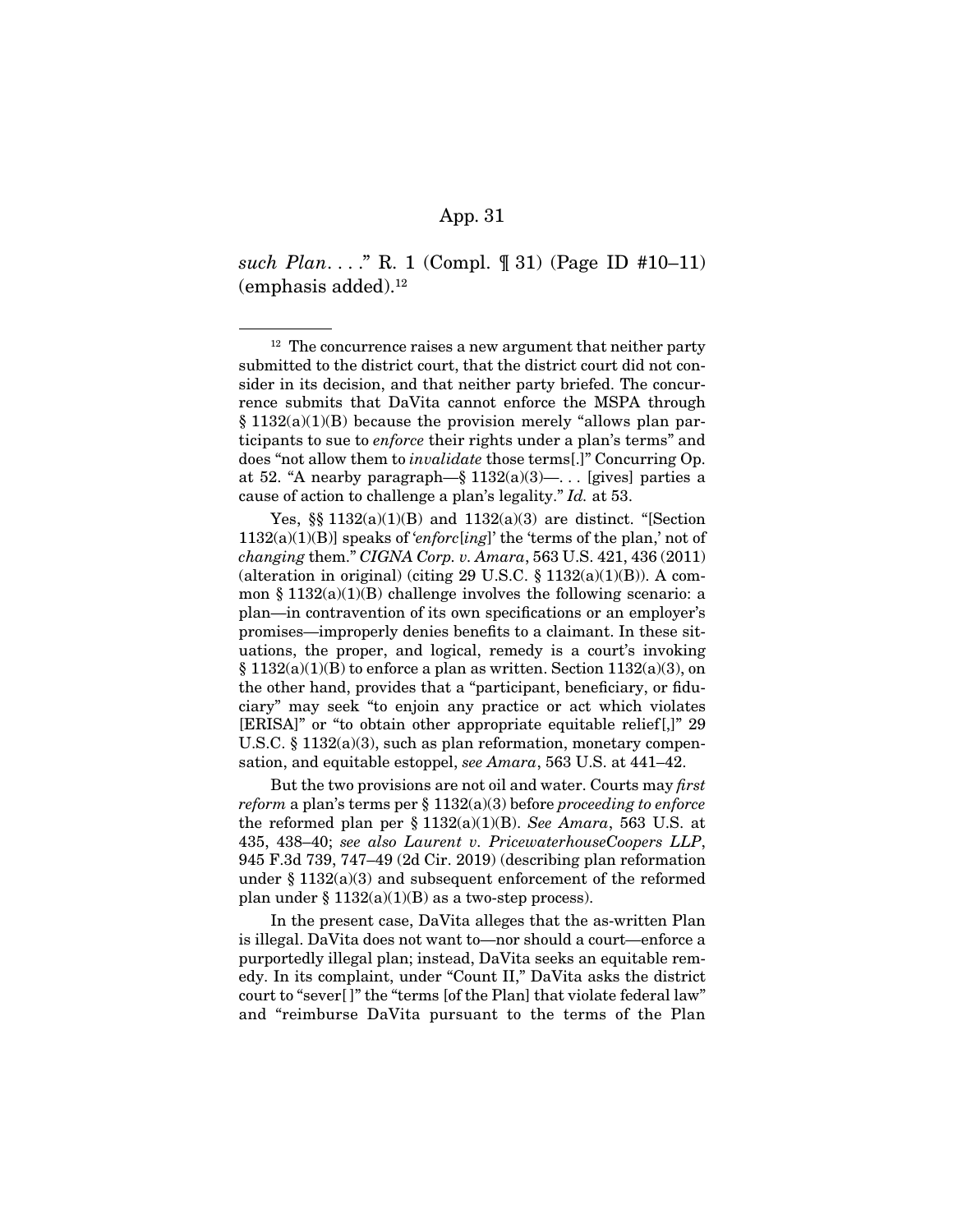*such Plan*. . . ." R. 1 (Compl. ¶ 31) (Page ID #10–11) (emphasis added).[12]

---

[12] The concurrence raises a new argument that neither party submitted to the district court, that the district court did not consider in its decision, and that neither party briefed. The concurrence submits that DaVita cannot enforce the MSPA through § 1132(a)(1)(B) because the provision merely "allows plan participants to sue to *enforce* their rights under a plan's terms" and does "not allow them to *invalidate* those terms[.]" Concurring Op. at 52. "A nearby paragraph—§ 1132(a)(3)—. . . [gives] parties a cause of action to challenge a plan's legality." *Id.* at 53.

Yes, §§ 1132(a)(1)(B) and 1132(a)(3) are distinct. "[Section 1132(a)(1)(B)] speaks of '*enforc*[*ing*]' the 'terms of the plan,' not of *changing* them." *CIGNA Corp. v. Amara*, 563 U.S. 421, 436 (2011) (alteration in original) (citing 29 U.S.C. § 1132(a)(1)(B)). A common § 1132(a)(1)(B) challenge involves the following scenario: a plan—in contravention of its own specifications or an employer's promises—improperly denies benefits to a claimant. In these situations, the proper, and logical, remedy is a court's invoking § 1132(a)(1)(B) to enforce a plan as written. Section 1132(a)(3), on the other hand, provides that a "participant, beneficiary, or fiduciary" may seek "to enjoin any practice or act which violates [ERISA]" or "to obtain other appropriate equitable relief[,]" 29 U.S.C. § 1132(a)(3), such as plan reformation, monetary compensation, and equitable estoppel, *see Amara*, 563 U.S. at 441–42.

But the two provisions are not oil and water. Courts may *first reform* a plan's terms per § 1132(a)(3) before *proceeding to enforce* the reformed plan per § 1132(a)(1)(B). *See Amara*, 563 U.S. at 435, 438–40; *see also Laurent v. PricewaterhouseCoopers LLP*, 945 F.3d 739, 747–49 (2d Cir. 2019) (describing plan reformation under § 1132(a)(3) and subsequent enforcement of the reformed plan under § 1132(a)(1)(B) as a two-step process).

In the present case, DaVita alleges that the as-written Plan is illegal. DaVita does not want to—nor should a court—enforce a purportedly illegal plan; instead, DaVita seeks an equitable remedy. In its complaint, under "Count II," DaVita asks the district court to "sever[ ]" the "terms [of the Plan] that violate federal law" and "reimburse DaVita pursuant to the terms of the Plan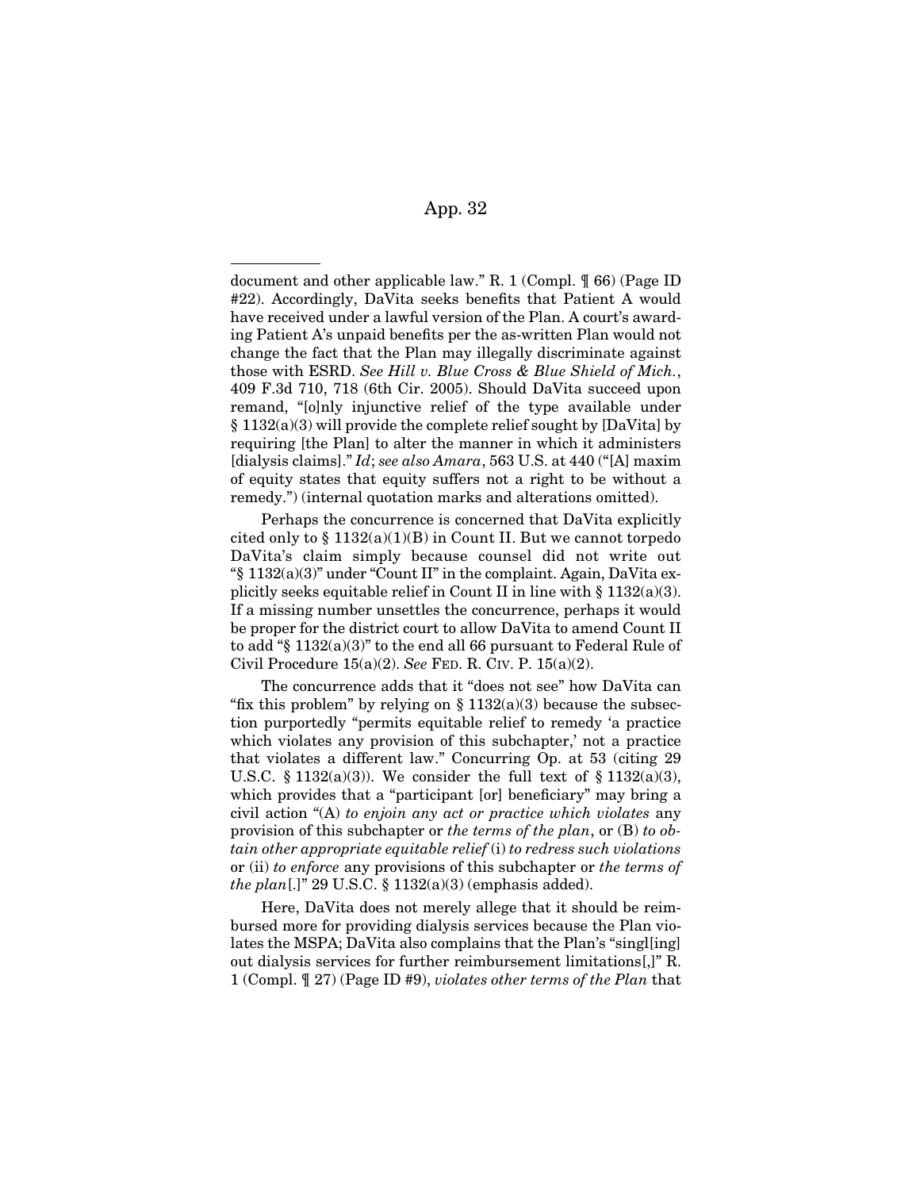document and other applicable law." R. 1 (Compl. ¶ 66) (Page ID #22). Accordingly, DaVita seeks benefits that Patient A would have received under a lawful version of the Plan. A court's awarding Patient A's unpaid benefits per the as-written Plan would not change the fact that the Plan may illegally discriminate against those with ESRD. *See Hill v. Blue Cross & Blue Shield of Mich.*, 409 F.3d 710, 718 (6th Cir. 2005). Should DaVita succeed upon remand, "[o]nly injunctive relief of the type available under § 1132(a)(3) will provide the complete relief sought by [DaVita] by requiring [the Plan] to alter the manner in which it administers [dialysis claims]." *Id*; *see also Amara*, 563 U.S. at 440 ("[A] maxim of equity states that equity suffers not a right to be without a remedy.") (internal quotation marks and alterations omitted).

Perhaps the concurrence is concerned that DaVita explicitly cited only to § 1132(a)(1)(B) in Count II. But we cannot torpedo DaVita's claim simply because counsel did not write out "§ 1132(a)(3)" under "Count II" in the complaint. Again, DaVita explicitly seeks equitable relief in Count II in line with § 1132(a)(3). If a missing number unsettles the concurrence, perhaps it would be proper for the district court to allow DaVita to amend Count II to add "§ 1132(a)(3)" to the end all 66 pursuant to Federal Rule of Civil Procedure 15(a)(2). *See* FED. R. CIV. P. 15(a)(2).

The concurrence adds that it "does not see" how DaVita can "fix this problem" by relying on § 1132(a)(3) because the subsection purportedly "permits equitable relief to remedy 'a practice which violates any provision of this subchapter,' not a practice that violates a different law." Concurring Op. at 53 (citing 29 U.S.C. § 1132(a)(3)). We consider the full text of § 1132(a)(3), which provides that a "participant [or] beneficiary" may bring a civil action "(A) *to enjoin any act or practice which violates* any provision of this subchapter or *the terms of the plan*, or (B) *to obtain other appropriate equitable relief* (i) *to redress such violations* or (ii) *to enforce* any provisions of this subchapter or *the terms of the plan*[.]" 29 U.S.C. § 1132(a)(3) (emphasis added).

Here, DaVita does not merely allege that it should be reimbursed more for providing dialysis services because the Plan violates the MSPA; DaVita also complains that the Plan's "singl[ing] out dialysis services for further reimbursement limitations[,]" R. 1 (Compl. ¶ 27) (Page ID #9), *violates other terms of the Plan* that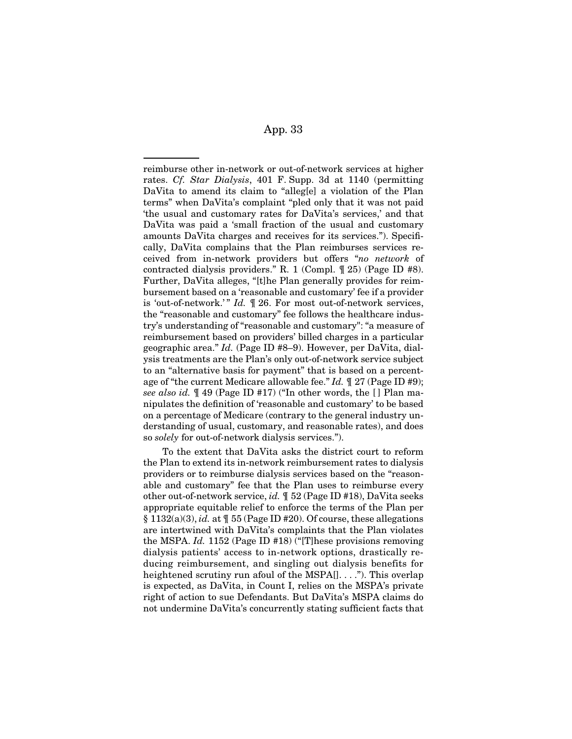reimburse other in-network or out-of-network services at higher rates. *Cf. Star Dialysis*, 401 F. Supp. 3d at 1140 (permitting DaVita to amend its claim to "alleg[e] a violation of the Plan terms" when DaVita's complaint "pled only that it was not paid 'the usual and customary rates for DaVita's services,' and that DaVita was paid a 'small fraction of the usual and customary amounts DaVita charges and receives for its services."). Specifically, DaVita complains that the Plan reimburses services received from in-network providers but offers "*no network* of contracted dialysis providers." R. 1 (Compl. ¶ 25) (Page ID #8). Further, DaVita alleges, "[t]he Plan generally provides for reimbursement based on a 'reasonable and customary' fee if a provider is 'out-of-network.'" *Id.* ¶ 26. For most out-of-network services, the "reasonable and customary" fee follows the healthcare industry's understanding of "reasonable and customary": "a measure of reimbursement based on providers' billed charges in a particular geographic area." *Id.* (Page ID #8–9). However, per DaVita, dialysis treatments are the Plan's only out-of-network service subject to an "alternative basis for payment" that is based on a percentage of "the current Medicare allowable fee." *Id.* ¶ 27 (Page ID #9); *see also id.* ¶ 49 (Page ID #17) ("In other words, the [] Plan manipulates the definition of 'reasonable and customary' to be based on a percentage of Medicare (contrary to the general industry understanding of usual, customary, and reasonable rates), and does so *solely* for out-of-network dialysis services.").

To the extent that DaVita asks the district court to reform the Plan to extend its in-network reimbursement rates to dialysis providers or to reimburse dialysis services based on the "reasonable and customary" fee that the Plan uses to reimburse every other out-of-network service, *id.* ¶ 52 (Page ID #18), DaVita seeks appropriate equitable relief to enforce the terms of the Plan per § 1132(a)(3), *id.* at ¶ 55 (Page ID #20). Of course, these allegations are intertwined with DaVita's complaints that the Plan violates the MSPA. *Id.* 1152 (Page ID #18) ("[T]hese provisions removing dialysis patients' access to in-network options, drastically reducing reimbursement, and singling out dialysis benefits for heightened scrutiny run afoul of the MSPA[]. . . ."). This overlap is expected, as DaVita, in Count I, relies on the MSPA's private right of action to sue Defendants. But DaVita's MSPA claims do not undermine DaVita's concurrently stating sufficient facts that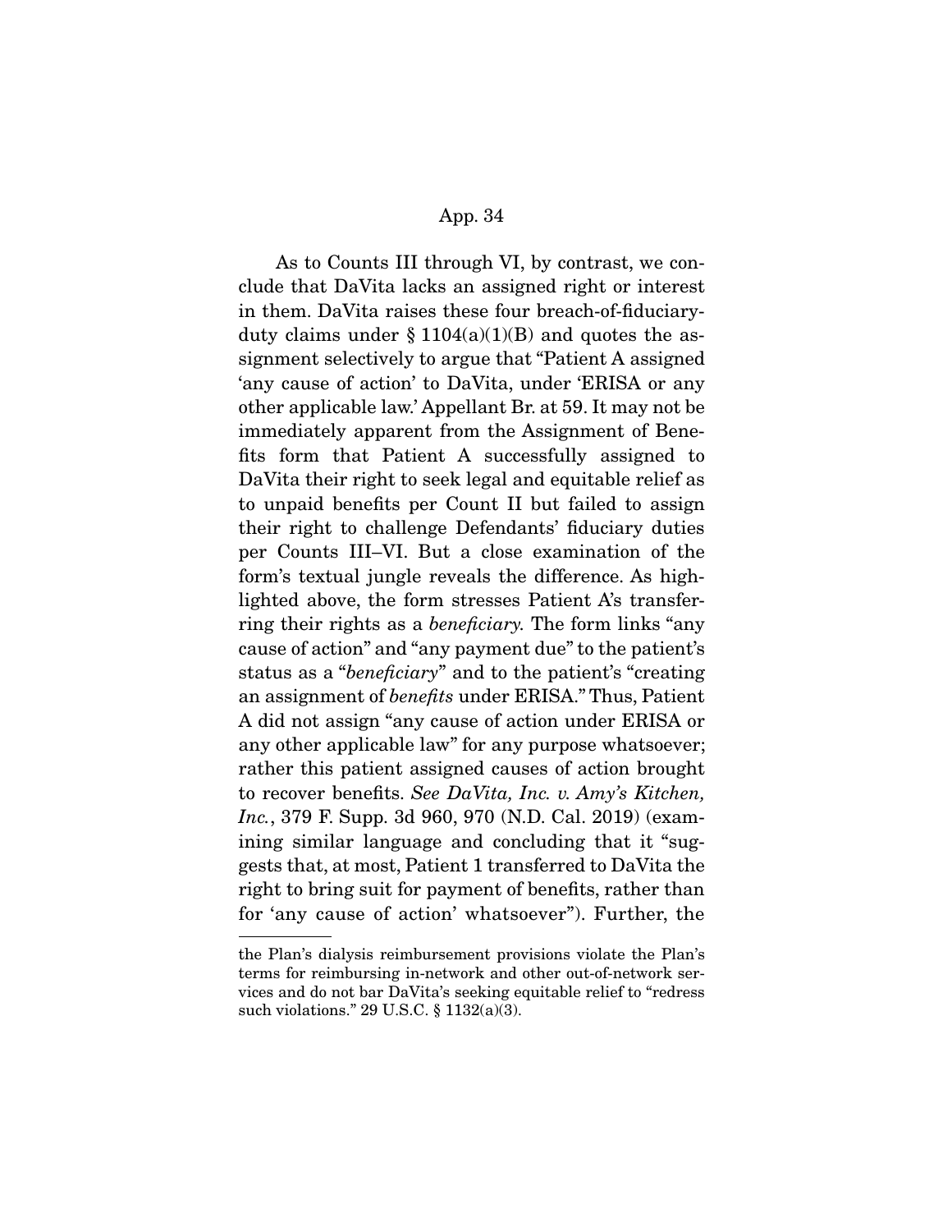As to Counts III through VI, by contrast, we conclude that DaVita lacks an assigned right or interest in them. DaVita raises these four breach-of-fiduciary-duty claims under § 1104(a)(1)(B) and quotes the assignment selectively to argue that "Patient A assigned 'any cause of action' to DaVita, under 'ERISA or any other applicable law.' Appellant Br. at 59. It may not be immediately apparent from the Assignment of Benefits form that Patient A successfully assigned to DaVita their right to seek legal and equitable relief as to unpaid benefits per Count II but failed to assign their right to challenge Defendants' fiduciary duties per Counts III–VI. But a close examination of the form's textual jungle reveals the difference. As highlighted above, the form stresses Patient A's transferring their rights as a *beneficiary*. The form links "any cause of action" and "any payment due" to the patient's status as a "*beneficiary*" and to the patient's "creating an assignment of *benefits* under ERISA." Thus, Patient A did not assign "any cause of action under ERISA or any other applicable law" for any purpose whatsoever; rather this patient assigned causes of action brought to recover benefits. *See DaVita, Inc. v. Amy's Kitchen, Inc.*, 379 F. Supp. 3d 960, 970 (N.D. Cal. 2019) (examining similar language and concluding that it "suggests that, at most, Patient 1 transferred to DaVita the right to bring suit for payment of benefits, rather than for 'any cause of action' whatsoever"). Further, the

---

the Plan's dialysis reimbursement provisions violate the Plan's terms for reimbursing in-network and other out-of-network services and do not bar DaVita's seeking equitable relief to "redress such violations." 29 U.S.C. § 1132(a)(3).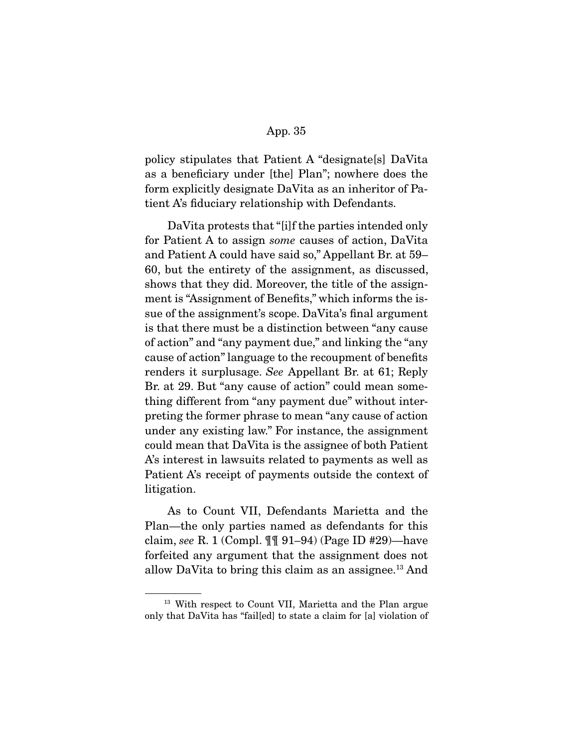policy stipulates that Patient A "designate[s] DaVita as a beneficiary under [the] Plan"; nowhere does the form explicitly designate DaVita as an inheritor of Patient A's fiduciary relationship with Defendants.

DaVita protests that "[i]f the parties intended only for Patient A to assign *some* causes of action, DaVita and Patient A could have said so," Appellant Br. at 59–60, but the entirety of the assignment, as discussed, shows that they did. Moreover, the title of the assignment is "Assignment of Benefits," which informs the issue of the assignment's scope. DaVita's final argument is that there must be a distinction between "any cause of action" and "any payment due," and linking the "any cause of action" language to the recoupment of benefits renders it surplusage. *See* Appellant Br. at 61; Reply Br. at 29. But "any cause of action" could mean something different from "any payment due" without interpreting the former phrase to mean "any cause of action under any existing law." For instance, the assignment could mean that DaVita is the assignee of both Patient A's interest in lawsuits related to payments as well as Patient A's receipt of payments outside the context of litigation.

As to Count VII, Defendants Marietta and the Plan—the only parties named as defendants for this claim, *see* R. 1 (Compl. ¶¶ 91–94) (Page ID #29)—have forfeited any argument that the assignment does not allow DaVita to bring this claim as an assignee.[13] And

[13] With respect to Count VII, Marietta and the Plan argue only that DaVita has "fail[ed] to state a claim for [a] violation of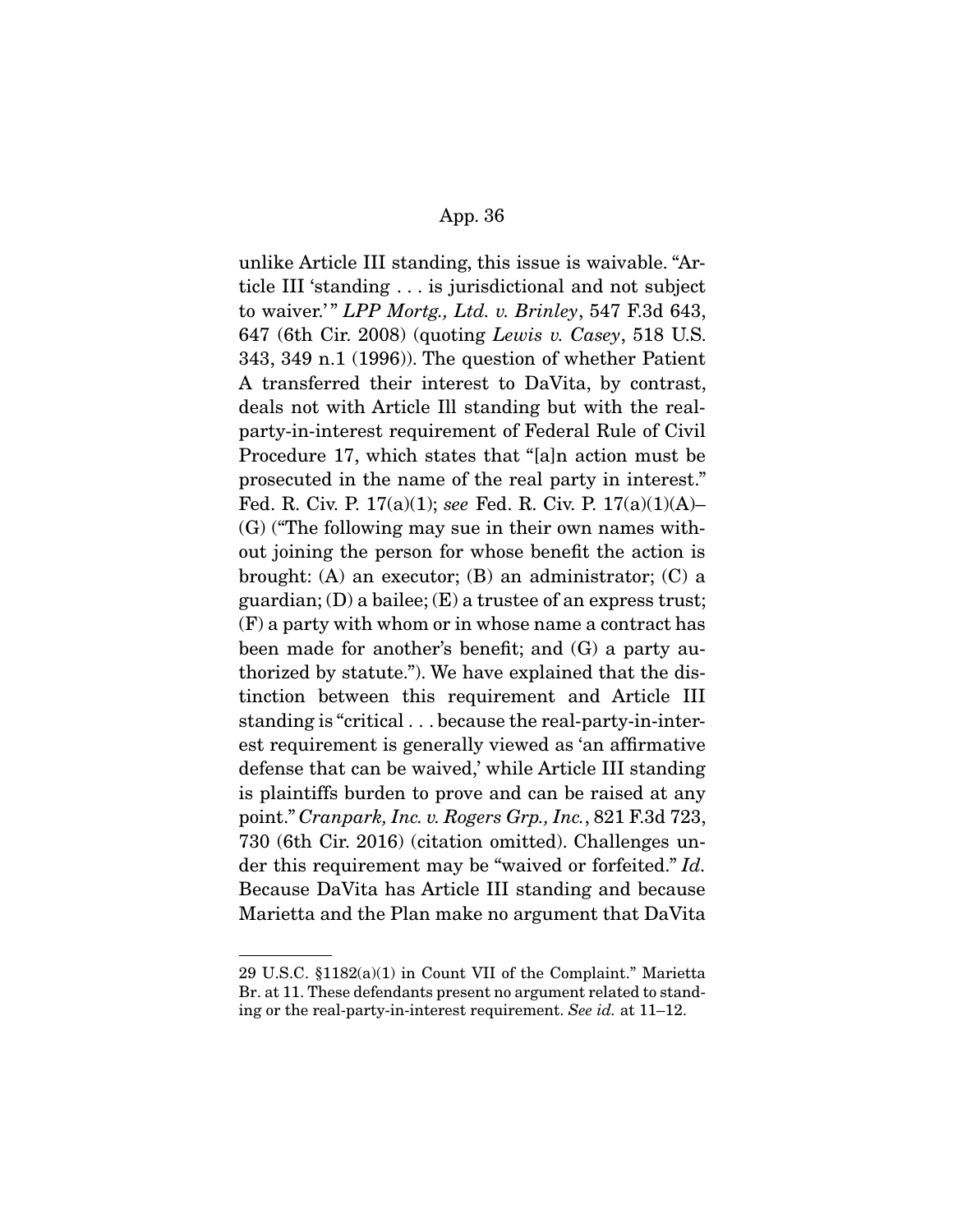unlike Article III standing, this issue is waivable. "Article III 'standing . . . is jurisdictional and not subject to waiver.'" *LPP Mortg., Ltd. v. Brinley*, 547 F.3d 643, 647 (6th Cir. 2008) (quoting *Lewis v. Casey*, 518 U.S. 343, 349 n.1 (1996)). The question of whether Patient A transferred their interest to DaVita, by contrast, deals not with Article Ill standing but with the real-party-in-interest requirement of Federal Rule of Civil Procedure 17, which states that "[a]n action must be prosecuted in the name of the real party in interest." Fed. R. Civ. P. 17(a)(1); *see* Fed. R. Civ. P. 17(a)(1)(A)–(G) ("The following may sue in their own names without joining the person for whose benefit the action is brought: (A) an executor; (B) an administrator; (C) a guardian; (D) a bailee; (E) a trustee of an express trust; (F) a party with whom or in whose name a contract has been made for another's benefit; and (G) a party authorized by statute."). We have explained that the distinction between this requirement and Article III standing is "critical . . . because the real-party-in-interest requirement is generally viewed as 'an affirmative defense that can be waived,' while Article III standing is plaintiffs burden to prove and can be raised at any point." *Cranpark, Inc. v. Rogers Grp., Inc.*, 821 F.3d 723, 730 (6th Cir. 2016) (citation omitted). Challenges under this requirement may be "waived or forfeited." *Id.* Because DaVita has Article III standing and because Marietta and the Plan make no argument that DaVita

---

29 U.S.C. §1182(a)(1) in Count VII of the Complaint." Marietta Br. at 11. These defendants present no argument related to standing or the real-party-in-interest requirement. *See id.* at 11–12.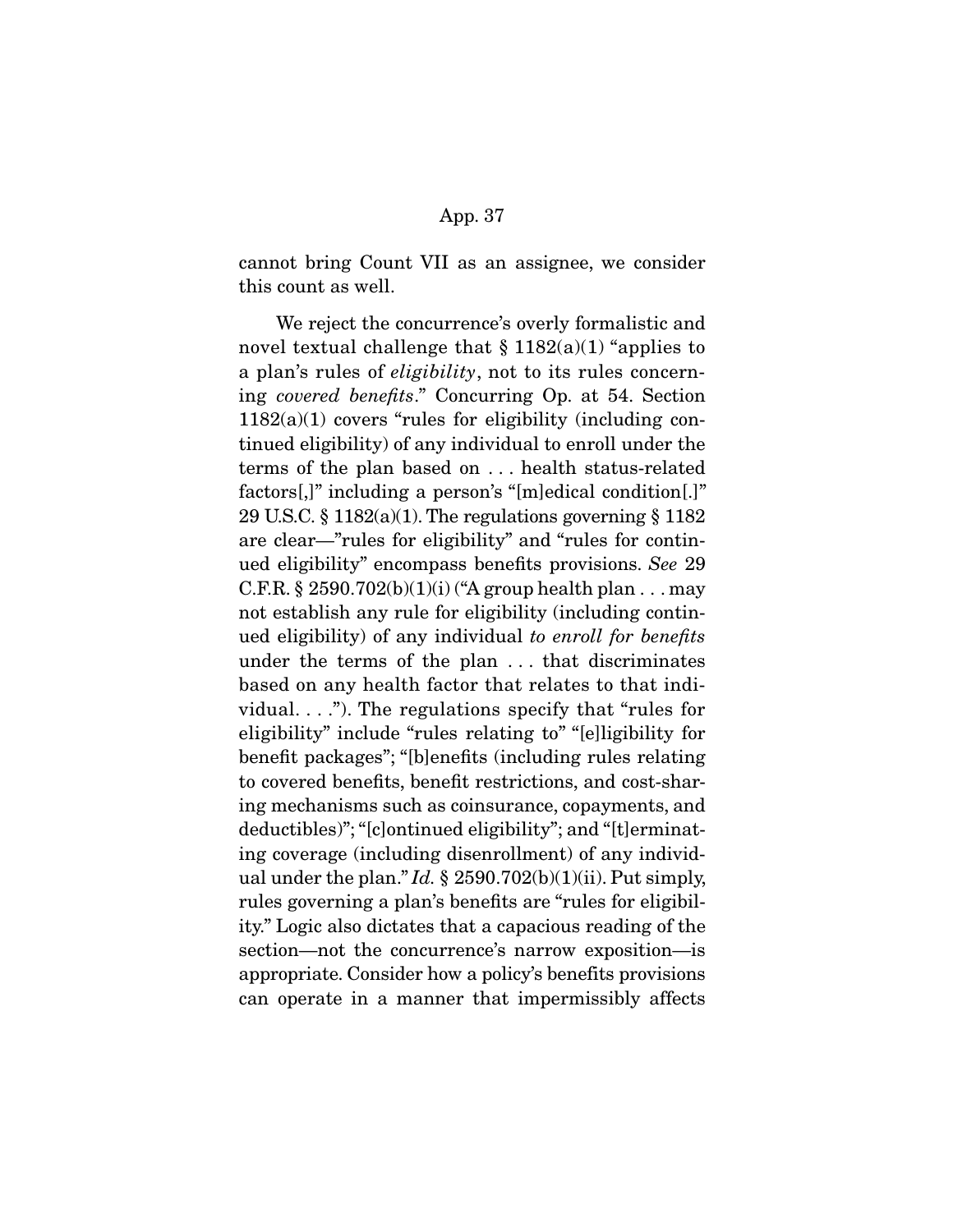cannot bring Count VII as an assignee, we consider this count as well.

We reject the concurrence's overly formalistic and novel textual challenge that § 1182(a)(1) "applies to a plan's rules of *eligibility*, not to its rules concerning *covered benefits*." Concurring Op. at 54. Section 1182(a)(1) covers "rules for eligibility (including continued eligibility) of any individual to enroll under the terms of the plan based on . . . health status-related factors[,]" including a person's "[m]edical condition[.]" 29 U.S.C. § 1182(a)(1). The regulations governing § 1182 are clear—"rules for eligibility" and "rules for continued eligibility" encompass benefits provisions. *See* 29 C.F.R. § 2590.702(b)(1)(i) ("A group health plan . . . may not establish any rule for eligibility (including continued eligibility) of any individual *to enroll for benefits* under the terms of the plan . . . that discriminates based on any health factor that relates to that individual. . . ."). The regulations specify that "rules for eligibility" include "rules relating to" "[e]ligibility for benefit packages"; "[b]enefits (including rules relating to covered benefits, benefit restrictions, and cost-sharing mechanisms such as coinsurance, copayments, and deductibles)"; "[c]ontinued eligibility"; and "[t]erminating coverage (including disenrollment) of any individual under the plan." *Id.* § 2590.702(b)(1)(ii). Put simply, rules governing a plan's benefits are "rules for eligibility." Logic also dictates that a capacious reading of the section—not the concurrence's narrow exposition—is appropriate. Consider how a policy's benefits provisions can operate in a manner that impermissibly affects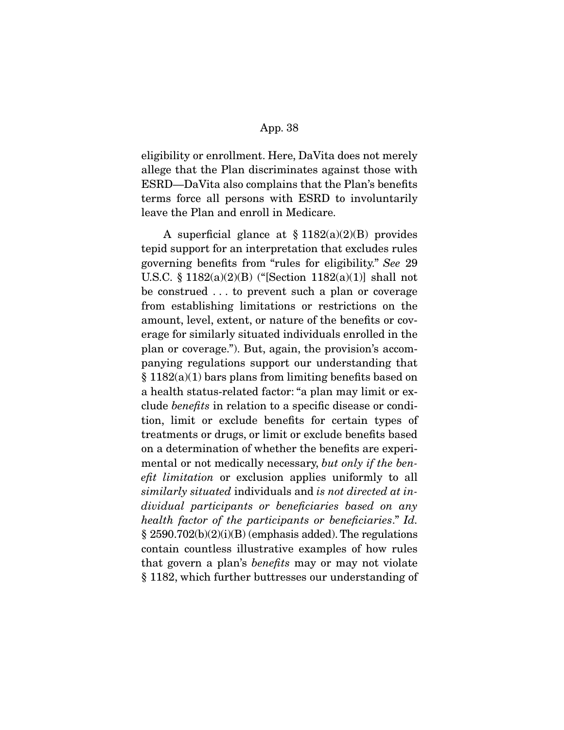eligibility or enrollment. Here, DaVita does not merely allege that the Plan discriminates against those with ESRD—DaVita also complains that the Plan's benefits terms force all persons with ESRD to involuntarily leave the Plan and enroll in Medicare.

A superficial glance at § 1182(a)(2)(B) provides tepid support for an interpretation that excludes rules governing benefits from "rules for eligibility." *See* 29 U.S.C. § 1182(a)(2)(B) ("[Section 1182(a)(1)] shall not be construed . . . to prevent such a plan or coverage from establishing limitations or restrictions on the amount, level, extent, or nature of the benefits or coverage for similarly situated individuals enrolled in the plan or coverage."). But, again, the provision's accompanying regulations support our understanding that § 1182(a)(1) bars plans from limiting benefits based on a health status-related factor: "a plan may limit or exclude *benefits* in relation to a specific disease or condition, limit or exclude benefits for certain types of treatments or drugs, or limit or exclude benefits based on a determination of whether the benefits are experimental or not medically necessary, *but only if the benefit limitation* or exclusion applies uniformly to all *similarly situated* individuals and *is not directed at individual participants or beneficiaries based on any health factor of the participants or beneficiaries*." *Id.* § 2590.702(b)(2)(i)(B) (emphasis added). The regulations contain countless illustrative examples of how rules that govern a plan's *benefits* may or may not violate § 1182, which further buttresses our understanding of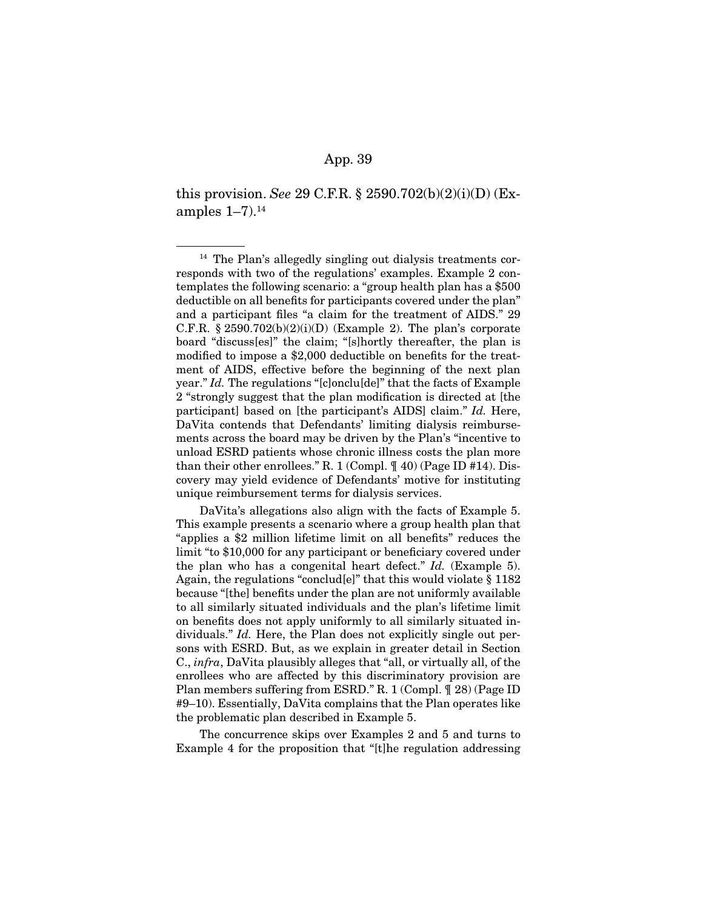this provision. *See* 29 C.F.R. § 2590.702(b)(2)(i)(D) (Examples 1–7).[14]

---

[14] The Plan's allegedly singling out dialysis treatments corresponds with two of the regulations' examples. Example 2 contemplates the following scenario: a "group health plan has a $500 deductible on all benefits for participants covered under the plan" and a participant files "a claim for the treatment of AIDS." 29 C.F.R. § 2590.702(b)(2)(i)(D) (Example 2). The plan's corporate board "discuss[es]" the claim; "[s]hortly thereafter, the plan is modified to impose a $2,000 deductible on benefits for the treatment of AIDS, effective before the beginning of the next plan year." *Id.* The regulations "[c]onclu[de]" that the facts of Example 2 "strongly suggest that the plan modification is directed at [the participant] based on [the participant's AIDS] claim." *Id.* Here, DaVita contends that Defendants' limiting dialysis reimbursements across the board may be driven by the Plan's "incentive to unload ESRD patients whose chronic illness costs the plan more than their other enrollees." R. 1 (Compl. ¶ 40) (Page ID #14). Discovery may yield evidence of Defendants' motive for instituting unique reimbursement terms for dialysis services.

DaVita's allegations also align with the facts of Example 5. This example presents a scenario where a group health plan that "applies a $2 million lifetime limit on all benefits" reduces the limit "to $10,000 for any participant or beneficiary covered under the plan who has a congenital heart defect." *Id.* (Example 5). Again, the regulations "conclud[e]" that this would violate § 1182 because "[the] benefits under the plan are not uniformly available to all similarly situated individuals and the plan's lifetime limit on benefits does not apply uniformly to all similarly situated individuals." *Id.* Here, the Plan does not explicitly single out persons with ESRD. But, as we explain in greater detail in Section C., *infra*, DaVita plausibly alleges that "all, or virtually all, of the enrollees who are affected by this discriminatory provision are Plan members suffering from ESRD." R. 1 (Compl. ¶ 28) (Page ID #9–10). Essentially, DaVita complains that the Plan operates like the problematic plan described in Example 5.

The concurrence skips over Examples 2 and 5 and turns to Example 4 for the proposition that "[t]he regulation addressing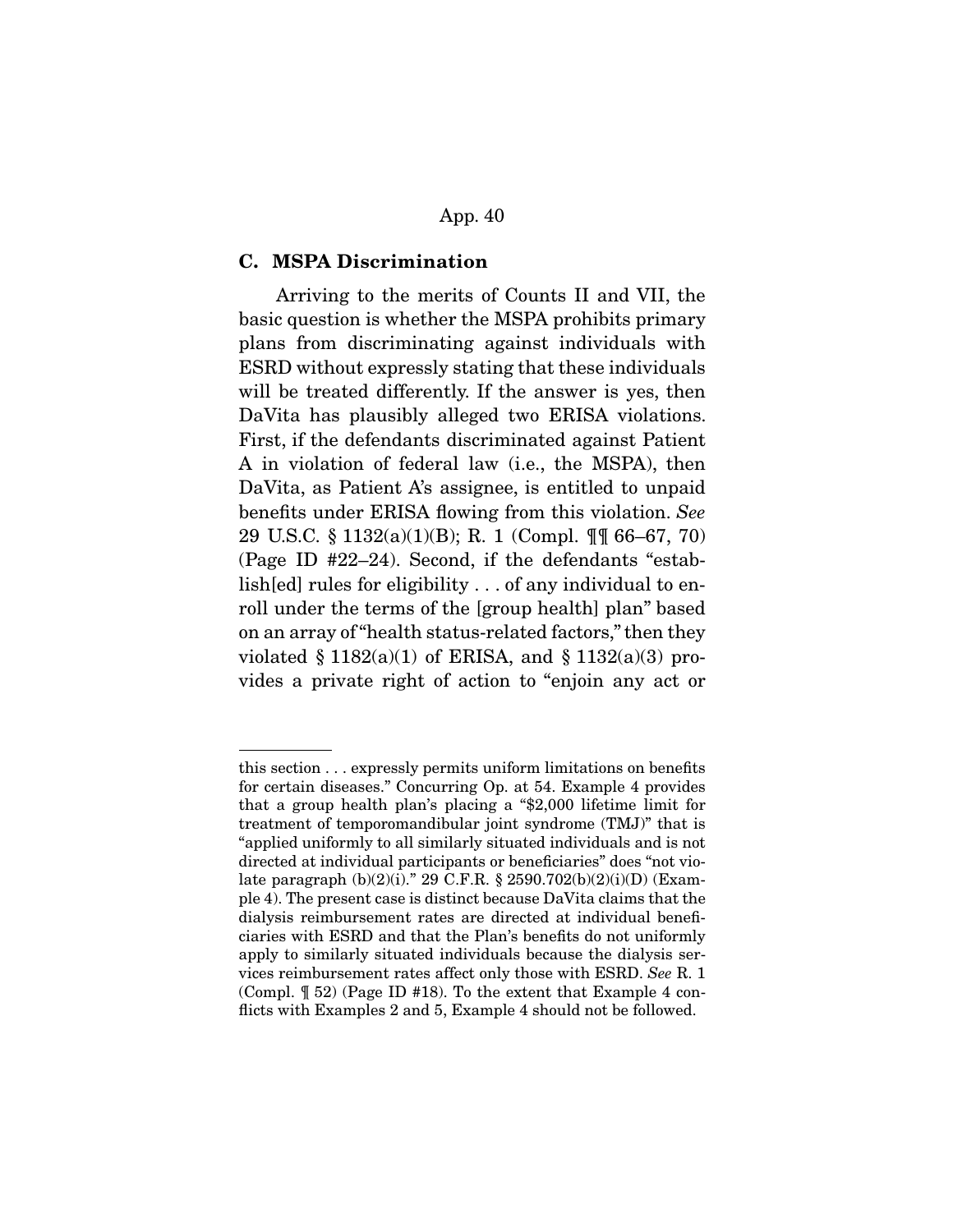### C. MSPA Discrimination

Arriving to the merits of Counts II and VII, the basic question is whether the MSPA prohibits primary plans from discriminating against individuals with ESRD without expressly stating that these individuals will be treated differently. If the answer is yes, then DaVita has plausibly alleged two ERISA violations. First, if the defendants discriminated against Patient A in violation of federal law (i.e., the MSPA), then DaVita, as Patient A's assignee, is entitled to unpaid benefits under ERISA flowing from this violation. *See* 29 U.S.C. § 1132(a)(1)(B); R. 1 (Compl. ¶¶ 66–67, 70) (Page ID #22–24). Second, if the defendants "establish[ed] rules for eligibility . . . of any individual to enroll under the terms of the [group health] plan" based on an array of "health status-related factors," then they violated § 1182(a)(1) of ERISA, and § 1132(a)(3) provides a private right of action to "enjoin any act or

---

this section . . . expressly permits uniform limitations on benefits for certain diseases." Concurring Op. at 54. Example 4 provides that a group health plan's placing a "$2,000 lifetime limit for treatment of temporomandibular joint syndrome (TMJ)" that is "applied uniformly to all similarly situated individuals and is not directed at individual participants or beneficiaries" does "not violate paragraph (b)(2)(i)." 29 C.F.R. § 2590.702(b)(2)(i)(D) (Example 4). The present case is distinct because DaVita claims that the dialysis reimbursement rates are directed at individual beneficiaries with ESRD and that the Plan's benefits do not uniformly apply to similarly situated individuals because the dialysis services reimbursement rates affect only those with ESRD. *See* R. 1 (Compl. ¶ 52) (Page ID #18). To the extent that Example 4 conflicts with Examples 2 and 5, Example 4 should not be followed.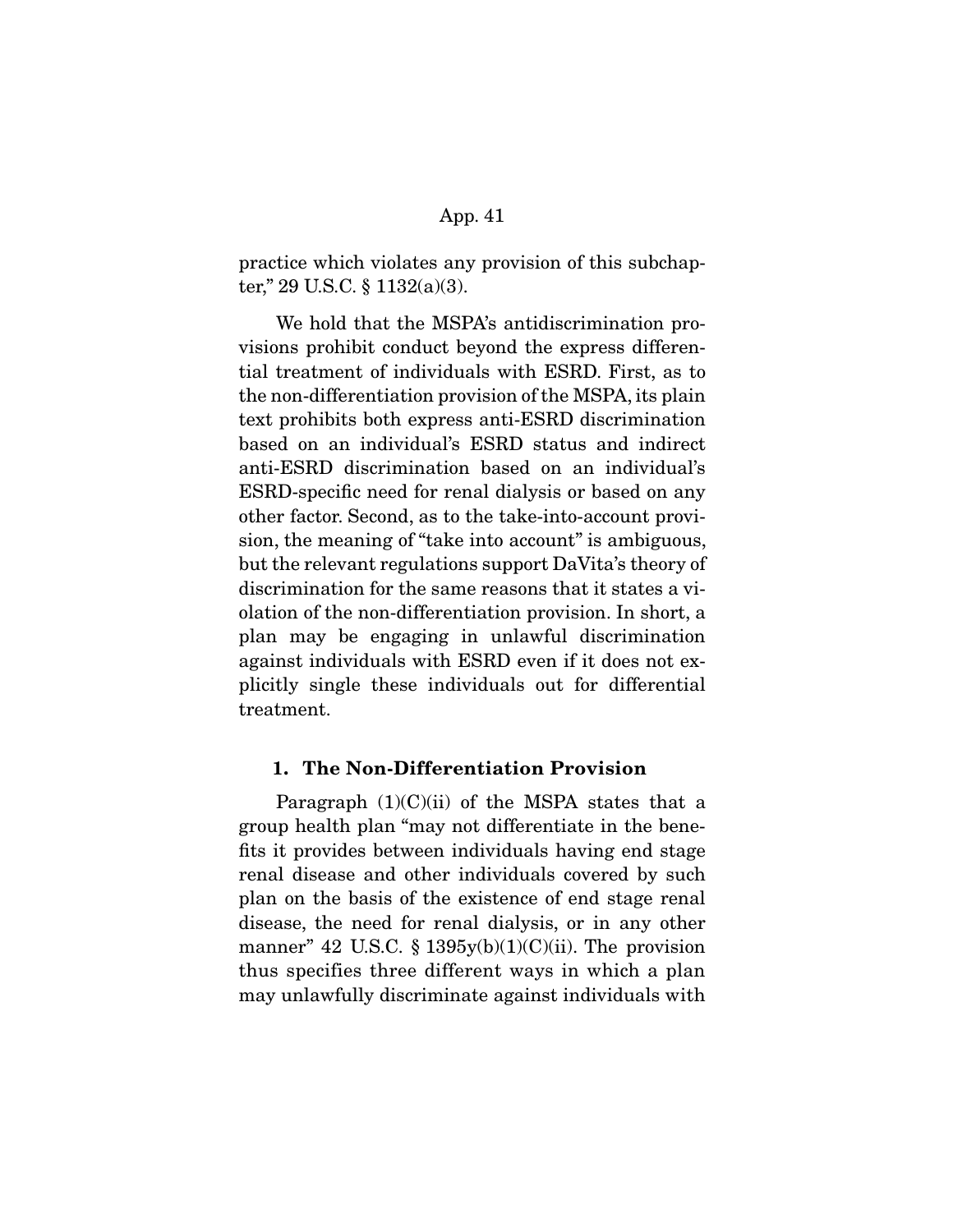practice which violates any provision of this subchapter," 29 U.S.C. § 1132(a)(3).

We hold that the MSPA's antidiscrimination provisions prohibit conduct beyond the express differential treatment of individuals with ESRD. First, as to the non-differentiation provision of the MSPA, its plain text prohibits both express anti-ESRD discrimination based on an individual's ESRD status and indirect anti-ESRD discrimination based on an individual's ESRD-specific need for renal dialysis or based on any other factor. Second, as to the take-into-account provision, the meaning of "take into account" is ambiguous, but the relevant regulations support DaVita's theory of discrimination for the same reasons that it states a violation of the non-differentiation provision. In short, a plan may be engaging in unlawful discrimination against individuals with ESRD even if it does not explicitly single these individuals out for differential treatment.

### 1. The Non-Differentiation Provision

Paragraph (1)(C)(ii) of the MSPA states that a group health plan "may not differentiate in the benefits it provides between individuals having end stage renal disease and other individuals covered by such plan on the basis of the existence of end stage renal disease, the need for renal dialysis, or in any other manner" 42 U.S.C. § 1395y(b)(1)(C)(ii). The provision thus specifies three different ways in which a plan may unlawfully discriminate against individuals with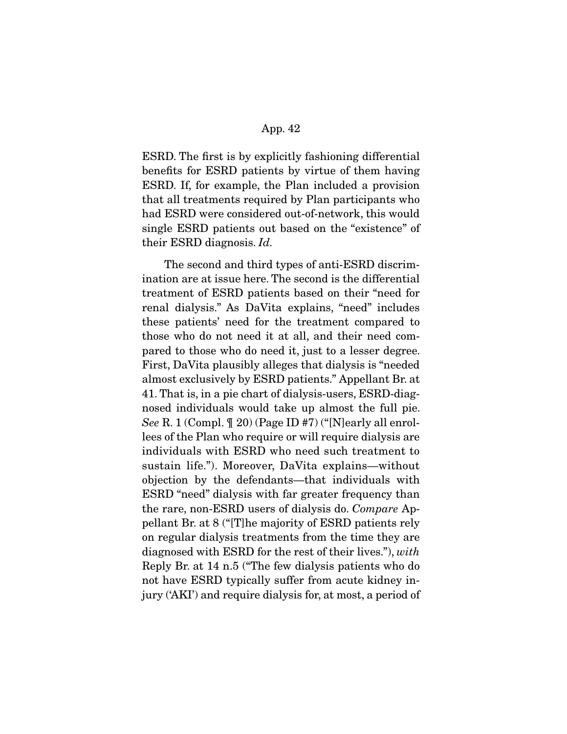ESRD. The first is by explicitly fashioning differential benefits for ESRD patients by virtue of them having ESRD. If, for example, the Plan included a provision that all treatments required by Plan participants who had ESRD were considered out-of-network, this would single ESRD patients out based on the "existence" of their ESRD diagnosis. *Id.*

The second and third types of anti-ESRD discrimination are at issue here. The second is the differential treatment of ESRD patients based on their "need for renal dialysis." As DaVita explains, "need" includes these patients' need for the treatment compared to those who do not need it at all, and their need compared to those who do need it, just to a lesser degree. First, DaVita plausibly alleges that dialysis is "needed almost exclusively by ESRD patients." Appellant Br. at 41. That is, in a pie chart of dialysis-users, ESRD-diagnosed individuals would take up almost the full pie. *See* R. 1 (Compl. ¶ 20) (Page ID #7) ("[N]early all enrollees of the Plan who require or will require dialysis are individuals with ESRD who need such treatment to sustain life."). Moreover, DaVita explains—without objection by the defendants—that individuals with ESRD "need" dialysis with far greater frequency than the rare, non-ESRD users of dialysis do. *Compare* Appellant Br. at 8 ("[T]he majority of ESRD patients rely on regular dialysis treatments from the time they are diagnosed with ESRD for the rest of their lives."), *with* Reply Br. at 14 n.5 ("The few dialysis patients who do not have ESRD typically suffer from acute kidney injury ('AKI') and require dialysis for, at most, a period of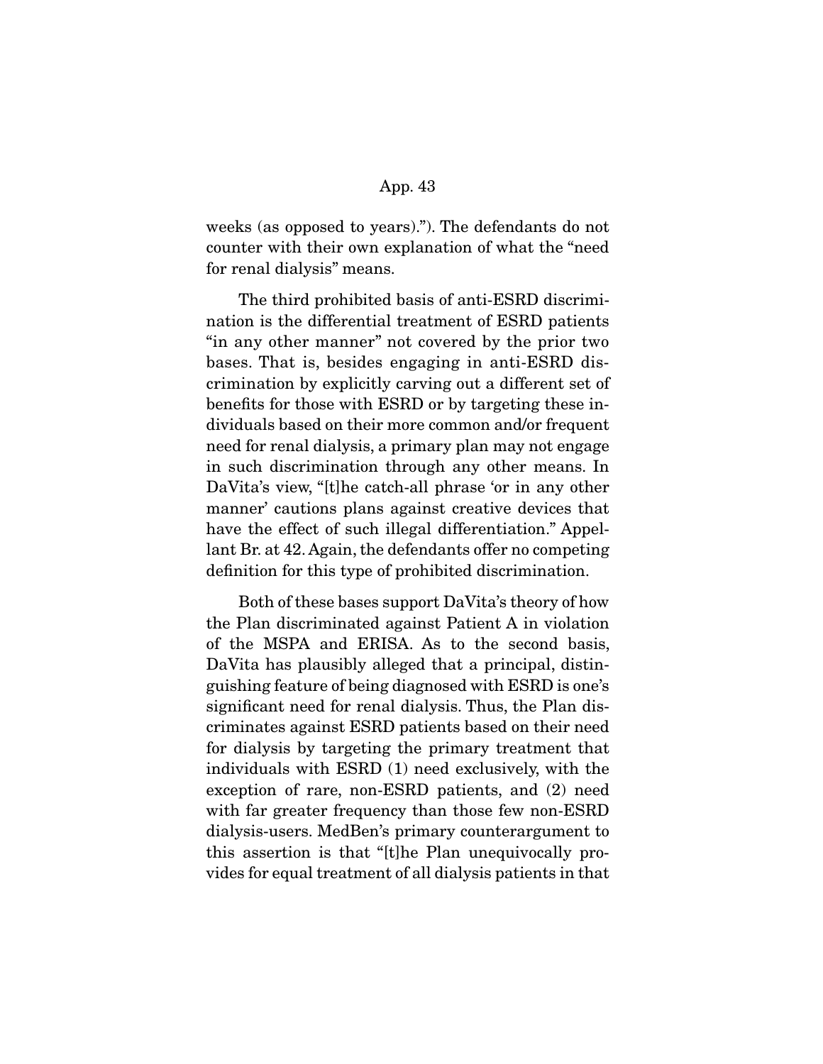weeks (as opposed to years)."). The defendants do not counter with their own explanation of what the "need for renal dialysis" means.

The third prohibited basis of anti-ESRD discrimination is the differential treatment of ESRD patients "in any other manner" not covered by the prior two bases. That is, besides engaging in anti-ESRD discrimination by explicitly carving out a different set of benefits for those with ESRD or by targeting these individuals based on their more common and/or frequent need for renal dialysis, a primary plan may not engage in such discrimination through any other means. In DaVita's view, "[t]he catch-all phrase 'or in any other manner' cautions plans against creative devices that have the effect of such illegal differentiation." Appellant Br. at 42. Again, the defendants offer no competing definition for this type of prohibited discrimination.

Both of these bases support DaVita's theory of how the Plan discriminated against Patient A in violation of the MSPA and ERISA. As to the second basis, DaVita has plausibly alleged that a principal, distinguishing feature of being diagnosed with ESRD is one's significant need for renal dialysis. Thus, the Plan discriminates against ESRD patients based on their need for dialysis by targeting the primary treatment that individuals with ESRD (1) need exclusively, with the exception of rare, non-ESRD patients, and (2) need with far greater frequency than those few non-ESRD dialysis-users. MedBen's primary counterargument to this assertion is that "[t]he Plan unequivocally provides for equal treatment of all dialysis patients in that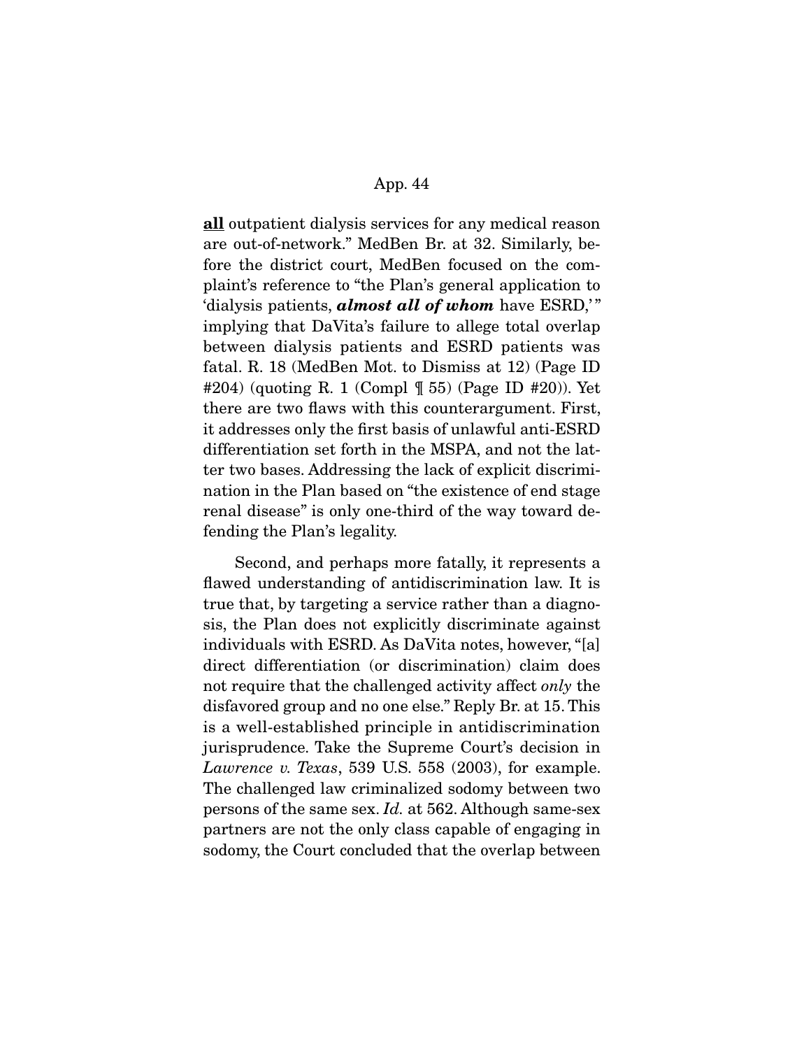**<u>all</u>** outpatient dialysis services for any medical reason are out-of-network." MedBen Br. at 32. Similarly, before the district court, MedBen focused on the complaint's reference to "the Plan's general application to 'dialysis patients, ***almost all of whom*** have ESRD,'" implying that DaVita's failure to allege total overlap between dialysis patients and ESRD patients was fatal. R. 18 (MedBen Mot. to Dismiss at 12) (Page ID #204) (quoting R. 1 (Compl ¶ 55) (Page ID #20)). Yet there are two flaws with this counterargument. First, it addresses only the first basis of unlawful anti-ESRD differentiation set forth in the MSPA, and not the latter two bases. Addressing the lack of explicit discrimination in the Plan based on "the existence of end stage renal disease" is only one-third of the way toward defending the Plan's legality.

Second, and perhaps more fatally, it represents a flawed understanding of antidiscrimination law. It is true that, by targeting a service rather than a diagnosis, the Plan does not explicitly discriminate against individuals with ESRD. As DaVita notes, however, "[a] direct differentiation (or discrimination) claim does not require that the challenged activity affect *only* the disfavored group and no one else." Reply Br. at 15. This is a well-established principle in antidiscrimination jurisprudence. Take the Supreme Court's decision in *Lawrence v. Texas*, 539 U.S. 558 (2003), for example. The challenged law criminalized sodomy between two persons of the same sex. *Id.* at 562. Although same-sex partners are not the only class capable of engaging in sodomy, the Court concluded that the overlap between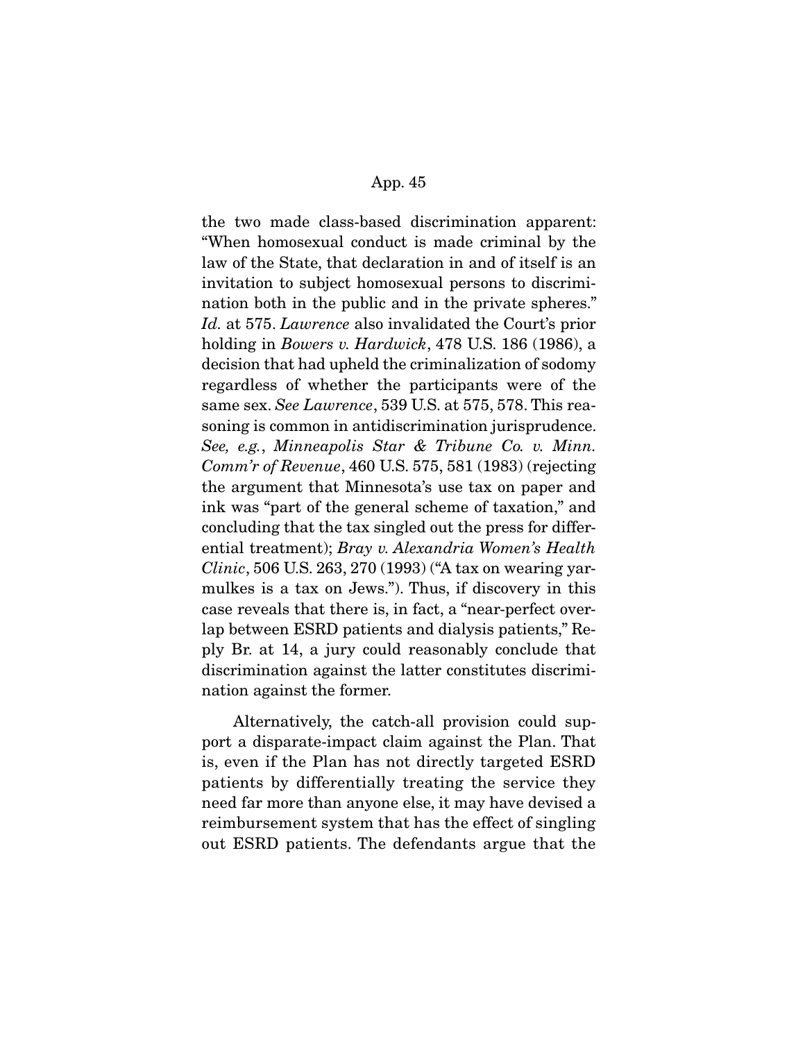the two made class-based discrimination apparent: "When homosexual conduct is made criminal by the law of the State, that declaration in and of itself is an invitation to subject homosexual persons to discrimination both in the public and in the private spheres." *Id.* at 575. *Lawrence* also invalidated the Court's prior holding in *Bowers v. Hardwick*, 478 U.S. 186 (1986), a decision that had upheld the criminalization of sodomy regardless of whether the participants were of the same sex. *See Lawrence*, 539 U.S. at 575, 578. This reasoning is common in antidiscrimination jurisprudence. *See, e.g.*, *Minneapolis Star & Tribune Co. v. Minn. Comm'r of Revenue*, 460 U.S. 575, 581 (1983) (rejecting the argument that Minnesota's use tax on paper and ink was "part of the general scheme of taxation," and concluding that the tax singled out the press for differential treatment); *Bray v. Alexandria Women's Health Clinic*, 506 U.S. 263, 270 (1993) ("A tax on wearing yarmulkes is a tax on Jews."). Thus, if discovery in this case reveals that there is, in fact, a "near-perfect overlap between ESRD patients and dialysis patients," Reply Br. at 14, a jury could reasonably conclude that discrimination against the latter constitutes discrimination against the former.

Alternatively, the catch-all provision could support a disparate-impact claim against the Plan. That is, even if the Plan has not directly targeted ESRD patients by differentially treating the service they need far more than anyone else, it may have devised a reimbursement system that has the effect of singling out ESRD patients. The defendants argue that the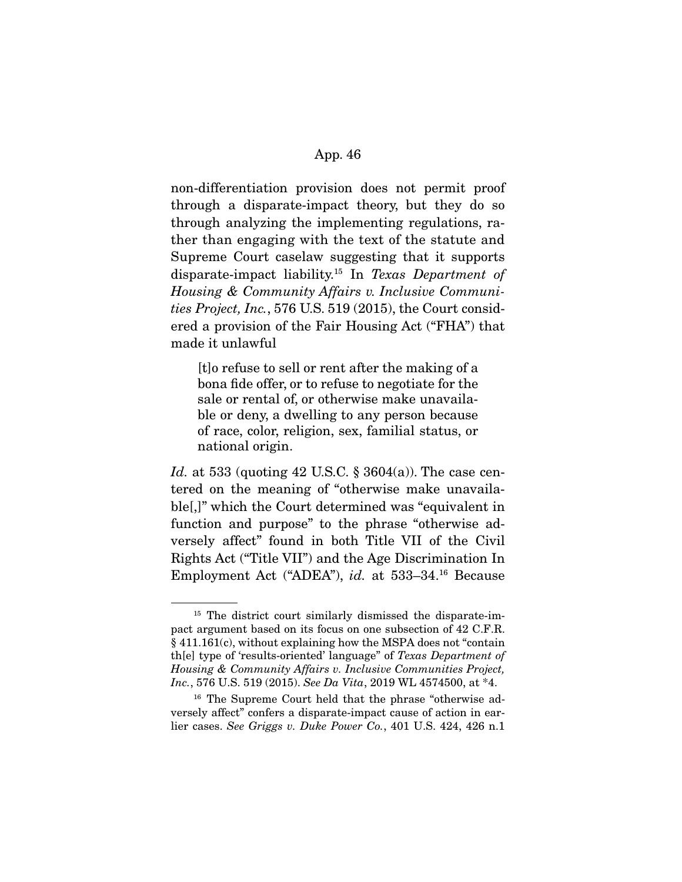non-differentiation provision does not permit proof through a disparate-impact theory, but they do so through analyzing the implementing regulations, rather than engaging with the text of the statute and Supreme Court caselaw suggesting that it supports disparate-impact liability.[15] In *Texas Department of Housing & Community Affairs v. Inclusive Communities Project, Inc.*, 576 U.S. 519 (2015), the Court considered a provision of the Fair Housing Act ("FHA") that made it unlawful

> [t]o refuse to sell or rent after the making of a bona fide offer, or to refuse to negotiate for the sale or rental of, or otherwise make unavailable or deny, a dwelling to any person because of race, color, religion, sex, familial status, or national origin.

*Id.* at 533 (quoting 42 U.S.C. § 3604(a)). The case centered on the meaning of "otherwise make unavailable[,]" which the Court determined was "equivalent in function and purpose" to the phrase "otherwise adversely affect" found in both Title VII of the Civil Rights Act ("Title VII") and the Age Discrimination In Employment Act ("ADEA"), *id.* at 533–34.[16] Because

---

[15] The district court similarly dismissed the disparate-impact argument based on its focus on one subsection of 42 C.F.R. § 411.161(c), without explaining how the MSPA does not "contain th[e] type of 'results-oriented' language" of *Texas Department of Housing & Community Affairs v. Inclusive Communities Project, Inc.*, 576 U.S. 519 (2015). *See Da Vita*, 2019 WL 4574500, at *4.

[16] The Supreme Court held that the phrase "otherwise adversely affect" confers a disparate-impact cause of action in earlier cases. *See Griggs v. Duke Power Co.*, 401 U.S. 424, 426 n.1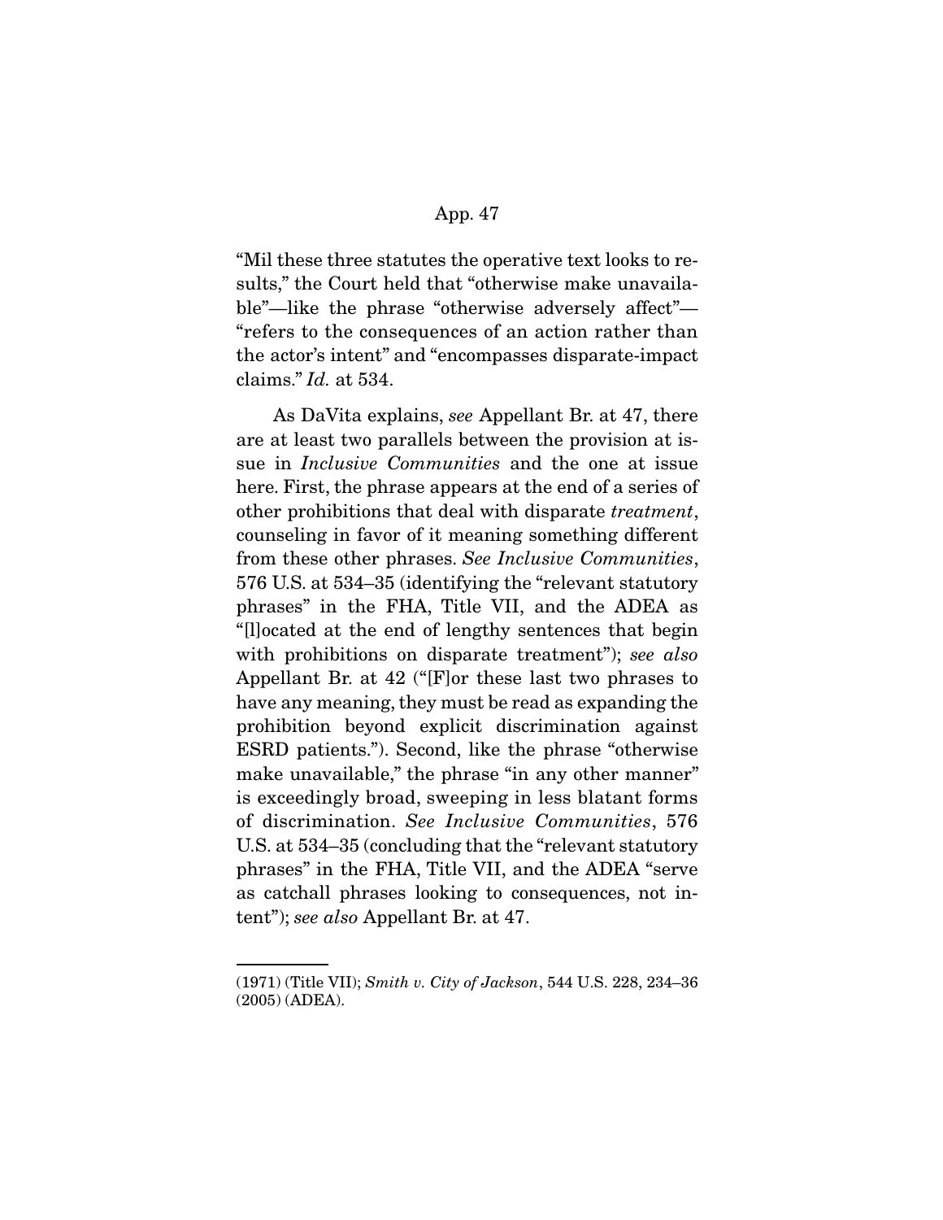"Mil these three statutes the operative text looks to results," the Court held that "otherwise make unavailable"—like the phrase "otherwise adversely affect"—"refers to the consequences of an action rather than the actor's intent" and "encompasses disparate-impact claims." *Id.* at 534.

As DaVita explains, *see* Appellant Br. at 47, there are at least two parallels between the provision at issue in *Inclusive Communities* and the one at issue here. First, the phrase appears at the end of a series of other prohibitions that deal with disparate *treatment*, counseling in favor of it meaning something different from these other phrases. *See Inclusive Communities*, 576 U.S. at 534–35 (identifying the "relevant statutory phrases" in the FHA, Title VII, and the ADEA as "[l]ocated at the end of lengthy sentences that begin with prohibitions on disparate treatment"); *see also* Appellant Br. at 42 ("[F]or these last two phrases to have any meaning, they must be read as expanding the prohibition beyond explicit discrimination against ESRD patients."). Second, like the phrase "otherwise make unavailable," the phrase "in any other manner" is exceedingly broad, sweeping in less blatant forms of discrimination. *See Inclusive Communities*, 576 U.S. at 534–35 (concluding that the "relevant statutory phrases" in the FHA, Title VII, and the ADEA "serve as catchall phrases looking to consequences, not intent"); *see also* Appellant Br. at 47.

---

(1971) (Title VII); *Smith v. City of Jackson*, 544 U.S. 228, 234–36 (2005) (ADEA).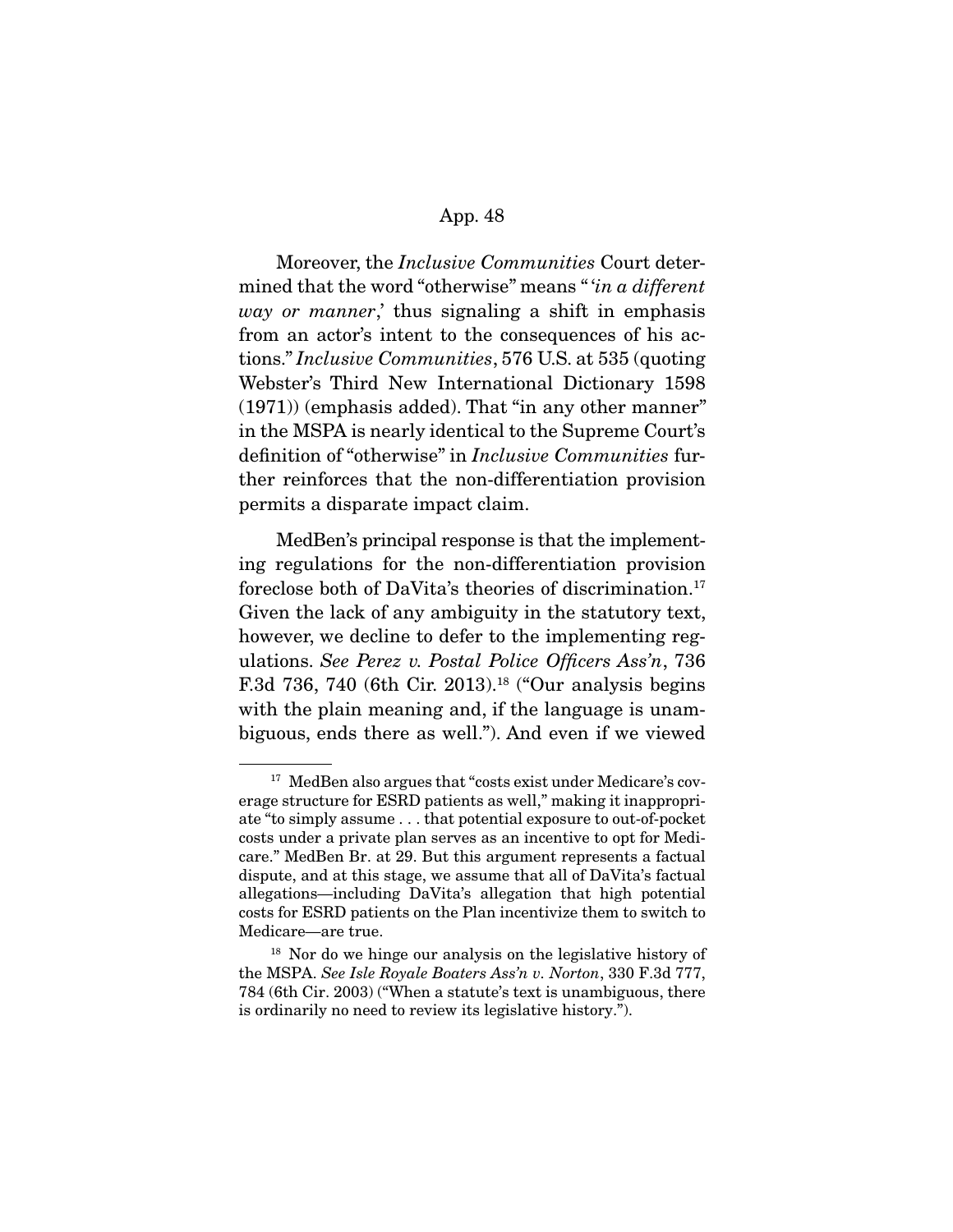Moreover, the *Inclusive Communities* Court determined that the word "otherwise" means " '*in a different way or manner*,' thus signaling a shift in emphasis from an actor's intent to the consequences of his actions." *Inclusive Communities*, 576 U.S. at 535 (quoting Webster's Third New International Dictionary 1598 (1971)) (emphasis added). That "in any other manner" in the MSPA is nearly identical to the Supreme Court's definition of "otherwise" in *Inclusive Communities* further reinforces that the non-differentiation provision permits a disparate impact claim.

MedBen's principal response is that the implementing regulations for the non-differentiation provision foreclose both of DaVita's theories of discrimination.[17] Given the lack of any ambiguity in the statutory text, however, we decline to defer to the implementing regulations. *See Perez v. Postal Police Officers Ass'n*, 736 F.3d 736, 740 (6th Cir. 2013).[18] ("Our analysis begins with the plain meaning and, if the language is unambiguous, ends there as well."). And even if we viewed

---

[17] MedBen also argues that "costs exist under Medicare's coverage structure for ESRD patients as well," making it inappropriate "to simply assume . . . that potential exposure to out-of-pocket costs under a private plan serves as an incentive to opt for Medicare." MedBen Br. at 29. But this argument represents a factual dispute, and at this stage, we assume that all of DaVita's factual allegations—including DaVita's allegation that high potential costs for ESRD patients on the Plan incentivize them to switch to Medicare—are true.

[18] Nor do we hinge our analysis on the legislative history of the MSPA. *See Isle Royale Boaters Ass'n v. Norton*, 330 F.3d 777, 784 (6th Cir. 2003) ("When a statute's text is unambiguous, there is ordinarily no need to review its legislative history.").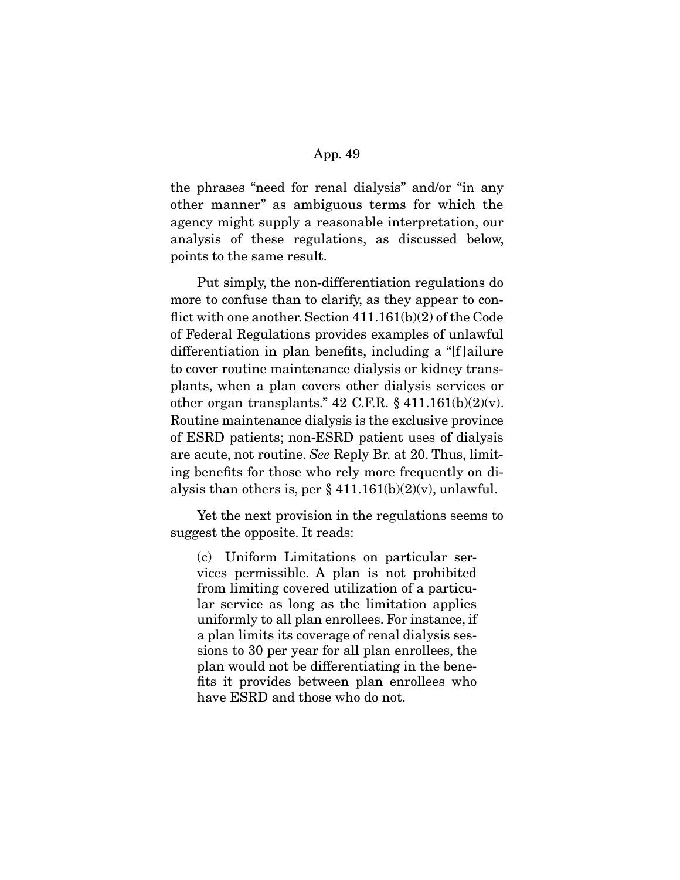the phrases "need for renal dialysis" and/or "in any other manner" as ambiguous terms for which the agency might supply a reasonable interpretation, our analysis of these regulations, as discussed below, points to the same result.

Put simply, the non-differentiation regulations do more to confuse than to clarify, as they appear to conflict with one another. Section 411.161(b)(2) of the Code of Federal Regulations provides examples of unlawful differentiation in plan benefits, including a "[f]ailure to cover routine maintenance dialysis or kidney transplants, when a plan covers other dialysis services or other organ transplants." 42 C.F.R. § 411.161(b)(2)(v). Routine maintenance dialysis is the exclusive province of ESRD patients; non-ESRD patient uses of dialysis are acute, not routine. *See* Reply Br. at 20. Thus, limiting benefits for those who rely more frequently on dialysis than others is, per § 411.161(b)(2)(v), unlawful.

Yet the next provision in the regulations seems to suggest the opposite. It reads:

> (c) Uniform Limitations on particular services permissible. A plan is not prohibited from limiting covered utilization of a particular service as long as the limitation applies uniformly to all plan enrollees. For instance, if a plan limits its coverage of renal dialysis sessions to 30 per year for all plan enrollees, the plan would not be differentiating in the benefits it provides between plan enrollees who have ESRD and those who do not.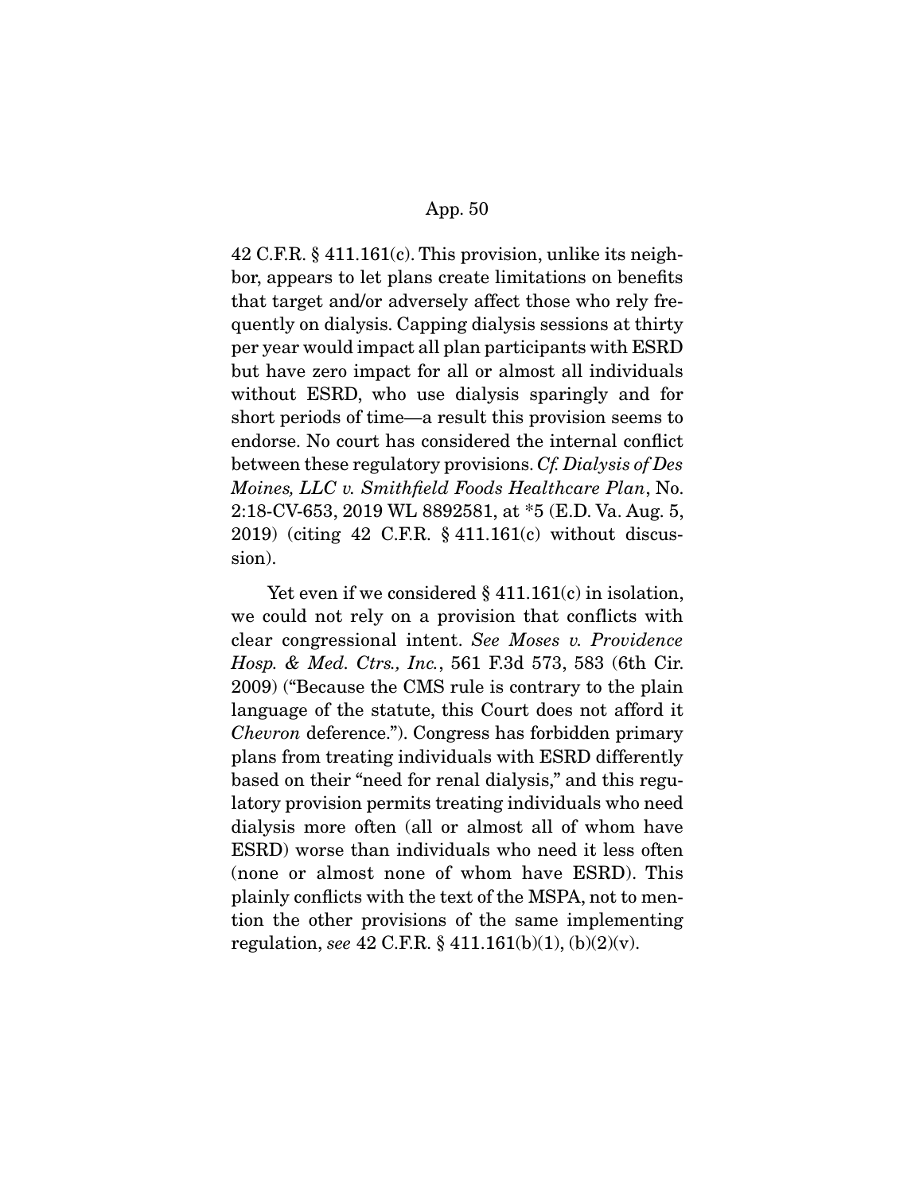42 C.F.R. § 411.161(c). This provision, unlike its neighbor, appears to let plans create limitations on benefits that target and/or adversely affect those who rely frequently on dialysis. Capping dialysis sessions at thirty per year would impact all plan participants with ESRD but have zero impact for all or almost all individuals without ESRD, who use dialysis sparingly and for short periods of time—a result this provision seems to endorse. No court has considered the internal conflict between these regulatory provisions. *Cf. Dialysis of Des Moines, LLC v. Smithfield Foods Healthcare Plan*, No. 2:18-CV-653, 2019 WL 8892581, at *5 (E.D. Va. Aug. 5, 2019) (citing 42 C.F.R. § 411.161(c) without discussion).

Yet even if we considered § 411.161(c) in isolation, we could not rely on a provision that conflicts with clear congressional intent. *See Moses v. Providence Hosp. & Med. Ctrs., Inc.*, 561 F.3d 573, 583 (6th Cir. 2009) ("Because the CMS rule is contrary to the plain language of the statute, this Court does not afford it *Chevron* deference."). Congress has forbidden primary plans from treating individuals with ESRD differently based on their "need for renal dialysis," and this regulatory provision permits treating individuals who need dialysis more often (all or almost all of whom have ESRD) worse than individuals who need it less often (none or almost none of whom have ESRD). This plainly conflicts with the text of the MSPA, not to mention the other provisions of the same implementing regulation, *see* 42 C.F.R. § 411.161(b)(1), (b)(2)(v).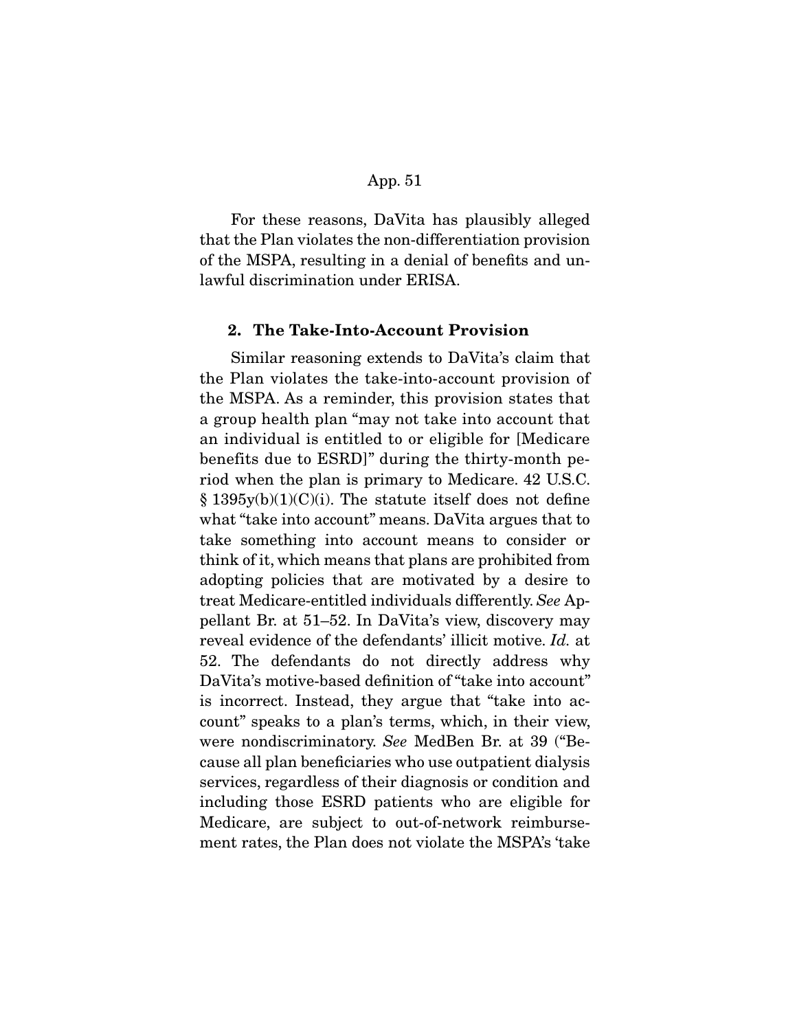For these reasons, DaVita has plausibly alleged that the Plan violates the non-differentiation provision of the MSPA, resulting in a denial of benefits and unlawful discrimination under ERISA.

### 2. The Take-Into-Account Provision

Similar reasoning extends to DaVita's claim that the Plan violates the take-into-account provision of the MSPA. As a reminder, this provision states that a group health plan "may not take into account that an individual is entitled to or eligible for [Medicare benefits due to ESRD]" during the thirty-month period when the plan is primary to Medicare. 42 U.S.C. § 1395y(b)(1)(C)(i). The statute itself does not define what "take into account" means. DaVita argues that to take something into account means to consider or think of it, which means that plans are prohibited from adopting policies that are motivated by a desire to treat Medicare-entitled individuals differently. *See* Appellant Br. at 51–52. In DaVita's view, discovery may reveal evidence of the defendants' illicit motive. *Id.* at 52. The defendants do not directly address why DaVita's motive-based definition of "take into account" is incorrect. Instead, they argue that "take into account" speaks to a plan's terms, which, in their view, were nondiscriminatory. *See* MedBen Br. at 39 ("Because all plan beneficiaries who use outpatient dialysis services, regardless of their diagnosis or condition and including those ESRD patients who are eligible for Medicare, are subject to out-of-network reimbursement rates, the Plan does not violate the MSPA's 'take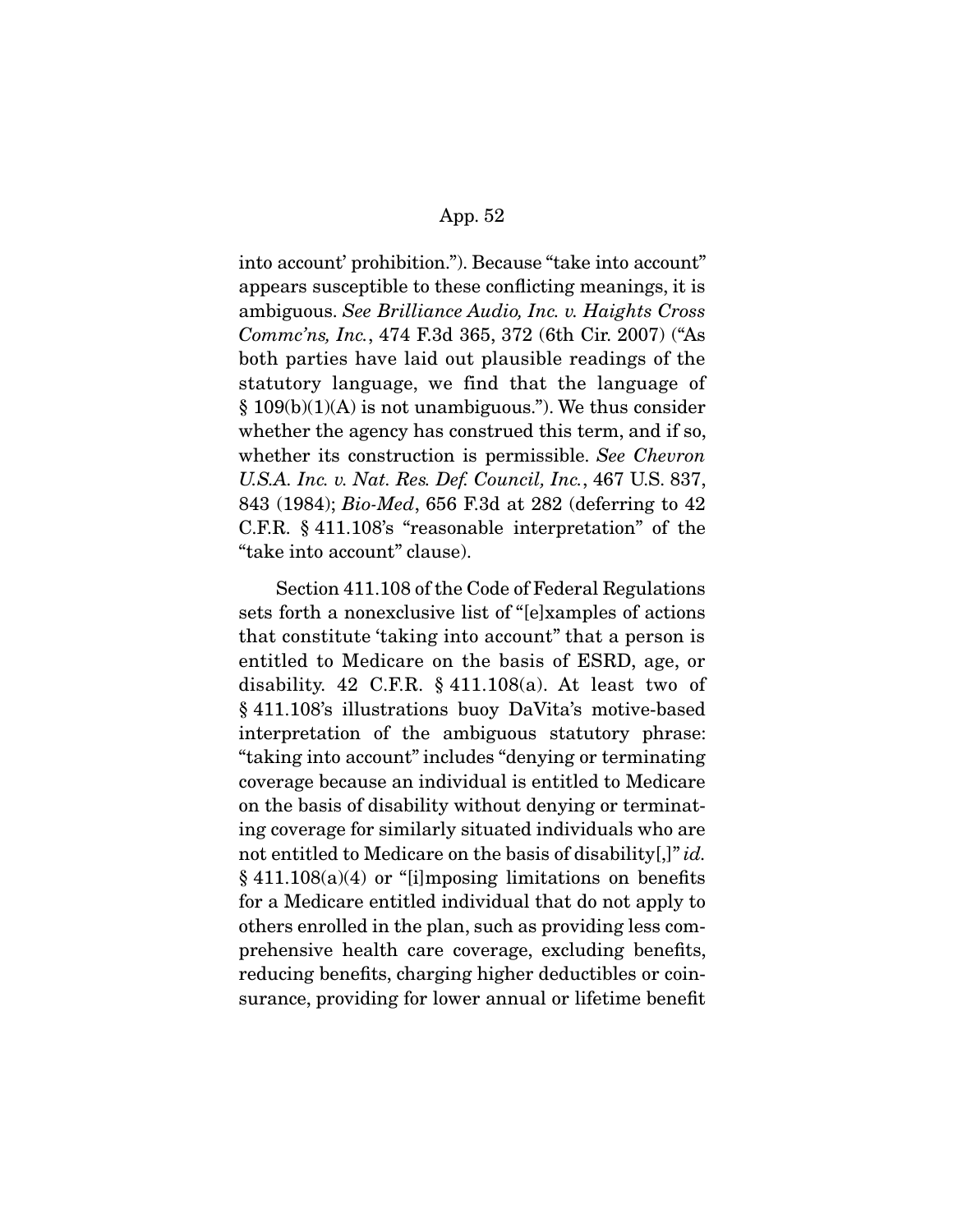into account' prohibition."). Because "take into account" appears susceptible to these conflicting meanings, it is ambiguous. *See Brilliance Audio, Inc. v. Haights Cross Commc'ns, Inc.*, 474 F.3d 365, 372 (6th Cir. 2007) ("As both parties have laid out plausible readings of the statutory language, we find that the language of § 109(b)(1)(A) is not unambiguous."). We thus consider whether the agency has construed this term, and if so, whether its construction is permissible. *See Chevron U.S.A. Inc. v. Nat. Res. Def. Council, Inc.*, 467 U.S. 837, 843 (1984); *Bio-Med*, 656 F.3d at 282 (deferring to 42 C.F.R. § 411.108's "reasonable interpretation" of the "take into account" clause).

Section 411.108 of the Code of Federal Regulations sets forth a nonexclusive list of "[e]xamples of actions that constitute 'taking into account'" that a person is entitled to Medicare on the basis of ESRD, age, or disability. 42 C.F.R. § 411.108(a). At least two of § 411.108's illustrations buoy DaVita's motive-based interpretation of the ambiguous statutory phrase: "taking into account" includes "denying or terminating coverage because an individual is entitled to Medicare on the basis of disability without denying or terminating coverage for similarly situated individuals who are not entitled to Medicare on the basis of disability[,]" *id.* § 411.108(a)(4) or "[i]mposing limitations on benefits for a Medicare entitled individual that do not apply to others enrolled in the plan, such as providing less comprehensive health care coverage, excluding benefits, reducing benefits, charging higher deductibles or coinsurance, providing for lower annual or lifetime benefit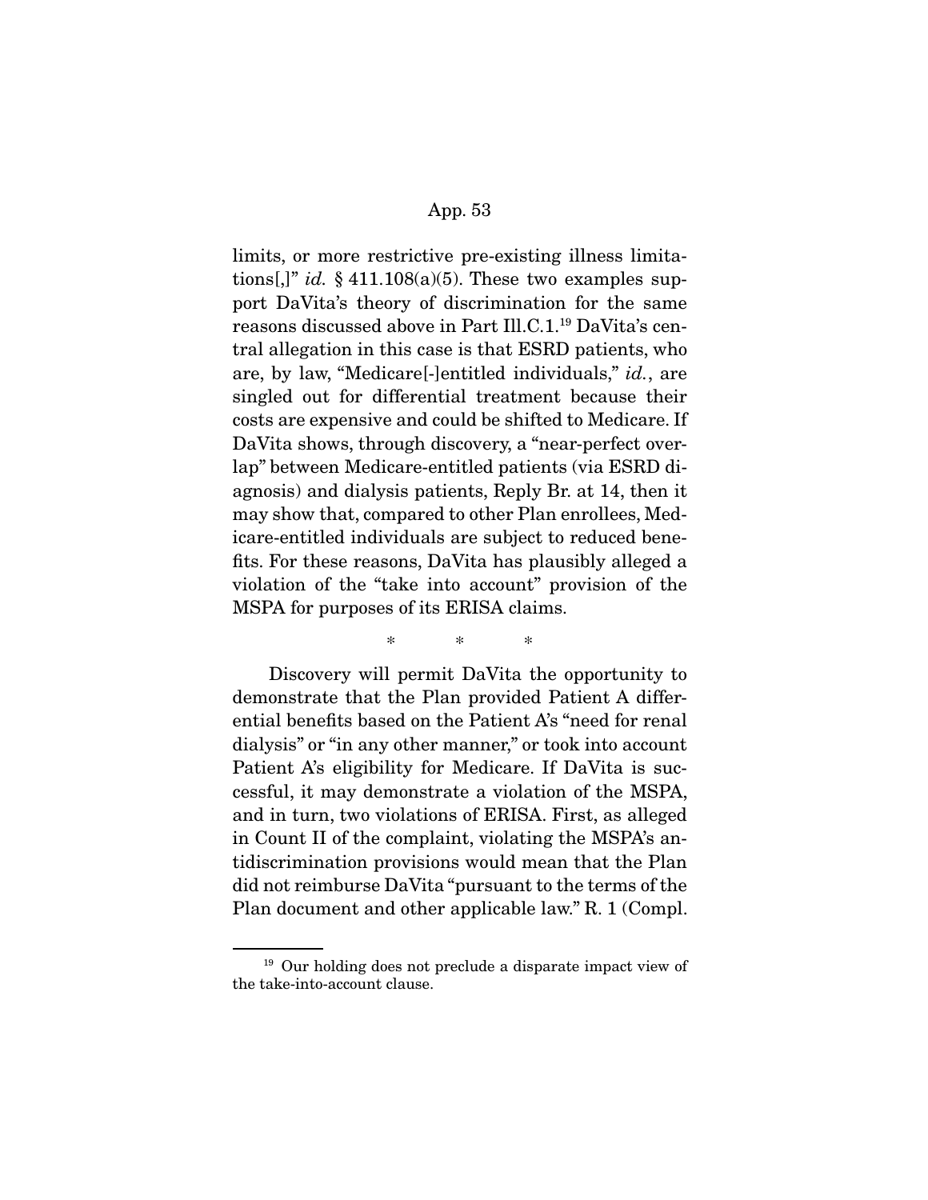limits, or more restrictive pre-existing illness limitations[,]" *id.* § 411.108(a)(5). These two examples support DaVita's theory of discrimination for the same reasons discussed above in Part III.C.1.[19] DaVita's central allegation in this case is that ESRD patients, who are, by law, "Medicare[-]entitled individuals," *id.*, are singled out for differential treatment because their costs are expensive and could be shifted to Medicare. If DaVita shows, through discovery, a "near-perfect overlap" between Medicare-entitled patients (via ESRD diagnosis) and dialysis patients, Reply Br. at 14, then it may show that, compared to other Plan enrollees, Medicare-entitled individuals are subject to reduced benefits. For these reasons, DaVita has plausibly alleged a violation of the "take into account" provision of the MSPA for purposes of its ERISA claims.

\* \* \*

Discovery will permit DaVita the opportunity to demonstrate that the Plan provided Patient A differential benefits based on the Patient A's "need for renal dialysis" or "in any other manner," or took into account Patient A's eligibility for Medicare. If DaVita is successful, it may demonstrate a violation of the MSPA, and in turn, two violations of ERISA. First, as alleged in Count II of the complaint, violating the MSPA's antidiscrimination provisions would mean that the Plan did not reimburse DaVita "pursuant to the terms of the Plan document and other applicable law." R. 1 (Compl.

[19] Our holding does not preclude a disparate impact view of the take-into-account clause.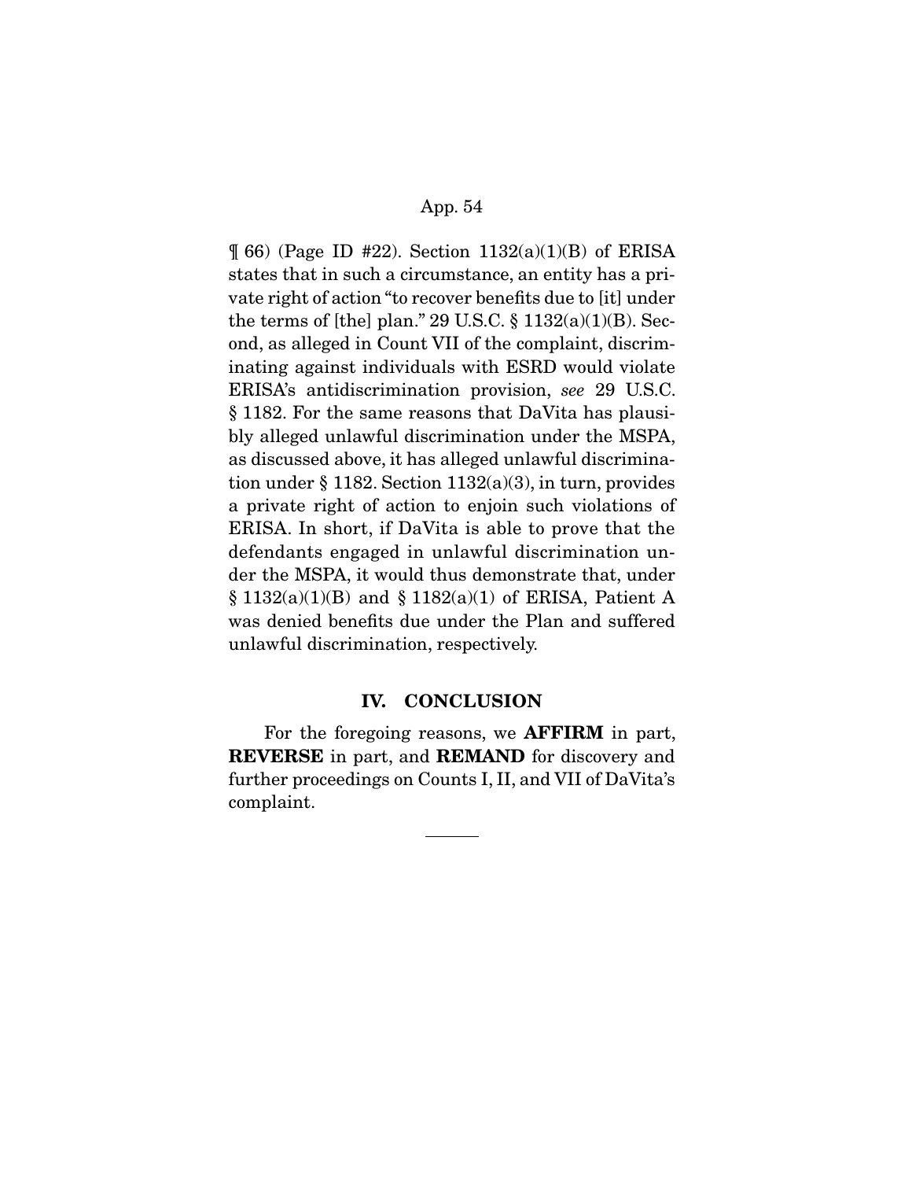¶ 66) (Page ID #22). Section 1132(a)(1)(B) of ERISA states that in such a circumstance, an entity has a private right of action "to recover benefits due to [it] under the terms of [the] plan." 29 U.S.C. § 1132(a)(1)(B). Second, as alleged in Count VII of the complaint, discriminating against individuals with ESRD would violate ERISA's antidiscrimination provision, *see* 29 U.S.C. § 1182. For the same reasons that DaVita has plausibly alleged unlawful discrimination under the MSPA, as discussed above, it has alleged unlawful discrimination under § 1182. Section 1132(a)(3), in turn, provides a private right of action to enjoin such violations of ERISA. In short, if DaVita is able to prove that the defendants engaged in unlawful discrimination under the MSPA, it would thus demonstrate that, under § 1132(a)(1)(B) and § 1182(a)(1) of ERISA, Patient A was denied benefits due under the Plan and suffered unlawful discrimination, respectively.

## IV. CONCLUSION

For the foregoing reasons, we **AFFIRM** in part, **REVERSE** in part, and **REMAND** for discovery and further proceedings on Counts I, II, and VII of DaVita's complaint.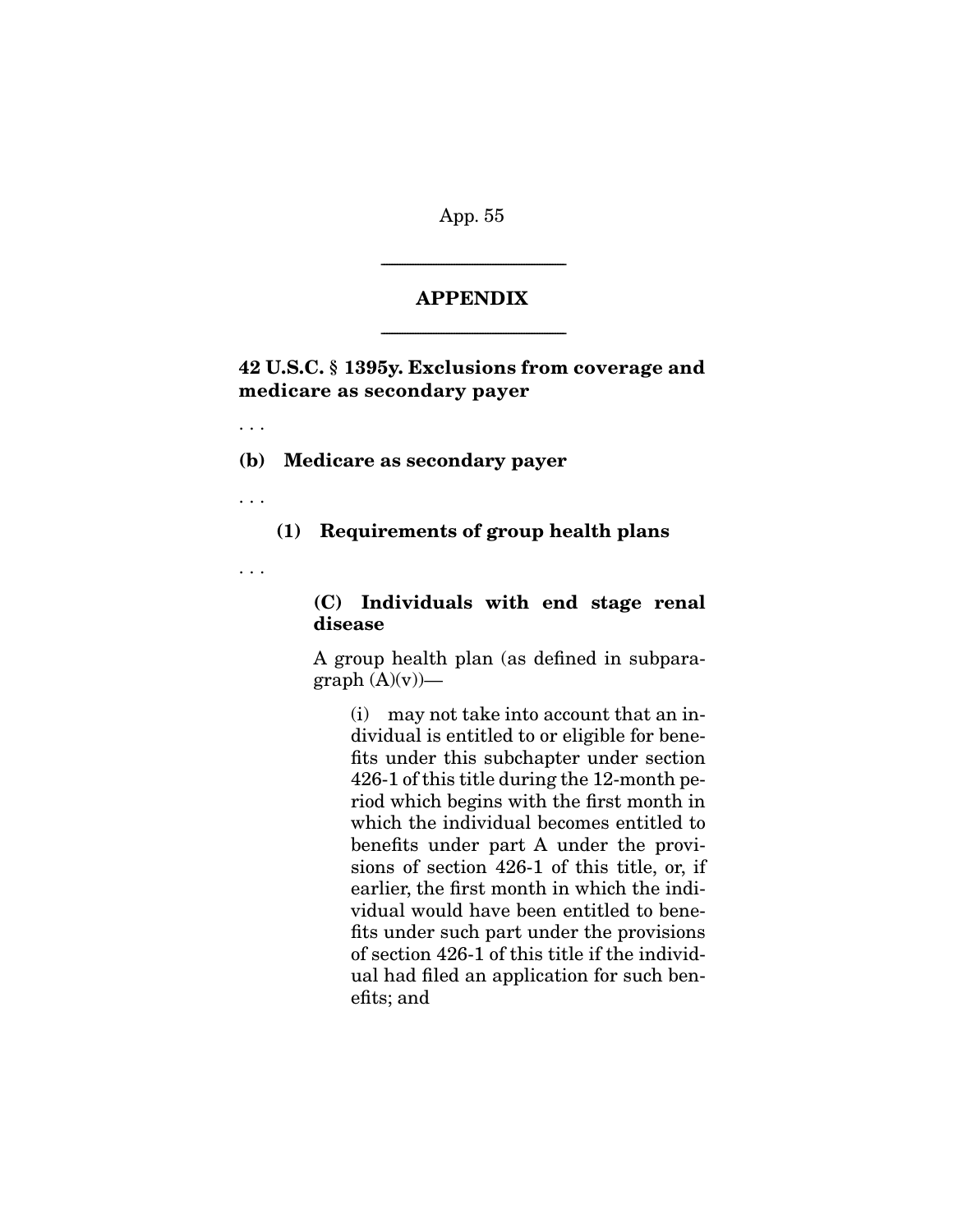## APPENDIX

**42 U.S.C. § 1395y. Exclusions from coverage and medicare as secondary payer**

. . .

**(b) Medicare as secondary payer**

. . .

**(1) Requirements of group health plans**

. . .

**(C) Individuals with end stage renal disease**

A group health plan (as defined in subparagraph (A)(v))—

(i) may not take into account that an individual is entitled to or eligible for benefits under this subchapter under section 426-1 of this title during the 12-month period which begins with the first month in which the individual becomes entitled to benefits under part A under the provisions of section 426-1 of this title, or, if earlier, the first month in which the individual would have been entitled to benefits under such part under the provisions of section 426-1 of this title if the individual had filed an application for such benefits; and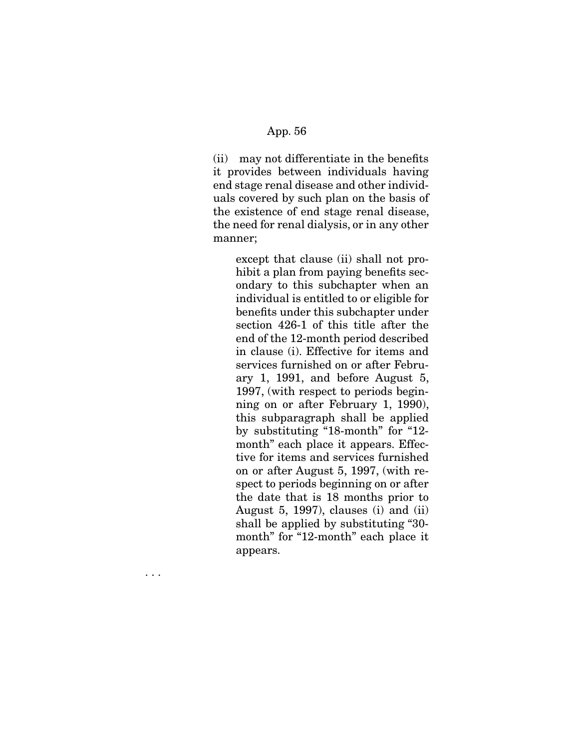(ii) may not differentiate in the benefits it provides between individuals having end stage renal disease and other individuals covered by such plan on the basis of the existence of end stage renal disease, the need for renal dialysis, or in any other manner;

> except that clause (ii) shall not prohibit a plan from paying benefits secondary to this subchapter when an individual is entitled to or eligible for benefits under this subchapter under section 426-1 of this title after the end of the 12-month period described in clause (i). Effective for items and services furnished on or after February 1, 1991, and before August 5, 1997, (with respect to periods beginning on or after February 1, 1990), this subparagraph shall be applied by substituting "18-month" for "12-month" each place it appears. Effective for items and services furnished on or after August 5, 1997, (with respect to periods beginning on or after the date that is 18 months prior to August 5, 1997), clauses (i) and (ii) shall be applied by substituting "30-month" for "12-month" each place it appears.

. . .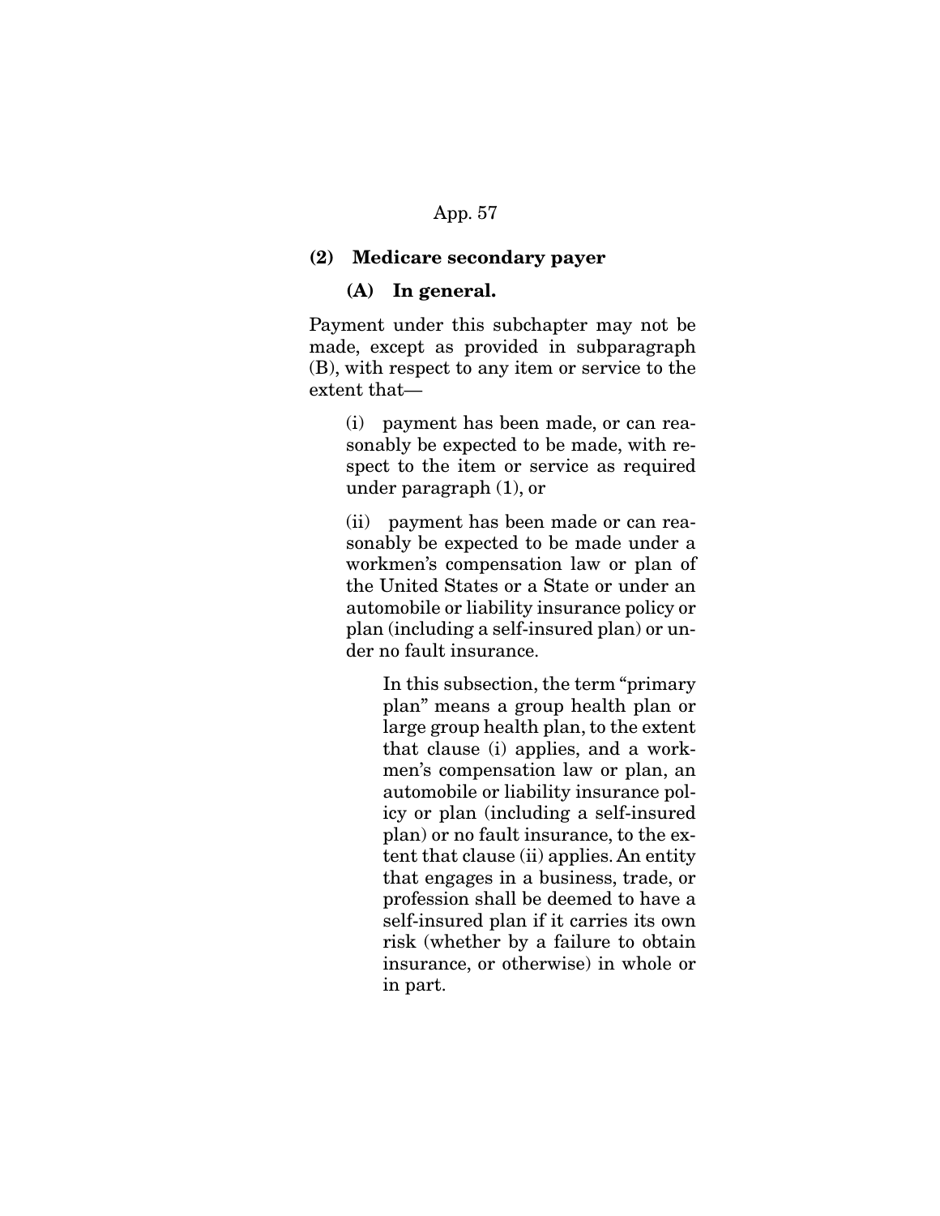**(2) Medicare secondary payer**

**(A) In general.**

Payment under this subchapter may not be made, except as provided in subparagraph (B), with respect to any item or service to the extent that—

(i) payment has been made, or can reasonably be expected to be made, with respect to the item or service as required under paragraph (1), or

(ii) payment has been made or can reasonably be expected to be made under a workmen's compensation law or plan of the United States or a State or under an automobile or liability insurance policy or plan (including a self-insured plan) or under no fault insurance.

> In this subsection, the term "primary plan" means a group health plan or large group health plan, to the extent that clause (i) applies, and a workmen's compensation law or plan, an automobile or liability insurance policy or plan (including a self-insured plan) or no fault insurance, to the extent that clause (ii) applies. An entity that engages in a business, trade, or profession shall be deemed to have a self-insured plan if it carries its own risk (whether by a failure to obtain insurance, or otherwise) in whole or in part.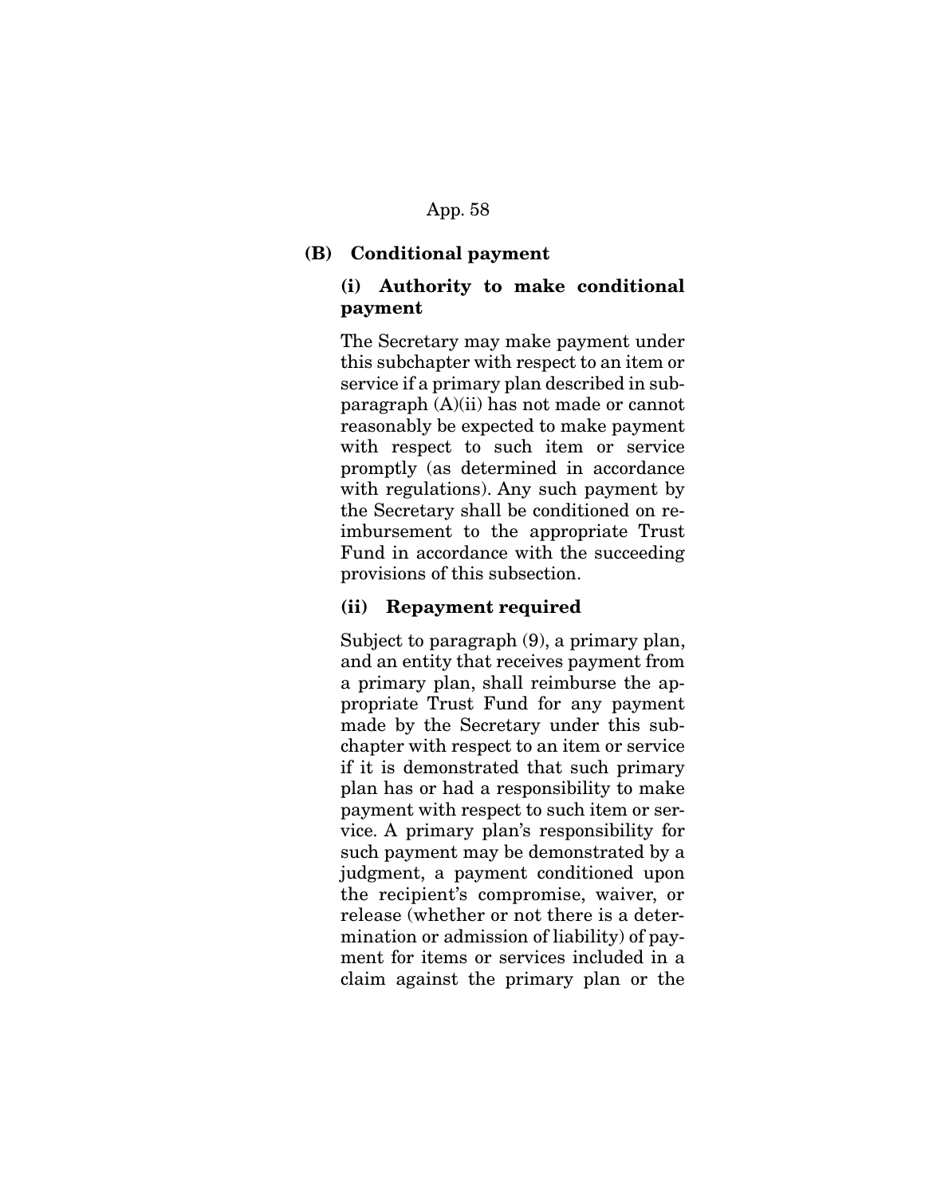**(B) Conditional payment**

**(i) Authority to make conditional payment**

The Secretary may make payment under this subchapter with respect to an item or service if a primary plan described in subparagraph (A)(ii) has not made or cannot reasonably be expected to make payment with respect to such item or service promptly (as determined in accordance with regulations). Any such payment by the Secretary shall be conditioned on reimbursement to the appropriate Trust Fund in accordance with the succeeding provisions of this subsection.

**(ii) Repayment required**

Subject to paragraph (9), a primary plan, and an entity that receives payment from a primary plan, shall reimburse the appropriate Trust Fund for any payment made by the Secretary under this subchapter with respect to an item or service if it is demonstrated that such primary plan has or had a responsibility to make payment with respect to such item or service. A primary plan's responsibility for such payment may be demonstrated by a judgment, a payment conditioned upon the recipient's compromise, waiver, or release (whether or not there is a determination or admission of liability) of payment for items or services included in a claim against the primary plan or the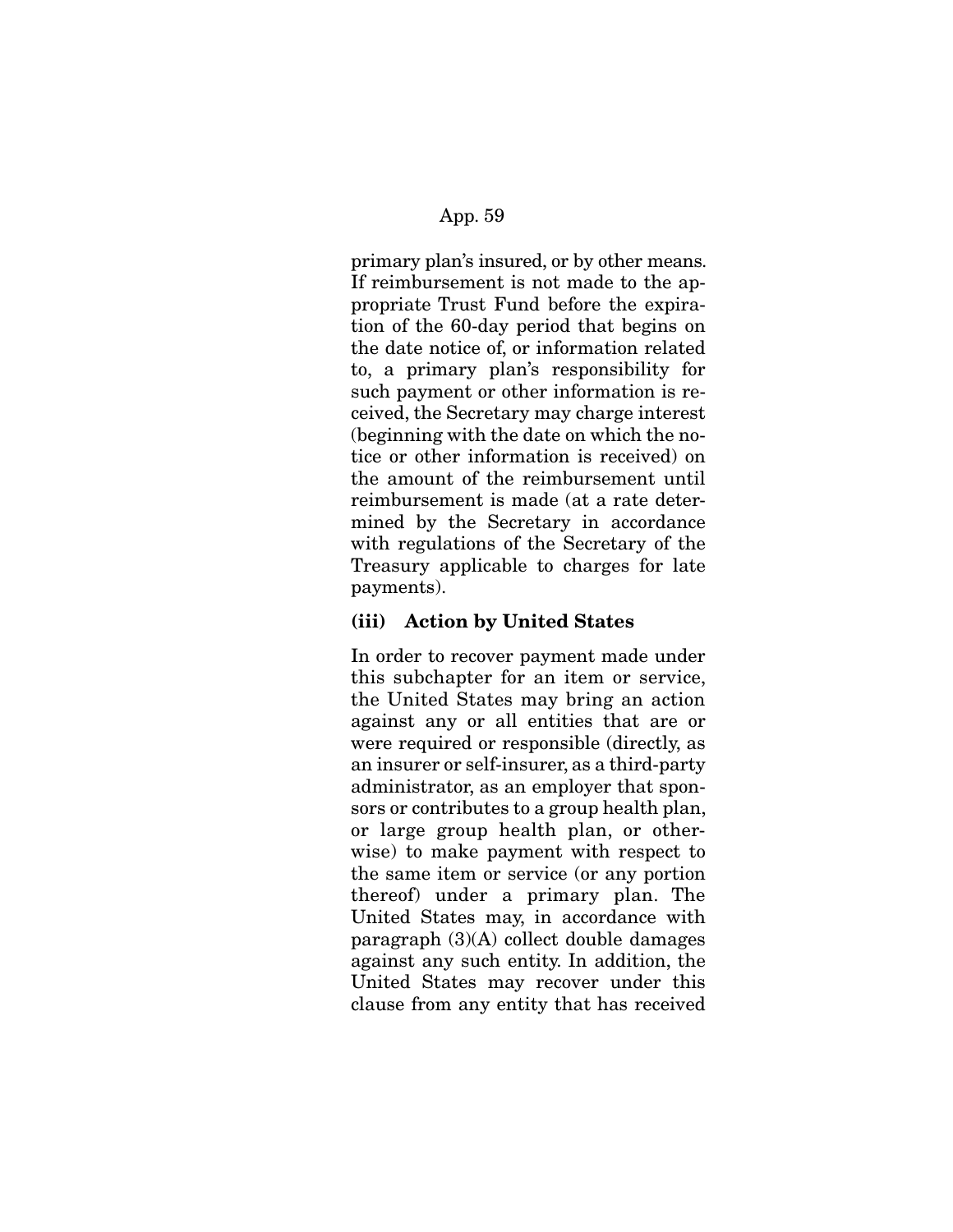primary plan's insured, or by other means. If reimbursement is not made to the appropriate Trust Fund before the expiration of the 60-day period that begins on the date notice of, or information related to, a primary plan's responsibility for such payment or other information is received, the Secretary may charge interest (beginning with the date on which the notice or other information is received) on the amount of the reimbursement until reimbursement is made (at a rate determined by the Secretary in accordance with regulations of the Secretary of the Treasury applicable to charges for late payments).

**(iii) Action by United States**

In order to recover payment made under this subchapter for an item or service, the United States may bring an action against any or all entities that are or were required or responsible (directly, as an insurer or self-insurer, as a third-party administrator, as an employer that sponsors or contributes to a group health plan, or large group health plan, or otherwise) to make payment with respect to the same item or service (or any portion thereof) under a primary plan. The United States may, in accordance with paragraph (3)(A) collect double damages against any such entity. In addition, the United States may recover under this clause from any entity that has received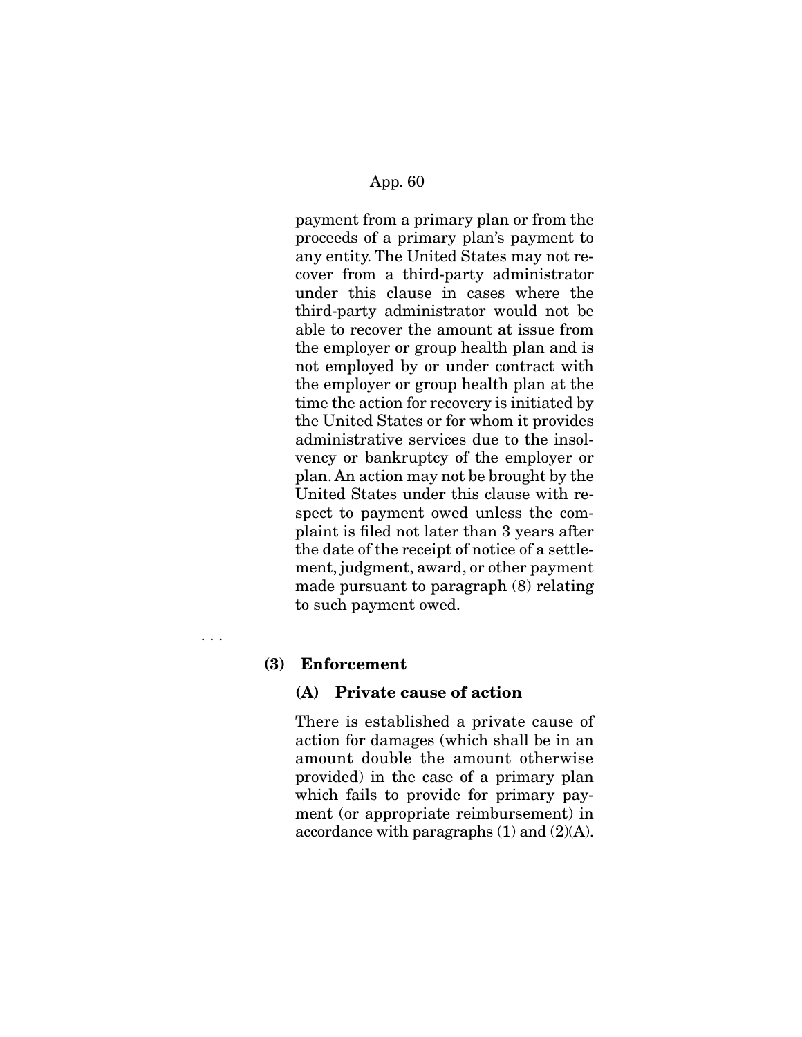payment from a primary plan or from the proceeds of a primary plan's payment to any entity. The United States may not recover from a third-party administrator under this clause in cases where the third-party administrator would not be able to recover the amount at issue from the employer or group health plan and is not employed by or under contract with the employer or group health plan at the time the action for recovery is initiated by the United States or for whom it provides administrative services due to the insolvency or bankruptcy of the employer or plan. An action may not be brought by the United States under this clause with respect to payment owed unless the complaint is filed not later than 3 years after the date of the receipt of notice of a settlement, judgment, award, or other payment made pursuant to paragraph (8) relating to such payment owed.

. . .

**(3) Enforcement**

**(A) Private cause of action**

There is established a private cause of action for damages (which shall be in an amount double the amount otherwise provided) in the case of a primary plan which fails to provide for primary payment (or appropriate reimbursement) in accordance with paragraphs (1) and (2)(A).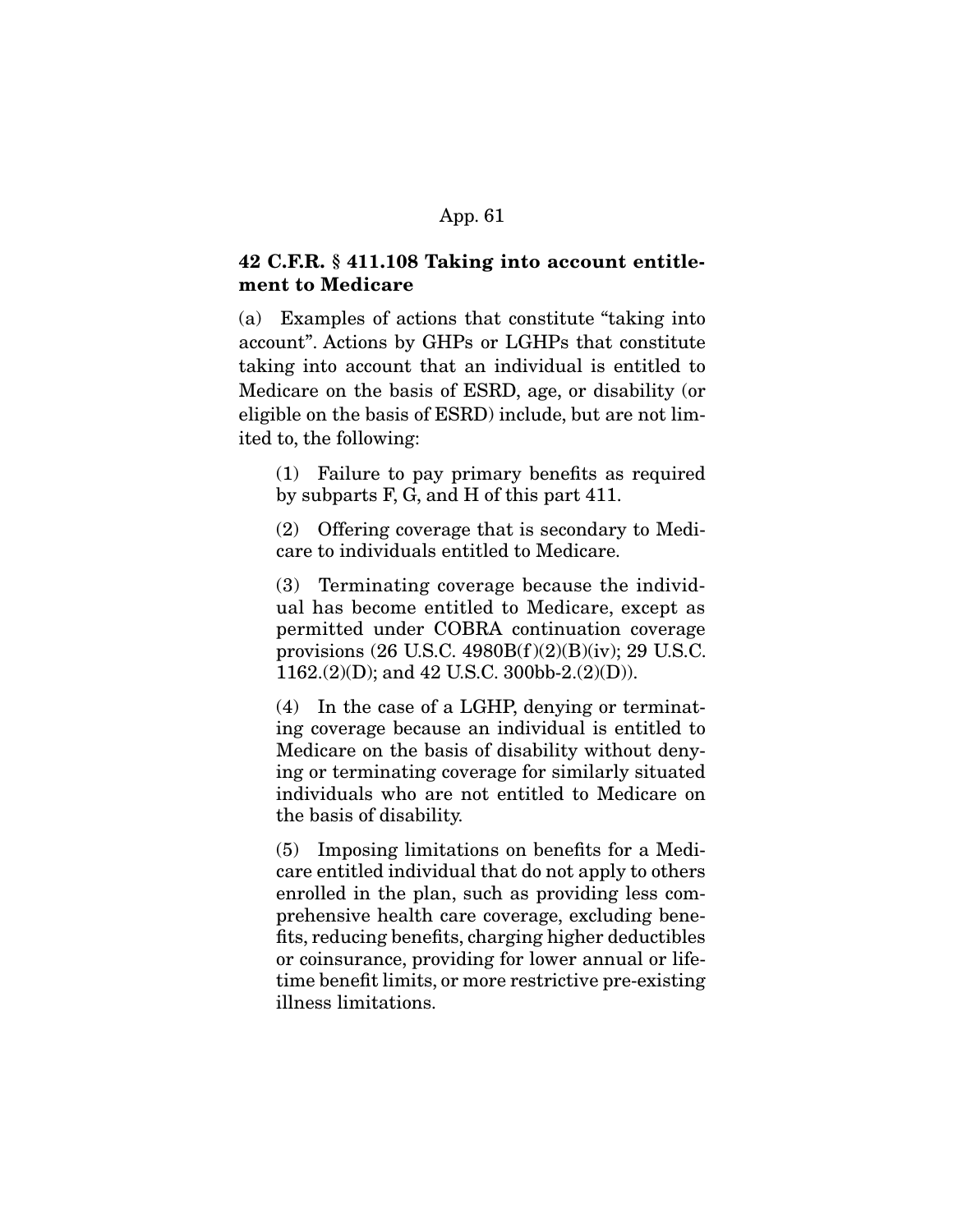**42 C.F.R. § 411.108 Taking into account entitlement to Medicare**

(a) Examples of actions that constitute "taking into account". Actions by GHPs or LGHPs that constitute taking into account that an individual is entitled to Medicare on the basis of ESRD, age, or disability (or eligible on the basis of ESRD) include, but are not limited to, the following:

(1) Failure to pay primary benefits as required by subparts F, G, and H of this part 411.

(2) Offering coverage that is secondary to Medicare to individuals entitled to Medicare.

(3) Terminating coverage because the individual has become entitled to Medicare, except as permitted under COBRA continuation coverage provisions (26 U.S.C. 4980B(f)(2)(B)(iv); 29 U.S.C. 1162.(2)(D); and 42 U.S.C. 300bb-2.(2)(D)).

(4) In the case of a LGHP, denying or terminating coverage because an individual is entitled to Medicare on the basis of disability without denying or terminating coverage for similarly situated individuals who are not entitled to Medicare on the basis of disability.

(5) Imposing limitations on benefits for a Medicare entitled individual that do not apply to others enrolled in the plan, such as providing less comprehensive health care coverage, excluding benefits, reducing benefits, charging higher deductibles or coinsurance, providing for lower annual or lifetime benefit limits, or more restrictive pre-existing illness limitations.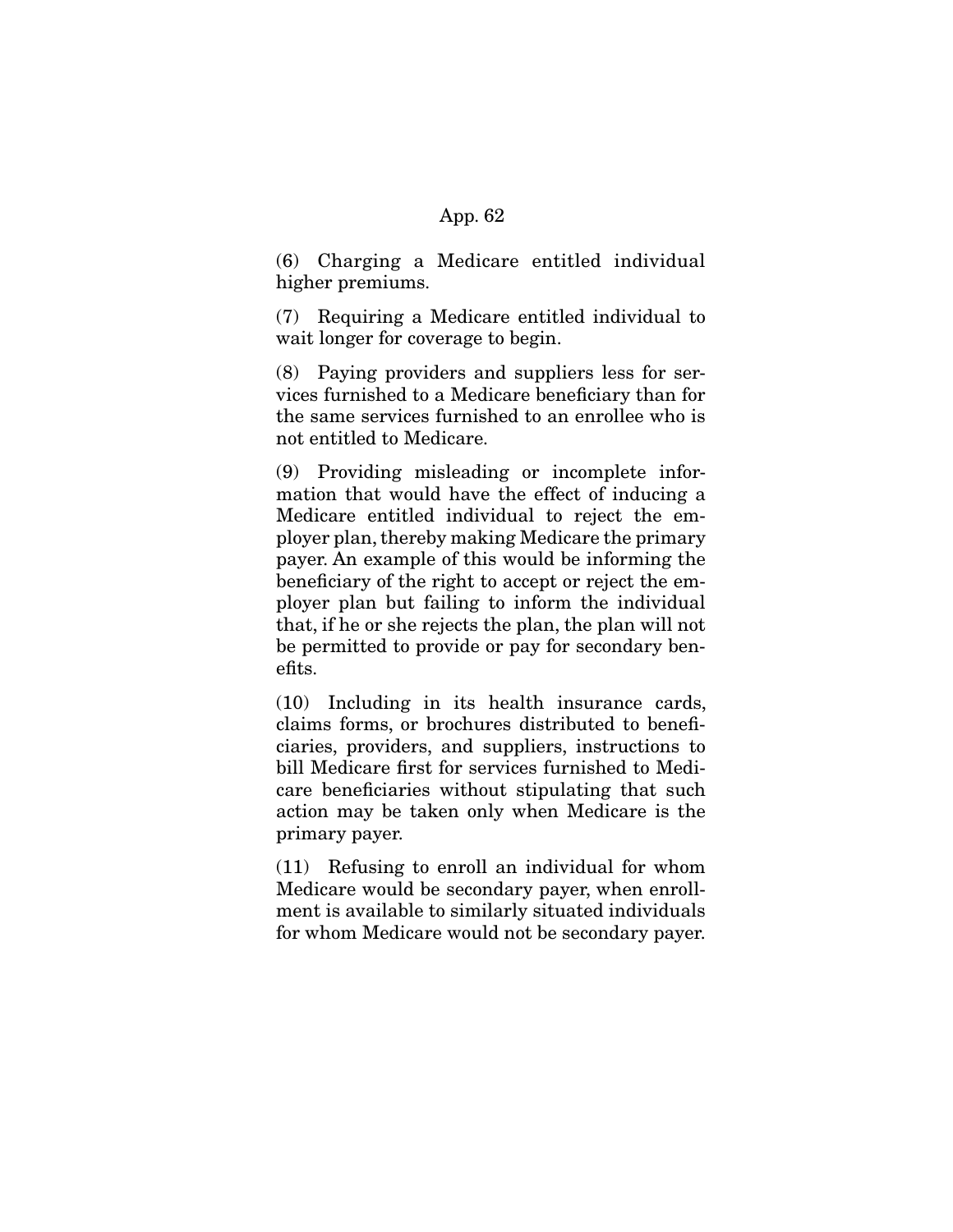(6) Charging a Medicare entitled individual higher premiums.

(7) Requiring a Medicare entitled individual to wait longer for coverage to begin.

(8) Paying providers and suppliers less for services furnished to a Medicare beneficiary than for the same services furnished to an enrollee who is not entitled to Medicare.

(9) Providing misleading or incomplete information that would have the effect of inducing a Medicare entitled individual to reject the employer plan, thereby making Medicare the primary payer. An example of this would be informing the beneficiary of the right to accept or reject the employer plan but failing to inform the individual that, if he or she rejects the plan, the plan will not be permitted to provide or pay for secondary benefits.

(10) Including in its health insurance cards, claims forms, or brochures distributed to beneficiaries, providers, and suppliers, instructions to bill Medicare first for services furnished to Medicare beneficiaries without stipulating that such action may be taken only when Medicare is the primary payer.

(11) Refusing to enroll an individual for whom Medicare would be secondary payer, when enrollment is available to similarly situated individuals for whom Medicare would not be secondary payer.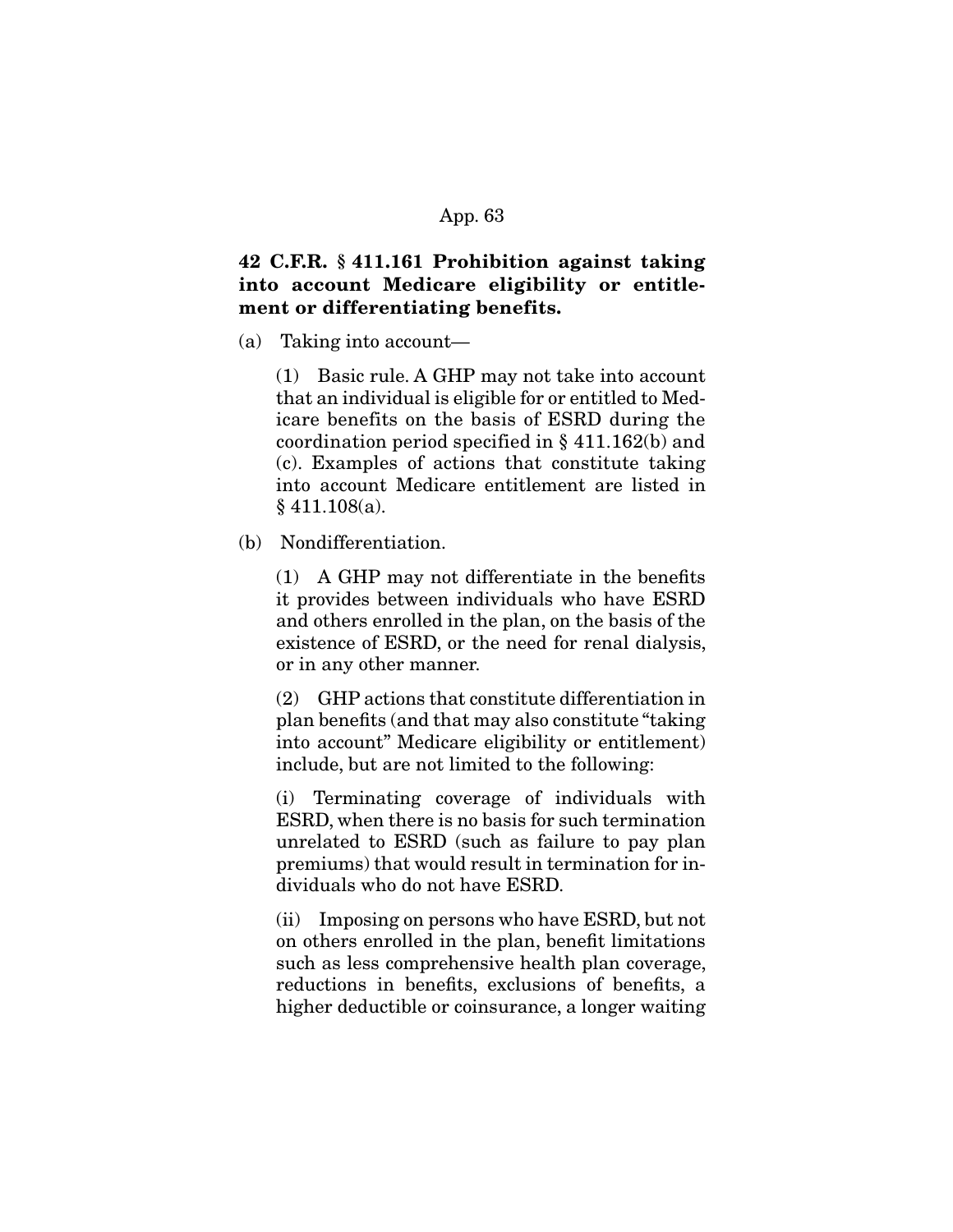**42 C.F.R. § 411.161 Prohibition against taking into account Medicare eligibility or entitlement or differentiating benefits.**

(a) Taking into account—

(1) Basic rule. A GHP may not take into account that an individual is eligible for or entitled to Medicare benefits on the basis of ESRD during the coordination period specified in § 411.162(b) and (c). Examples of actions that constitute taking into account Medicare entitlement are listed in § 411.108(a).

(b) Nondifferentiation.

(1) A GHP may not differentiate in the benefits it provides between individuals who have ESRD and others enrolled in the plan, on the basis of the existence of ESRD, or the need for renal dialysis, or in any other manner.

(2) GHP actions that constitute differentiation in plan benefits (and that may also constitute "taking into account" Medicare eligibility or entitlement) include, but are not limited to the following:

(i) Terminating coverage of individuals with ESRD, when there is no basis for such termination unrelated to ESRD (such as failure to pay plan premiums) that would result in termination for individuals who do not have ESRD.

(ii) Imposing on persons who have ESRD, but not on others enrolled in the plan, benefit limitations such as less comprehensive health plan coverage, reductions in benefits, exclusions of benefits, a higher deductible or coinsurance, a longer waiting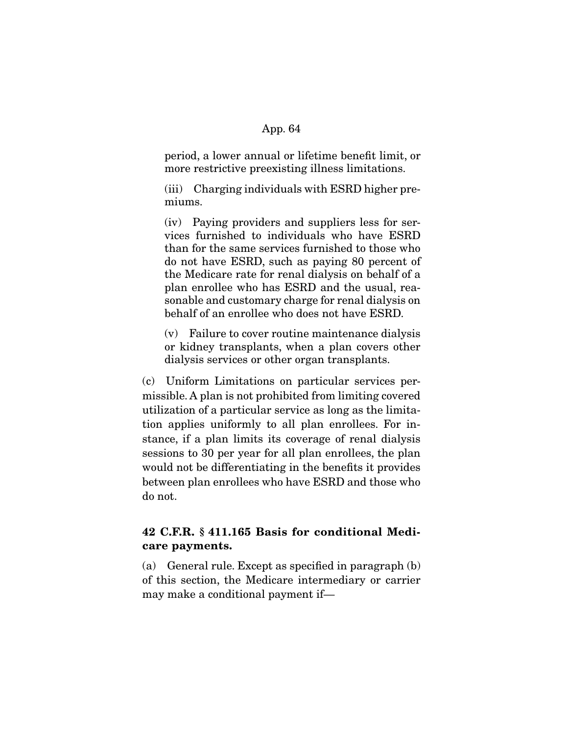period, a lower annual or lifetime benefit limit, or more restrictive preexisting illness limitations.

(iii) Charging individuals with ESRD higher premiums.

(iv) Paying providers and suppliers less for services furnished to individuals who have ESRD than for the same services furnished to those who do not have ESRD, such as paying 80 percent of the Medicare rate for renal dialysis on behalf of a plan enrollee who has ESRD and the usual, reasonable and customary charge for renal dialysis on behalf of an enrollee who does not have ESRD.

(v) Failure to cover routine maintenance dialysis or kidney transplants, when a plan covers other dialysis services or other organ transplants.

(c) Uniform Limitations on particular services permissible. A plan is not prohibited from limiting covered utilization of a particular service as long as the limitation applies uniformly to all plan enrollees. For instance, if a plan limits its coverage of renal dialysis sessions to 30 per year for all plan enrollees, the plan would not be differentiating in the benefits it provides between plan enrollees who have ESRD and those who do not.

**42 C.F.R. § 411.165 Basis for conditional Medicare payments.**

(a) General rule. Except as specified in paragraph (b) of this section, the Medicare intermediary or carrier may make a conditional payment if—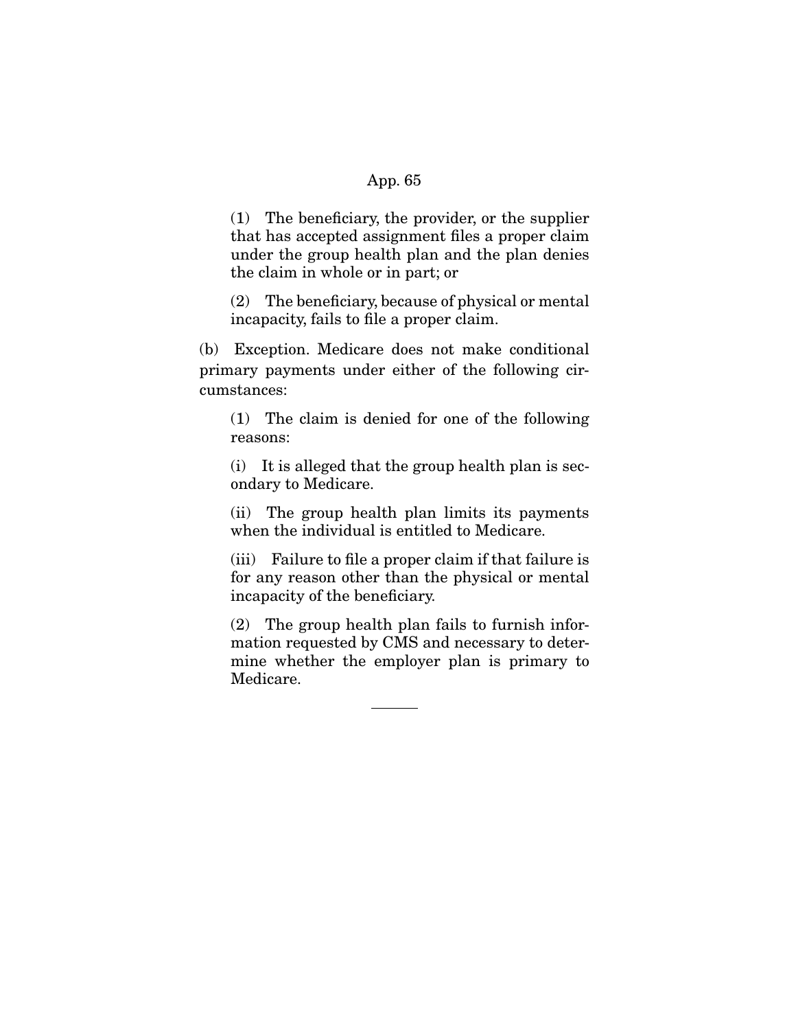(1) The beneficiary, the provider, or the supplier that has accepted assignment files a proper claim under the group health plan and the plan denies the claim in whole or in part; or

(2) The beneficiary, because of physical or mental incapacity, fails to file a proper claim.

(b) Exception. Medicare does not make conditional primary payments under either of the following circumstances:

(1) The claim is denied for one of the following reasons:

(i) It is alleged that the group health plan is secondary to Medicare.

(ii) The group health plan limits its payments when the individual is entitled to Medicare.

(iii) Failure to file a proper claim if that failure is for any reason other than the physical or mental incapacity of the beneficiary.

(2) The group health plan fails to furnish information requested by CMS and necessary to determine whether the employer plan is primary to Medicare.

---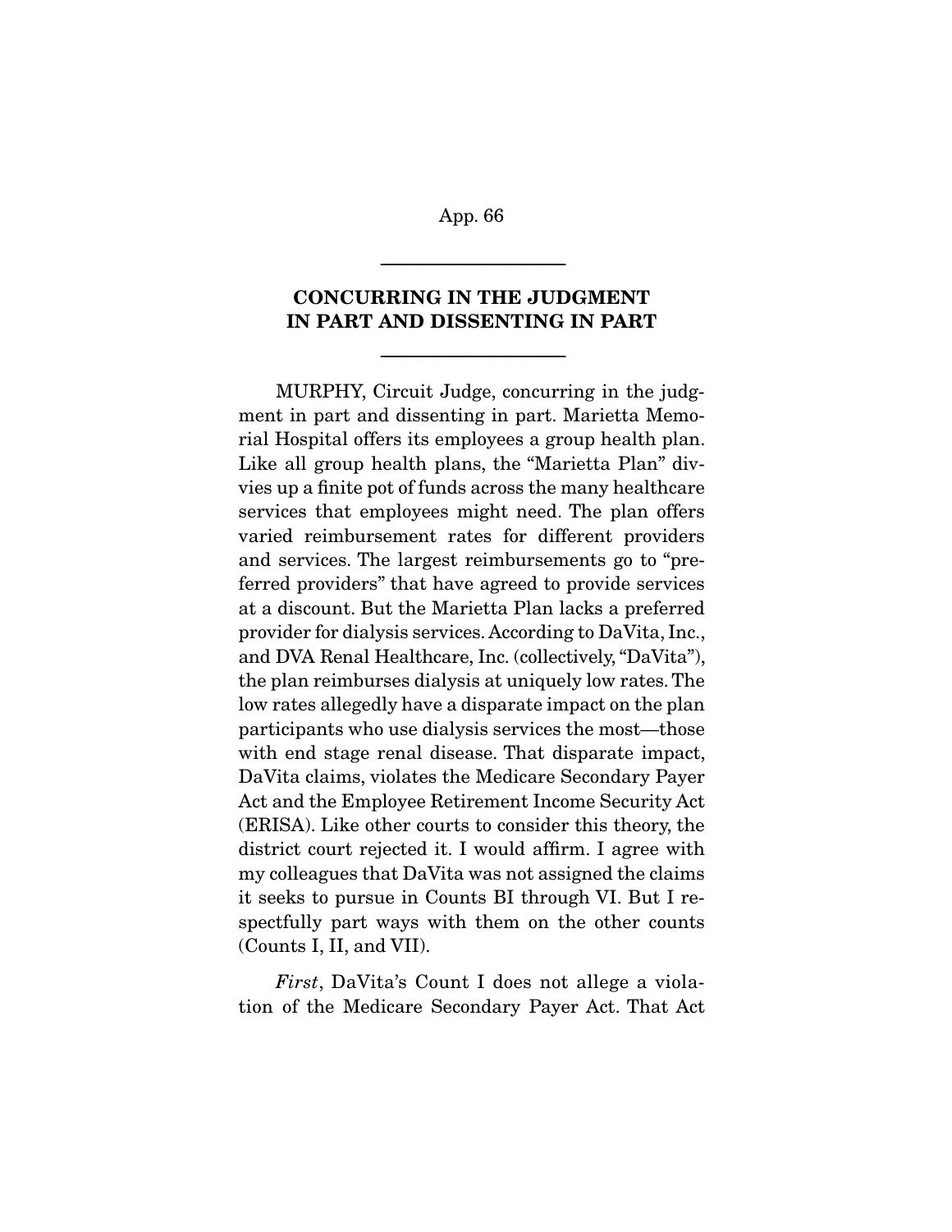---

**CONCURRING IN THE JUDGMENT IN PART AND DISSENTING IN PART**

---

MURPHY, Circuit Judge, concurring in the judgment in part and dissenting in part. Marietta Memorial Hospital offers its employees a group health plan. Like all group health plans, the "Marietta Plan" divvies up a finite pot of funds across the many healthcare services that employees might need. The plan offers varied reimbursement rates for different providers and services. The largest reimbursements go to "preferred providers" that have agreed to provide services at a discount. But the Marietta Plan lacks a preferred provider for dialysis services. According to DaVita, Inc., and DVA Renal Healthcare, Inc. (collectively, "DaVita"), the plan reimburses dialysis at uniquely low rates. The low rates allegedly have a disparate impact on the plan participants who use dialysis services the most—those with end stage renal disease. That disparate impact, DaVita claims, violates the Medicare Secondary Payer Act and the Employee Retirement Income Security Act (ERISA). Like other courts to consider this theory, the district court rejected it. I would affirm. I agree with my colleagues that DaVita was not assigned the claims it seeks to pursue in Counts BI through VI. But I respectfully part ways with them on the other counts (Counts I, II, and VII).

*First*, DaVita's Count I does not allege a violation of the Medicare Secondary Payer Act. That Act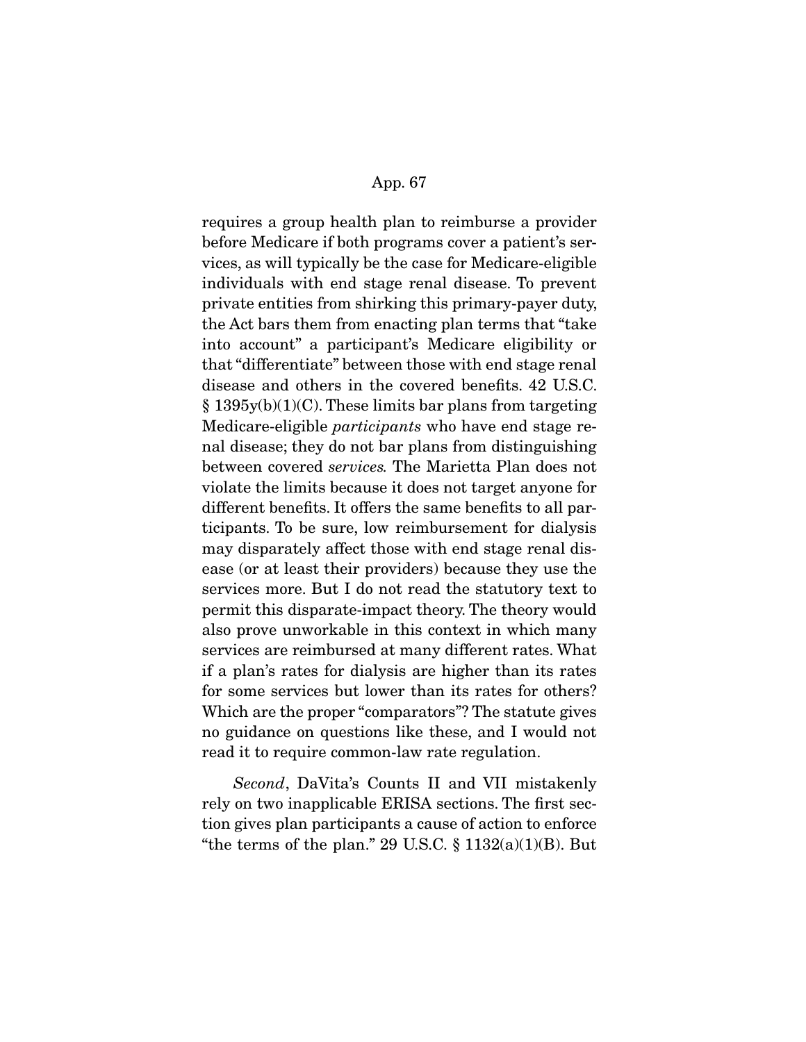requires a group health plan to reimburse a provider before Medicare if both programs cover a patient's services, as will typically be the case for Medicare-eligible individuals with end stage renal disease. To prevent private entities from shirking this primary-payer duty, the Act bars them from enacting plan terms that "take into account" a participant's Medicare eligibility or that "differentiate" between those with end stage renal disease and others in the covered benefits. 42 U.S.C. § 1395y(b)(1)(C). These limits bar plans from targeting Medicare-eligible *participants* who have end stage renal disease; they do not bar plans from distinguishing between covered *services.* The Marietta Plan does not violate the limits because it does not target anyone for different benefits. It offers the same benefits to all participants. To be sure, low reimbursement for dialysis may disparately affect those with end stage renal disease (or at least their providers) because they use the services more. But I do not read the statutory text to permit this disparate-impact theory. The theory would also prove unworkable in this context in which many services are reimbursed at many different rates. What if a plan's rates for dialysis are higher than its rates for some services but lower than its rates for others? Which are the proper "comparators"? The statute gives no guidance on questions like these, and I would not read it to require common-law rate regulation.

*Second*, DaVita's Counts II and VII mistakenly rely on two inapplicable ERISA sections. The first section gives plan participants a cause of action to enforce "the terms of the plan." 29 U.S.C. § 1132(a)(1)(B). But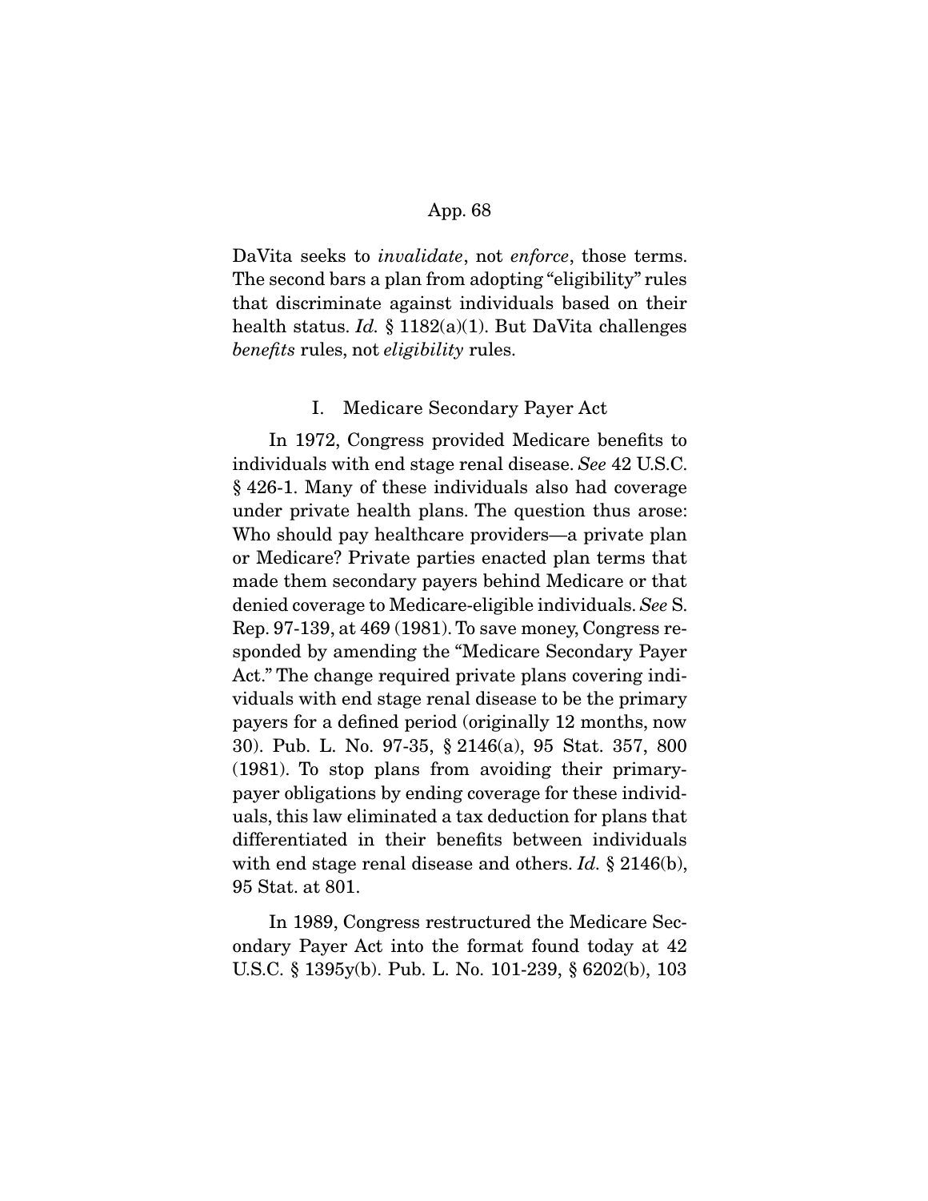DaVita seeks to *invalidate*, not *enforce*, those terms. The second bars a plan from adopting "eligibility" rules that discriminate against individuals based on their health status. *Id.* § 1182(a)(1). But DaVita challenges *benefits* rules, not *eligibility* rules.

## I. Medicare Secondary Payer Act

In 1972, Congress provided Medicare benefits to individuals with end stage renal disease. *See* 42 U.S.C. § 426-1. Many of these individuals also had coverage under private health plans. The question thus arose: Who should pay healthcare providers—a private plan or Medicare? Private parties enacted plan terms that made them secondary payers behind Medicare or that denied coverage to Medicare-eligible individuals. *See* S. Rep. 97-139, at 469 (1981). To save money, Congress responded by amending the "Medicare Secondary Payer Act." The change required private plans covering individuals with end stage renal disease to be the primary payers for a defined period (originally 12 months, now 30). Pub. L. No. 97-35, § 2146(a), 95 Stat. 357, 800 (1981). To stop plans from avoiding their primary-payer obligations by ending coverage for these individuals, this law eliminated a tax deduction for plans that differentiated in their benefits between individuals with end stage renal disease and others. *Id.* § 2146(b), 95 Stat. at 801.

In 1989, Congress restructured the Medicare Secondary Payer Act into the format found today at 42 U.S.C. § 1395y(b). Pub. L. No. 101-239, § 6202(b), 103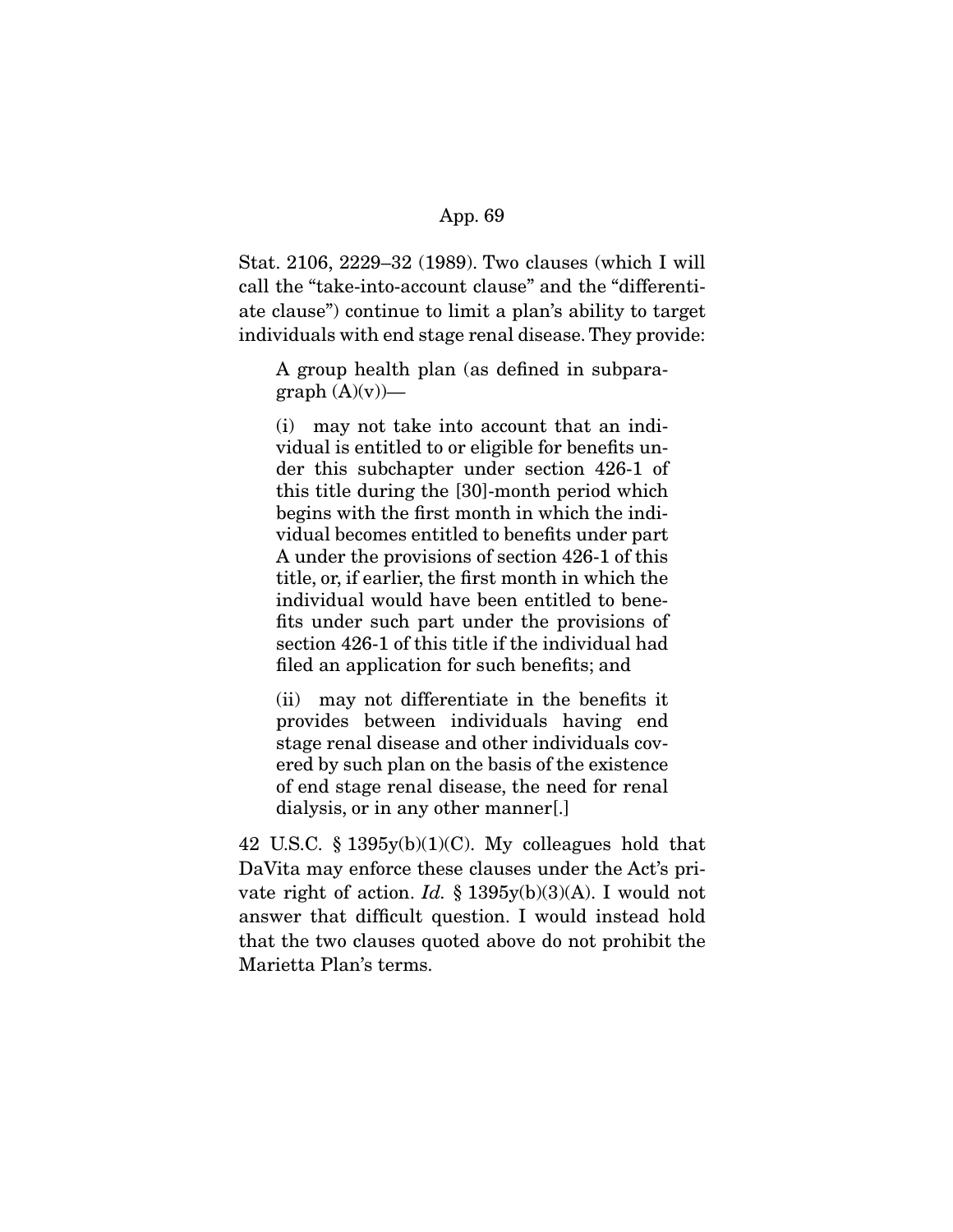Stat. 2106, 2229–32 (1989). Two clauses (which I will call the "take-into-account clause" and the "differentiate clause") continue to limit a plan's ability to target individuals with end stage renal disease. They provide:

> A group health plan (as defined in subparagraph (A)(v))—
>
> (i) may not take into account that an individual is entitled to or eligible for benefits under this subchapter under section 426-1 of this title during the [30]-month period which begins with the first month in which the individual becomes entitled to benefits under part A under the provisions of section 426-1 of this title, or, if earlier, the first month in which the individual would have been entitled to benefits under such part under the provisions of section 426-1 of this title if the individual had filed an application for such benefits; and
>
> (ii) may not differentiate in the benefits it provides between individuals having end stage renal disease and other individuals covered by such plan on the basis of the existence of end stage renal disease, the need for renal dialysis, or in any other manner[.]

42 U.S.C. § 1395y(b)(1)(C). My colleagues hold that DaVita may enforce these clauses under the Act's private right of action. *Id.* § 1395y(b)(3)(A). I would not answer that difficult question. I would instead hold that the two clauses quoted above do not prohibit the Marietta Plan's terms.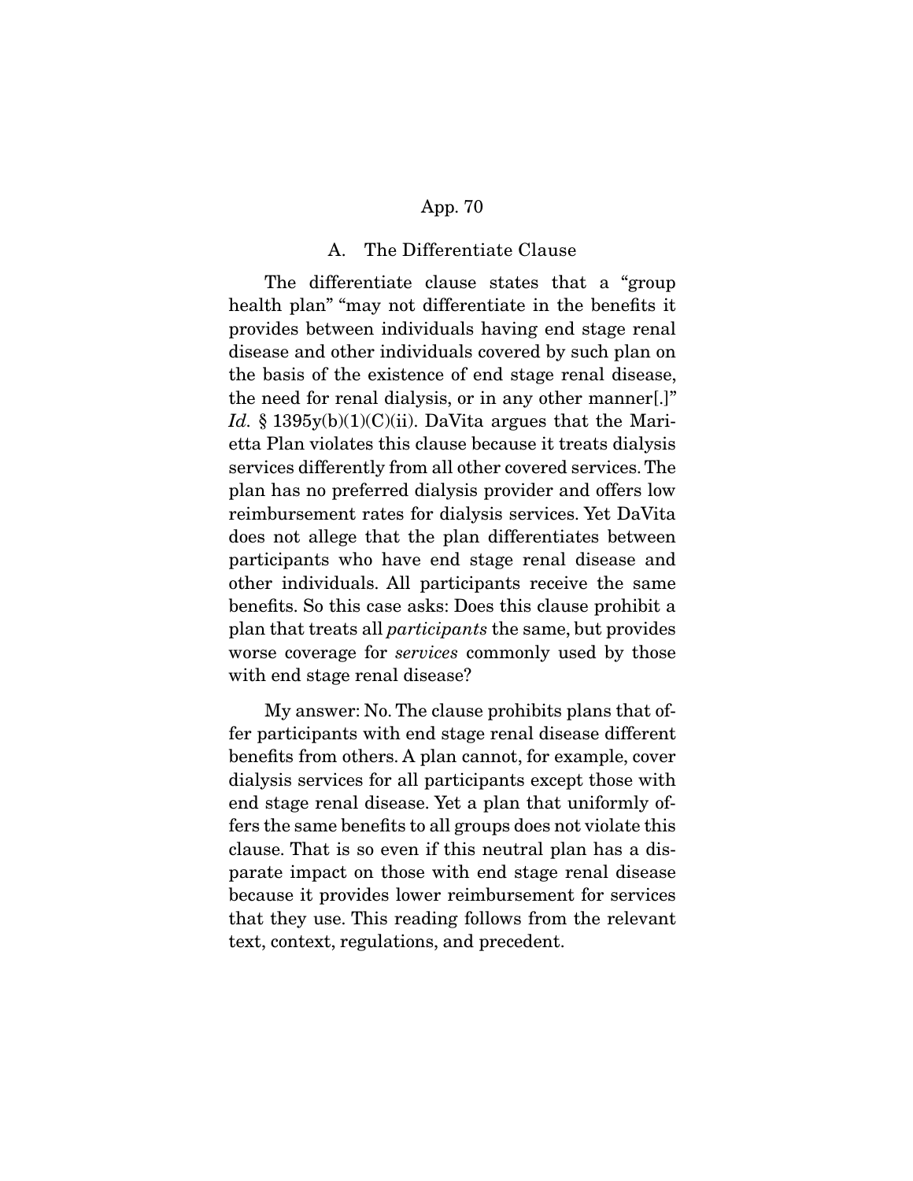### A. The Differentiate Clause

The differentiate clause states that a "group health plan" "may not differentiate in the benefits it provides between individuals having end stage renal disease and other individuals covered by such plan on the basis of the existence of end stage renal disease, the need for renal dialysis, or in any other manner[.]" *Id.* § 1395y(b)(1)(C)(ii). DaVita argues that the Marietta Plan violates this clause because it treats dialysis services differently from all other covered services. The plan has no preferred dialysis provider and offers low reimbursement rates for dialysis services. Yet DaVita does not allege that the plan differentiates between participants who have end stage renal disease and other individuals. All participants receive the same benefits. So this case asks: Does this clause prohibit a plan that treats all *participants* the same, but provides worse coverage for *services* commonly used by those with end stage renal disease?

My answer: No. The clause prohibits plans that offer participants with end stage renal disease different benefits from others. A plan cannot, for example, cover dialysis services for all participants except those with end stage renal disease. Yet a plan that uniformly offers the same benefits to all groups does not violate this clause. That is so even if this neutral plan has a disparate impact on those with end stage renal disease because it provides lower reimbursement for services that they use. This reading follows from the relevant text, context, regulations, and precedent.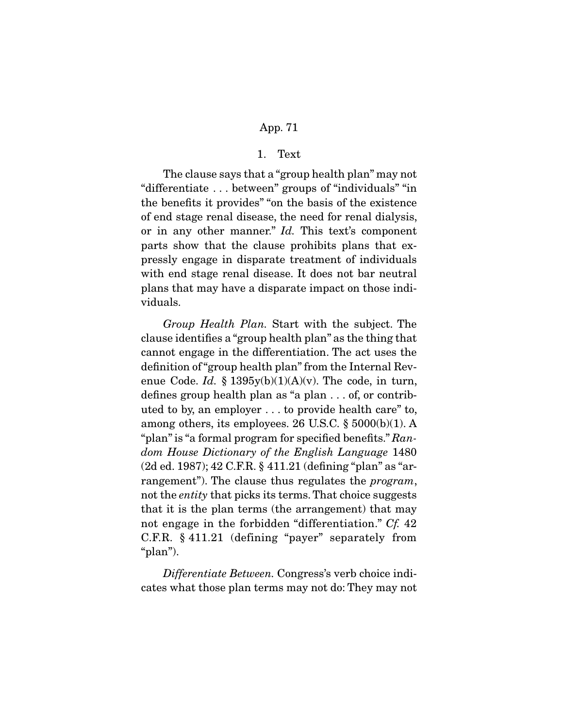### 1. Text

The clause says that a "group health plan" may not "differentiate . . . between" groups of "individuals" "in the benefits it provides" "on the basis of the existence of end stage renal disease, the need for renal dialysis, or in any other manner." *Id.* This text's component parts show that the clause prohibits plans that expressly engage in disparate treatment of individuals with end stage renal disease. It does not bar neutral plans that may have a disparate impact on those individuals.

*Group Health Plan.* Start with the subject. The clause identifies a "group health plan" as the thing that cannot engage in the differentiation. The act uses the definition of "group health plan" from the Internal Revenue Code. *Id.* § 1395y(b)(1)(A)(v). The code, in turn, defines group health plan as "a plan . . . of, or contributed to by, an employer . . . to provide health care" to, among others, its employees. 26 U.S.C. § 5000(b)(1). A "plan" is "a formal program for specified benefits." *Random House Dictionary of the English Language* 1480 (2d ed. 1987); 42 C.F.R. § 411.21 (defining "plan" as "arrangement"). The clause thus regulates the *program*, not the *entity* that picks its terms. That choice suggests that it is the plan terms (the arrangement) that may not engage in the forbidden "differentiation." *Cf.* 42 C.F.R. § 411.21 (defining "payer" separately from "plan").

*Differentiate Between.* Congress's verb choice indicates what those plan terms may not do: They may not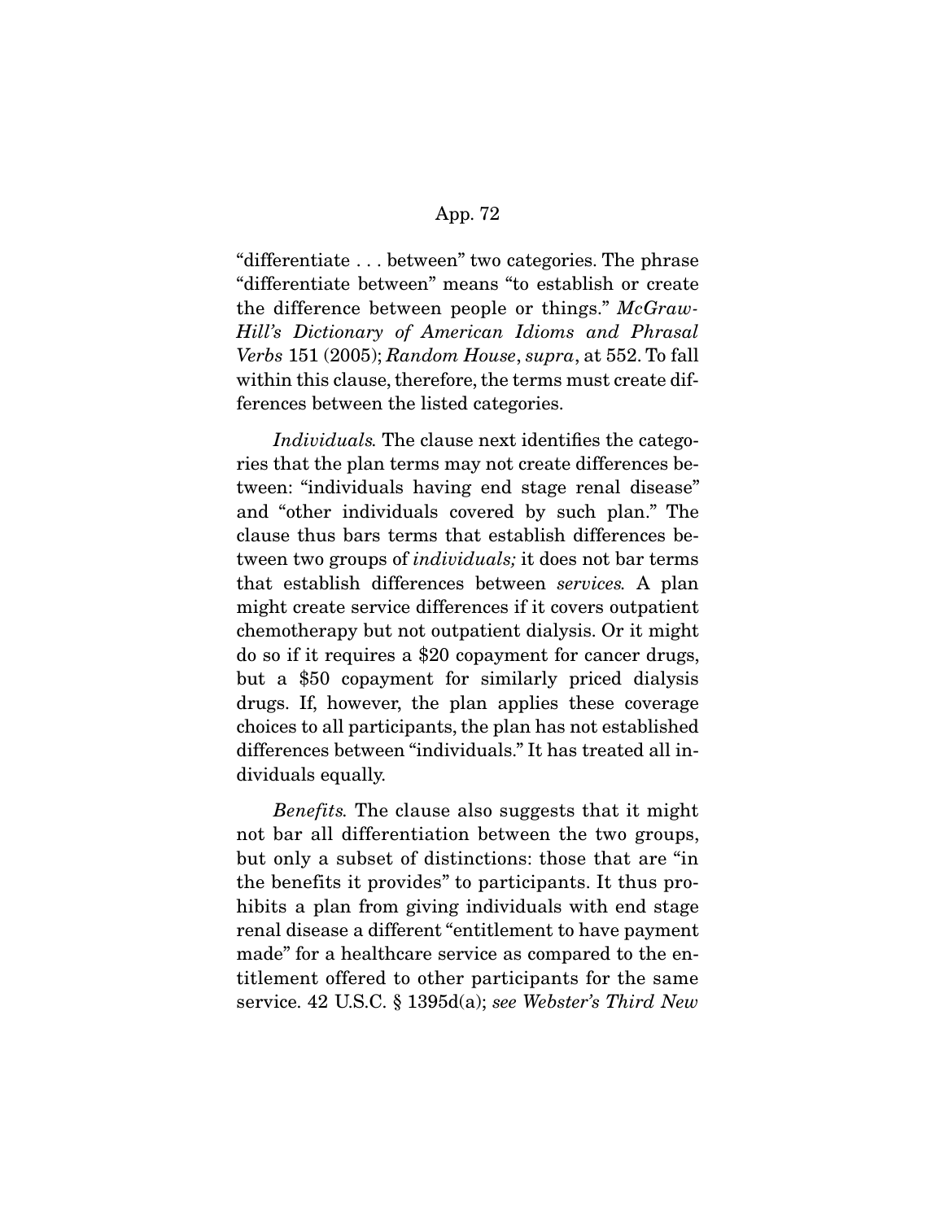"differentiate . . . between" two categories. The phrase "differentiate between" means "to establish or create the difference between people or things." *McGraw-Hill's Dictionary of American Idioms and Phrasal Verbs* 151 (2005); *Random House*, *supra*, at 552. To fall within this clause, therefore, the terms must create differences between the listed categories.

*Individuals.* The clause next identifies the categories that the plan terms may not create differences between: "individuals having end stage renal disease" and "other individuals covered by such plan." The clause thus bars terms that establish differences between two groups of *individuals;* it does not bar terms that establish differences between *services.* A plan might create service differences if it covers outpatient chemotherapy but not outpatient dialysis. Or it might do so if it requires a $20 copayment for cancer drugs, but a $50 copayment for similarly priced dialysis drugs. If, however, the plan applies these coverage choices to all participants, the plan has not established differences between "individuals." It has treated all individuals equally.

*Benefits.* The clause also suggests that it might not bar all differentiation between the two groups, but only a subset of distinctions: those that are "in the benefits it provides" to participants. It thus prohibits a plan from giving individuals with end stage renal disease a different "entitlement to have payment made" for a healthcare service as compared to the entitlement offered to other participants for the same service. 42 U.S.C. § 1395d(a); *see Webster's Third New*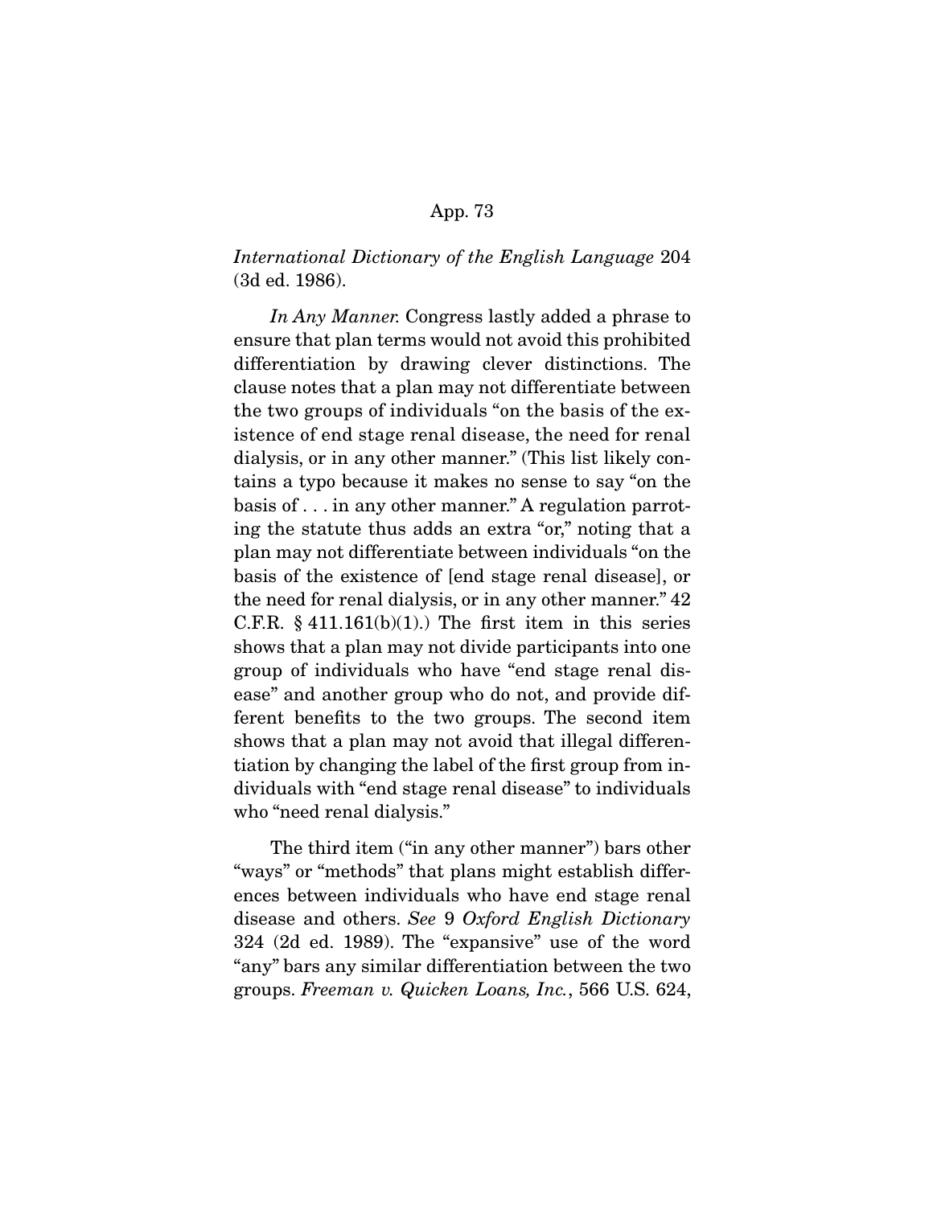*International Dictionary of the English Language* 204 (3d ed. 1986).

*In Any Manner*. Congress lastly added a phrase to ensure that plan terms would not avoid this prohibited differentiation by drawing clever distinctions. The clause notes that a plan may not differentiate between the two groups of individuals "on the basis of the existence of end stage renal disease, the need for renal dialysis, or in any other manner." (This list likely contains a typo because it makes no sense to say "on the basis of . . . in any other manner." A regulation parroting the statute thus adds an extra "or," noting that a plan may not differentiate between individuals "on the basis of the existence of [end stage renal disease], or the need for renal dialysis, or in any other manner." 42 C.F.R. § 411.161(b)(1).) The first item in this series shows that a plan may not divide participants into one group of individuals who have "end stage renal disease" and another group who do not, and provide different benefits to the two groups. The second item shows that a plan may not avoid that illegal differentiation by changing the label of the first group from individuals with "end stage renal disease" to individuals who "need renal dialysis."

The third item ("in any other manner") bars other "ways" or "methods" that plans might establish differences between individuals who have end stage renal disease and others. *See* 9 *Oxford English Dictionary* 324 (2d ed. 1989). The "expansive" use of the word "any" bars any similar differentiation between the two groups. *Freeman v. Quicken Loans, Inc.*, 566 U.S. 624,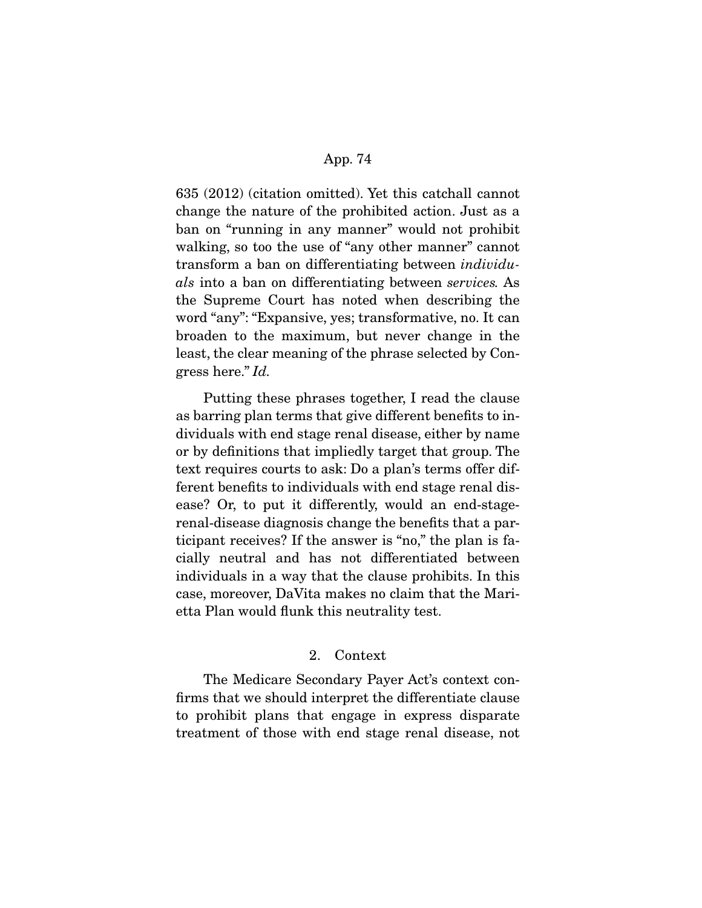635 (2012) (citation omitted). Yet this catchall cannot change the nature of the prohibited action. Just as a ban on "running in any manner" would not prohibit walking, so too the use of "any other manner" cannot transform a ban on differentiating between *individuals* into a ban on differentiating between *services.* As the Supreme Court has noted when describing the word "any": "Expansive, yes; transformative, no. It can broaden to the maximum, but never change in the least, the clear meaning of the phrase selected by Congress here." *Id.*

Putting these phrases together, I read the clause as barring plan terms that give different benefits to individuals with end stage renal disease, either by name or by definitions that impliedly target that group. The text requires courts to ask: Do a plan's terms offer different benefits to individuals with end stage renal disease? Or, to put it differently, would an end-stage-renal-disease diagnosis change the benefits that a participant receives? If the answer is "no," the plan is facially neutral and has not differentiated between individuals in a way that the clause prohibits. In this case, moreover, DaVita makes no claim that the Marietta Plan would flunk this neutrality test.

### 2. Context

The Medicare Secondary Payer Act's context confirms that we should interpret the differentiate clause to prohibit plans that engage in express disparate treatment of those with end stage renal disease, not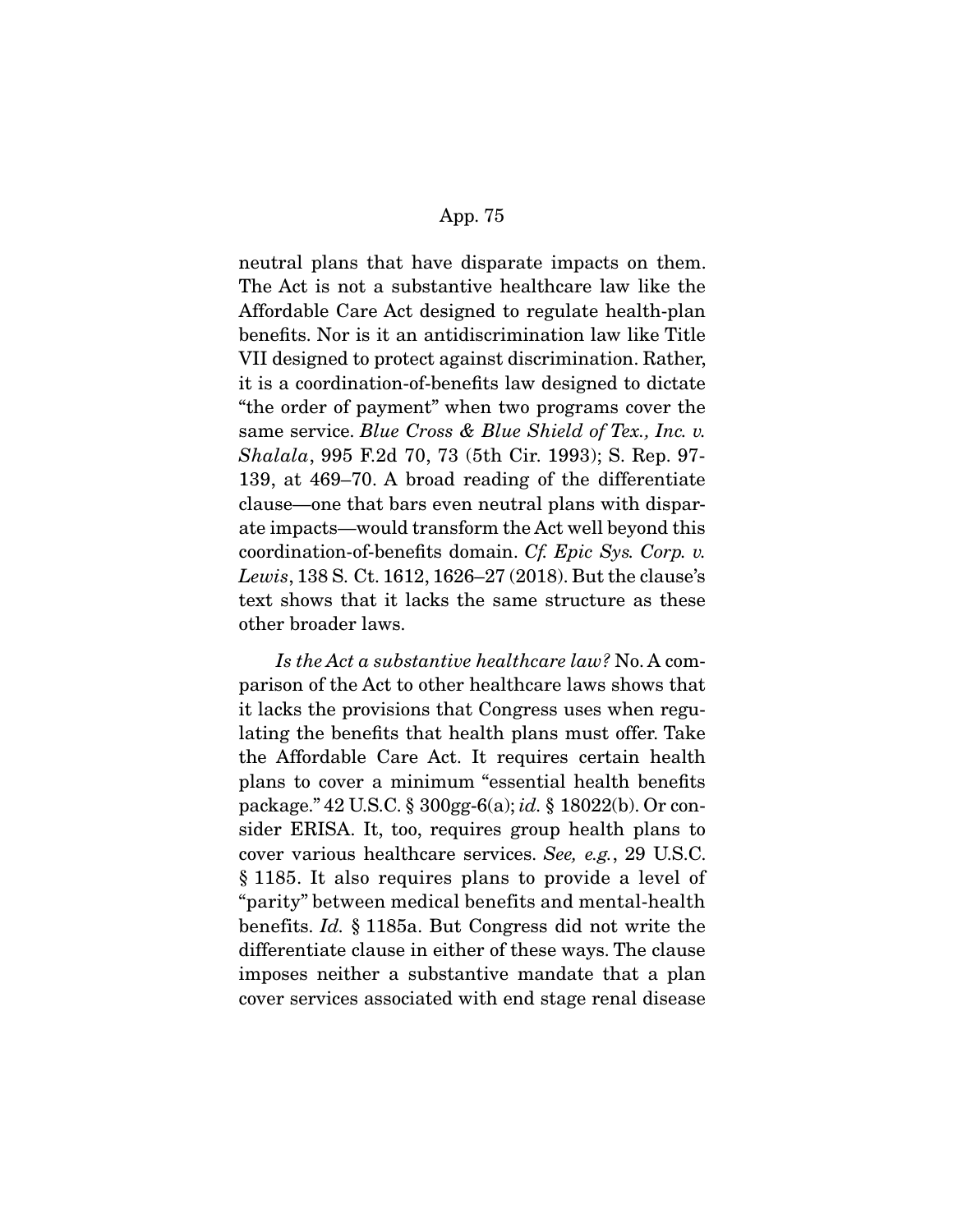neutral plans that have disparate impacts on them. The Act is not a substantive healthcare law like the Affordable Care Act designed to regulate health-plan benefits. Nor is it an antidiscrimination law like Title VII designed to protect against discrimination. Rather, it is a coordination-of-benefits law designed to dictate "the order of payment" when two programs cover the same service. *Blue Cross & Blue Shield of Tex., Inc. v. Shalala*, 995 F.2d 70, 73 (5th Cir. 1993); S. Rep. 97-139, at 469–70. A broad reading of the differentiate clause—one that bars even neutral plans with disparate impacts—would transform the Act well beyond this coordination-of-benefits domain. *Cf. Epic Sys. Corp. v. Lewis*, 138 S. Ct. 1612, 1626–27 (2018). But the clause's text shows that it lacks the same structure as these other broader laws.

*Is the Act a substantive healthcare law?* No. A comparison of the Act to other healthcare laws shows that it lacks the provisions that Congress uses when regulating the benefits that health plans must offer. Take the Affordable Care Act. It requires certain health plans to cover a minimum "essential health benefits package." 42 U.S.C. § 300gg-6(a); *id.* § 18022(b). Or consider ERISA. It, too, requires group health plans to cover various healthcare services. *See, e.g.*, 29 U.S.C. § 1185. It also requires plans to provide a level of "parity" between medical benefits and mental-health benefits. *Id.* § 1185a. But Congress did not write the differentiate clause in either of these ways. The clause imposes neither a substantive mandate that a plan cover services associated with end stage renal disease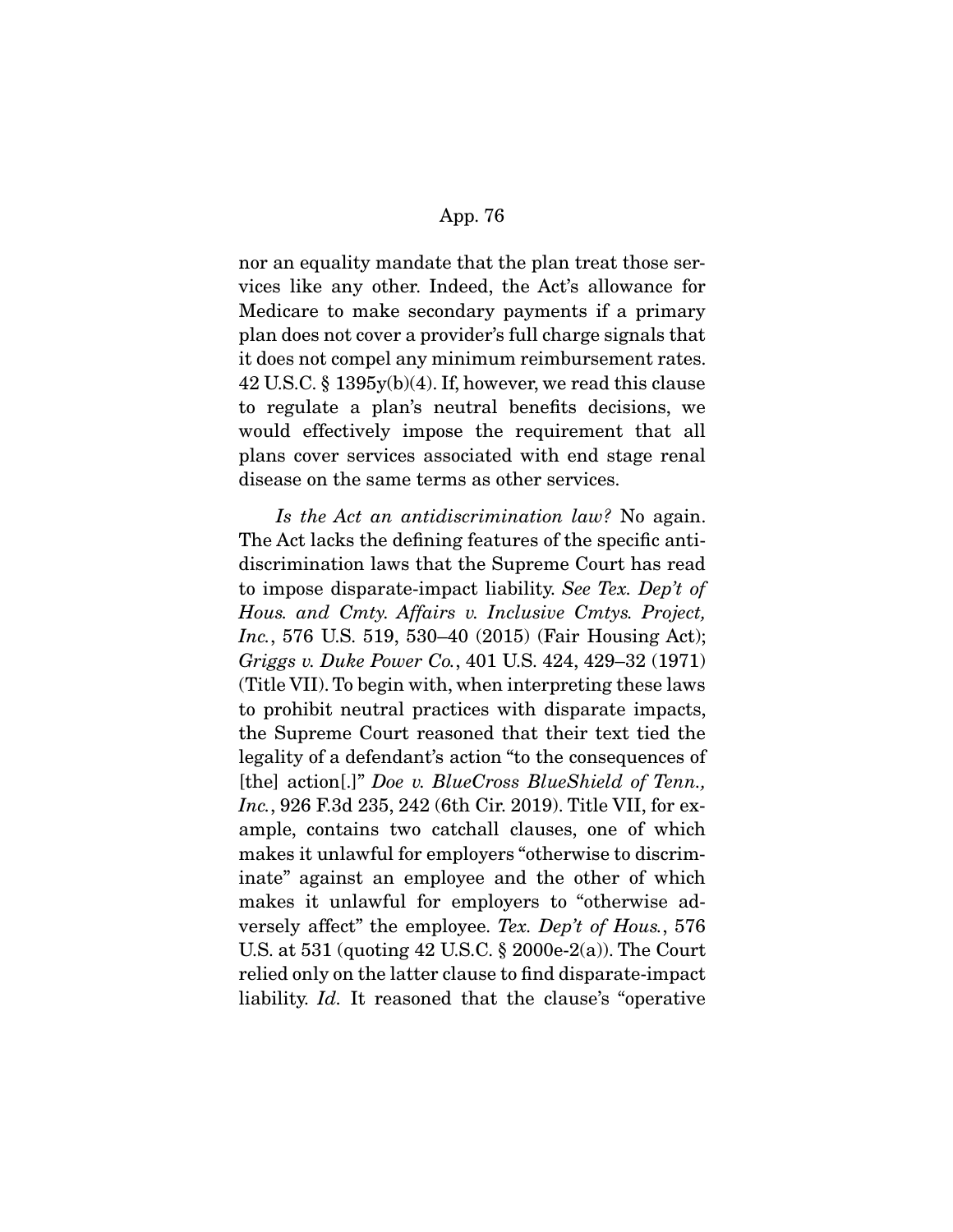nor an equality mandate that the plan treat those services like any other. Indeed, the Act's allowance for Medicare to make secondary payments if a primary plan does not cover a provider's full charge signals that it does not compel any minimum reimbursement rates. 42 U.S.C. § 1395y(b)(4). If, however, we read this clause to regulate a plan's neutral benefits decisions, we would effectively impose the requirement that all plans cover services associated with end stage renal disease on the same terms as other services.

*Is the Act an antidiscrimination law?* No again. The Act lacks the defining features of the specific antidiscrimination laws that the Supreme Court has read to impose disparate-impact liability. *See Tex. Dep't of Hous. and Cmty. Affairs v. Inclusive Cmtys. Project, Inc.*, 576 U.S. 519, 530–40 (2015) (Fair Housing Act); *Griggs v. Duke Power Co.*, 401 U.S. 424, 429–32 (1971) (Title VII). To begin with, when interpreting these laws to prohibit neutral practices with disparate impacts, the Supreme Court reasoned that their text tied the legality of a defendant's action "to the consequences of [the] action[.]" *Doe v. BlueCross BlueShield of Tenn., Inc.*, 926 F.3d 235, 242 (6th Cir. 2019). Title VII, for example, contains two catchall clauses, one of which makes it unlawful for employers "otherwise to discriminate" against an employee and the other of which makes it unlawful for employers to "otherwise adversely affect" the employee. *Tex. Dep't of Hous.*, 576 U.S. at 531 (quoting 42 U.S.C. § 2000e-2(a)). The Court relied only on the latter clause to find disparate-impact liability. *Id.* It reasoned that the clause's "operative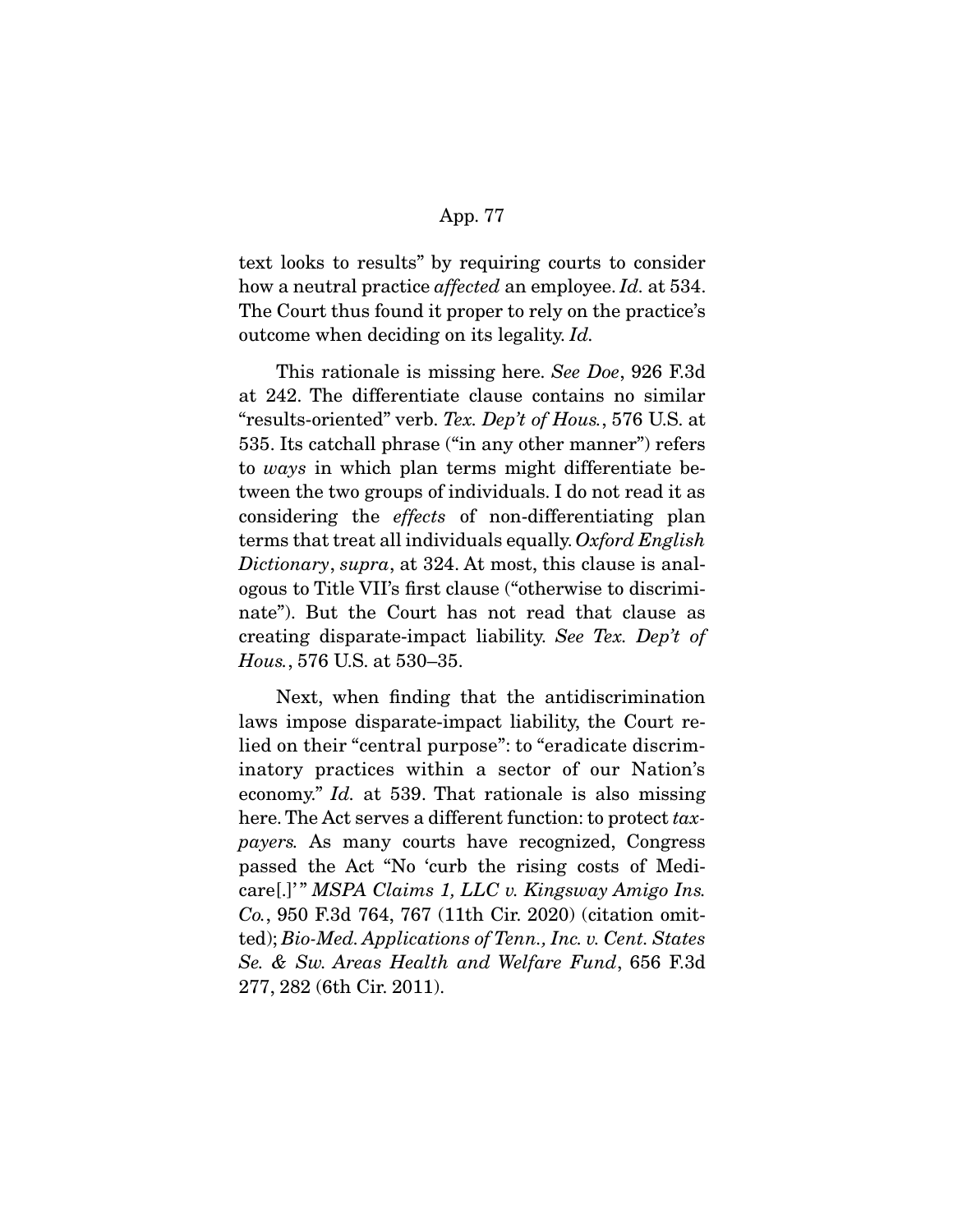text looks to results" by requiring courts to consider how a neutral practice *affected* an employee. *Id.* at 534. The Court thus found it proper to rely on the practice's outcome when deciding on its legality. *Id.*

This rationale is missing here. *See Doe*, 926 F.3d at 242. The differentiate clause contains no similar "results-oriented" verb. *Tex. Dep't of Hous.*, 576 U.S. at 535. Its catchall phrase ("in any other manner") refers to *ways* in which plan terms might differentiate between the two groups of individuals. I do not read it as considering the *effects* of non-differentiating plan terms that treat all individuals equally. *Oxford English Dictionary*, *supra*, at 324. At most, this clause is analogous to Title VII's first clause ("otherwise to discriminate"). But the Court has not read that clause as creating disparate-impact liability. *See Tex. Dep't of Hous.*, 576 U.S. at 530–35.

Next, when finding that the antidiscrimination laws impose disparate-impact liability, the Court relied on their "central purpose": to "eradicate discriminatory practices within a sector of our Nation's economy." *Id.* at 539. That rationale is also missing here. The Act serves a different function: to protect *taxpayers.* As many courts have recognized, Congress passed the Act "No 'curb the rising costs of Medicare[.]'" *MSPA Claims 1, LLC v. Kingsway Amigo Ins. Co.*, 950 F.3d 764, 767 (11th Cir. 2020) (citation omitted); *Bio-Med. Applications of Tenn., Inc. v. Cent. States Se. & Sw. Areas Health and Welfare Fund*, 656 F.3d 277, 282 (6th Cir. 2011).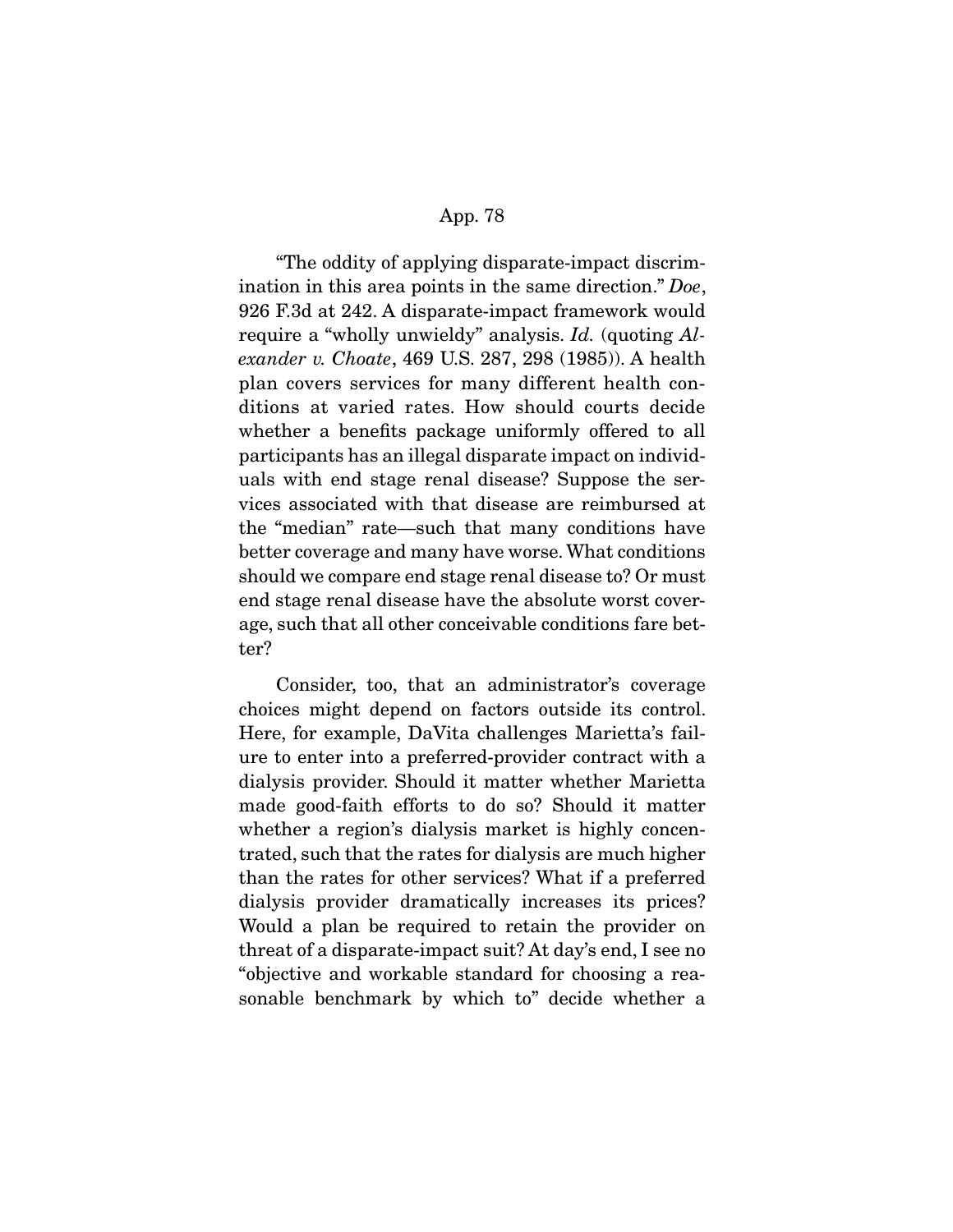"The oddity of applying disparate-impact discrimination in this area points in the same direction." *Doe*, 926 F.3d at 242. A disparate-impact framework would require a "wholly unwieldy" analysis. *Id.* (quoting *Alexander v. Choate*, 469 U.S. 287, 298 (1985)). A health plan covers services for many different health conditions at varied rates. How should courts decide whether a benefits package uniformly offered to all participants has an illegal disparate impact on individuals with end stage renal disease? Suppose the services associated with that disease are reimbursed at the "median" rate—such that many conditions have better coverage and many have worse. What conditions should we compare end stage renal disease to? Or must end stage renal disease have the absolute worst coverage, such that all other conceivable conditions fare better?

Consider, too, that an administrator's coverage choices might depend on factors outside its control. Here, for example, DaVita challenges Marietta's failure to enter into a preferred-provider contract with a dialysis provider. Should it matter whether Marietta made good-faith efforts to do so? Should it matter whether a region's dialysis market is highly concentrated, such that the rates for dialysis are much higher than the rates for other services? What if a preferred dialysis provider dramatically increases its prices? Would a plan be required to retain the provider on threat of a disparate-impact suit? At day's end, I see no "objective and workable standard for choosing a reasonable benchmark by which to" decide whether a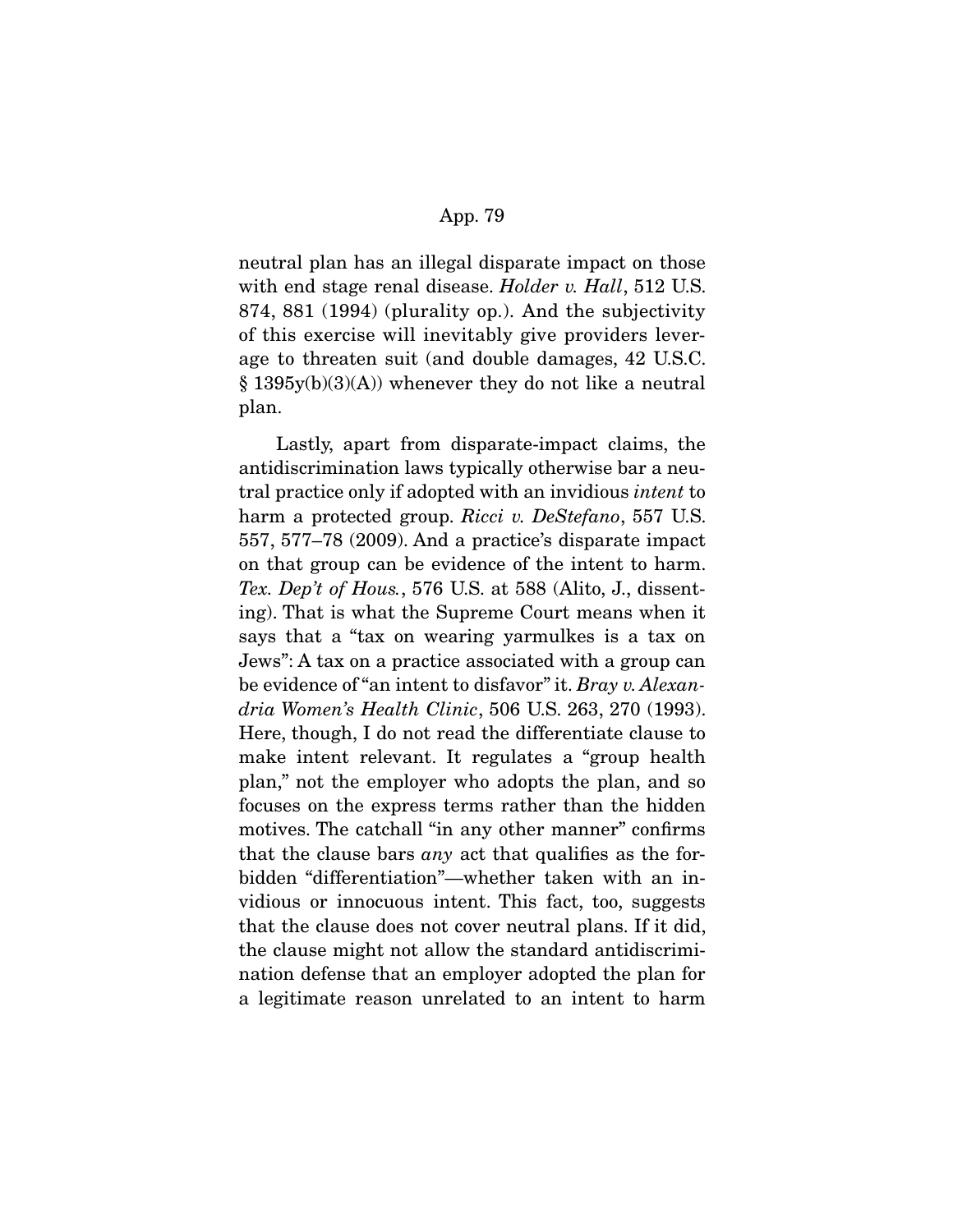neutral plan has an illegal disparate impact on those with end stage renal disease. *Holder v. Hall*, 512 U.S. 874, 881 (1994) (plurality op.). And the subjectivity of this exercise will inevitably give providers leverage to threaten suit (and double damages, 42 U.S.C. § 1395y(b)(3)(A)) whenever they do not like a neutral plan.

Lastly, apart from disparate-impact claims, the antidiscrimination laws typically otherwise bar a neutral practice only if adopted with an invidious *intent* to harm a protected group. *Ricci v. DeStefano*, 557 U.S. 557, 577–78 (2009). And a practice's disparate impact on that group can be evidence of the intent to harm. *Tex. Dep't of Hous.*, 576 U.S. at 588 (Alito, J., dissenting). That is what the Supreme Court means when it says that a "tax on wearing yarmulkes is a tax on Jews": A tax on a practice associated with a group can be evidence of "an intent to disfavor" it. *Bray v. Alexandria Women's Health Clinic*, 506 U.S. 263, 270 (1993). Here, though, I do not read the differentiate clause to make intent relevant. It regulates a "group health plan," not the employer who adopts the plan, and so focuses on the express terms rather than the hidden motives. The catchall "in any other manner" confirms that the clause bars *any* act that qualifies as the forbidden "differentiation"—whether taken with an invidious or innocuous intent. This fact, too, suggests that the clause does not cover neutral plans. If it did, the clause might not allow the standard antidiscrimination defense that an employer adopted the plan for a legitimate reason unrelated to an intent to harm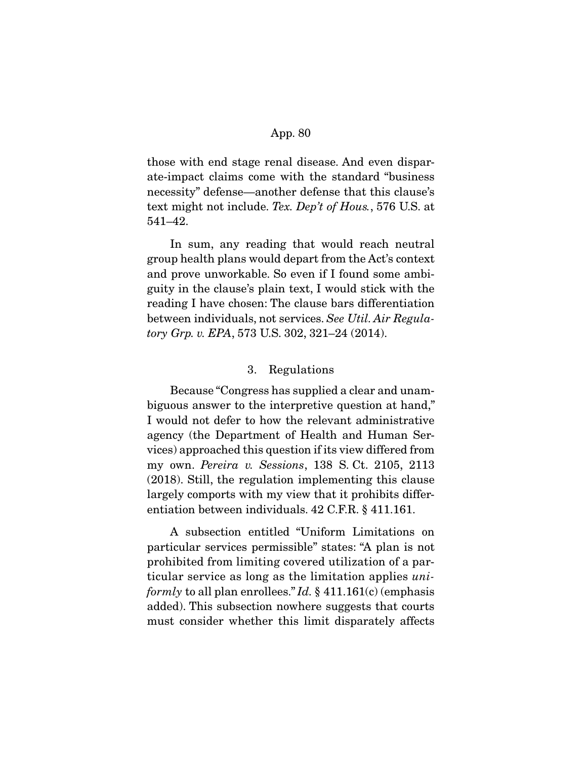those with end stage renal disease. And even disparate-impact claims come with the standard "business necessity" defense—another defense that this clause's text might not include. *Tex. Dep't of Hous.*, 576 U.S. at 541–42.

In sum, any reading that would reach neutral group health plans would depart from the Act's context and prove unworkable. So even if I found some ambiguity in the clause's plain text, I would stick with the reading I have chosen: The clause bars differentiation between individuals, not services. *See Util. Air Regulatory Grp. v. EPA*, 573 U.S. 302, 321–24 (2014).

### 3. Regulations

Because "Congress has supplied a clear and unambiguous answer to the interpretive question at hand," I would not defer to how the relevant administrative agency (the Department of Health and Human Services) approached this question if its view differed from my own. *Pereira v. Sessions*, 138 S. Ct. 2105, 2113 (2018). Still, the regulation implementing this clause largely comports with my view that it prohibits differentiation between individuals. 42 C.F.R. § 411.161.

A subsection entitled "Uniform Limitations on particular services permissible" states: "A plan is not prohibited from limiting covered utilization of a particular service as long as the limitation applies *uniformly* to all plan enrollees." *Id.* § 411.161(c) (emphasis added). This subsection nowhere suggests that courts must consider whether this limit disparately affects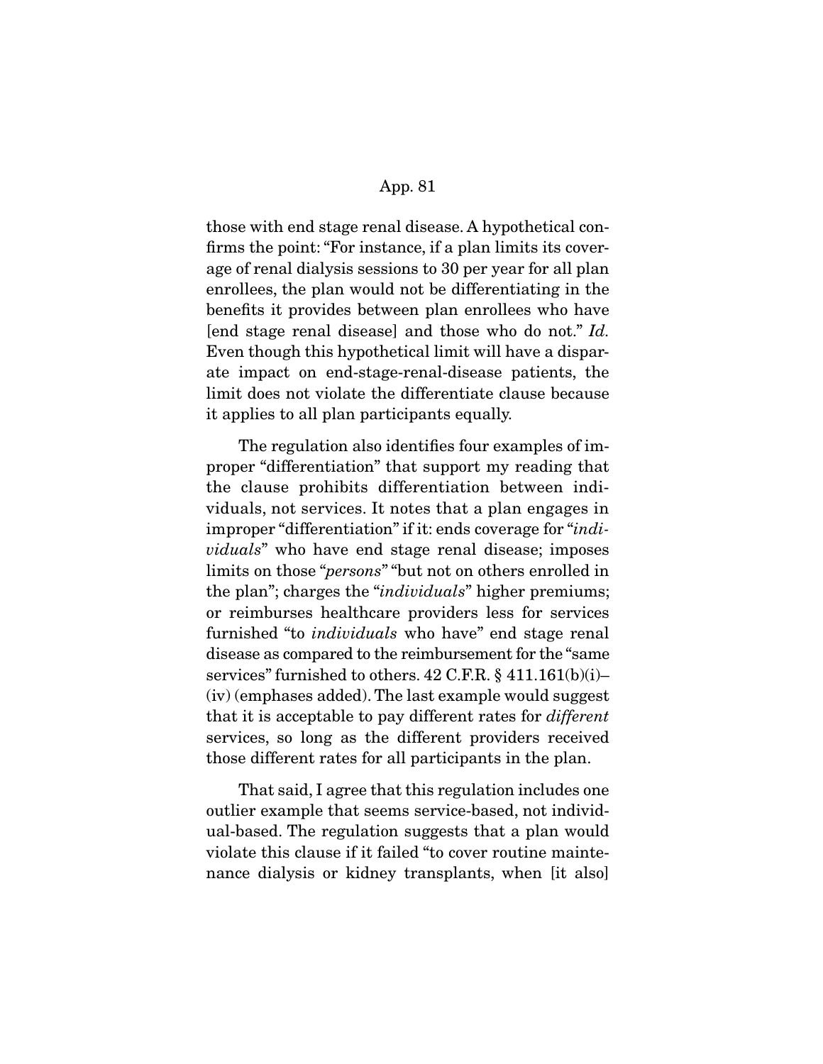those with end stage renal disease. A hypothetical confirms the point: "For instance, if a plan limits its coverage of renal dialysis sessions to 30 per year for all plan enrollees, the plan would not be differentiating in the benefits it provides between plan enrollees who have [end stage renal disease] and those who do not." *Id.* Even though this hypothetical limit will have a disparate impact on end-stage-renal-disease patients, the limit does not violate the differentiate clause because it applies to all plan participants equally.

The regulation also identifies four examples of improper "differentiation" that support my reading that the clause prohibits differentiation between individuals, not services. It notes that a plan engages in improper "differentiation" if it: ends coverage for "*individuals*" who have end stage renal disease; imposes limits on those "*persons*" "but not on others enrolled in the plan"; charges the "*individuals*" higher premiums; or reimburses healthcare providers less for services furnished "to *individuals* who have" end stage renal disease as compared to the reimbursement for the "same services" furnished to others. 42 C.F.R. § 411.161(b)(i)–(iv) (emphases added). The last example would suggest that it is acceptable to pay different rates for *different* services, so long as the different providers received those different rates for all participants in the plan.

That said, I agree that this regulation includes one outlier example that seems service-based, not individual-based. The regulation suggests that a plan would violate this clause if it failed "to cover routine maintenance dialysis or kidney transplants, when [it also]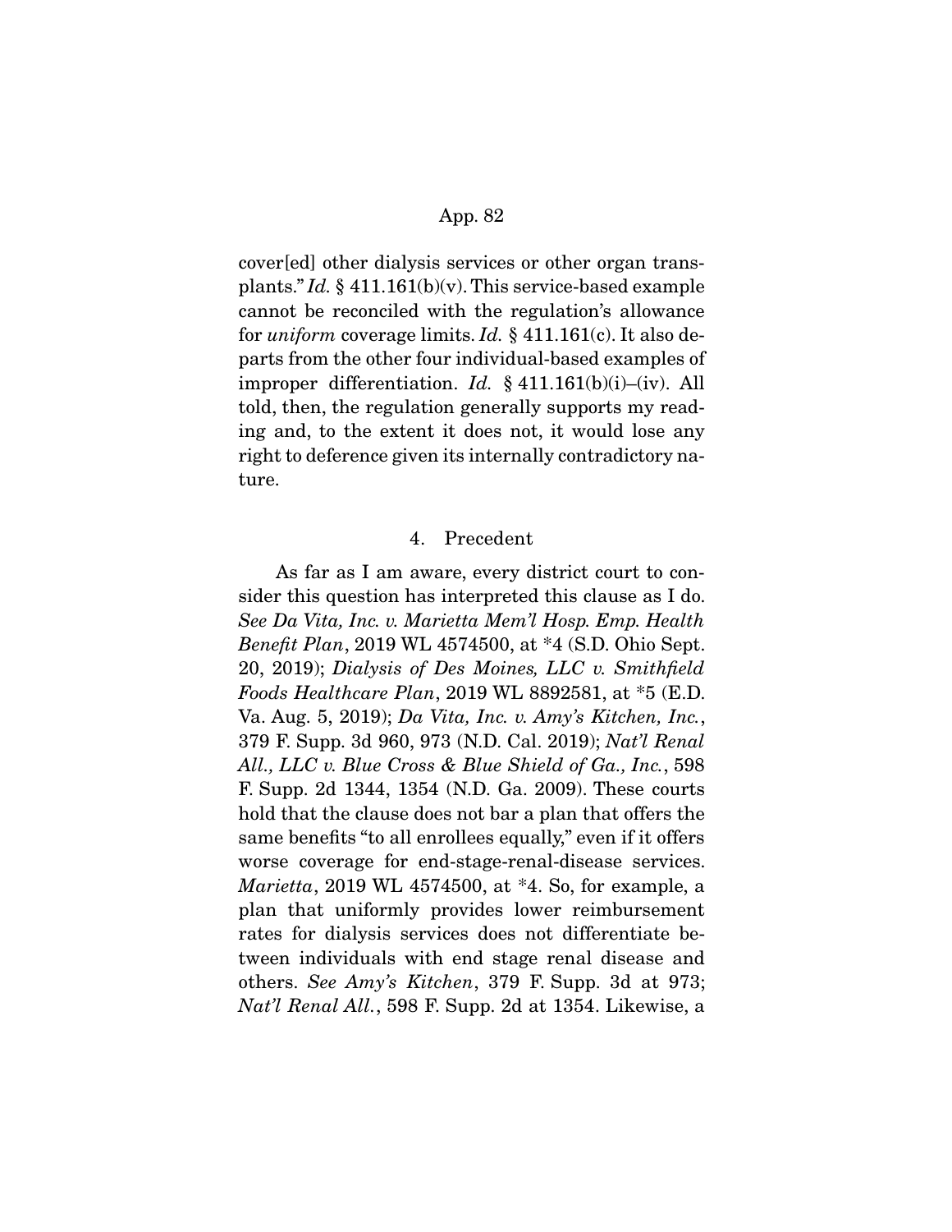cover[ed] other dialysis services or other organ transplants." *Id.* § 411.161(b)(v). This service-based example cannot be reconciled with the regulation's allowance for *uniform* coverage limits. *Id.* § 411.161(c). It also departs from the other four individual-based examples of improper differentiation. *Id.* § 411.161(b)(i)–(iv). All told, then, the regulation generally supports my reading and, to the extent it does not, it would lose any right to deference given its internally contradictory nature.

4. Precedent

As far as I am aware, every district court to consider this question has interpreted this clause as I do. *See Da Vita, Inc. v. Marietta Mem'l Hosp. Emp. Health Benefit Plan*, 2019 WL 4574500, at \*4 (S.D. Ohio Sept. 20, 2019); *Dialysis of Des Moines, LLC v. Smithfield Foods Healthcare Plan*, 2019 WL 8892581, at \*5 (E.D. Va. Aug. 5, 2019); *Da Vita, Inc. v. Amy's Kitchen, Inc.*, 379 F. Supp. 3d 960, 973 (N.D. Cal. 2019); *Nat'l Renal All., LLC v. Blue Cross & Blue Shield of Ga., Inc.*, 598 F. Supp. 2d 1344, 1354 (N.D. Ga. 2009). These courts hold that the clause does not bar a plan that offers the same benefits "to all enrollees equally," even if it offers worse coverage for end-stage-renal-disease services. *Marietta*, 2019 WL 4574500, at \*4. So, for example, a plan that uniformly provides lower reimbursement rates for dialysis services does not differentiate between individuals with end stage renal disease and others. *See Amy's Kitchen*, 379 F. Supp. 3d at 973; *Nat'l Renal All.*, 598 F. Supp. 2d at 1354. Likewise, a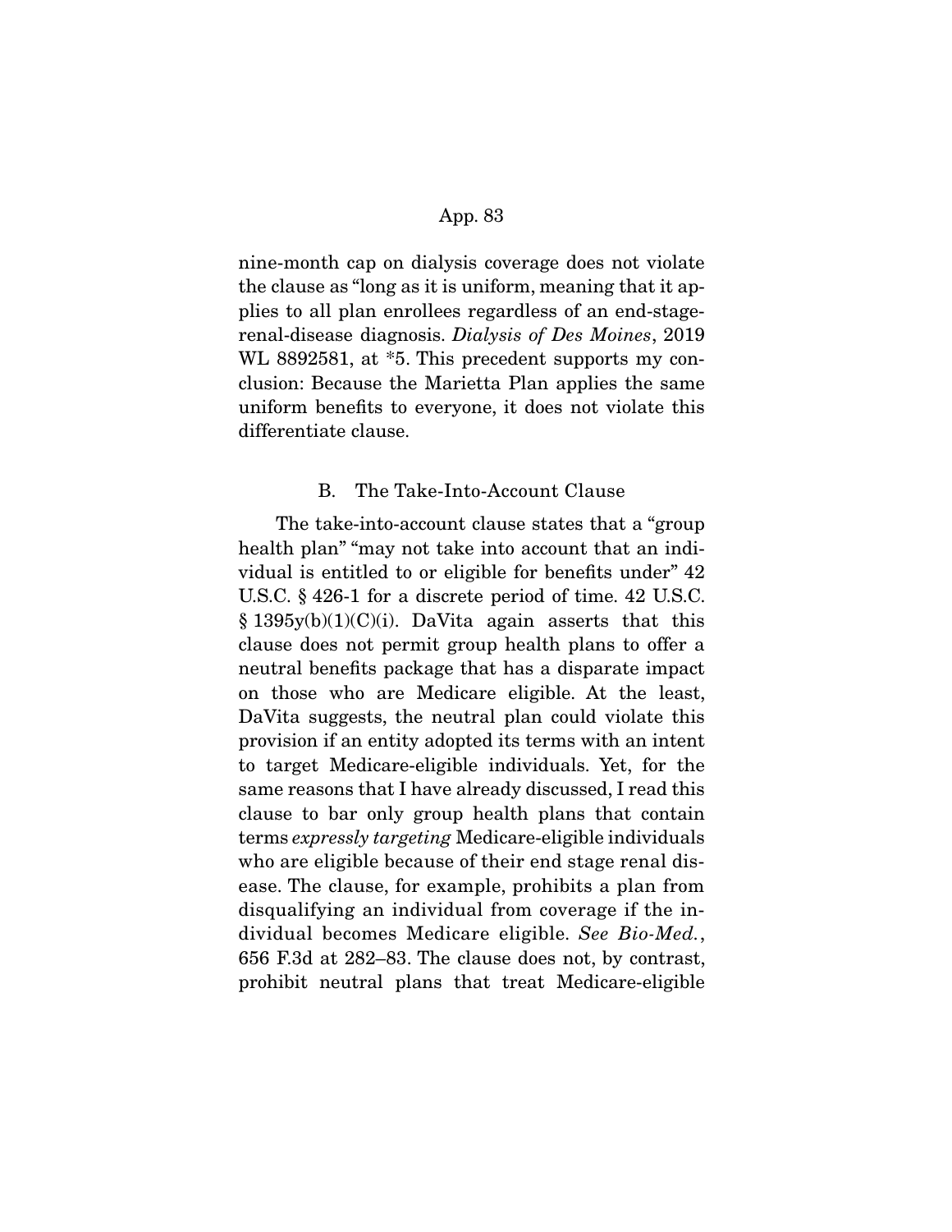nine-month cap on dialysis coverage does not violate the clause as "long as it is uniform, meaning that it applies to all plan enrollees regardless of an end-stage-renal-disease diagnosis. *Dialysis of Des Moines*, 2019 WL 8892581, at *5. This precedent supports my conclusion: Because the Marietta Plan applies the same uniform benefits to everyone, it does not violate this differentiate clause.

### B. The Take-Into-Account Clause

The take-into-account clause states that a "group health plan" "may not take into account that an individual is entitled to or eligible for benefits under" 42 U.S.C. § 426-1 for a discrete period of time. 42 U.S.C. § 1395y(b)(1)(C)(i). DaVita again asserts that this clause does not permit group health plans to offer a neutral benefits package that has a disparate impact on those who are Medicare eligible. At the least, DaVita suggests, the neutral plan could violate this provision if an entity adopted its terms with an intent to target Medicare-eligible individuals. Yet, for the same reasons that I have already discussed, I read this clause to bar only group health plans that contain terms *expressly targeting* Medicare-eligible individuals who are eligible because of their end stage renal disease. The clause, for example, prohibits a plan from disqualifying an individual from coverage if the individual becomes Medicare eligible. *See Bio-Med.*, 656 F.3d at 282–83. The clause does not, by contrast, prohibit neutral plans that treat Medicare-eligible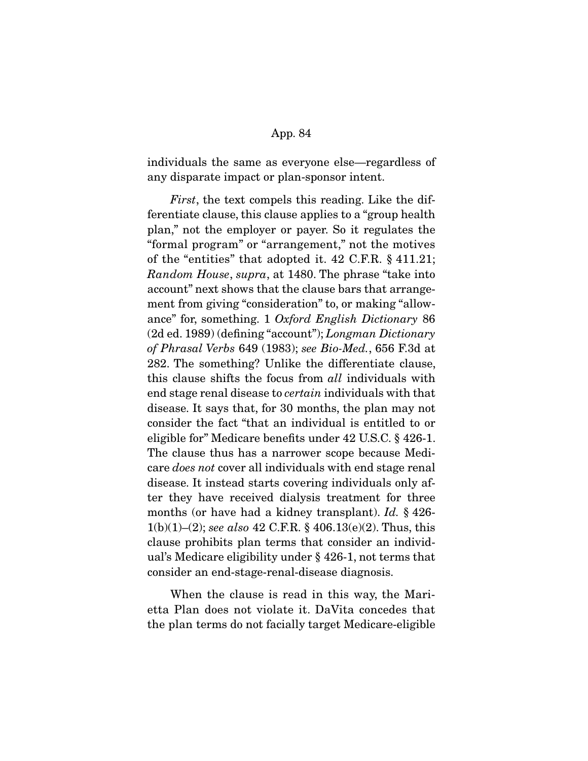individuals the same as everyone else—regardless of any disparate impact or plan-sponsor intent.

*First*, the text compels this reading. Like the differentiate clause, this clause applies to a "group health plan," not the employer or payer. So it regulates the "formal program" or "arrangement," not the motives of the "entities" that adopted it. 42 C.F.R. § 411.21; *Random House*, *supra*, at 1480. The phrase "take into account" next shows that the clause bars that arrangement from giving "consideration" to, or making "allowance" for, something. 1 *Oxford English Dictionary* 86 (2d ed. 1989) (defining "account"); *Longman Dictionary of Phrasal Verbs* 649 (1983); *see Bio-Med.*, 656 F.3d at 282. The something? Unlike the differentiate clause, this clause shifts the focus from *all* individuals with end stage renal disease to *certain* individuals with that disease. It says that, for 30 months, the plan may not consider the fact "that an individual is entitled to or eligible for" Medicare benefits under 42 U.S.C. § 426-1. The clause thus has a narrower scope because Medicare *does not* cover all individuals with end stage renal disease. It instead starts covering individuals only after they have received dialysis treatment for three months (or have had a kidney transplant). *Id.* § 426-1(b)(1)–(2); *see also* 42 C.F.R. § 406.13(e)(2). Thus, this clause prohibits plan terms that consider an individual's Medicare eligibility under § 426-1, not terms that consider an end-stage-renal-disease diagnosis.

When the clause is read in this way, the Marietta Plan does not violate it. DaVita concedes that the plan terms do not facially target Medicare-eligible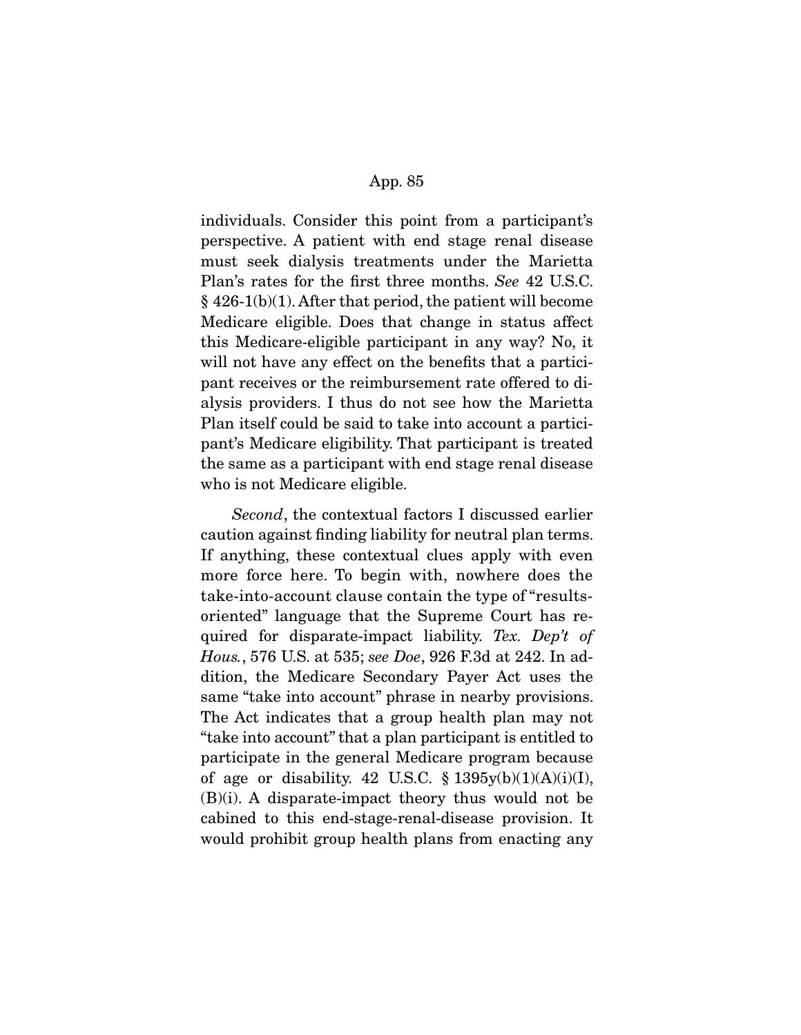individuals. Consider this point from a participant's perspective. A patient with end stage renal disease must seek dialysis treatments under the Marietta Plan's rates for the first three months. *See* 42 U.S.C. § 426-1(b)(1). After that period, the patient will become Medicare eligible. Does that change in status affect this Medicare-eligible participant in any way? No, it will not have any effect on the benefits that a participant receives or the reimbursement rate offered to dialysis providers. I thus do not see how the Marietta Plan itself could be said to take into account a participant's Medicare eligibility. That participant is treated the same as a participant with end stage renal disease who is not Medicare eligible.

*Second*, the contextual factors I discussed earlier caution against finding liability for neutral plan terms. If anything, these contextual clues apply with even more force here. To begin with, nowhere does the take-into-account clause contain the type of "results-oriented" language that the Supreme Court has required for disparate-impact liability. *Tex. Dep't of Hous.*, 576 U.S. at 535; *see Doe*, 926 F.3d at 242. In addition, the Medicare Secondary Payer Act uses the same "take into account" phrase in nearby provisions. The Act indicates that a group health plan may not "take into account" that a plan participant is entitled to participate in the general Medicare program because of age or disability. 42 U.S.C. § 1395y(b)(1)(A)(i)(I), (B)(i). A disparate-impact theory thus would not be cabined to this end-stage-renal-disease provision. It would prohibit group health plans from enacting any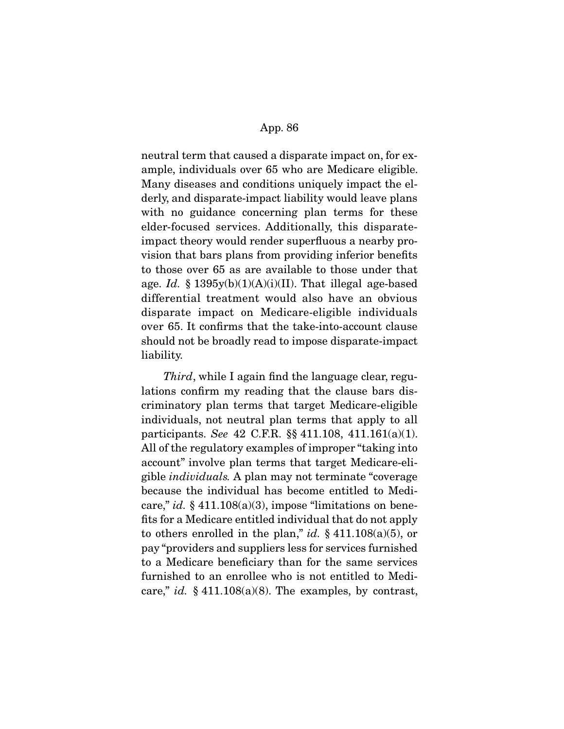neutral term that caused a disparate impact on, for example, individuals over 65 who are Medicare eligible. Many diseases and conditions uniquely impact the elderly, and disparate-impact liability would leave plans with no guidance concerning plan terms for these elder-focused services. Additionally, this disparate-impact theory would render superfluous a nearby provision that bars plans from providing inferior benefits to those over 65 as are available to those under that age. *Id.* § 1395y(b)(1)(A)(i)(II). That illegal age-based differential treatment would also have an obvious disparate impact on Medicare-eligible individuals over 65. It confirms that the take-into-account clause should not be broadly read to impose disparate-impact liability.

*Third*, while I again find the language clear, regulations confirm my reading that the clause bars discriminatory plan terms that target Medicare-eligible individuals, not neutral plan terms that apply to all participants. *See* 42 C.F.R. §§ 411.108, 411.161(a)(1). All of the regulatory examples of improper "taking into account" involve plan terms that target Medicare-eligible *individuals.* A plan may not terminate "coverage because the individual has become entitled to Medicare," *id.* § 411.108(a)(3), impose "limitations on benefits for a Medicare entitled individual that do not apply to others enrolled in the plan," *id.* § 411.108(a)(5), or pay "providers and suppliers less for services furnished to a Medicare beneficiary than for the same services furnished to an enrollee who is not entitled to Medicare," *id.* § 411.108(a)(8). The examples, by contrast,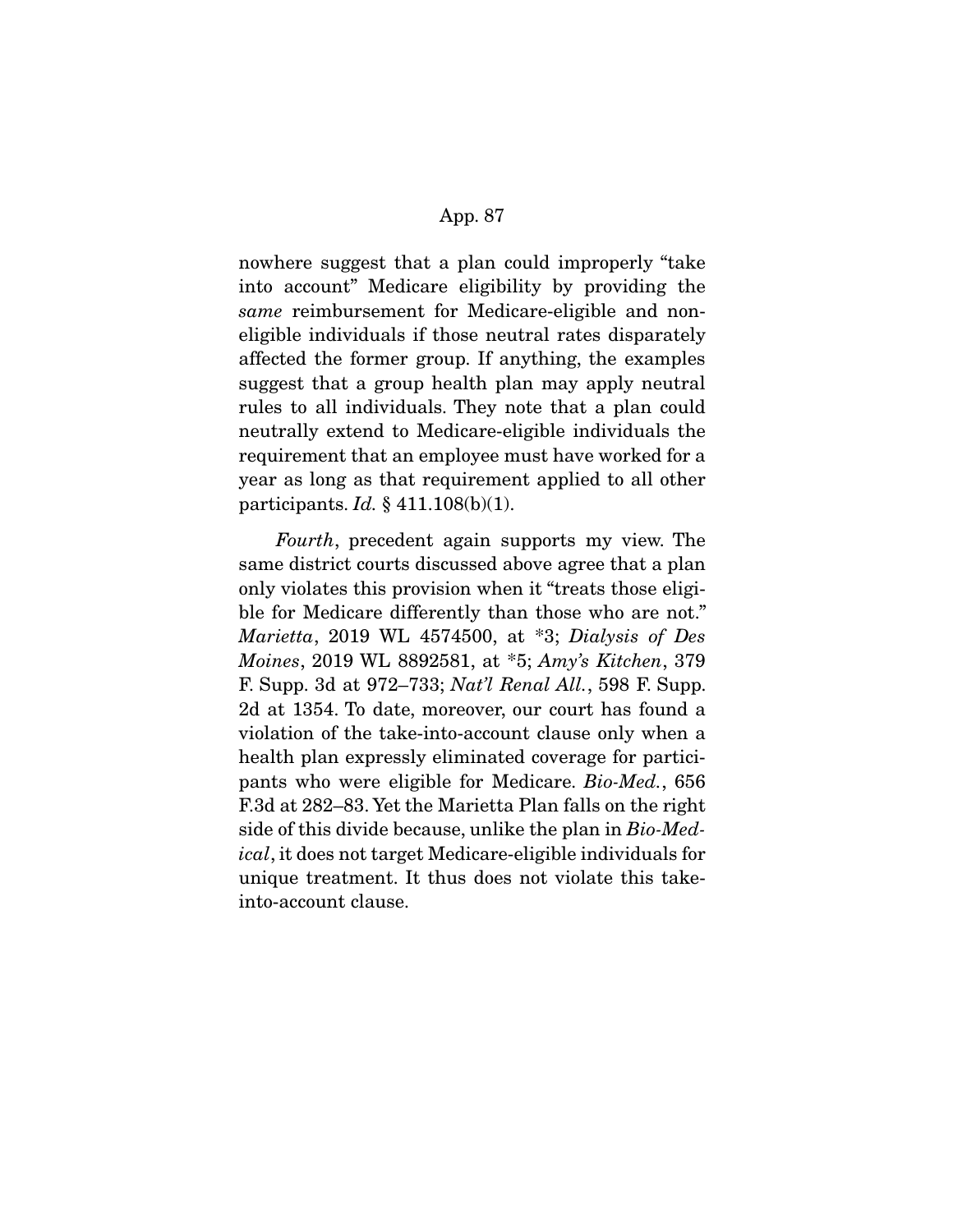nowhere suggest that a plan could improperly "take into account" Medicare eligibility by providing the *same* reimbursement for Medicare-eligible and non-eligible individuals if those neutral rates disparately affected the former group. If anything, the examples suggest that a group health plan may apply neutral rules to all individuals. They note that a plan could neutrally extend to Medicare-eligible individuals the requirement that an employee must have worked for a year as long as that requirement applied to all other participants. *Id.* § 411.108(b)(1).

*Fourth*, precedent again supports my view. The same district courts discussed above agree that a plan only violates this provision when it "treats those eligible for Medicare differently than those who are not." *Marietta*, 2019 WL 4574500, at *3; *Dialysis of Des Moines*, 2019 WL 8892581, at *5; *Amy's Kitchen*, 379 F. Supp. 3d at 972–733; *Nat'l Renal All.*, 598 F. Supp. 2d at 1354. To date, moreover, our court has found a violation of the take-into-account clause only when a health plan expressly eliminated coverage for participants who were eligible for Medicare. *Bio-Med.*, 656 F.3d at 282–83. Yet the Marietta Plan falls on the right side of this divide because, unlike the plan in *Bio-Medical*, it does not target Medicare-eligible individuals for unique treatment. It thus does not violate this take-into-account clause.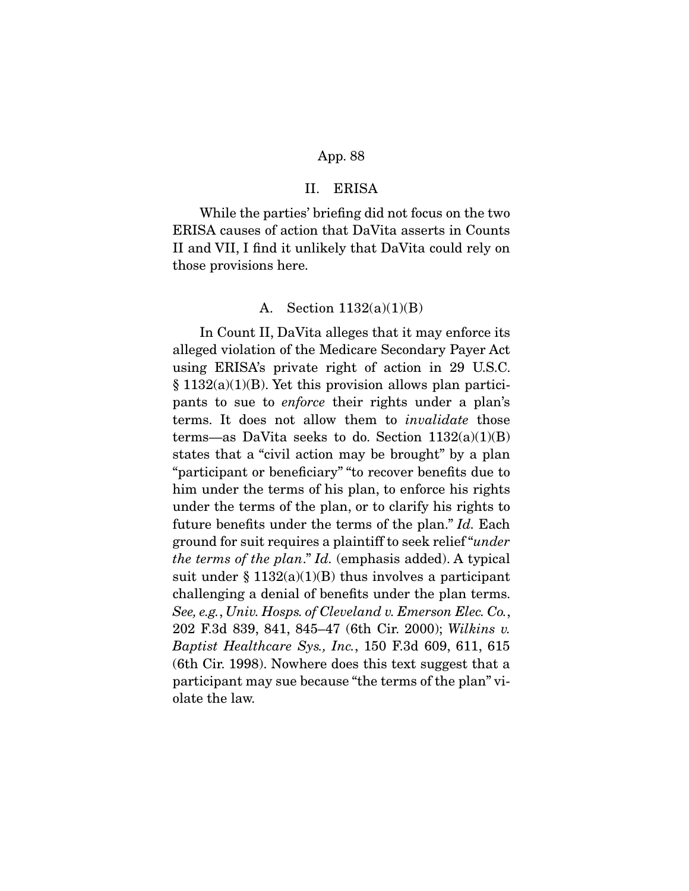## II. ERISA

While the parties' briefing did not focus on the two ERISA causes of action that DaVita asserts in Counts II and VII, I find it unlikely that DaVita could rely on those provisions here.

### A. Section 1132(a)(1)(B)

In Count II, DaVita alleges that it may enforce its alleged violation of the Medicare Secondary Payer Act using ERISA's private right of action in 29 U.S.C. § 1132(a)(1)(B). Yet this provision allows plan participants to sue to *enforce* their rights under a plan's terms. It does not allow them to *invalidate* those terms—as DaVita seeks to do. Section 1132(a)(1)(B) states that a "civil action may be brought" by a plan "participant or beneficiary" "to recover benefits due to him under the terms of his plan, to enforce his rights under the terms of the plan, or to clarify his rights to future benefits under the terms of the plan." *Id.* Each ground for suit requires a plaintiff to seek relief "*under the terms of the plan*." *Id.* (emphasis added). A typical suit under § 1132(a)(1)(B) thus involves a participant challenging a denial of benefits under the plan terms. *See, e.g.*, *Univ. Hosps. of Cleveland v. Emerson Elec. Co.*, 202 F.3d 839, 841, 845–47 (6th Cir. 2000); *Wilkins v. Baptist Healthcare Sys., Inc.*, 150 F.3d 609, 611, 615 (6th Cir. 1998). Nowhere does this text suggest that a participant may sue because "the terms of the plan" violate the law.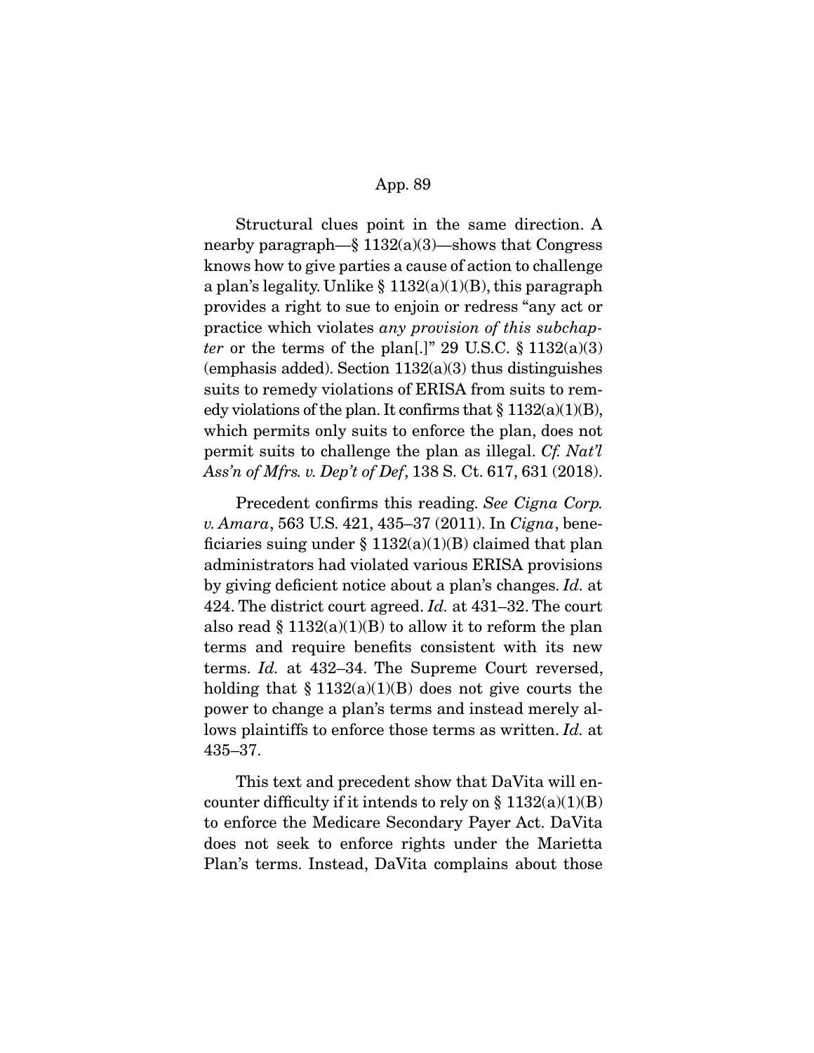Structural clues point in the same direction. A nearby paragraph—§ 1132(a)(3)—shows that Congress knows how to give parties a cause of action to challenge a plan's legality. Unlike § 1132(a)(1)(B), this paragraph provides a right to sue to enjoin or redress "any act or practice which violates *any provision of this subchapter* or the terms of the plan[.]" 29 U.S.C. § 1132(a)(3) (emphasis added). Section 1132(a)(3) thus distinguishes suits to remedy violations of ERISA from suits to remedy violations of the plan. It confirms that § 1132(a)(1)(B), which permits only suits to enforce the plan, does not permit suits to challenge the plan as illegal. *Cf. Nat'l Ass'n of Mfrs. v. Dep't of Def*, 138 S. Ct. 617, 631 (2018).

Precedent confirms this reading. *See Cigna Corp. v. Amara*, 563 U.S. 421, 435–37 (2011). In *Cigna*, beneficiaries suing under § 1132(a)(1)(B) claimed that plan administrators had violated various ERISA provisions by giving deficient notice about a plan's changes. *Id.* at 424. The district court agreed. *Id.* at 431–32. The court also read § 1132(a)(1)(B) to allow it to reform the plan terms and require benefits consistent with its new terms. *Id.* at 432–34. The Supreme Court reversed, holding that § 1132(a)(1)(B) does not give courts the power to change a plan's terms and instead merely allows plaintiffs to enforce those terms as written. *Id.* at 435–37.

This text and precedent show that DaVita will encounter difficulty if it intends to rely on § 1132(a)(1)(B) to enforce the Medicare Secondary Payer Act. DaVita does not seek to enforce rights under the Marietta Plan's terms. Instead, DaVita complains about those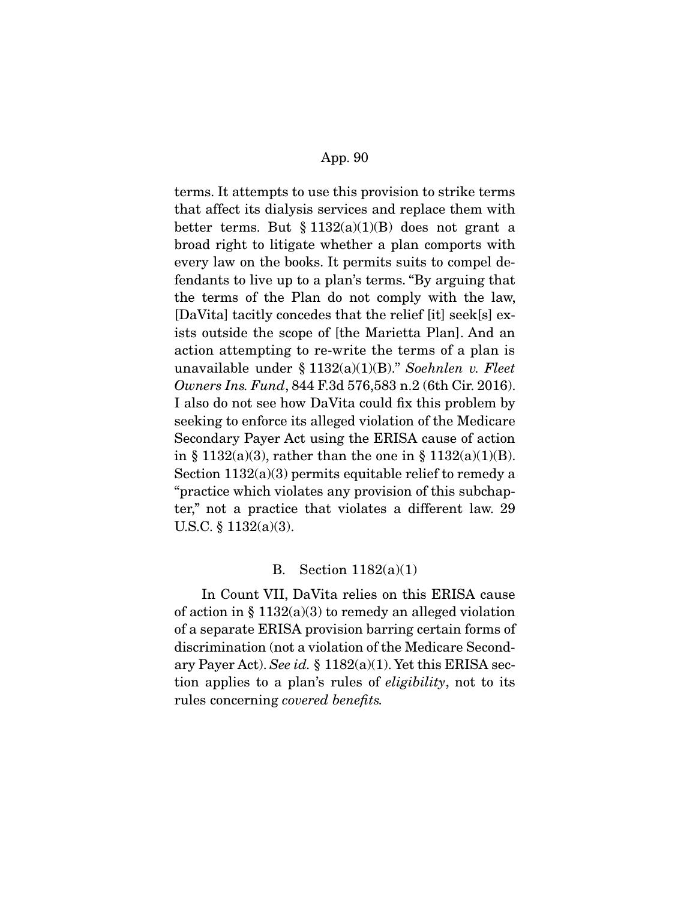terms. It attempts to use this provision to strike terms that affect its dialysis services and replace them with better terms. But § 1132(a)(1)(B) does not grant a broad right to litigate whether a plan comports with every law on the books. It permits suits to compel defendants to live up to a plan's terms. "By arguing that the terms of the Plan do not comply with the law, [DaVita] tacitly concedes that the relief [it] seek[s] exists outside the scope of [the Marietta Plan]. And an action attempting to re-write the terms of a plan is unavailable under § 1132(a)(1)(B)." *Soehnlen v. Fleet Owners Ins. Fund*, 844 F.3d 576,583 n.2 (6th Cir. 2016). I also do not see how DaVita could fix this problem by seeking to enforce its alleged violation of the Medicare Secondary Payer Act using the ERISA cause of action in § 1132(a)(3), rather than the one in § 1132(a)(1)(B). Section 1132(a)(3) permits equitable relief to remedy a "practice which violates any provision of this subchapter," not a practice that violates a different law. 29 U.S.C. § 1132(a)(3).

### B. Section 1182(a)(1)

In Count VII, DaVita relies on this ERISA cause of action in § 1132(a)(3) to remedy an alleged violation of a separate ERISA provision barring certain forms of discrimination (not a violation of the Medicare Secondary Payer Act). *See id.* § 1182(a)(1). Yet this ERISA section applies to a plan's rules of *eligibility*, not to its rules concerning *covered benefits.*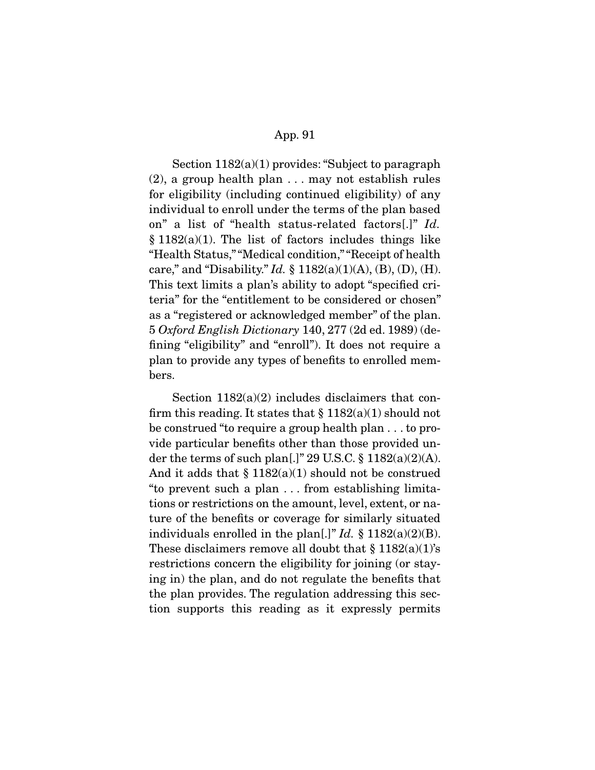Section 1182(a)(1) provides: "Subject to paragraph (2), a group health plan . . . may not establish rules for eligibility (including continued eligibility) of any individual to enroll under the terms of the plan based on" a list of "health status-related factors[.]" *Id.* § 1182(a)(1). The list of factors includes things like "Health Status," "Medical condition," "Receipt of health care," and "Disability." *Id.* § 1182(a)(1)(A), (B), (D), (H). This text limits a plan's ability to adopt "specified criteria" for the "entitlement to be considered or chosen" as a "registered or acknowledged member" of the plan. 5 *Oxford English Dictionary* 140, 277 (2d ed. 1989) (defining "eligibility" and "enroll"). It does not require a plan to provide any types of benefits to enrolled members.

Section 1182(a)(2) includes disclaimers that confirm this reading. It states that § 1182(a)(1) should not be construed "to require a group health plan . . . to provide particular benefits other than those provided under the terms of such plan[.]" 29 U.S.C. § 1182(a)(2)(A). And it adds that § 1182(a)(1) should not be construed "to prevent such a plan . . . from establishing limitations or restrictions on the amount, level, extent, or nature of the benefits or coverage for similarly situated individuals enrolled in the plan[.]" *Id.* § 1182(a)(2)(B). These disclaimers remove all doubt that § 1182(a)(1)'s restrictions concern the eligibility for joining (or staying in) the plan, and do not regulate the benefits that the plan provides. The regulation addressing this section supports this reading as it expressly permits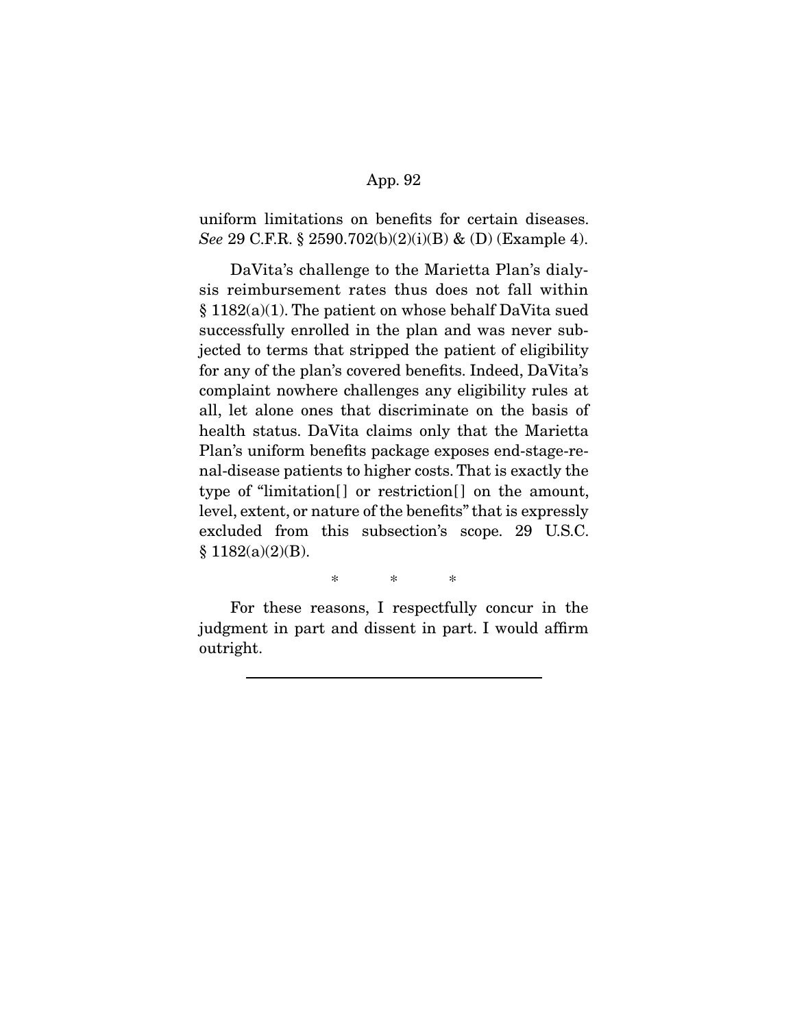uniform limitations on benefits for certain diseases. *See* 29 C.F.R. § 2590.702(b)(2)(i)(B) & (D) (Example 4).

DaVita's challenge to the Marietta Plan's dialysis reimbursement rates thus does not fall within § 1182(a)(1). The patient on whose behalf DaVita sued successfully enrolled in the plan and was never subjected to terms that stripped the patient of eligibility for any of the plan's covered benefits. Indeed, DaVita's complaint nowhere challenges any eligibility rules at all, let alone ones that discriminate on the basis of health status. DaVita claims only that the Marietta Plan's uniform benefits package exposes end-stage-renal-disease patients to higher costs. That is exactly the type of "limitation[] or restriction[] on the amount, level, extent, or nature of the benefits" that is expressly excluded from this subsection's scope. 29 U.S.C. § 1182(a)(2)(B).

\* \* \*

For these reasons, I respectfully concur in the judgment in part and dissent in part. I would affirm outright.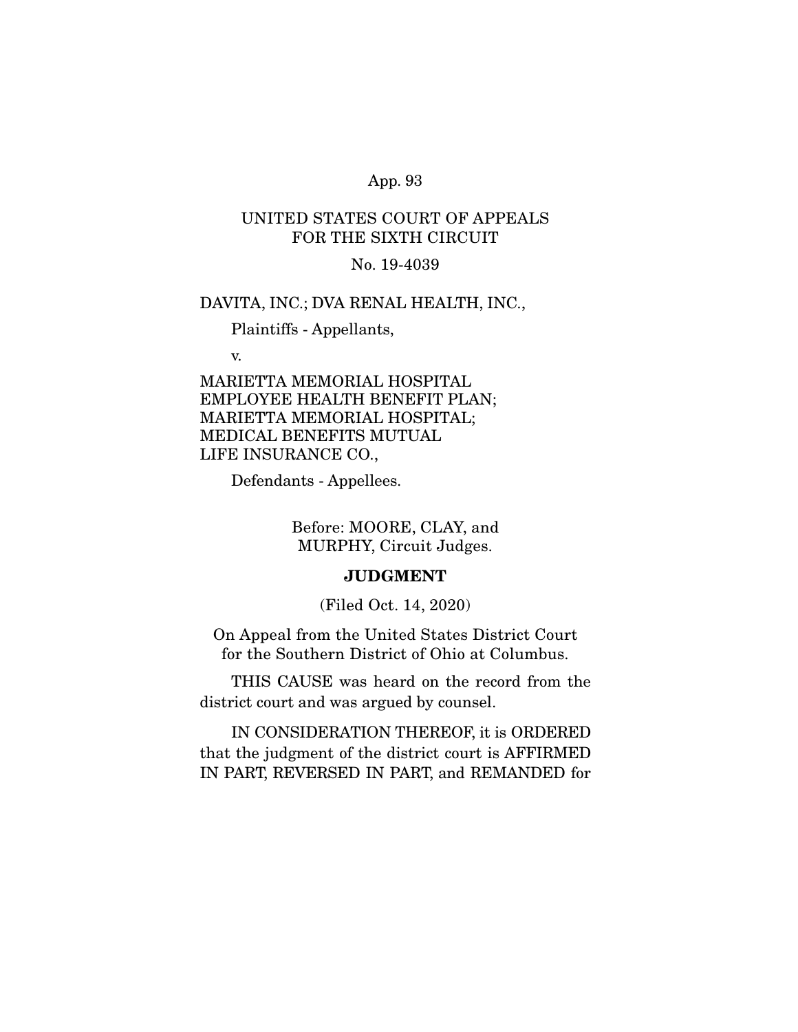UNITED STATES COURT OF APPEALS
FOR THE SIXTH CIRCUIT

No. 19-4039

DAVITA, INC.; DVA RENAL HEALTH, INC.,

Plaintiffs - Appellants,

v.

MARIETTA MEMORIAL HOSPITAL EMPLOYEE HEALTH BENEFIT PLAN; MARIETTA MEMORIAL HOSPITAL; MEDICAL BENEFITS MUTUAL LIFE INSURANCE CO.,

Defendants - Appellees.

Before: MOORE, CLAY, and MURPHY, Circuit Judges.

**JUDGMENT**

(Filed Oct. 14, 2020)

On Appeal from the United States District Court for the Southern District of Ohio at Columbus.

THIS CAUSE was heard on the record from the district court and was argued by counsel.

IN CONSIDERATION THEREOF, it is ORDERED that the judgment of the district court is AFFIRMED IN PART, REVERSED IN PART, and REMANDED for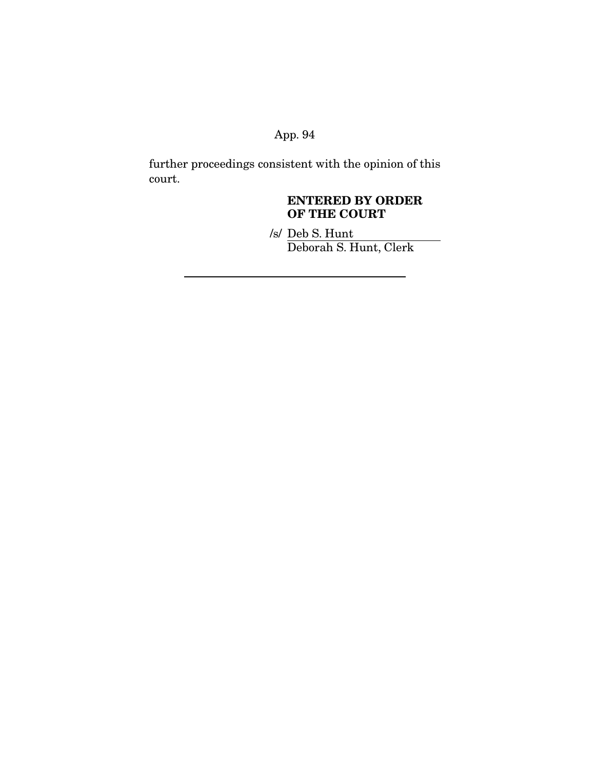further proceedings consistent with the opinion of this court.

**ENTERED BY ORDER OF THE COURT**

/s/ Deb S. Hunt
Deborah S. Hunt, Clerk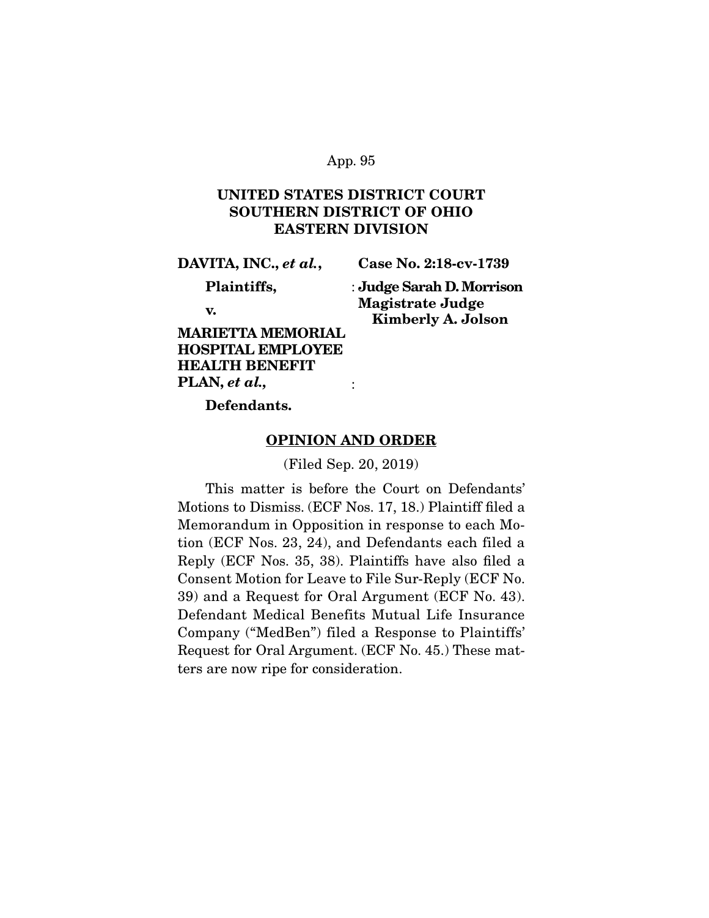**UNITED STATES DISTRICT COURT**
**SOUTHERN DISTRICT OF OHIO**
**EASTERN DIVISION**

| | |
|---|---|
| **DAVITA, INC., *et al.*,** | **Case No. 2:18-cv-1739** |
| **Plaintiffs,** | : **Judge Sarah D. Morrison** |
| **v.** | **Magistrate Judge Kimberly A. Jolson** |
| **MARIETTA MEMORIAL HOSPITAL EMPLOYEE HEALTH BENEFIT PLAN, *et al.*,** | : |
| **Defendants.** | |

## OPINION AND ORDER

(Filed Sep. 20, 2019)

This matter is before the Court on Defendants' Motions to Dismiss. (ECF Nos. 17, 18.) Plaintiff filed a Memorandum in Opposition in response to each Motion (ECF Nos. 23, 24), and Defendants each filed a Reply (ECF Nos. 35, 38). Plaintiffs have also filed a Consent Motion for Leave to File Sur-Reply (ECF No. 39) and a Request for Oral Argument (ECF No. 43). Defendant Medical Benefits Mutual Life Insurance Company ("MedBen") filed a Response to Plaintiffs' Request for Oral Argument. (ECF No. 45.) These matters are now ripe for consideration.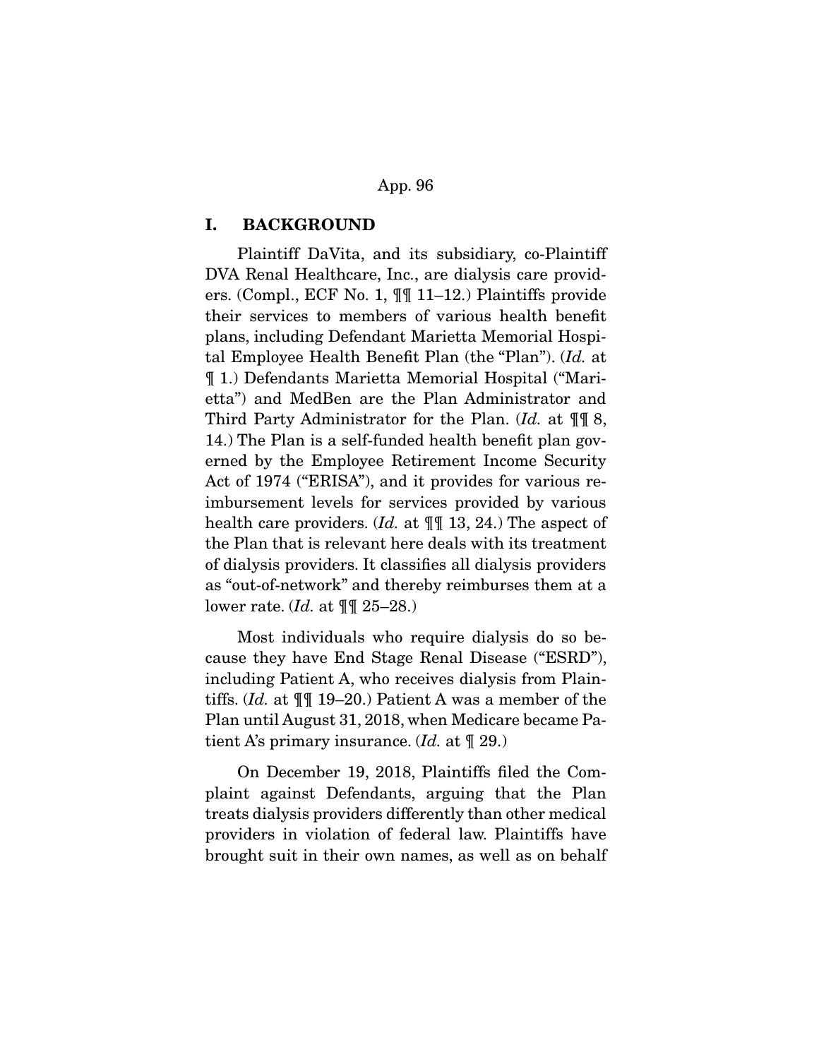## I. BACKGROUND

Plaintiff DaVita, and its subsidiary, co-Plaintiff DVA Renal Healthcare, Inc., are dialysis care providers. (Compl., ECF No. 1, ¶¶ 11–12.) Plaintiffs provide their services to members of various health benefit plans, including Defendant Marietta Memorial Hospital Employee Health Benefit Plan (the "Plan"). (*Id.* at ¶ 1.) Defendants Marietta Memorial Hospital ("Marietta") and MedBen are the Plan Administrator and Third Party Administrator for the Plan. (*Id.* at ¶¶ 8, 14.) The Plan is a self-funded health benefit plan governed by the Employee Retirement Income Security Act of 1974 ("ERISA"), and it provides for various reimbursement levels for services provided by various health care providers. (*Id.* at ¶¶ 13, 24.) The aspect of the Plan that is relevant here deals with its treatment of dialysis providers. It classifies all dialysis providers as "out-of-network" and thereby reimburses them at a lower rate. (*Id.* at ¶¶ 25–28.)

Most individuals who require dialysis do so because they have End Stage Renal Disease ("ESRD"), including Patient A, who receives dialysis from Plaintiffs. (*Id.* at ¶¶ 19–20.) Patient A was a member of the Plan until August 31, 2018, when Medicare became Patient A's primary insurance. (*Id.* at ¶ 29.)

On December 19, 2018, Plaintiffs filed the Complaint against Defendants, arguing that the Plan treats dialysis providers differently than other medical providers in violation of federal law. Plaintiffs have brought suit in their own names, as well as on behalf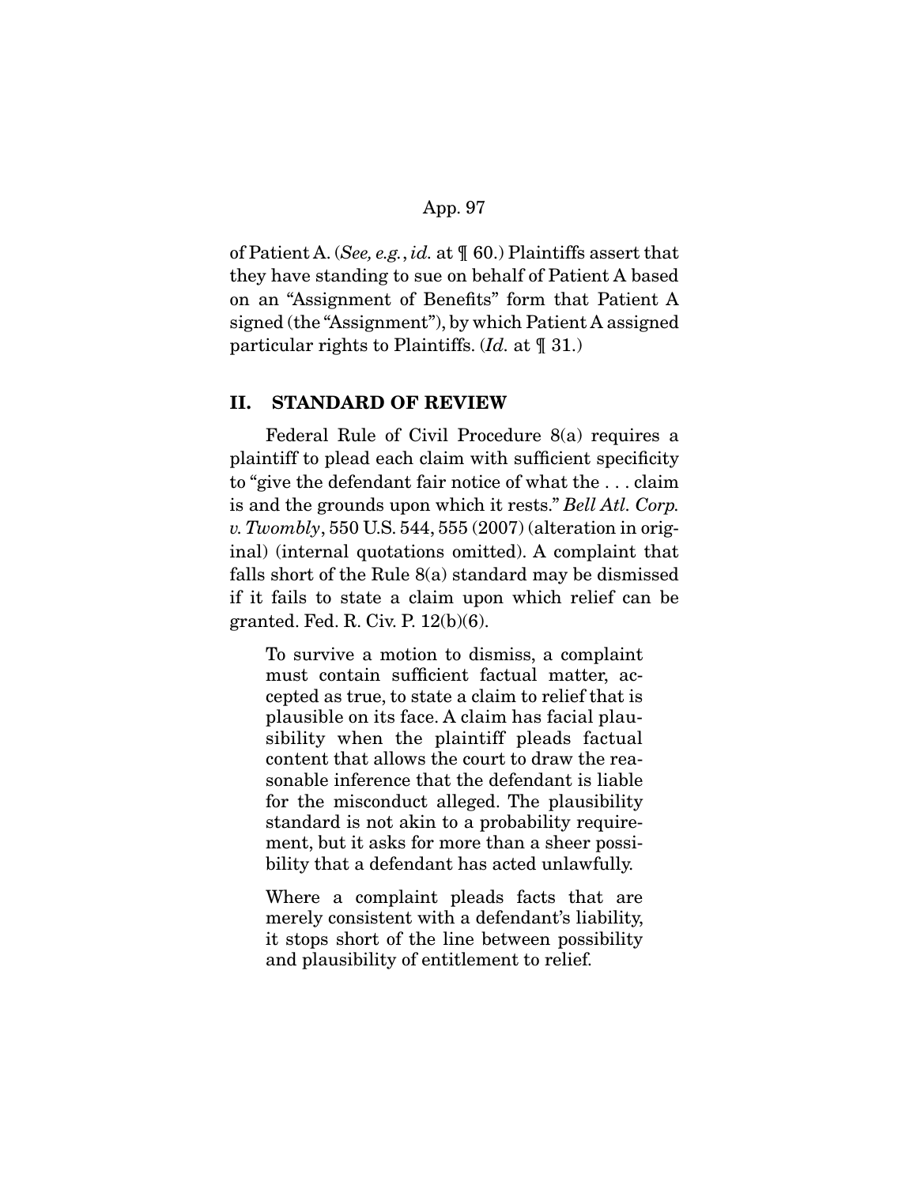of Patient A. (*See, e.g.*, *id.* at ¶ 60.) Plaintiffs assert that they have standing to sue on behalf of Patient A based on an "Assignment of Benefits" form that Patient A signed (the "Assignment"), by which Patient A assigned particular rights to Plaintiffs. (*Id.* at ¶ 31.)

## II. STANDARD OF REVIEW

Federal Rule of Civil Procedure 8(a) requires a plaintiff to plead each claim with sufficient specificity to "give the defendant fair notice of what the . . . claim is and the grounds upon which it rests." *Bell Atl. Corp. v. Twombly*, 550 U.S. 544, 555 (2007) (alteration in original) (internal quotations omitted). A complaint that falls short of the Rule 8(a) standard may be dismissed if it fails to state a claim upon which relief can be granted. Fed. R. Civ. P. 12(b)(6).

> To survive a motion to dismiss, a complaint must contain sufficient factual matter, accepted as true, to state a claim to relief that is plausible on its face. A claim has facial plausibility when the plaintiff pleads factual content that allows the court to draw the reasonable inference that the defendant is liable for the misconduct alleged. The plausibility standard is not akin to a probability requirement, but it asks for more than a sheer possibility that a defendant has acted unlawfully.
>
> Where a complaint pleads facts that are merely consistent with a defendant's liability, it stops short of the line between possibility and plausibility of entitlement to relief.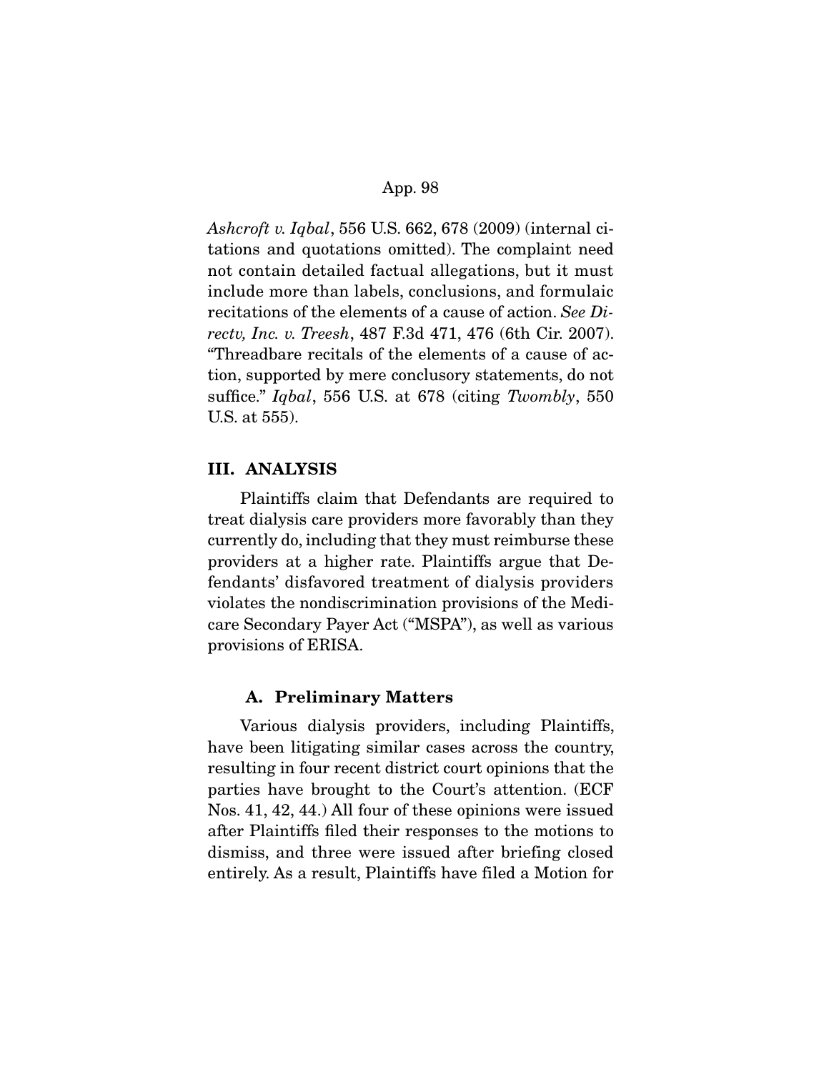*Ashcroft v. Iqbal*, 556 U.S. 662, 678 (2009) (internal citations and quotations omitted). The complaint need not contain detailed factual allegations, but it must include more than labels, conclusions, and formulaic recitations of the elements of a cause of action. *See Directv, Inc. v. Treesh*, 487 F.3d 471, 476 (6th Cir. 2007). "Threadbare recitals of the elements of a cause of action, supported by mere conclusory statements, do not suffice." *Iqbal*, 556 U.S. at 678 (citing *Twombly*, 550 U.S. at 555).

## III. ANALYSIS

Plaintiffs claim that Defendants are required to treat dialysis care providers more favorably than they currently do, including that they must reimburse these providers at a higher rate. Plaintiffs argue that Defendants' disfavored treatment of dialysis providers violates the nondiscrimination provisions of the Medicare Secondary Payer Act ("MSPA"), as well as various provisions of ERISA.

### A. Preliminary Matters

Various dialysis providers, including Plaintiffs, have been litigating similar cases across the country, resulting in four recent district court opinions that the parties have brought to the Court's attention. (ECF Nos. 41, 42, 44.) All four of these opinions were issued after Plaintiffs filed their responses to the motions to dismiss, and three were issued after briefing closed entirely. As a result, Plaintiffs have filed a Motion for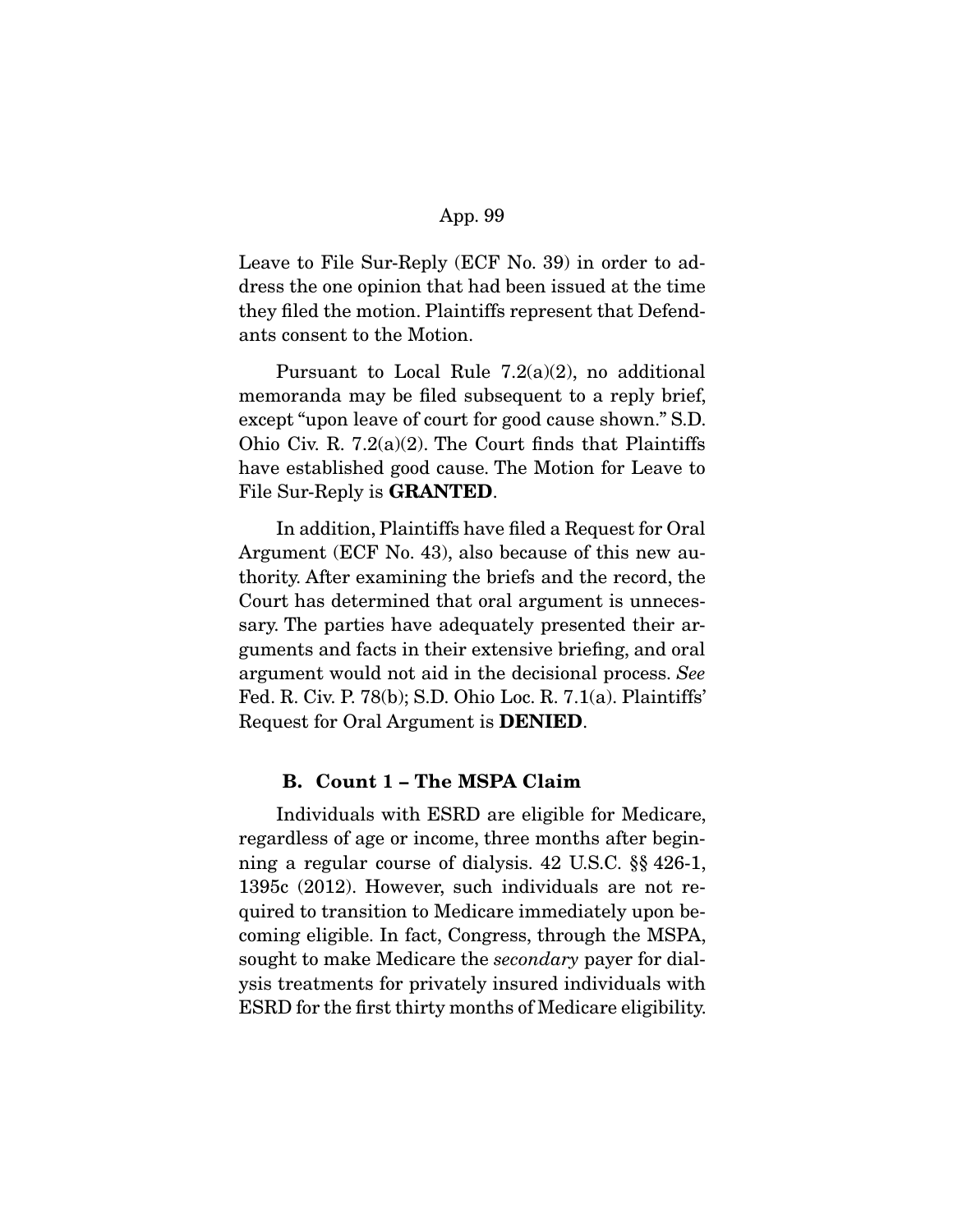Leave to File Sur-Reply (ECF No. 39) in order to address the one opinion that had been issued at the time they filed the motion. Plaintiffs represent that Defendants consent to the Motion.

Pursuant to Local Rule 7.2(a)(2), no additional memoranda may be filed subsequent to a reply brief, except "upon leave of court for good cause shown." S.D. Ohio Civ. R. 7.2(a)(2). The Court finds that Plaintiffs have established good cause. The Motion for Leave to File Sur-Reply is **GRANTED**.

In addition, Plaintiffs have filed a Request for Oral Argument (ECF No. 43), also because of this new authority. After examining the briefs and the record, the Court has determined that oral argument is unnecessary. The parties have adequately presented their arguments and facts in their extensive briefing, and oral argument would not aid in the decisional process. *See* Fed. R. Civ. P. 78(b); S.D. Ohio Loc. R. 7.1(a). Plaintiffs' Request for Oral Argument is **DENIED**.

### B. Count 1 – The MSPA Claim

Individuals with ESRD are eligible for Medicare, regardless of age or income, three months after beginning a regular course of dialysis. 42 U.S.C. §§ 426-1, 1395c (2012). However, such individuals are not required to transition to Medicare immediately upon becoming eligible. In fact, Congress, through the MSPA, sought to make Medicare the *secondary* payer for dialysis treatments for privately insured individuals with ESRD for the first thirty months of Medicare eligibility.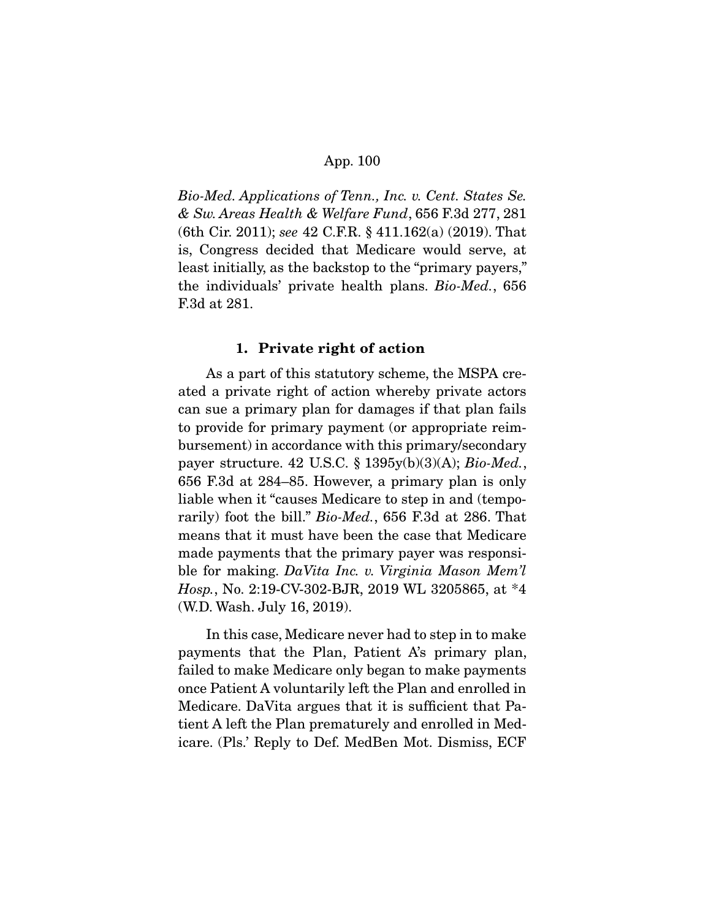*Bio-Med. Applications of Tenn., Inc. v. Cent. States Se. & Sw. Areas Health & Welfare Fund*, 656 F.3d 277, 281 (6th Cir. 2011); *see* 42 C.F.R. § 411.162(a) (2019). That is, Congress decided that Medicare would serve, at least initially, as the backstop to the "primary payers," the individuals' private health plans. *Bio-Med.*, 656 F.3d at 281.

### 1. Private right of action

As a part of this statutory scheme, the MSPA created a private right of action whereby private actors can sue a primary plan for damages if that plan fails to provide for primary payment (or appropriate reimbursement) in accordance with this primary/secondary payer structure. 42 U.S.C. § 1395y(b)(3)(A); *Bio-Med.*, 656 F.3d at 284–85. However, a primary plan is only liable when it "causes Medicare to step in and (temporarily) foot the bill." *Bio-Med.*, 656 F.3d at 286. That means that it must have been the case that Medicare made payments that the primary payer was responsible for making. *DaVita Inc. v. Virginia Mason Mem'l Hosp.*, No. 2:19-CV-302-BJR, 2019 WL 3205865, at *4 (W.D. Wash. July 16, 2019).

In this case, Medicare never had to step in to make payments that the Plan, Patient A's primary plan, failed to make Medicare only began to make payments once Patient A voluntarily left the Plan and enrolled in Medicare. DaVita argues that it is sufficient that Patient A left the Plan prematurely and enrolled in Medicare. (Pls.' Reply to Def. MedBen Mot. Dismiss, ECF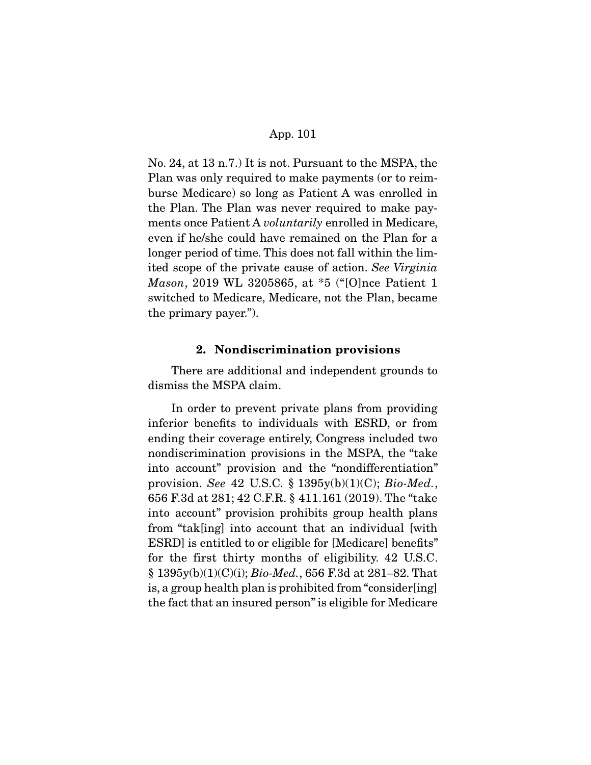No. 24, at 13 n.7.) It is not. Pursuant to the MSPA, the Plan was only required to make payments (or to reimburse Medicare) so long as Patient A was enrolled in the Plan. The Plan was never required to make payments once Patient A *voluntarily* enrolled in Medicare, even if he/she could have remained on the Plan for a longer period of time. This does not fall within the limited scope of the private cause of action. *See Virginia Mason*, 2019 WL 3205865, at *5 ("[O]nce Patient 1 switched to Medicare, Medicare, not the Plan, became the primary payer.").

### 2. Nondiscrimination provisions

There are additional and independent grounds to dismiss the MSPA claim.

In order to prevent private plans from providing inferior benefits to individuals with ESRD, or from ending their coverage entirely, Congress included two nondiscrimination provisions in the MSPA, the "take into account" provision and the "nondifferentiation" provision. *See* 42 U.S.C. § 1395y(b)(1)(C); *Bio-Med.*, 656 F.3d at 281; 42 C.F.R. § 411.161 (2019). The "take into account" provision prohibits group health plans from "tak[ing] into account that an individual [with ESRD] is entitled to or eligible for [Medicare] benefits" for the first thirty months of eligibility. 42 U.S.C. § 1395y(b)(1)(C)(i); *Bio-Med.*, 656 F.3d at 281–82. That is, a group health plan is prohibited from "consider[ing] the fact that an insured person" is eligible for Medicare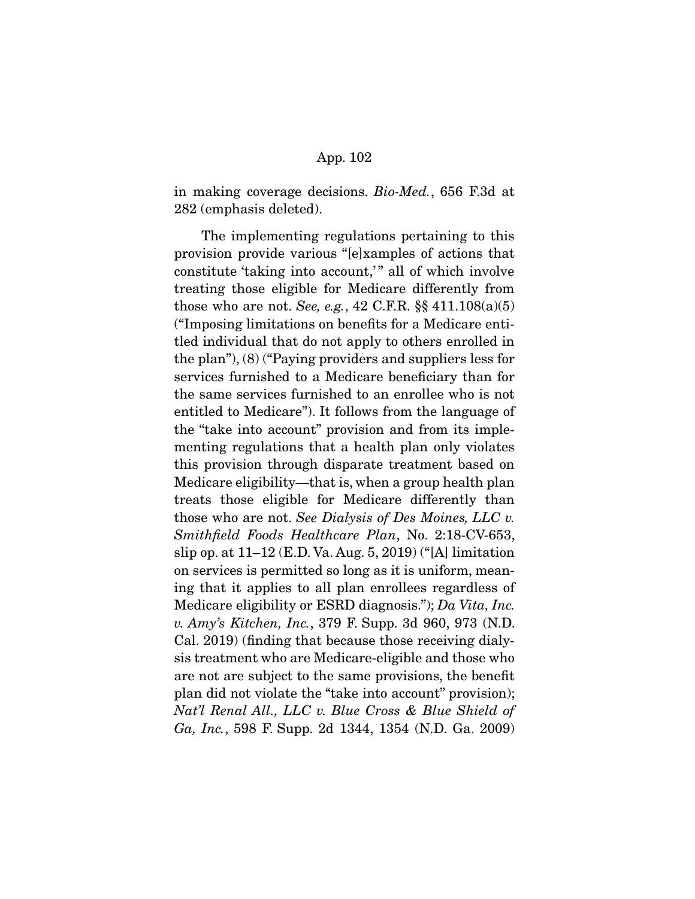in making coverage decisions. *Bio-Med.*, 656 F.3d at 282 (emphasis deleted).

The implementing regulations pertaining to this provision provide various "[e]xamples of actions that constitute 'taking into account,'" all of which involve treating those eligible for Medicare differently from those who are not. *See, e.g.*, 42 C.F.R. §§ 411.108(a)(5) ("Imposing limitations on benefits for a Medicare entitled individual that do not apply to others enrolled in the plan"), (8) ("Paying providers and suppliers less for services furnished to a Medicare beneficiary than for the same services furnished to an enrollee who is not entitled to Medicare"). It follows from the language of the "take into account" provision and from its implementing regulations that a health plan only violates this provision through disparate treatment based on Medicare eligibility—that is, when a group health plan treats those eligible for Medicare differently than those who are not. *See Dialysis of Des Moines, LLC v. Smithfield Foods Healthcare Plan*, No. 2:18-CV-653, slip op. at 11–12 (E.D. Va. Aug. 5, 2019) ("[A] limitation on services is permitted so long as it is uniform, meaning that it applies to all plan enrollees regardless of Medicare eligibility or ESRD diagnosis."); *Da Vita, Inc. v. Amy's Kitchen, Inc.*, 379 F. Supp. 3d 960, 973 (N.D. Cal. 2019) (finding that because those receiving dialysis treatment who are Medicare-eligible and those who are not are subject to the same provisions, the benefit plan did not violate the "take into account" provision); *Nat'l Renal All., LLC v. Blue Cross & Blue Shield of Ga, Inc.*, 598 F. Supp. 2d 1344, 1354 (N.D. Ga. 2009)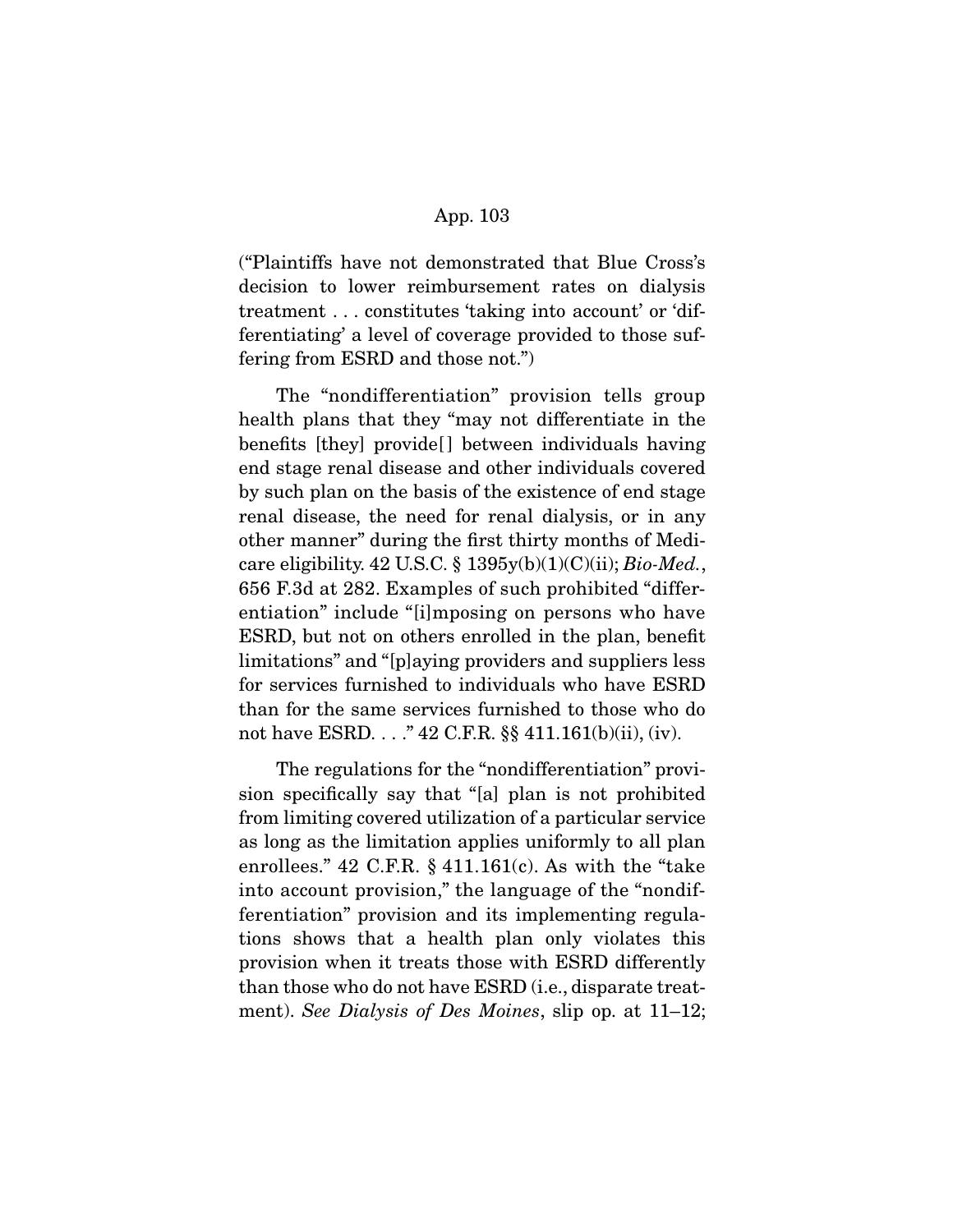("Plaintiffs have not demonstrated that Blue Cross's decision to lower reimbursement rates on dialysis treatment . . . constitutes 'taking into account' or 'differentiating' a level of coverage provided to those suffering from ESRD and those not.")

The "nondifferentiation" provision tells group health plans that they "may not differentiate in the benefits [they] provide[] between individuals having end stage renal disease and other individuals covered by such plan on the basis of the existence of end stage renal disease, the need for renal dialysis, or in any other manner" during the first thirty months of Medicare eligibility. 42 U.S.C. § 1395y(b)(1)(C)(ii); *Bio-Med.*, 656 F.3d at 282. Examples of such prohibited "differentiation" include "[i]mposing on persons who have ESRD, but not on others enrolled in the plan, benefit limitations" and "[p]aying providers and suppliers less for services furnished to individuals who have ESRD than for the same services furnished to those who do not have ESRD. . . ." 42 C.F.R. §§ 411.161(b)(ii), (iv).

The regulations for the "nondifferentiation" provision specifically say that "[a] plan is not prohibited from limiting covered utilization of a particular service as long as the limitation applies uniformly to all plan enrollees." 42 C.F.R. § 411.161(c). As with the "take into account provision," the language of the "nondifferentiation" provision and its implementing regulations shows that a health plan only violates this provision when it treats those with ESRD differently than those who do not have ESRD (i.e., disparate treatment). *See Dialysis of Des Moines*, slip op. at 11–12;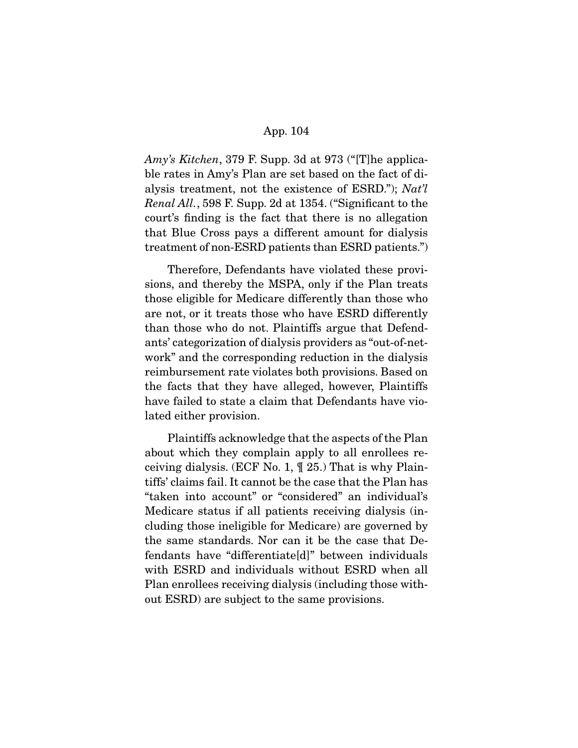*Amy's Kitchen*, 379 F. Supp. 3d at 973 ("[T]he applicable rates in Amy's Plan are set based on the fact of dialysis treatment, not the existence of ESRD."); *Nat'l Renal All.*, 598 F. Supp. 2d at 1354. ("Significant to the court's finding is the fact that there is no allegation that Blue Cross pays a different amount for dialysis treatment of non-ESRD patients than ESRD patients.")

Therefore, Defendants have violated these provisions, and thereby the MSPA, only if the Plan treats those eligible for Medicare differently than those who are not, or it treats those who have ESRD differently than those who do not. Plaintiffs argue that Defendants' categorization of dialysis providers as "out-of-network" and the corresponding reduction in the dialysis reimbursement rate violates both provisions. Based on the facts that they have alleged, however, Plaintiffs have failed to state a claim that Defendants have violated either provision.

Plaintiffs acknowledge that the aspects of the Plan about which they complain apply to all enrollees receiving dialysis. (ECF No. 1, ¶ 25.) That is why Plaintiffs' claims fail. It cannot be the case that the Plan has "taken into account" or "considered" an individual's Medicare status if all patients receiving dialysis (including those ineligible for Medicare) are governed by the same standards. Nor can it be the case that Defendants have "differentiate[d]" between individuals with ESRD and individuals without ESRD when all Plan enrollees receiving dialysis (including those without ESRD) are subject to the same provisions.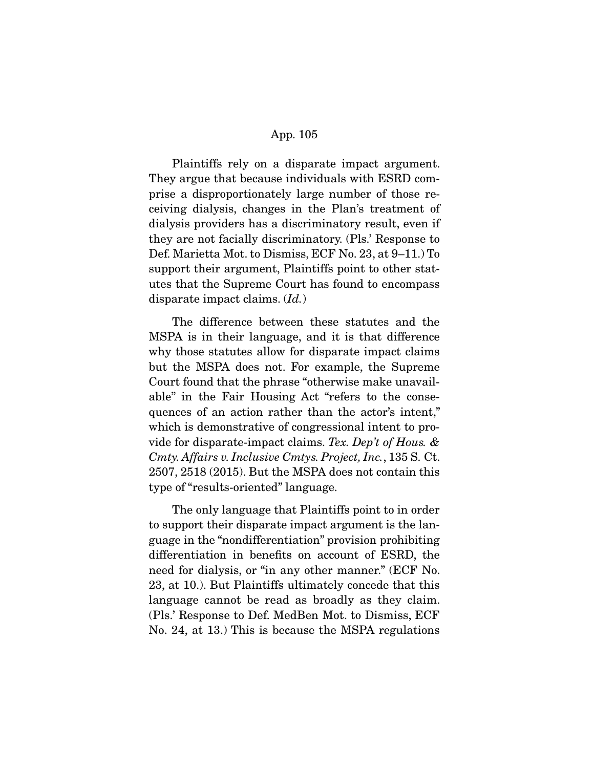Plaintiffs rely on a disparate impact argument. They argue that because individuals with ESRD comprise a disproportionately large number of those receiving dialysis, changes in the Plan's treatment of dialysis providers has a discriminatory result, even if they are not facially discriminatory. (Pls.' Response to Def. Marietta Mot. to Dismiss, ECF No. 23, at 9–11.) To support their argument, Plaintiffs point to other statutes that the Supreme Court has found to encompass disparate impact claims. (*Id.*)

The difference between these statutes and the MSPA is in their language, and it is that difference why those statutes allow for disparate impact claims but the MSPA does not. For example, the Supreme Court found that the phrase "otherwise make unavailable" in the Fair Housing Act "refers to the consequences of an action rather than the actor's intent," which is demonstrative of congressional intent to provide for disparate-impact claims. *Tex. Dep't of Hous. & Cmty. Affairs v. Inclusive Cmtys. Project, Inc.*, 135 S. Ct. 2507, 2518 (2015). But the MSPA does not contain this type of "results-oriented" language.

The only language that Plaintiffs point to in order to support their disparate impact argument is the language in the "nondifferentiation" provision prohibiting differentiation in benefits on account of ESRD, the need for dialysis, or "in any other manner." (ECF No. 23, at 10.). But Plaintiffs ultimately concede that this language cannot be read as broadly as they claim. (Pls.' Response to Def. MedBen Mot. to Dismiss, ECF No. 24, at 13.) This is because the MSPA regulations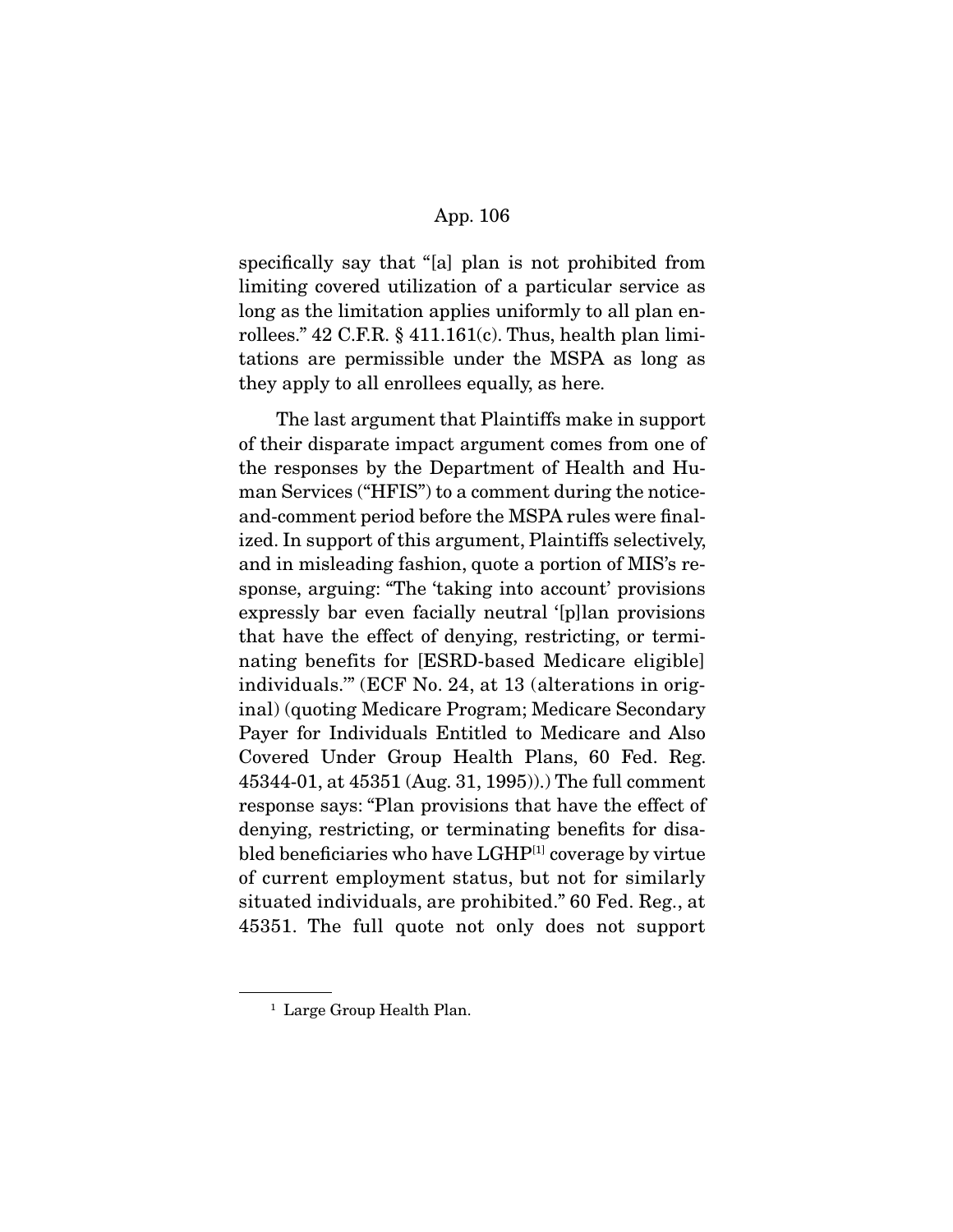specifically say that "[a] plan is not prohibited from limiting covered utilization of a particular service as long as the limitation applies uniformly to all plan enrollees." 42 C.F.R. § 411.161(c). Thus, health plan limitations are permissible under the MSPA as long as they apply to all enrollees equally, as here.

The last argument that Plaintiffs make in support of their disparate impact argument comes from one of the responses by the Department of Health and Human Services ("HFIS") to a comment during the notice-and-comment period before the MSPA rules were finalized. In support of this argument, Plaintiffs selectively, and in misleading fashion, quote a portion of MIS's response, arguing: "The 'taking into account' provisions expressly bar even facially neutral '[p]lan provisions that have the effect of denying, restricting, or terminating benefits for [ESRD-based Medicare eligible] individuals.'" (ECF No. 24, at 13 (alterations in original) (quoting Medicare Program; Medicare Secondary Payer for Individuals Entitled to Medicare and Also Covered Under Group Health Plans, 60 Fed. Reg. 45344-01, at 45351 (Aug. 31, 1995)).) The full comment response says: "Plan provisions that have the effect of denying, restricting, or terminating benefits for disabled beneficiaries who have LGHP[1] coverage by virtue of current employment status, but not for similarly situated individuals, are prohibited." 60 Fed. Reg., at 45351. The full quote not only does not support

[1] Large Group Health Plan.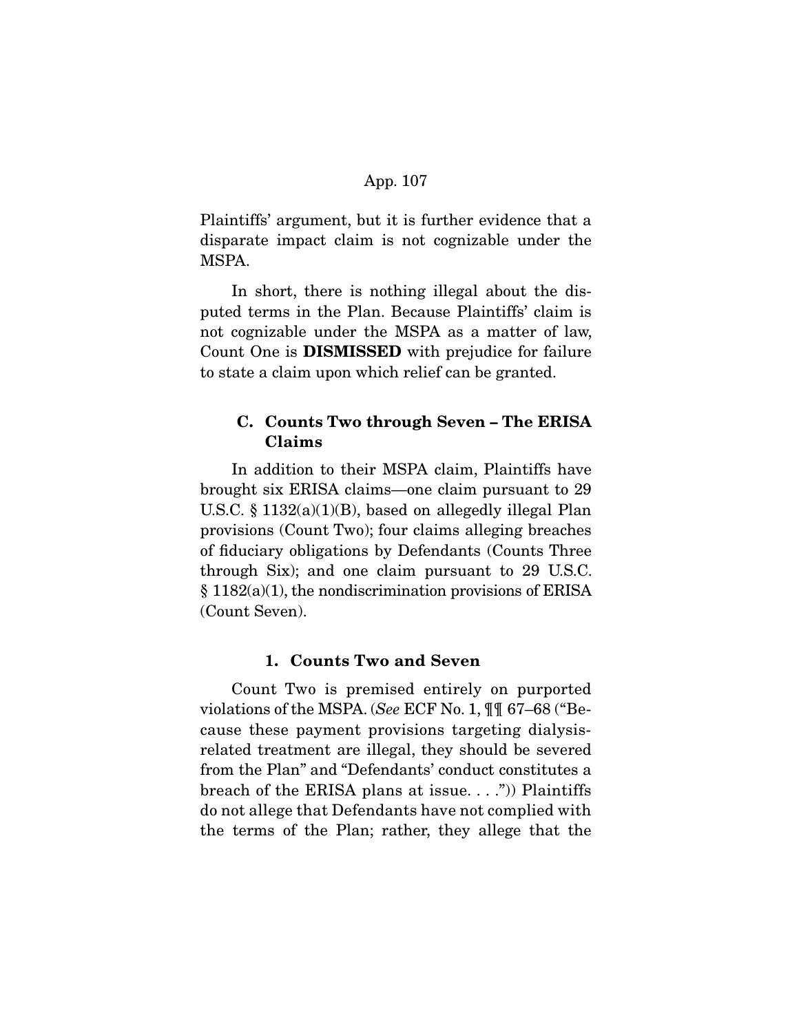Plaintiffs' argument, but it is further evidence that a disparate impact claim is not cognizable under the MSPA.

In short, there is nothing illegal about the disputed terms in the Plan. Because Plaintiffs' claim is not cognizable under the MSPA as a matter of law, Count One is **DISMISSED** with prejudice for failure to state a claim upon which relief can be granted.

### C. Counts Two through Seven – The ERISA Claims

In addition to their MSPA claim, Plaintiffs have brought six ERISA claims—one claim pursuant to 29 U.S.C. § 1132(a)(1)(B), based on allegedly illegal Plan provisions (Count Two); four claims alleging breaches of fiduciary obligations by Defendants (Counts Three through Six); and one claim pursuant to 29 U.S.C. § 1182(a)(1), the nondiscrimination provisions of ERISA (Count Seven).

#### 1. Counts Two and Seven

Count Two is premised entirely on purported violations of the MSPA. (*See* ECF No. 1, ¶¶ 67–68 ("Because these payment provisions targeting dialysis-related treatment are illegal, they should be severed from the Plan" and "Defendants' conduct constitutes a breach of the ERISA plans at issue. . . .")) Plaintiffs do not allege that Defendants have not complied with the terms of the Plan; rather, they allege that the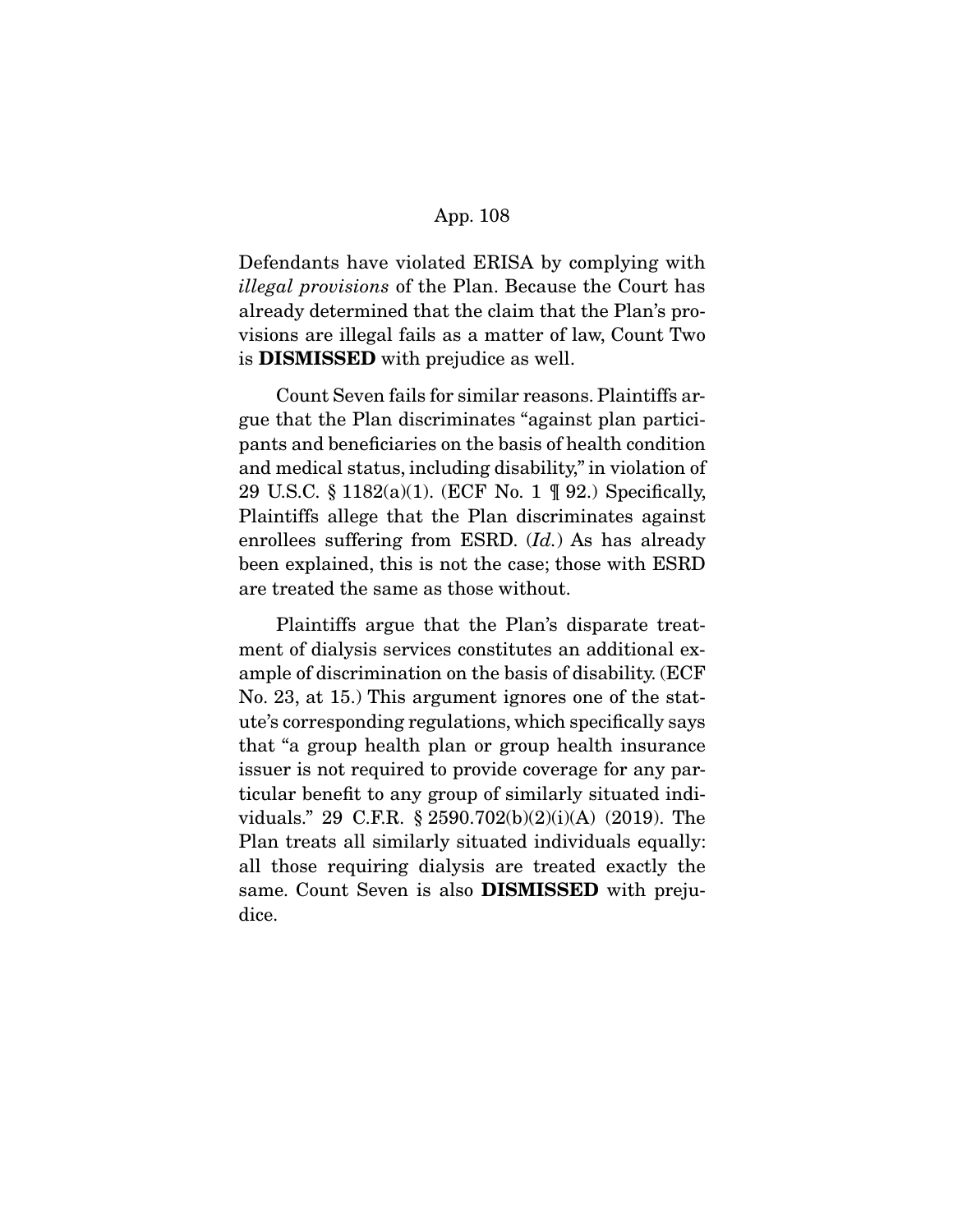Defendants have violated ERISA by complying with *illegal provisions* of the Plan. Because the Court has already determined that the claim that the Plan's provisions are illegal fails as a matter of law, Count Two is **DISMISSED** with prejudice as well.

Count Seven fails for similar reasons. Plaintiffs argue that the Plan discriminates "against plan participants and beneficiaries on the basis of health condition and medical status, including disability," in violation of 29 U.S.C. § 1182(a)(1). (ECF No. 1 ¶ 92.) Specifically, Plaintiffs allege that the Plan discriminates against enrollees suffering from ESRD. (*Id.*) As has already been explained, this is not the case; those with ESRD are treated the same as those without.

Plaintiffs argue that the Plan's disparate treatment of dialysis services constitutes an additional example of discrimination on the basis of disability. (ECF No. 23, at 15.) This argument ignores one of the statute's corresponding regulations, which specifically says that "a group health plan or group health insurance issuer is not required to provide coverage for any particular benefit to any group of similarly situated individuals." 29 C.F.R. § 2590.702(b)(2)(i)(A) (2019). The Plan treats all similarly situated individuals equally: all those requiring dialysis are treated exactly the same. Count Seven is also **DISMISSED** with prejudice.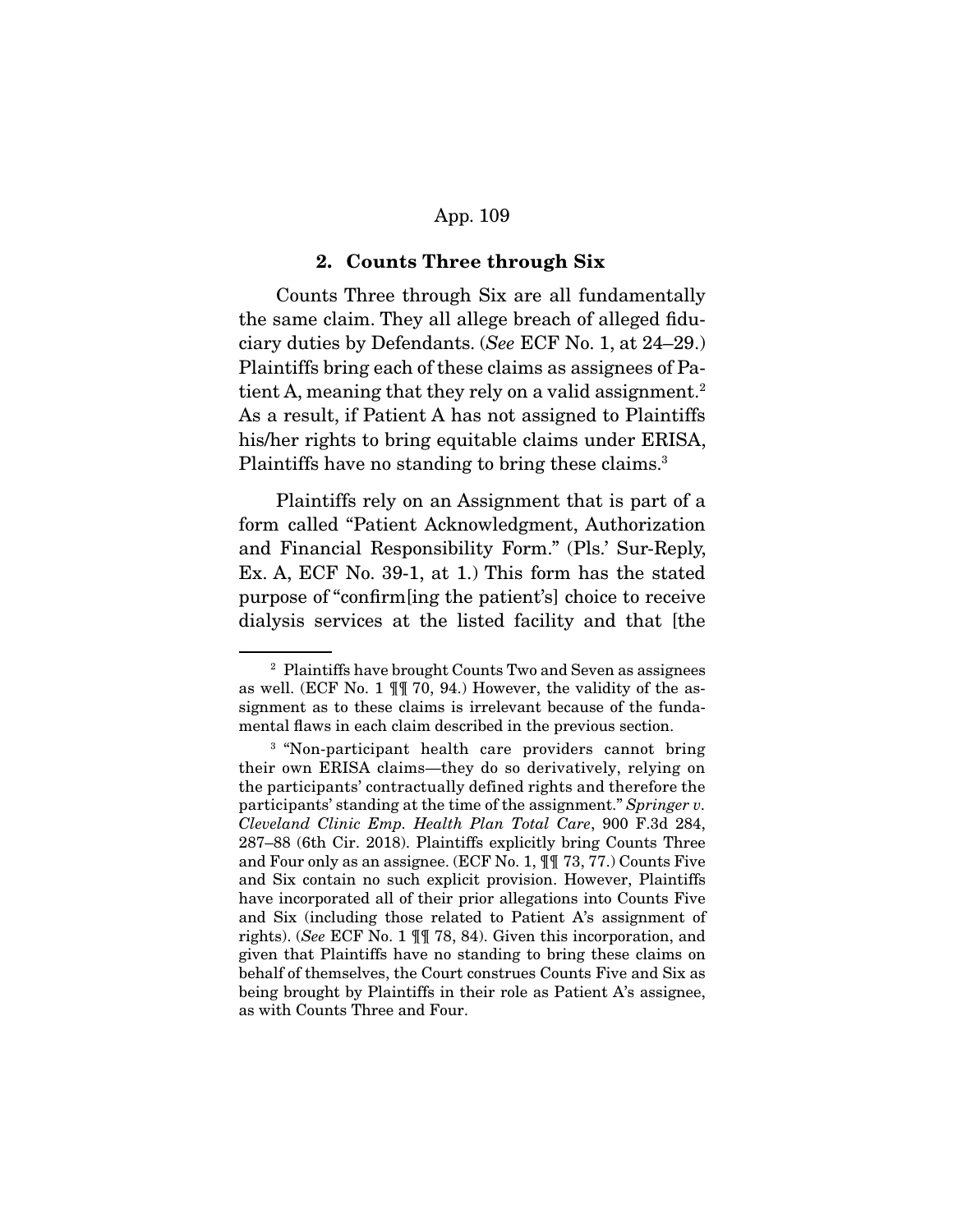### 2. Counts Three through Six

Counts Three through Six are all fundamentally the same claim. They all allege breach of alleged fiduciary duties by Defendants. (*See* ECF No. 1, at 24–29.) Plaintiffs bring each of these claims as assignees of Patient A, meaning that they rely on a valid assignment.[2] As a result, if Patient A has not assigned to Plaintiffs his/her rights to bring equitable claims under ERISA, Plaintiffs have no standing to bring these claims.[3]

Plaintiffs rely on an Assignment that is part of a form called "Patient Acknowledgment, Authorization and Financial Responsibility Form." (Pls.' Sur-Reply, Ex. A, ECF No. 39-1, at 1.) This form has the stated purpose of "confirm[ing the patient's] choice to receive dialysis services at the listed facility and that [the

---

[2] Plaintiffs have brought Counts Two and Seven as assignees as well. (ECF No. 1 ¶¶ 70, 94.) However, the validity of the assignment as to these claims is irrelevant because of the fundamental flaws in each claim described in the previous section.

[3] "Non-participant health care providers cannot bring their own ERISA claims—they do so derivatively, relying on the participants' contractually defined rights and therefore the participants' standing at the time of the assignment." *Springer v. Cleveland Clinic Emp. Health Plan Total Care*, 900 F.3d 284, 287–88 (6th Cir. 2018). Plaintiffs explicitly bring Counts Three and Four only as an assignee. (ECF No. 1, ¶¶ 73, 77.) Counts Five and Six contain no such explicit provision. However, Plaintiffs have incorporated all of their prior allegations into Counts Five and Six (including those related to Patient A's assignment of rights). (*See* ECF No. 1 ¶¶ 78, 84). Given this incorporation, and given that Plaintiffs have no standing to bring these claims on behalf of themselves, the Court construes Counts Five and Six as being brought by Plaintiffs in their role as Patient A's assignee, as with Counts Three and Four.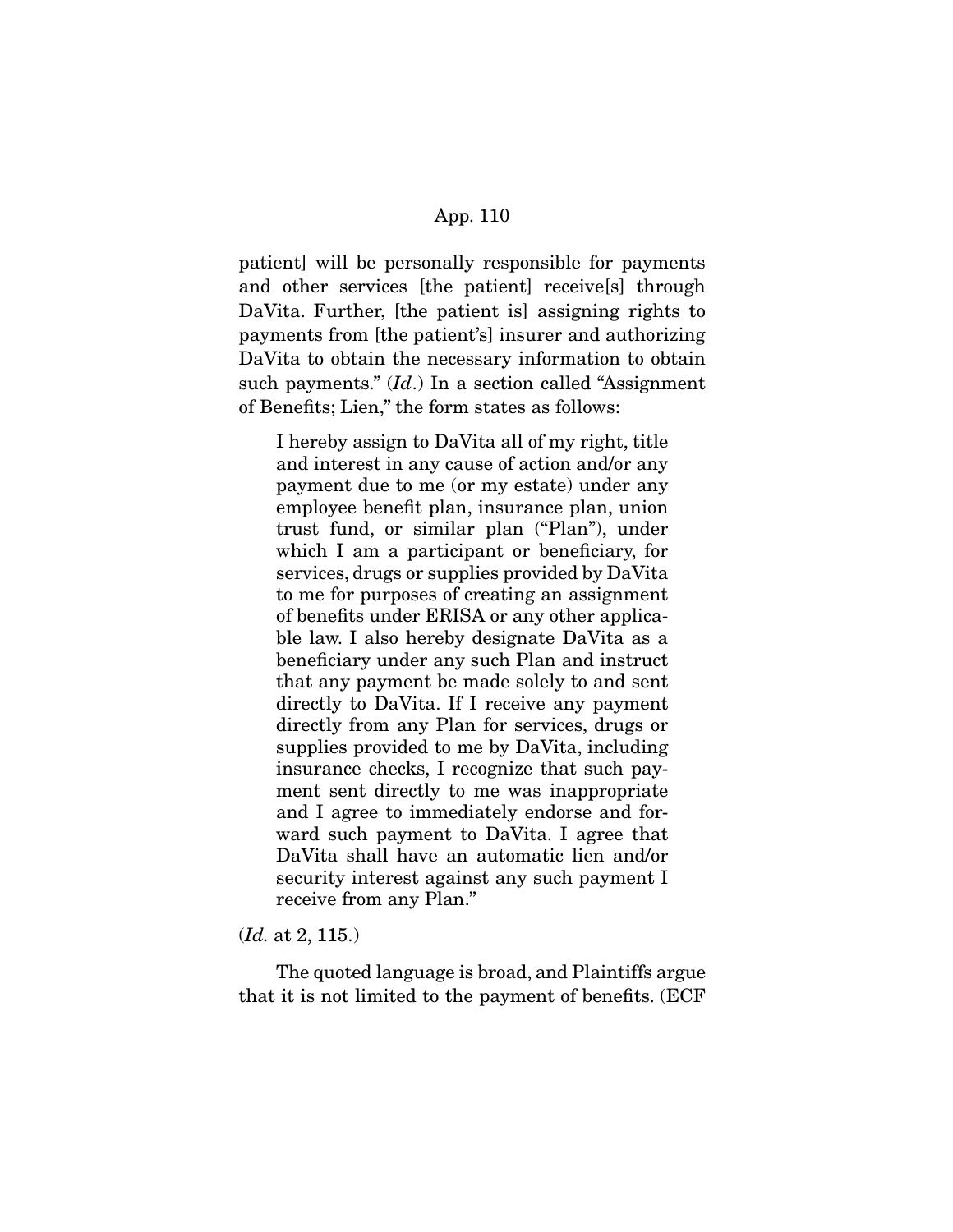patient] will be personally responsible for payments and other services [the patient] receive[s] through DaVita. Further, [the patient is] assigning rights to payments from [the patient's] insurer and authorizing DaVita to obtain the necessary information to obtain such payments." (*Id.*) In a section called "Assignment of Benefits; Lien," the form states as follows:

> I hereby assign to DaVita all of my right, title and interest in any cause of action and/or any payment due to me (or my estate) under any employee benefit plan, insurance plan, union trust fund, or similar plan ("Plan"), under which I am a participant or beneficiary, for services, drugs or supplies provided by DaVita to me for purposes of creating an assignment of benefits under ERISA or any other applicable law. I also hereby designate DaVita as a beneficiary under any such Plan and instruct that any payment be made solely to and sent directly to DaVita. If I receive any payment directly from any Plan for services, drugs or supplies provided to me by DaVita, including insurance checks, I recognize that such payment sent directly to me was inappropriate and I agree to immediately endorse and forward such payment to DaVita. I agree that DaVita shall have an automatic lien and/or security interest against any such payment I receive from any Plan."

(*Id.* at 2, 115.)

The quoted language is broad, and Plaintiffs argue that it is not limited to the payment of benefits. (ECF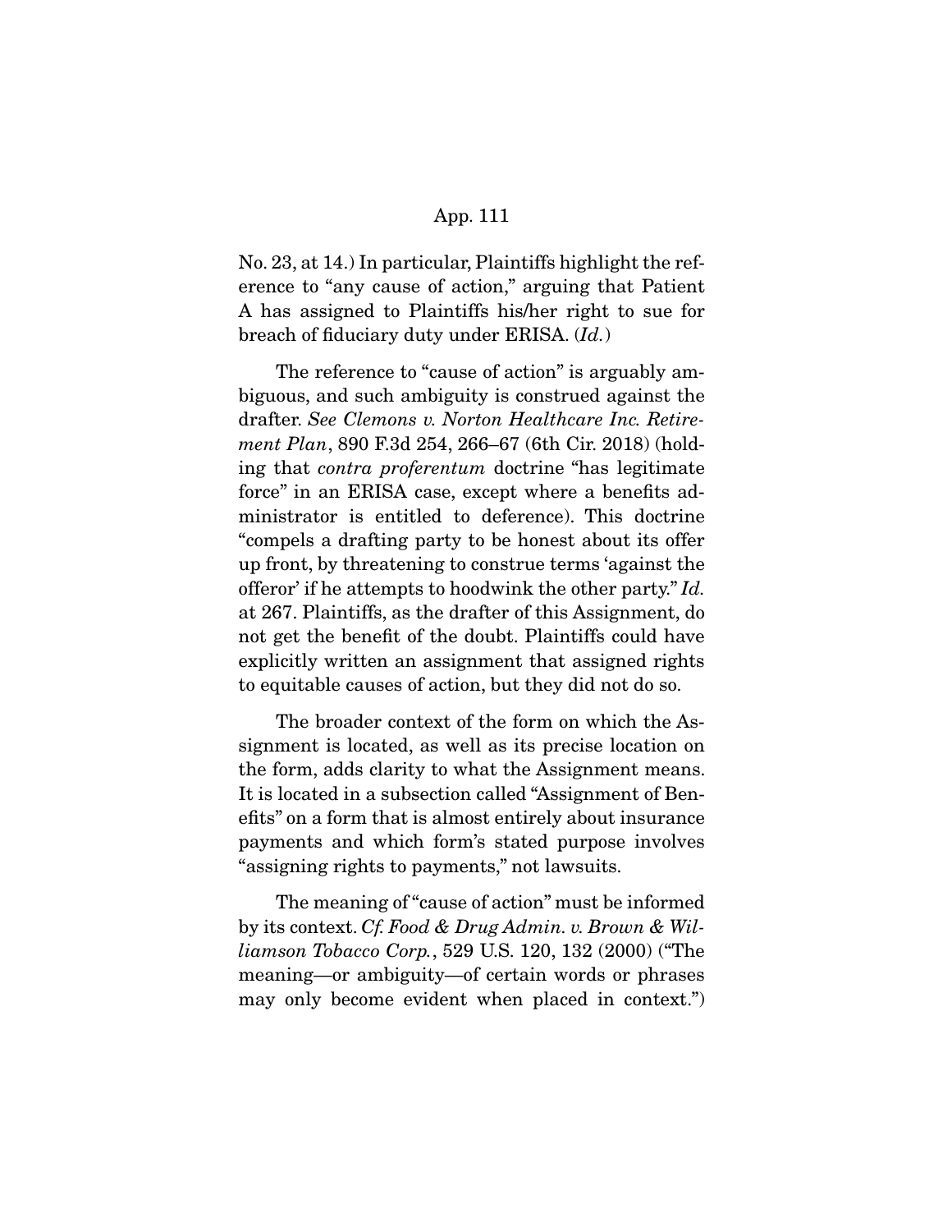No. 23, at 14.) In particular, Plaintiffs highlight the reference to "any cause of action," arguing that Patient A has assigned to Plaintiffs his/her right to sue for breach of fiduciary duty under ERISA. (*Id.*)

The reference to "cause of action" is arguably ambiguous, and such ambiguity is construed against the drafter. *See Clemons v. Norton Healthcare Inc. Retirement Plan*, 890 F.3d 254, 266–67 (6th Cir. 2018) (holding that *contra proferentum* doctrine "has legitimate force" in an ERISA case, except where a benefits administrator is entitled to deference). This doctrine "compels a drafting party to be honest about its offer up front, by threatening to construe terms 'against the offeror' if he attempts to hoodwink the other party." *Id.* at 267. Plaintiffs, as the drafter of this Assignment, do not get the benefit of the doubt. Plaintiffs could have explicitly written an assignment that assigned rights to equitable causes of action, but they did not do so.

The broader context of the form on which the Assignment is located, as well as its precise location on the form, adds clarity to what the Assignment means. It is located in a subsection called "Assignment of Benefits" on a form that is almost entirely about insurance payments and which form's stated purpose involves "assigning rights to payments," not lawsuits.

The meaning of "cause of action" must be informed by its context. *Cf. Food & Drug Admin. v. Brown & Williamson Tobacco Corp.*, 529 U.S. 120, 132 (2000) ("The meaning—or ambiguity—of certain words or phrases may only become evident when placed in context.")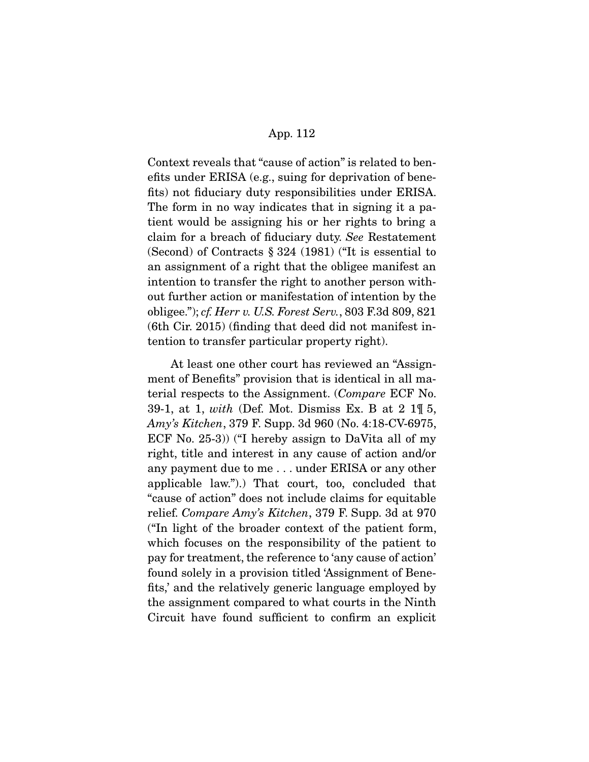Context reveals that "cause of action" is related to benefits under ERISA (e.g., suing for deprivation of benefits) not fiduciary duty responsibilities under ERISA. The form in no way indicates that in signing it a patient would be assigning his or her rights to bring a claim for a breach of fiduciary duty. *See* Restatement (Second) of Contracts § 324 (1981) ("It is essential to an assignment of a right that the obligee manifest an intention to transfer the right to another person without further action or manifestation of intention by the obligee."); *cf. Herr v. U.S. Forest Serv.*, 803 F.3d 809, 821 (6th Cir. 2015) (finding that deed did not manifest intention to transfer particular property right).

At least one other court has reviewed an "Assignment of Benefits" provision that is identical in all material respects to the Assignment. (*Compare* ECF No. 39-1, at 1, *with* (Def. Mot. Dismiss Ex. B at 2 1¶ 5, *Amy's Kitchen*, 379 F. Supp. 3d 960 (No. 4:18-CV-6975, ECF No. 25-3)) ("I hereby assign to DaVita all of my right, title and interest in any cause of action and/or any payment due to me . . . under ERISA or any other applicable law.").) That court, too, concluded that "cause of action" does not include claims for equitable relief. *Compare Amy's Kitchen*, 379 F. Supp. 3d at 970 ("In light of the broader context of the patient form, which focuses on the responsibility of the patient to pay for treatment, the reference to 'any cause of action' found solely in a provision titled 'Assignment of Benefits,' and the relatively generic language employed by the assignment compared to what courts in the Ninth Circuit have found sufficient to confirm an explicit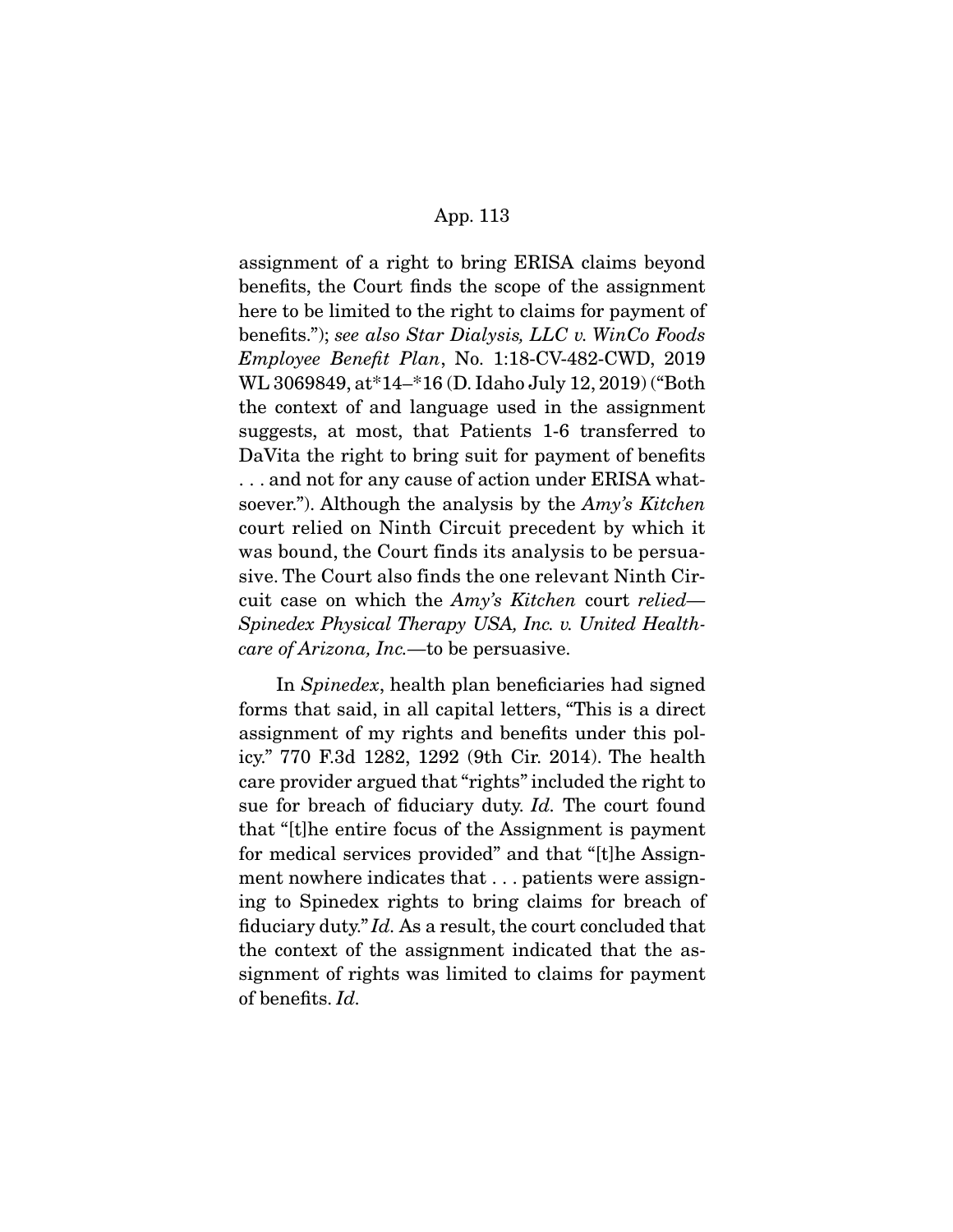assignment of a right to bring ERISA claims beyond benefits, the Court finds the scope of the assignment here to be limited to the right to claims for payment of benefits."); *see also Star Dialysis, LLC v. WinCo Foods Employee Benefit Plan*, No. 1:18-CV-482-CWD, 2019 WL 3069849, at*14–*16 (D. Idaho July 12, 2019) ("Both the context of and language used in the assignment suggests, at most, that Patients 1-6 transferred to DaVita the right to bring suit for payment of benefits . . . and not for any cause of action under ERISA whatsoever."). Although the analysis by the *Amy's Kitchen* court relied on Ninth Circuit precedent by which it was bound, the Court finds its analysis to be persuasive. The Court also finds the one relevant Ninth Circuit case on which the *Amy's Kitchen* court *relied*—*Spinedex Physical Therapy USA, Inc. v. United Healthcare of Arizona, Inc.*—to be persuasive.

In *Spinedex*, health plan beneficiaries had signed forms that said, in all capital letters, "This is a direct assignment of my rights and benefits under this policy." 770 F.3d 1282, 1292 (9th Cir. 2014). The health care provider argued that "rights" included the right to sue for breach of fiduciary duty. *Id.* The court found that "[t]he entire focus of the Assignment is payment for medical services provided" and that "[t]he Assignment nowhere indicates that . . . patients were assigning to Spinedex rights to bring claims for breach of fiduciary duty." *Id.* As a result, the court concluded that the context of the assignment indicated that the assignment of rights was limited to claims for payment of benefits. *Id.*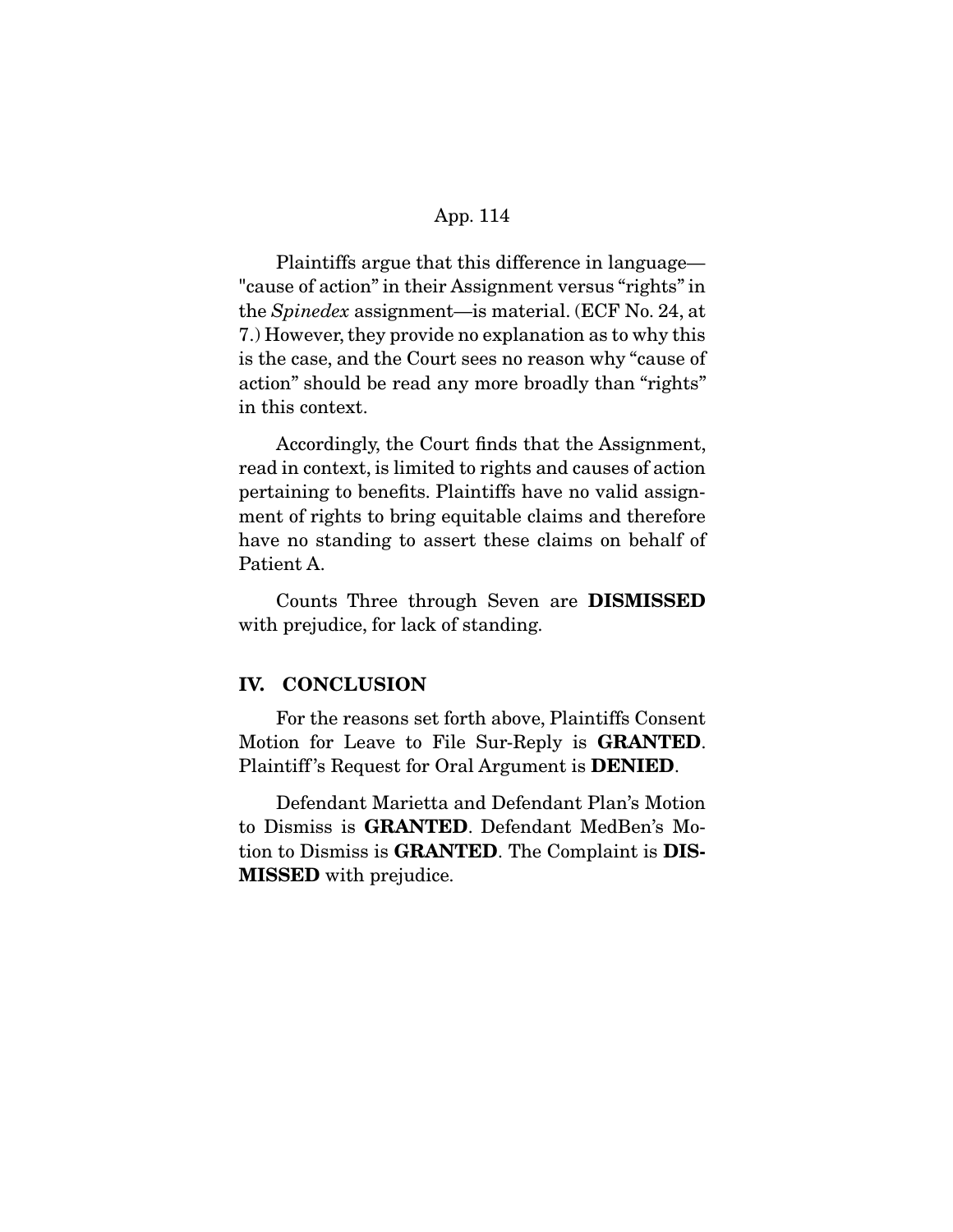Plaintiffs argue that this difference in language—"cause of action" in their Assignment versus "rights" in the *Spinedex* assignment—is material. (ECF No. 24, at 7.) However, they provide no explanation as to why this is the case, and the Court sees no reason why "cause of action" should be read any more broadly than "rights" in this context.

Accordingly, the Court finds that the Assignment, read in context, is limited to rights and causes of action pertaining to benefits. Plaintiffs have no valid assignment of rights to bring equitable claims and therefore have no standing to assert these claims on behalf of Patient A.

Counts Three through Seven are **DISMISSED** with prejudice, for lack of standing.

## IV. CONCLUSION

For the reasons set forth above, Plaintiffs Consent Motion for Leave to File Sur-Reply is **GRANTED**. Plaintiff's Request for Oral Argument is **DENIED**.

Defendant Marietta and Defendant Plan's Motion to Dismiss is **GRANTED**. Defendant MedBen's Motion to Dismiss is **GRANTED**. The Complaint is **DISMISSED** with prejudice.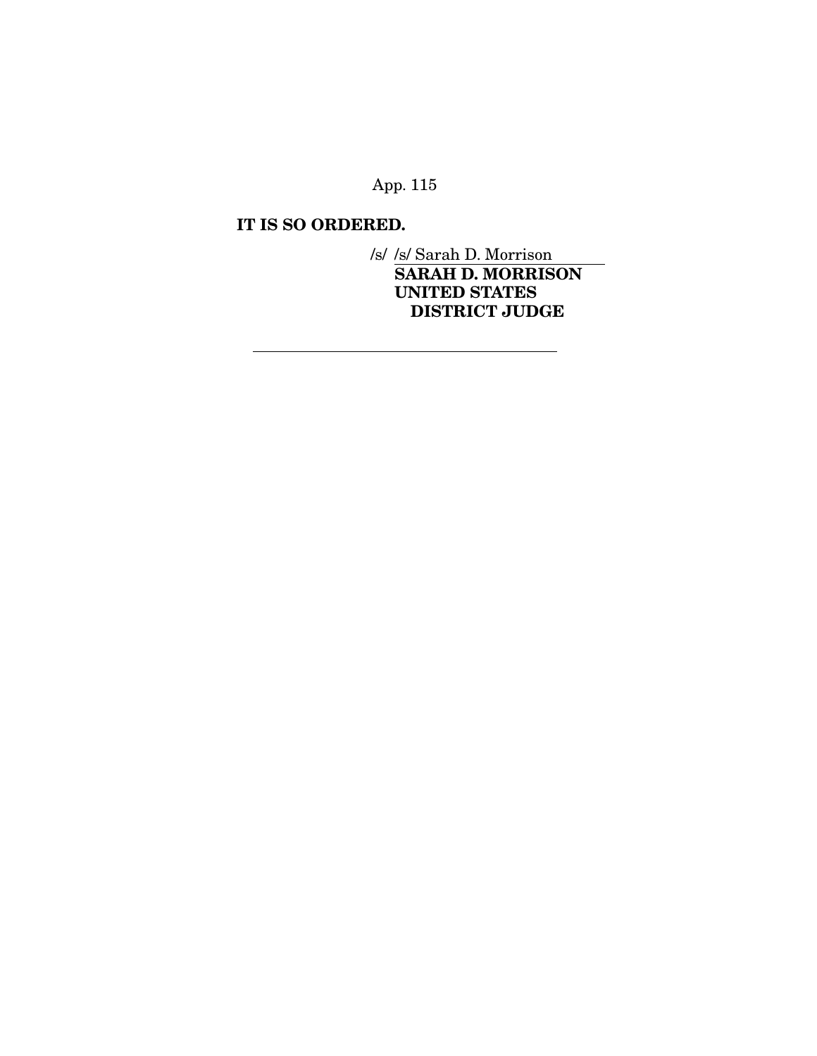**IT IS SO ORDERED.**

/s/ /s/ Sarah D. Morrison
**SARAH D. MORRISON**
**UNITED STATES**
**DISTRICT JUDGE**

---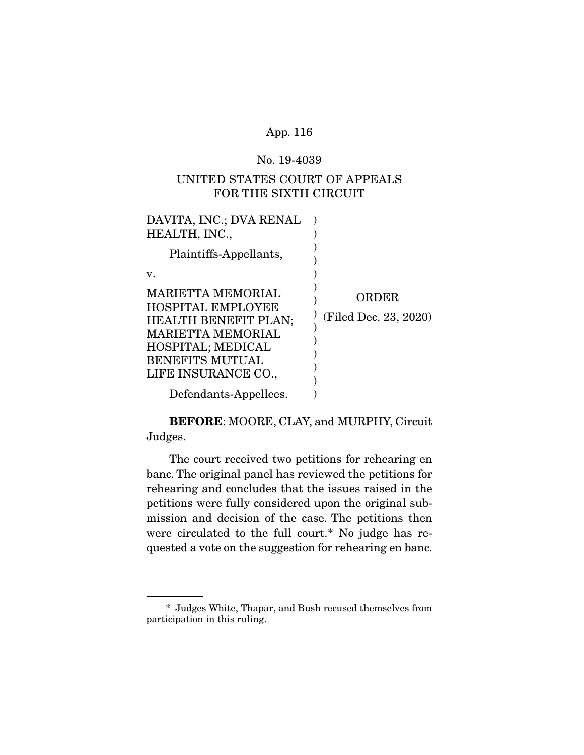No. 19-4039

UNITED STATES COURT OF APPEALS
FOR THE SIXTH CIRCUIT

| | | |
|---|---|---|
| DAVITA, INC.; DVA RENAL HEALTH, INC., | ) | |
| Plaintiffs-Appellants, | ) | |
| v. | ) | ORDER |
| MARIETTA MEMORIAL HOSPITAL EMPLOYEE HEALTH BENEFIT PLAN; MARIETTA MEMORIAL HOSPITAL; MEDICAL BENEFITS MUTUAL LIFE INSURANCE CO., | ) | (Filed Dec. 23, 2020) |
| Defendants-Appellees. | ) | |

**BEFORE**: MOORE, CLAY, and MURPHY, Circuit Judges.

The court received two petitions for rehearing en banc. The original panel has reviewed the petitions for rehearing and concludes that the issues raised in the petitions were fully considered upon the original submission and decision of the case. The petitions then were circulated to the full court.* No judge has requested a vote on the suggestion for rehearing en banc.

---

\* Judges White, Thapar, and Bush recused themselves from participation in this ruling.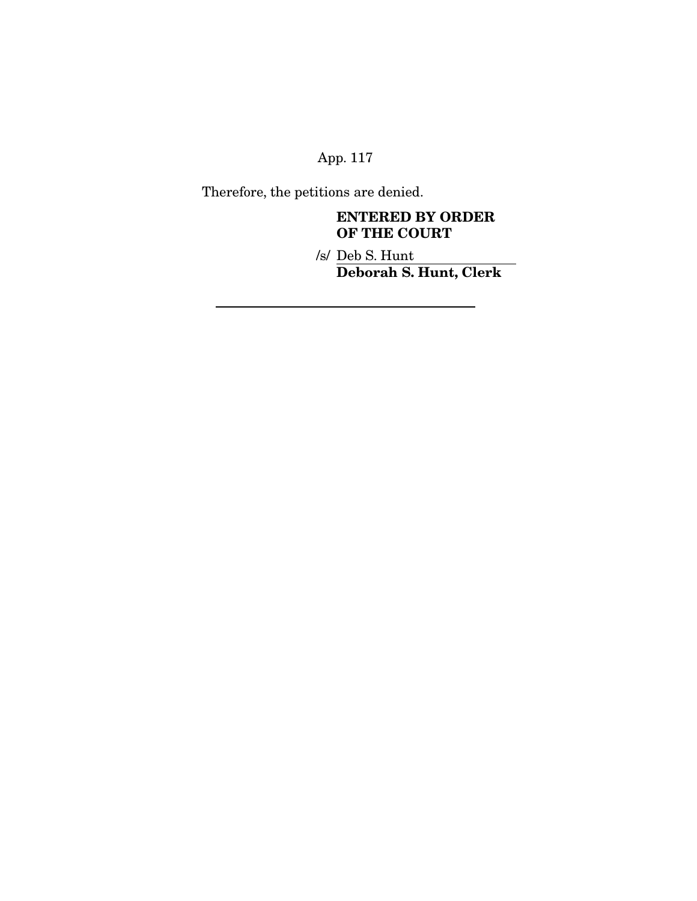Therefore, the petitions are denied.

**ENTERED BY ORDER OF THE COURT**

/s/ Deb S. Hunt
**Deborah S. Hunt, Clerk**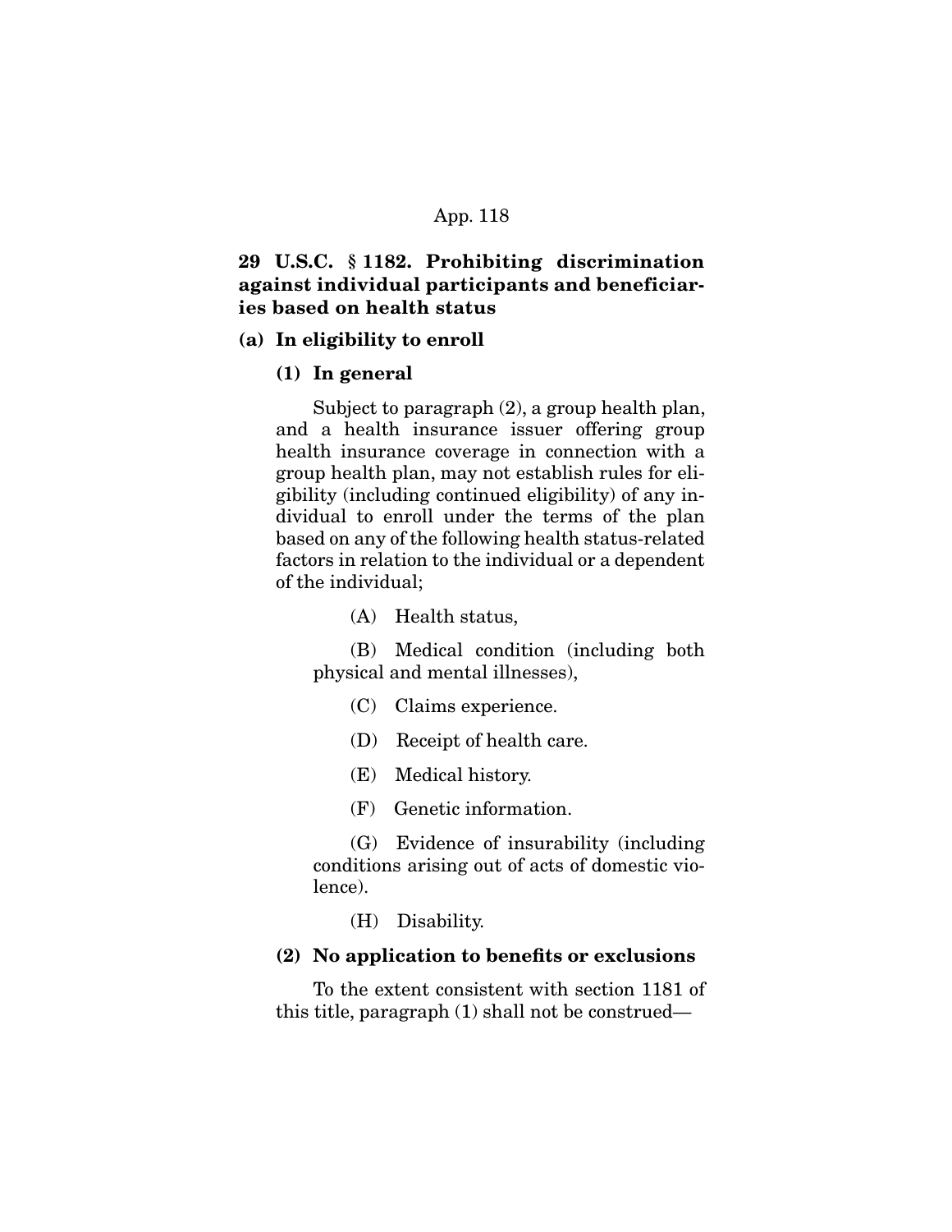## 29 U.S.C. § 1182. Prohibiting discrimination against individual participants and beneficiaries based on health status

### (a) In eligibility to enroll

#### (1) In general

Subject to paragraph (2), a group health plan, and a health insurance issuer offering group health insurance coverage in connection with a group health plan, may not establish rules for eligibility (including continued eligibility) of any individual to enroll under the terms of the plan based on any of the following health status-related factors in relation to the individual or a dependent of the individual;

(A) Health status,

(B) Medical condition (including both physical and mental illnesses),

(C) Claims experience.

(D) Receipt of health care.

(E) Medical history.

(F) Genetic information.

(G) Evidence of insurability (including conditions arising out of acts of domestic violence).

(H) Disability.

#### (2) No application to benefits or exclusions

To the extent consistent with section 1181 of this title, paragraph (1) shall not be construed—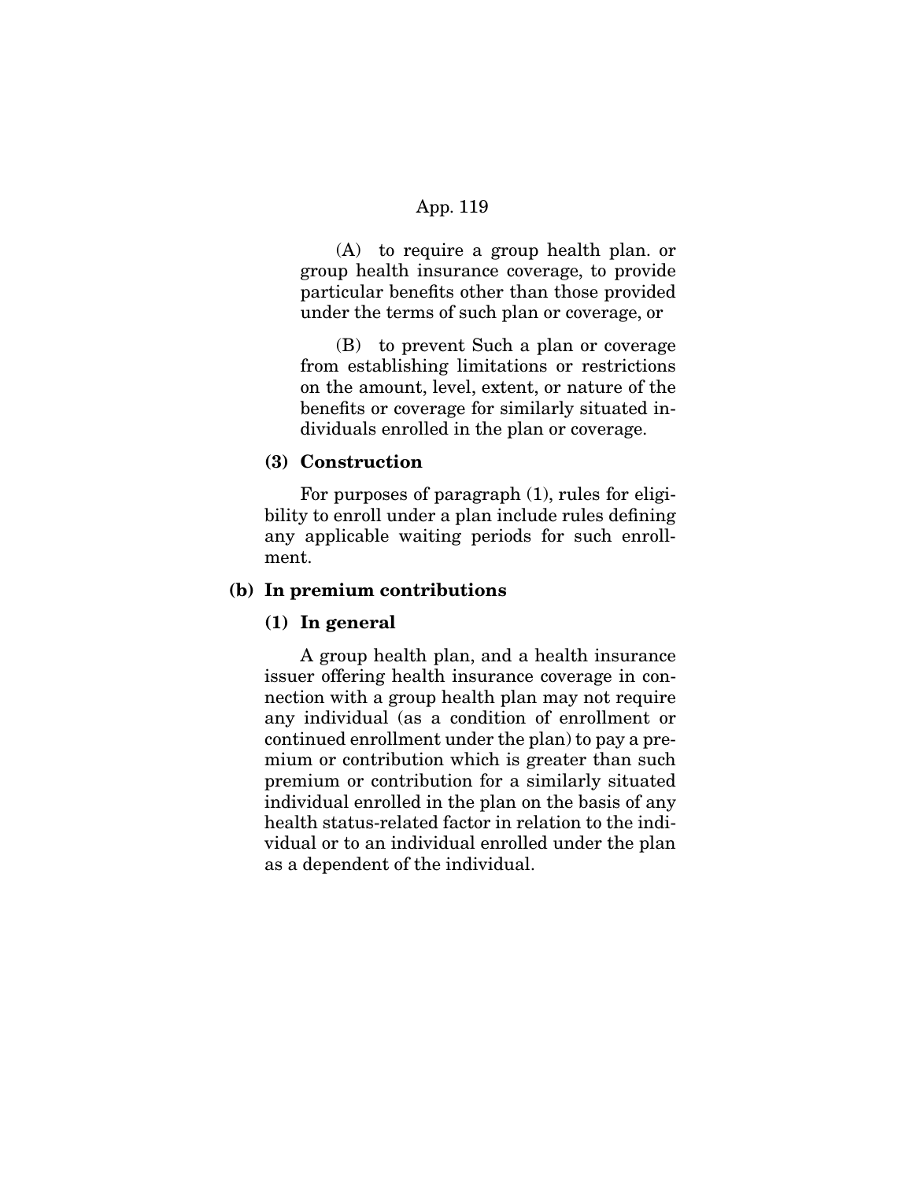(A) to require a group health plan. or group health insurance coverage, to provide particular benefits other than those provided under the terms of such plan or coverage, or

(B) to prevent Such a plan or coverage from establishing limitations or restrictions on the amount, level, extent, or nature of the benefits or coverage for similarly situated individuals enrolled in the plan or coverage.

**(3) Construction**

For purposes of paragraph (1), rules for eligibility to enroll under a plan include rules defining any applicable waiting periods for such enrollment.

**(b) In premium contributions**

**(1) In general**

A group health plan, and a health insurance issuer offering health insurance coverage in connection with a group health plan may not require any individual (as a condition of enrollment or continued enrollment under the plan) to pay a premium or contribution which is greater than such premium or contribution for a similarly situated individual enrolled in the plan on the basis of any health status-related factor in relation to the individual or to an individual enrolled under the plan as a dependent of the individual.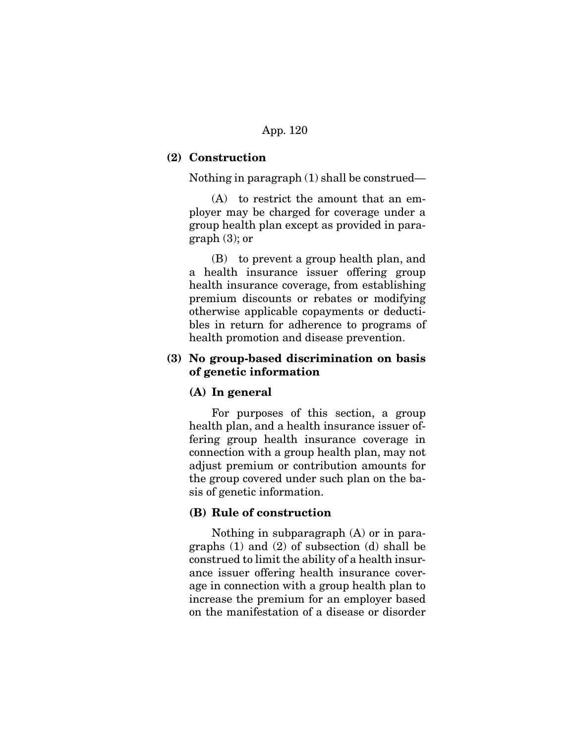**(2) Construction**

Nothing in paragraph (1) shall be construed—

(A) to restrict the amount that an employer may be charged for coverage under a group health plan except as provided in paragraph (3); or

(B) to prevent a group health plan, and a health insurance issuer offering group health insurance coverage, from establishing premium discounts or rebates or modifying otherwise applicable copayments or deductibles in return for adherence to programs of health promotion and disease prevention.

**(3) No group-based discrimination on basis of genetic information**

**(A) In general**

For purposes of this section, a group health plan, and a health insurance issuer offering group health insurance coverage in connection with a group health plan, may not adjust premium or contribution amounts for the group covered under such plan on the basis of genetic information.

**(B) Rule of construction**

Nothing in subparagraph (A) or in paragraphs (1) and (2) of subsection (d) shall be construed to limit the ability of a health insurance issuer offering health insurance coverage in connection with a group health plan to increase the premium for an employer based on the manifestation of a disease or disorder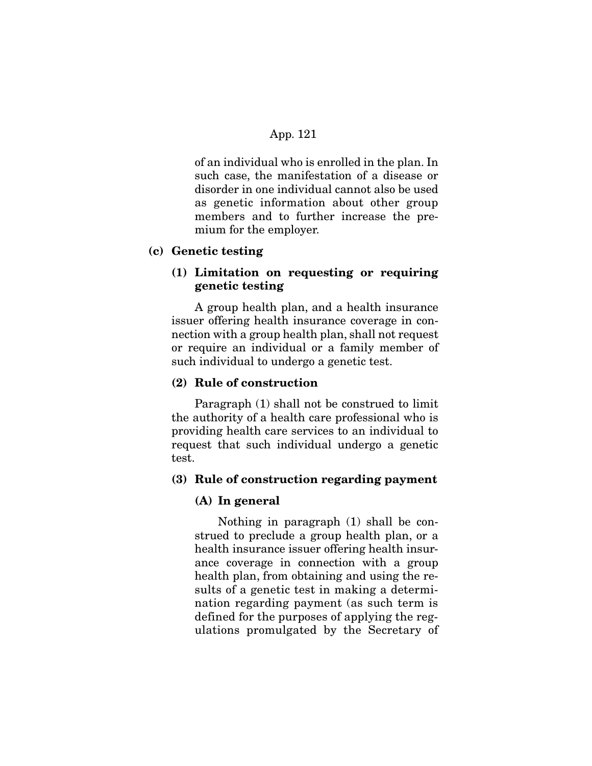of an individual who is enrolled in the plan. In such case, the manifestation of a disease or disorder in one individual cannot also be used as genetic information about other group members and to further increase the premium for the employer.

### (c) Genetic testing

#### (1) Limitation on requesting or requiring genetic testing

A group health plan, and a health insurance issuer offering health insurance coverage in connection with a group health plan, shall not request or require an individual or a family member of such individual to undergo a genetic test.

#### (2) Rule of construction

Paragraph (1) shall not be construed to limit the authority of a health care professional who is providing health care services to an individual to request that such individual undergo a genetic test.

#### (3) Rule of construction regarding payment

##### (A) In general

Nothing in paragraph (1) shall be construed to preclude a group health plan, or a health insurance issuer offering health insurance coverage in connection with a group health plan, from obtaining and using the results of a genetic test in making a determination regarding payment (as such term is defined for the purposes of applying the regulations promulgated by the Secretary of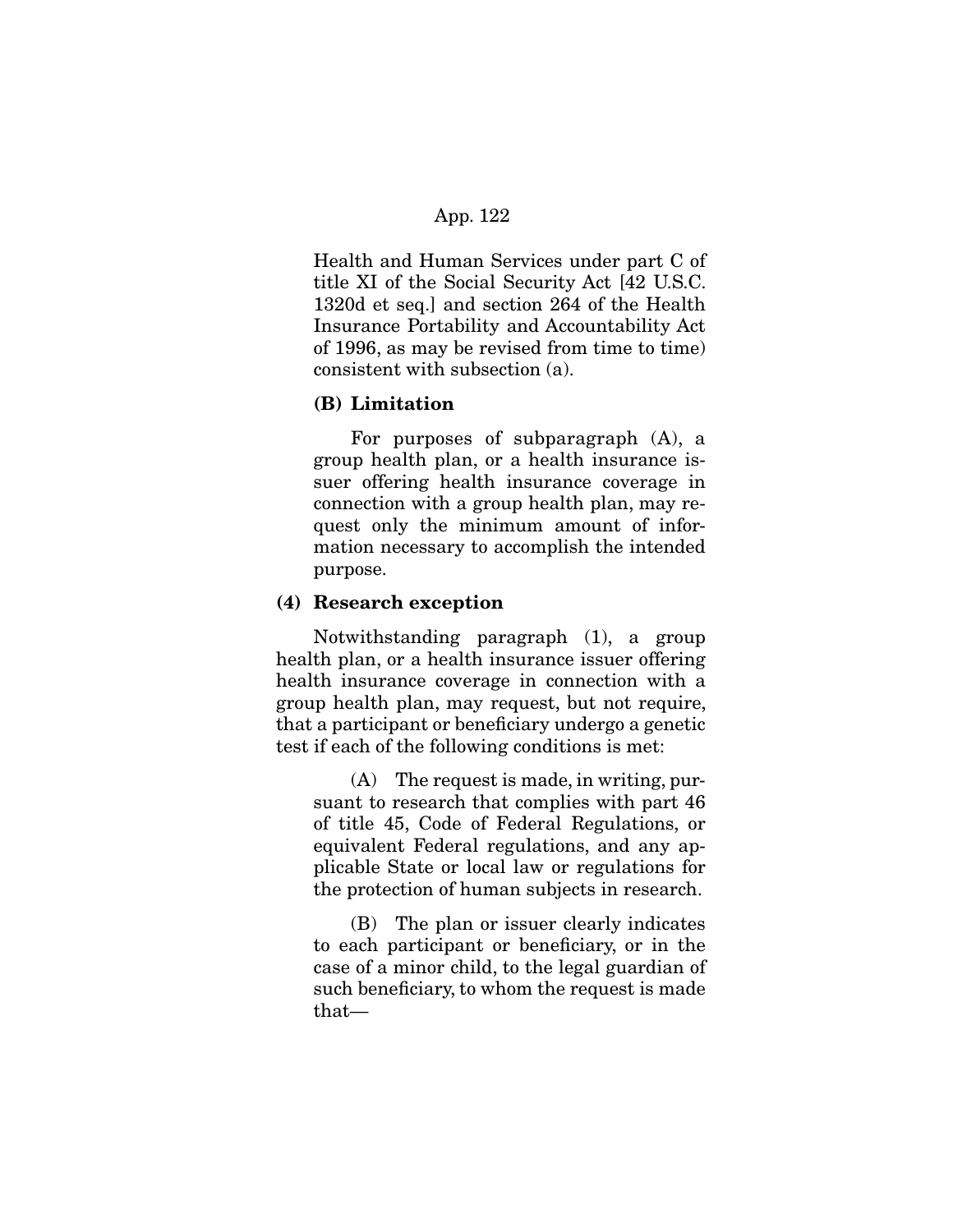Health and Human Services under part C of title XI of the Social Security Act [42 U.S.C. 1320d et seq.] and section 264 of the Health Insurance Portability and Accountability Act of 1996, as may be revised from time to time) consistent with subsection (a).

**(B) Limitation**

For purposes of subparagraph (A), a group health plan, or a health insurance issuer offering health insurance coverage in connection with a group health plan, may request only the minimum amount of information necessary to accomplish the intended purpose.

**(4) Research exception**

Notwithstanding paragraph (1), a group health plan, or a health insurance issuer offering health insurance coverage in connection with a group health plan, may request, but not require, that a participant or beneficiary undergo a genetic test if each of the following conditions is met:

(A) The request is made, in writing, pursuant to research that complies with part 46 of title 45, Code of Federal Regulations, or equivalent Federal regulations, and any applicable State or local law or regulations for the protection of human subjects in research.

(B) The plan or issuer clearly indicates to each participant or beneficiary, or in the case of a minor child, to the legal guardian of such beneficiary, to whom the request is made that—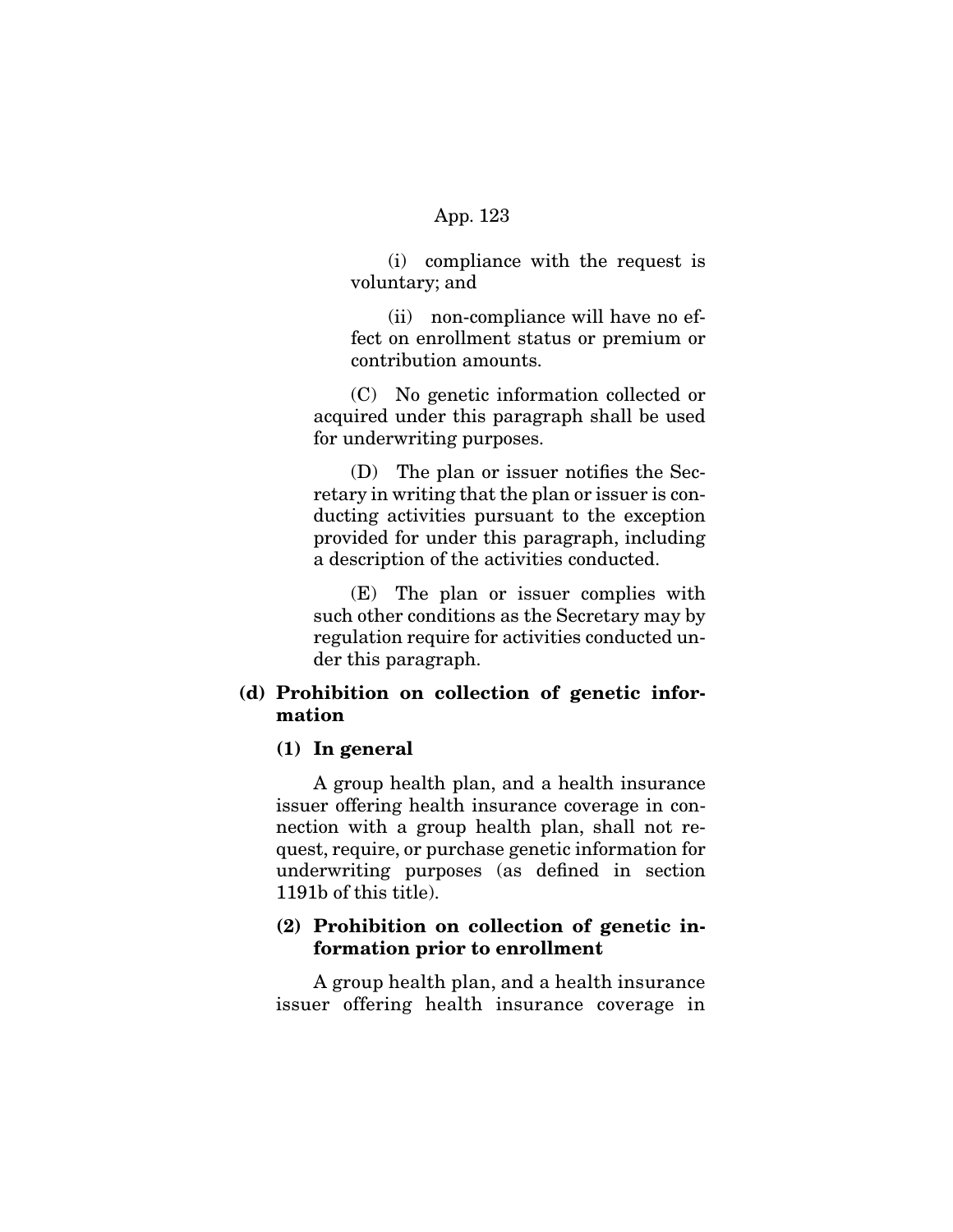(i) compliance with the request is voluntary; and

(ii) non-compliance will have no effect on enrollment status or premium or contribution amounts.

(C) No genetic information collected or acquired under this paragraph shall be used for underwriting purposes.

(D) The plan or issuer notifies the Secretary in writing that the plan or issuer is conducting activities pursuant to the exception provided for under this paragraph, including a description of the activities conducted.

(E) The plan or issuer complies with such other conditions as the Secretary may by regulation require for activities conducted under this paragraph.

**(d) Prohibition on collection of genetic information**

**(1) In general**

A group health plan, and a health insurance issuer offering health insurance coverage in connection with a group health plan, shall not request, require, or purchase genetic information for underwriting purposes (as defined in section 1191b of this title).

**(2) Prohibition on collection of genetic information prior to enrollment**

A group health plan, and a health insurance issuer offering health insurance coverage in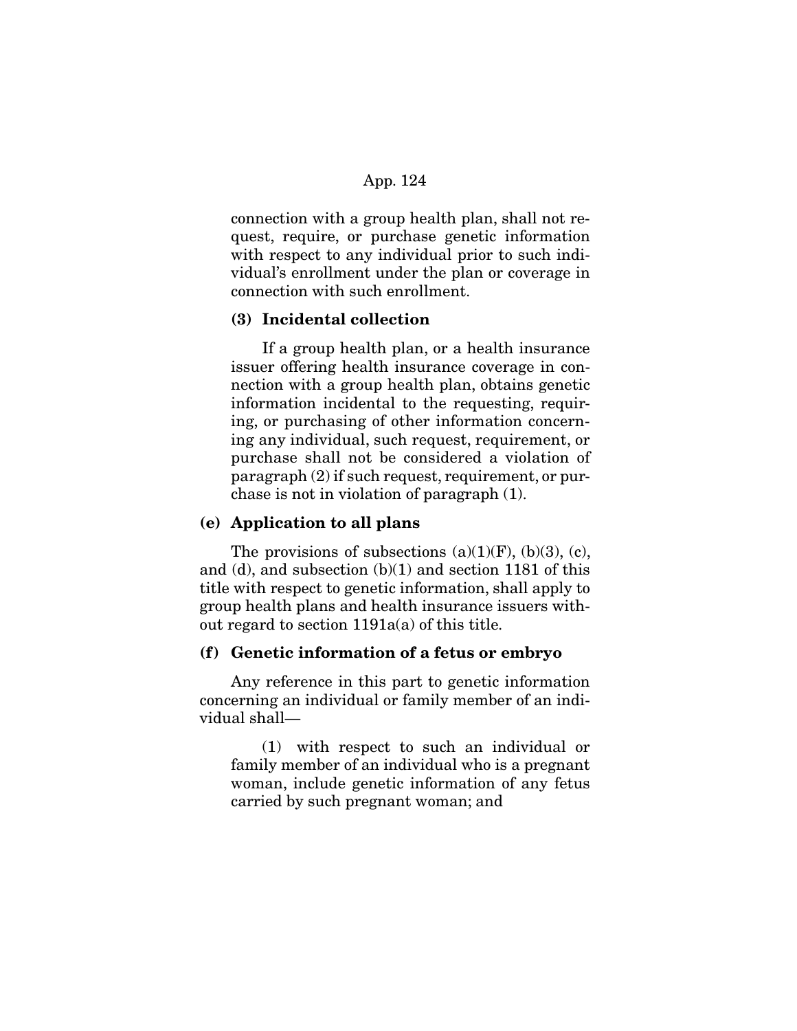connection with a group health plan, shall not request, require, or purchase genetic information with respect to any individual prior to such individual's enrollment under the plan or coverage in connection with such enrollment.

**(3) Incidental collection**

If a group health plan, or a health insurance issuer offering health insurance coverage in connection with a group health plan, obtains genetic information incidental to the requesting, requiring, or purchasing of other information concerning any individual, such request, requirement, or purchase shall not be considered a violation of paragraph (2) if such request, requirement, or purchase is not in violation of paragraph (1).

**(e) Application to all plans**

The provisions of subsections (a)(1)(F), (b)(3), (c), and (d), and subsection (b)(1) and section 1181 of this title with respect to genetic information, shall apply to group health plans and health insurance issuers without regard to section 1191a(a) of this title.

**(f) Genetic information of a fetus or embryo**

Any reference in this part to genetic information concerning an individual or family member of an individual shall—

(1) with respect to such an individual or family member of an individual who is a pregnant woman, include genetic information of any fetus carried by such pregnant woman; and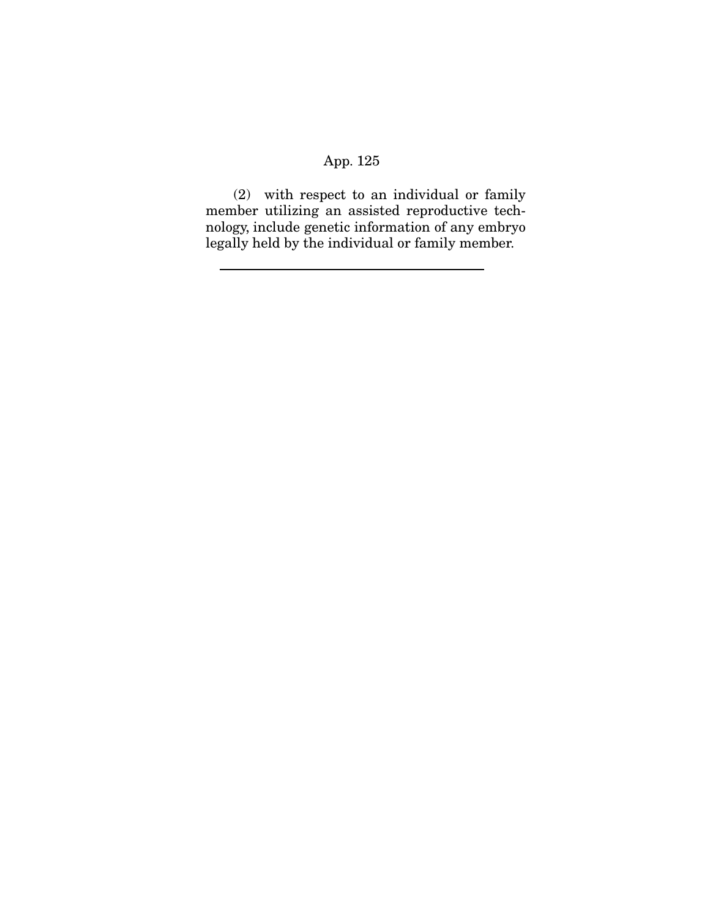(2) with respect to an individual or family member utilizing an assisted reproductive technology, include genetic information of any embryo legally held by the individual or family member.